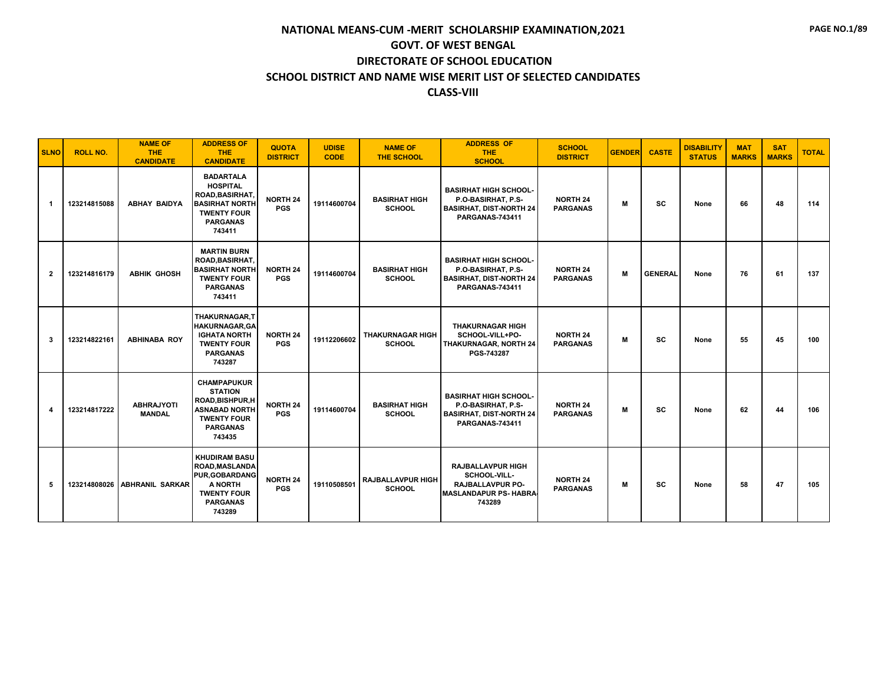# NATIONAL MEANS-CUM -MERIT SCHOLARSHIP EXAMINATION,2021

## GOVT. OF WEST BENGAL

## DIRECTORATE OF SCHOOL EDUCATION

## SCHOOL DISTRICT AND NAME WISE MERIT LIST OF SELECTED CANDIDATES

## CLASS-VIII

| SLNO | ROLL NO. | NAME OF THE CANDIDATE | ADDRESS OF THE CANDIDATE | QUOTA DISTRICT | UDISE CODE | NAME OF THE SCHOOL | ADDRESS OF THE SCHOOL | SCHOOL DISTRICT | GENDER | CASTE | DISABILITY STATUS | MAT MARKS | SAT MARKS | TOTAL |
|---|---|---|---|---|---|---|---|---|---|---|---|---|---|---|
| 1 | 123214815088 | ABHAY BAIDYA | BADARTALA HOSPITAL ROAD,BASIRHAT, BASIRHAT NORTH TWENTY FOUR PARGANAS 743411 | NORTH 24 PGS | 19114600704 | BASIRHAT HIGH SCHOOL | BASIRHAT HIGH SCHOOL-P.O-BASIRHAT, P.S-BASIRHAT, DIST-NORTH 24 PARGANAS-743411 | NORTH 24 PARGANAS | M | SC | None | 66 | 48 | 114 |
| 2 | 123214816179 | ABHIK GHOSH | MARTIN BURN ROAD,BASIRHAT, BASIRHAT NORTH TWENTY FOUR PARGANAS 743411 | NORTH 24 PGS | 19114600704 | BASIRHAT HIGH SCHOOL | BASIRHAT HIGH SCHOOL-P.O-BASIRHAT, P.S-BASIRHAT, DIST-NORTH 24 PARGANAS-743411 | NORTH 24 PARGANAS | M | GENERAL | None | 76 | 61 | 137 |
| 3 | 123214822161 | ABHINABA ROY | THAKURNAGAR,THAKURNAGAR,GAIGHATA NORTH TWENTY FOUR PARGANAS 743287 | NORTH 24 PGS | 19112206602 | THAKURNAGAR HIGH SCHOOL | THAKURNAGAR HIGH SCHOOL-VILL+PO-THAKURNAGAR, NORTH 24 PGS-743287 | NORTH 24 PARGANAS | M | SC | None | 55 | 45 | 100 |
| 4 | 123214817222 | ABHRAJYOTI MANDAL | CHAMPAPUKUR STATION ROAD,BISHPUR,HASNABAD NORTH TWENTY FOUR PARGANAS 743435 | NORTH 24 PGS | 19114600704 | BASIRHAT HIGH SCHOOL | BASIRHAT HIGH SCHOOL-P.O-BASIRHAT, P.S-BASIRHAT, DIST-NORTH 24 PARGANAS-743411 | NORTH 24 PARGANAS | M | SC | None | 62 | 44 | 106 |
| 5 | 123214808026 | ABHRANIL SARKAR | KHUDIRAM BASU ROAD,MASLANDAPUR,GOBARDANGA NORTH TWENTY FOUR PARGANAS 743289 | NORTH 24 PGS | 19110508501 | RAJBALLAVPUR HIGH SCHOOL | RAJBALLAVPUR HIGH SCHOOL-VILL-RAJBALLAVPUR PO-MASLANDAPUR PS- HABRA-743289 | NORTH 24 PARGANAS | M | SC | None | 58 | 47 | 105 |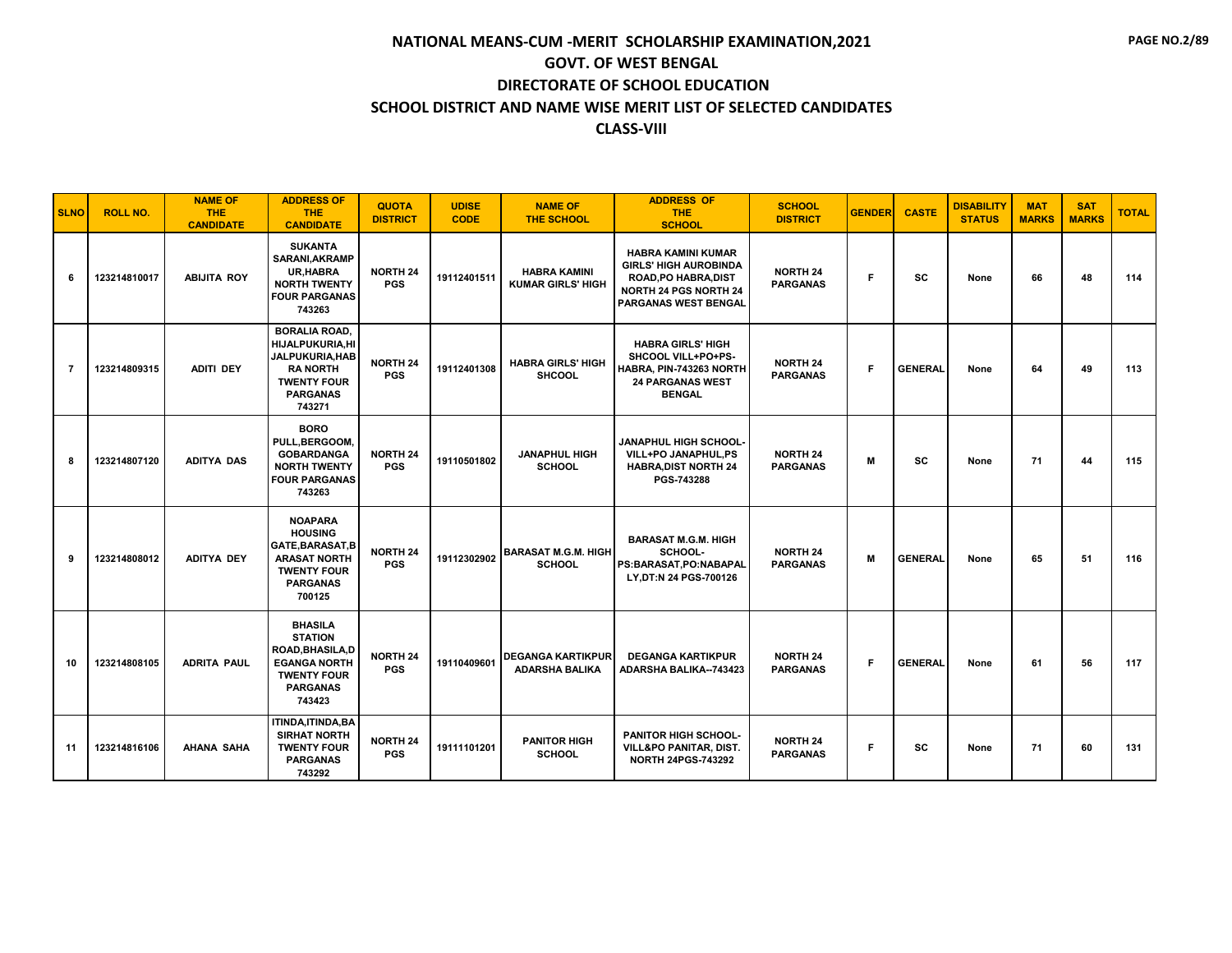# NATIONAL MEANS-CUM -MERIT SCHOLARSHIP EXAMINATION,2021

## GOVT. OF WEST BENGAL

## DIRECTORATE OF SCHOOL EDUCATION

## SCHOOL DISTRICT AND NAME WISE MERIT LIST OF SELECTED CANDIDATES

## CLASS-VIII

| SLNO | ROLL NO. | NAME OF THE CANDIDATE | ADDRESS OF THE CANDIDATE | QUOTA DISTRICT | UDISE CODE | NAME OF THE SCHOOL | ADDRESS OF THE SCHOOL | SCHOOL DISTRICT | GENDER | CASTE | DISABILITY STATUS | MAT MARKS | SAT MARKS | TOTAL |
|---|---|---|---|---|---|---|---|---|---|---|---|---|---|---|
| 6 | 123214810017 | ABIJITA ROY | SUKANTA SARANI,AKRAMPUR,HABRA NORTH TWENTY FOUR PARGANAS 743263 | NORTH 24 PGS | 19112401511 | HABRA KAMINI KUMAR GIRLS' HIGH | HABRA KAMINI KUMAR GIRLS' HIGH AUROBINDA ROAD,PO HABRA,DIST NORTH 24 PGS NORTH 24 PARGANAS WEST BENGAL | NORTH 24 PARGANAS | F | SC | None | 66 | 48 | 114 |
| 7 | 123214809315 | ADITI DEY | BORALIA ROAD, HIJALPUKURIA,HIJALPUKURIA,HABRA NORTH TWENTY FOUR PARGANAS 743271 | NORTH 24 PGS | 19112401308 | HABRA GIRLS' HIGH SHCOOL | HABRA GIRLS' HIGH SHCOOL VILL+PO+PS-HABRA, PIN-743263 NORTH 24 PARGANAS WEST BENGAL | NORTH 24 PARGANAS | F | GENERAL | None | 64 | 49 | 113 |
| 8 | 123214807120 | ADITYA DAS | BORO PULL,BERGOOM,GOBARDANGA NORTH TWENTY FOUR PARGANAS 743263 | NORTH 24 PGS | 19110501802 | JANAPHUL HIGH SCHOOL | JANAPHUL HIGH SCHOOL-VILL+PO JANAPHUL,PS HABRA,DIST NORTH 24 PGS-743288 | NORTH 24 PARGANAS | M | SC | None | 71 | 44 | 115 |
| 9 | 123214808012 | ADITYA DEY | NOAPARA HOUSING GATE,BARASAT,BARASAT NORTH TWENTY FOUR PARGANAS 700125 | NORTH 24 PGS | 19112302902 | BARASAT M.G.M. HIGH SCHOOL | BARASAT M.G.M. HIGH SCHOOL-PS:BARASAT,PO:NABAPALLY,DT:N 24 PGS-700126 | NORTH 24 PARGANAS | M | GENERAL | None | 65 | 51 | 116 |
| 10 | 123214808105 | ADRITA PAUL | BHASILA STATION ROAD,BHASILA,DEGANGA NORTH TWENTY FOUR PARGANAS 743423 | NORTH 24 PGS | 19110409601 | DEGANGA KARTIKPUR ADARSHA BALIKA | DEGANGA KARTIKPUR ADARSHA BALIKA--743423 | NORTH 24 PARGANAS | F | GENERAL | None | 61 | 56 | 117 |
| 11 | 123214816106 | AHANA SAHA | ITINDA,ITINDA,BASIRHAT NORTH TWENTY FOUR PARGANAS 743292 | NORTH 24 PGS | 19111101201 | PANITOR HIGH SCHOOL | PANITOR HIGH SCHOOL-VILL&PO PANITAR, DIST. NORTH 24PGS-743292 | NORTH 24 PARGANAS | F | SC | None | 71 | 60 | 131 |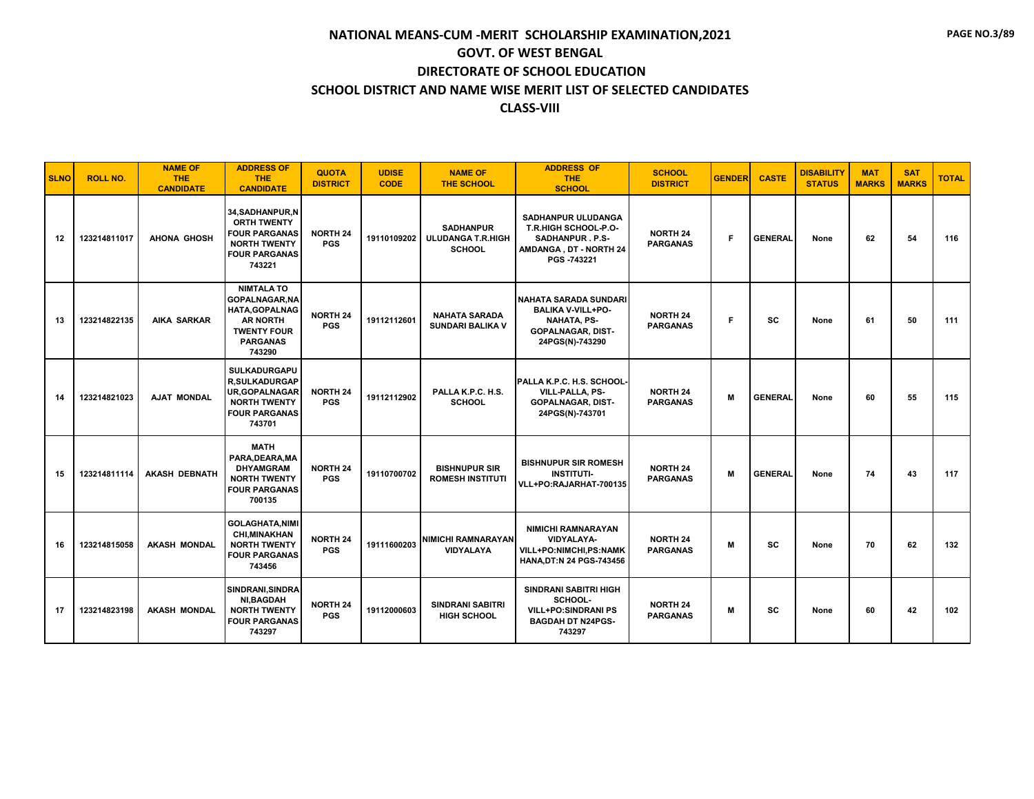# NATIONAL MEANS-CUM -MERIT SCHOLARSHIP EXAMINATION,2021
## GOVT. OF WEST BENGAL
## DIRECTORATE OF SCHOOL EDUCATION
## SCHOOL DISTRICT AND NAME WISE MERIT LIST OF SELECTED CANDIDATES
## CLASS-VIII

| SLNO | ROLL NO. | NAME OF THE CANDIDATE | ADDRESS OF THE CANDIDATE | QUOTA DISTRICT | UDISE CODE | NAME OF THE SCHOOL | ADDRESS OF THE SCHOOL | SCHOOL DISTRICT | GENDER | CASTE | DISABILITY STATUS | MAT MARKS | SAT MARKS | TOTAL |
|---|---|---|---|---|---|---|---|---|---|---|---|---|---|---|
| 12 | 123214811017 | AHONA GHOSH | 34,SADHANPUR,NORTH TWENTY FOUR PARGANAS NORTH TWENTY FOUR PARGANAS 743221 | NORTH 24 PGS | 19110109202 | SADHANPUR ULUDANGA T.R.HIGH SCHOOL | SADHANPUR ULUDANGA T.R.HIGH SCHOOL-P.O-SADHANPUR . P.S-AMDANGA , DT - NORTH 24 PGS -743221 | NORTH 24 PARGANAS | F | GENERAL | None | 62 | 54 | 116 |
| 13 | 123214822135 | AIKA SARKAR | NIMTALA TO GOPALNAGAR,NAHATA,GOPALNAGAR NORTH TWENTY FOUR PARGANAS 743290 | NORTH 24 PGS | 19112112601 | NAHATA SARADA SUNDARI BALIKA V | NAHATA SARADA SUNDARI BALIKA V-VILL+PO-NAHATA, PS-GOPALNAGAR, DIST-24PGS(N)-743290 | NORTH 24 PARGANAS | F | SC | None | 61 | 50 | 111 |
| 14 | 123214821023 | AJAT MONDAL | SULKADURGAPUR,SULKADURGAPUR,GOPALNAGAR NORTH TWENTY FOUR PARGANAS 743701 | NORTH 24 PGS | 19112112902 | PALLA K.P.C. H.S. SCHOOL | PALLA K.P.C. H.S. SCHOOL-VILL-PALLA, PS-GOPALNAGAR, DIST-24PGS(N)-743701 | NORTH 24 PARGANAS | M | GENERAL | None | 60 | 55 | 115 |
| 15 | 123214811114 | AKASH DEBNATH | MATH PARA,DEARA,MADHYAMGRAM NORTH TWENTY FOUR PARGANAS 700135 | NORTH 24 PGS | 19110700702 | BISHNUPUR SIR ROMESH INSTITUTI | BISHNUPUR SIR ROMESH INSTITUTI-VLL+PO:RAJARHAT-700135 | NORTH 24 PARGANAS | M | GENERAL | None | 74 | 43 | 117 |
| 16 | 123214815058 | AKASH MONDAL | GOLAGHATA,NIMICHI,MINAKHAN NORTH TWENTY FOUR PARGANAS 743456 | NORTH 24 PGS | 19111600203 | NIMICHI RAMNARAYAN VIDYALAYA | NIMICHI RAMNARAYAN VIDYALAYA-VILL+PO:NIMCHI,PS:NAMKHANA,DT:N 24 PGS-743456 | NORTH 24 PARGANAS | M | SC | None | 70 | 62 | 132 |
| 17 | 123214823198 | AKASH MONDAL | SINDRANI,SINDRANI,BAGDAH NORTH TWENTY FOUR PARGANAS 743297 | NORTH 24 PGS | 19112000603 | SINDRANI SABITRI HIGH SCHOOL | SINDRANI SABITRI HIGH SCHOOL-VILL+PO:SINDRANI PS BAGDAH DT N24PGS-743297 | NORTH 24 PARGANAS | M | SC | None | 60 | 42 | 102 |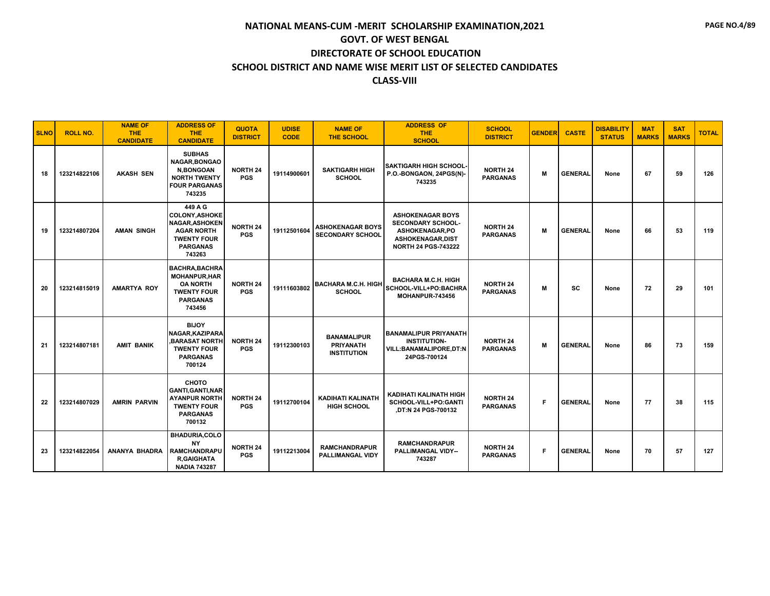# NATIONAL MEANS-CUM -MERIT SCHOLARSHIP EXAMINATION,2021

## GOVT. OF WEST BENGAL

## DIRECTORATE OF SCHOOL EDUCATION

## SCHOOL DISTRICT AND NAME WISE MERIT LIST OF SELECTED CANDIDATES

## CLASS-VIII

| SLNO | ROLL NO. | NAME OF THE CANDIDATE | ADDRESS OF THE CANDIDATE | QUOTA DISTRICT | UDISE CODE | NAME OF THE SCHOOL | ADDRESS OF THE SCHOOL | SCHOOL DISTRICT | GENDER | CASTE | DISABILITY STATUS | MAT MARKS | SAT MARKS | TOTAL |
|---|---|---|---|---|---|---|---|---|---|---|---|---|---|---|
| 18 | 123214822106 | AKASH SEN | SUBHAS NAGAR,BONGAON,BONGOAN NORTH TWENTY FOUR PARGANAS 743235 | NORTH 24 PGS | 19114900601 | SAKTIGARH HIGH SCHOOL | SAKTIGARH HIGH SCHOOL-P.O.-BONGAON, 24PGS(N)-743235 | NORTH 24 PARGANAS | M | GENERAL | None | 67 | 59 | 126 |
| 19 | 123214807204 | AMAN SINGH | 449 A G COLONY,ASHOKE NAGAR,ASHOKENAGAR NORTH TWENTY FOUR PARGANAS 743263 | NORTH 24 PGS | 19112501604 | ASHOKENAGAR BOYS SECONDARY SCHOOL | ASHOKENAGAR BOYS SECONDARY SCHOOL-ASHOKENAGAR,PO ASHOKENAGAR,DIST NORTH 24 PGS-743222 | NORTH 24 PARGANAS | M | GENERAL | None | 66 | 53 | 119 |
| 20 | 123214815019 | AMARTYA ROY | BACHRA,BACHRA MOHANPUR,HAROA NORTH TWENTY FOUR PARGANAS 743456 | NORTH 24 PGS | 19111603802 | BACHARA M.C.H. HIGH SCHOOL | BACHARA M.C.H. HIGH SCHOOL-VILL+PO:BACHRA MOHANPUR-743456 | NORTH 24 PARGANAS | M | SC | None | 72 | 29 | 101 |
| 21 | 123214807181 | AMIT BANIK | BIJOY NAGAR,KAZIPARA,BARASAT NORTH TWENTY FOUR PARGANAS 700124 | NORTH 24 PGS | 19112300103 | BANAMALIPUR PRIYANATH INSTITUTION | BANAMALIPUR PRIYANATH INSTITUTION-VILL:BANAMALIPORE,DT:N 24PGS-700124 | NORTH 24 PARGANAS | M | GENERAL | None | 86 | 73 | 159 |
| 22 | 123214807029 | AMRIN PARVIN | CHOTO GANTI,GANTI,NARAYANPUR NORTH TWENTY FOUR PARGANAS 700132 | NORTH 24 PGS | 19112700104 | KADIHATI KALINATH HIGH SCHOOL | KADIHATI KALINATH HIGH SCHOOL-VILL+PO:GANTI ,DT:N 24 PGS-700132 | NORTH 24 PARGANAS | F | GENERAL | None | 77 | 38 | 115 |
| 23 | 123214822054 | ANANYA BHADRA | BHADURIA,COLONY RAMCHANDRAPUR,GAIGHATA NADIA 743287 | NORTH 24 PGS | 19112213004 | RAMCHANDRAPUR PALLIMANGAL VIDY | RAMCHANDRAPUR PALLIMANGAL VIDY--743287 | NORTH 24 PARGANAS | F | GENERAL | None | 70 | 57 | 127 |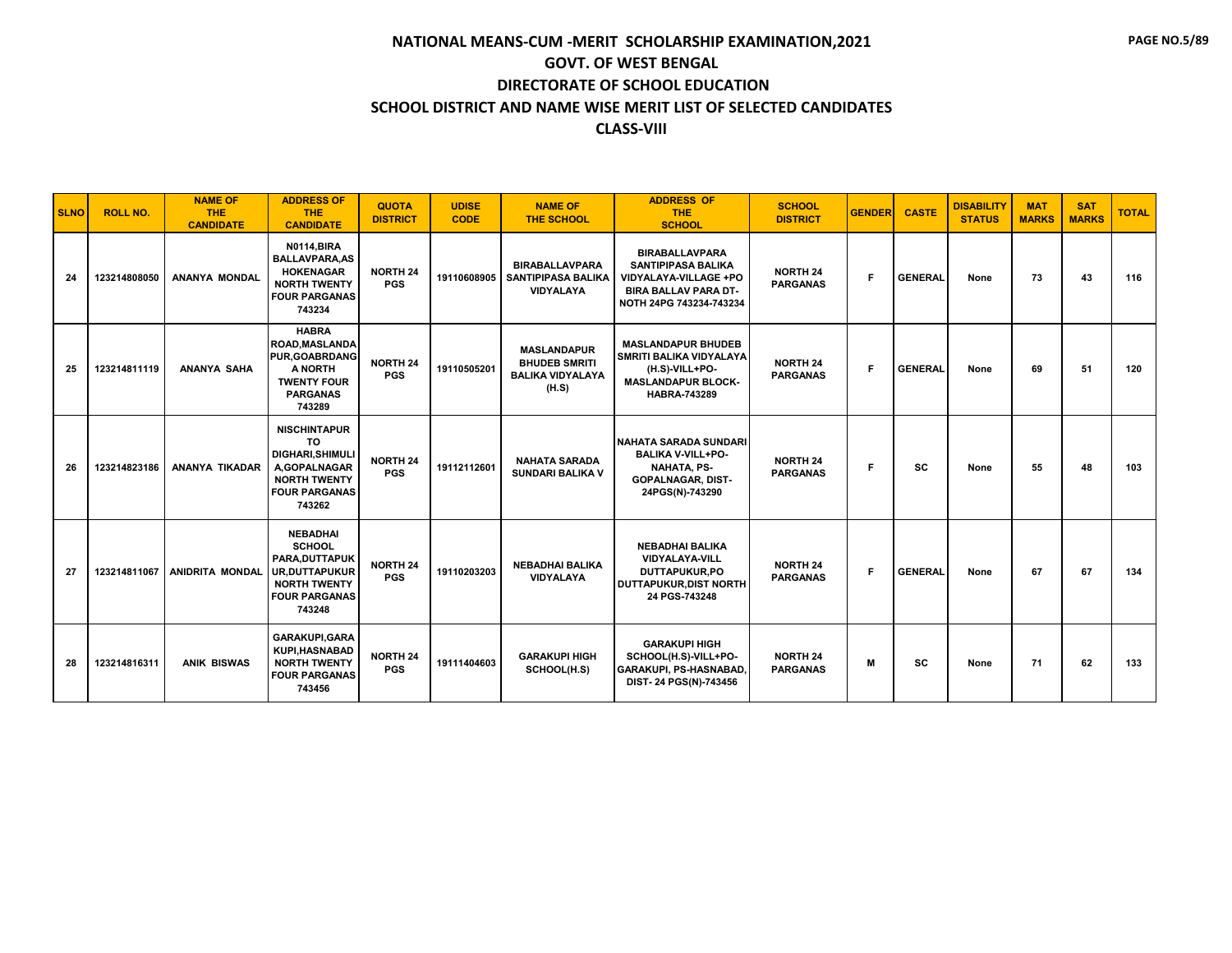# NATIONAL MEANS-CUM -MERIT SCHOLARSHIP EXAMINATION,2021

## GOVT. OF WEST BENGAL

## DIRECTORATE OF SCHOOL EDUCATION

## SCHOOL DISTRICT AND NAME WISE MERIT LIST OF SELECTED CANDIDATES

## CLASS-VIII

| SLNO | ROLL NO. | NAME OF THE CANDIDATE | ADDRESS OF THE CANDIDATE | QUOTA DISTRICT | UDISE CODE | NAME OF THE SCHOOL | ADDRESS OF THE SCHOOL | SCHOOL DISTRICT | GENDER | CASTE | DISABILITY STATUS | MAT MARKS | SAT MARKS | TOTAL |
|---|---|---|---|---|---|---|---|---|---|---|---|---|---|---|
| 24 | 123214808050 | ANANYA MONDAL | N0114,BIRA BALLAVPARA,AS HOKENAGAR NORTH TWENTY FOUR PARGANAS 743234 | NORTH 24 PGS | 19110608905 | BIRABALLAVPARA SANTIPIPASA BALIKA VIDYALAYA | BIRABALLAVPARA SANTIPIPASA BALIKA VIDYALAYA-VILLAGE +PO BIRA BALLAV PARA DT-NOTH 24PG 743234-743234 | NORTH 24 PARGANAS | F | GENERAL | None | 73 | 43 | 116 |
| 25 | 123214811119 | ANANYA SAHA | HABRA ROAD,MASLANDA PUR,GOABRDANG A NORTH TWENTY FOUR PARGANAS 743289 | NORTH 24 PGS | 19110505201 | MASLANDAPUR BHUDEB SMRITI BALIKA VIDYALAYA (H.S) | MASLANDAPUR BHUDEB SMRITI BALIKA VIDYALAYA (H.S)-VILL+PO-MASLANDAPUR BLOCK-HABRA-743289 | NORTH 24 PARGANAS | F | GENERAL | None | 69 | 51 | 120 |
| 26 | 123214823186 | ANANYA TIKADAR | NISCHINTAPUR TO DIGHARI,SHIMULI A,GOPALNAGAR NORTH TWENTY FOUR PARGANAS 743262 | NORTH 24 PGS | 19112112601 | NAHATA SARADA SUNDARI BALIKA V | NAHATA SARADA SUNDARI BALIKA V-VILL+PO-NAHATA, PS-GOPALNAGAR, DIST-24PGS(N)-743290 | NORTH 24 PARGANAS | F | SC | None | 55 | 48 | 103 |
| 27 | 123214811067 | ANIDRITA MONDAL | NEBADHAI SCHOOL PARA,DUTTAPUK UR,DUTTAPUKUR NORTH TWENTY FOUR PARGANAS 743248 | NORTH 24 PGS | 19110203203 | NEBADHAI BALIKA VIDYALAYA | NEBADHAI BALIKA VIDYALAYA-VILL DUTTAPUKUR,PO DUTTAPUKUR,DIST NORTH 24 PGS-743248 | NORTH 24 PARGANAS | F | GENERAL | None | 67 | 67 | 134 |
| 28 | 123214816311 | ANIK BISWAS | GARAKUPI,GARA KUPI,HASNABAD NORTH TWENTY FOUR PARGANAS 743456 | NORTH 24 PGS | 19111404603 | GARAKUPI HIGH SCHOOL(H.S) | GARAKUPI HIGH SCHOOL(H.S)-VILL+PO-GARAKUPI, PS-HASNABAD, DIST- 24 PGS(N)-743456 | NORTH 24 PARGANAS | M | SC | None | 71 | 62 | 133 |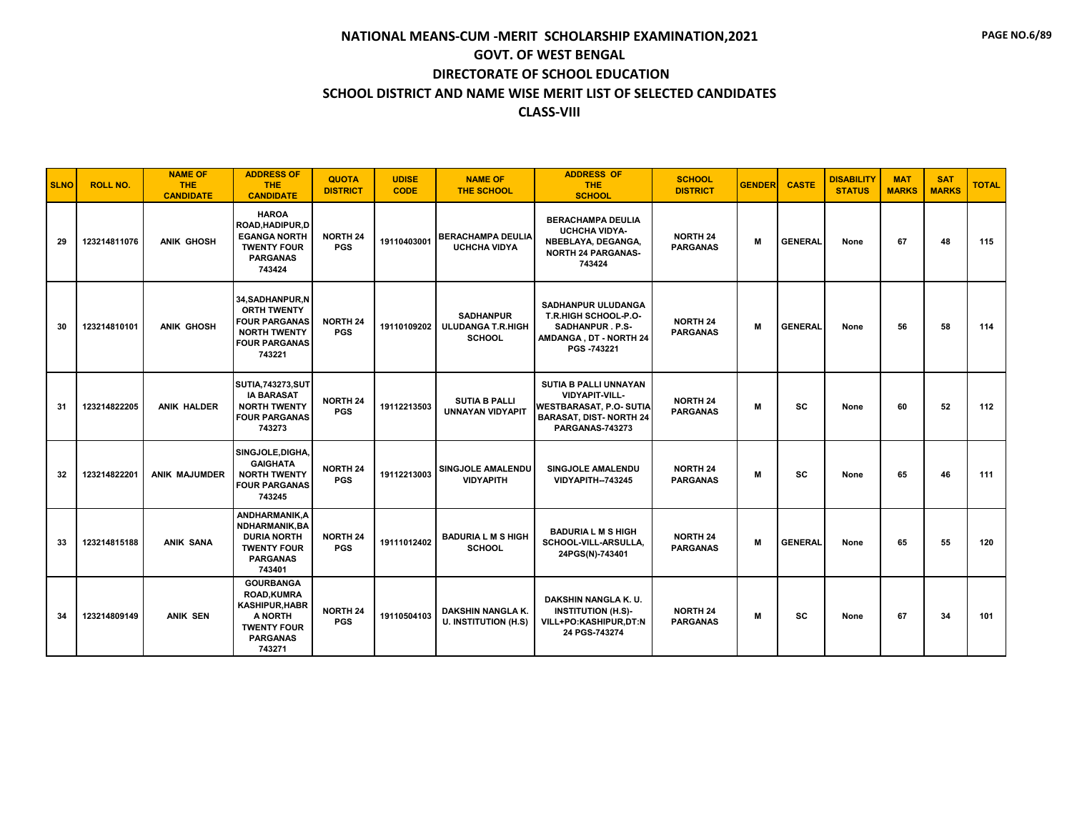# NATIONAL MEANS-CUM -MERIT SCHOLARSHIP EXAMINATION,2021

## GOVT. OF WEST BENGAL

## DIRECTORATE OF SCHOOL EDUCATION

## SCHOOL DISTRICT AND NAME WISE MERIT LIST OF SELECTED CANDIDATES

## CLASS-VIII

| SLNO | ROLL NO. | NAME OF THE CANDIDATE | ADDRESS OF THE CANDIDATE | QUOTA DISTRICT | UDISE CODE | NAME OF THE SCHOOL | ADDRESS OF THE SCHOOL | SCHOOL DISTRICT | GENDER | CASTE | DISABILITY STATUS | MAT MARKS | SAT MARKS | TOTAL |
|---|---|---|---|---|---|---|---|---|---|---|---|---|---|---|
| 29 | 123214811076 | ANIK GHOSH | HAROA ROAD,HADIPUR,DEGANGA NORTH TWENTY FOUR PARGANAS 743424 | NORTH 24 PGS | 19110403001 | BERACHAMPA DEULIA UCHCHA VIDYA | BERACHAMPA DEULIA UCHCHA VIDYA-NBEBLAYA, DEGANGA, NORTH 24 PARGANAS-743424 | NORTH 24 PARGANAS | M | GENERAL | None | 67 | 48 | 115 |
| 30 | 123214810101 | ANIK GHOSH | 34,SADHANPUR,NORTH TWENTY FOUR PARGANAS NORTH TWENTY FOUR PARGANAS 743221 | NORTH 24 PGS | 19110109202 | SADHANPUR ULUDANGA T.R.HIGH SCHOOL | SADHANPUR ULUDANGA T.R.HIGH SCHOOL-P.O-SADHANPUR . P.S-AMDANGA , DT - NORTH 24 PGS -743221 | NORTH 24 PARGANAS | M | GENERAL | None | 56 | 58 | 114 |
| 31 | 123214822205 | ANIK HALDER | SUTIA,743273,SUTIA BARASAT NORTH TWENTY FOUR PARGANAS 743273 | NORTH 24 PGS | 19112213503 | SUTIA B PALLI UNNAYAN VIDYAPIT | SUTIA B PALLI UNNAYAN VIDYAPIT-VILL-WESTBARASAT, P.O- SUTIA BARASAT, DIST- NORTH 24 PARGANAS-743273 | NORTH 24 PARGANAS | M | SC | None | 60 | 52 | 112 |
| 32 | 123214822201 | ANIK MAJUMDER | SINGJOLE,DIGHA,GAIGHATA NORTH TWENTY FOUR PARGANAS 743245 | NORTH 24 PGS | 19112213003 | SINGJOLE AMALENDU VIDYAPITH | SINGJOLE AMALENDU VIDYAPITH--743245 | NORTH 24 PARGANAS | M | SC | None | 65 | 46 | 111 |
| 33 | 123214815188 | ANIK SANA | ANDHARMANIK,ANDHARMANIK,BADURIA NORTH TWENTY FOUR PARGANAS 743401 | NORTH 24 PGS | 19111012402 | BADURIA L M S HIGH SCHOOL | BADURIA L M S HIGH SCHOOL-VILL-ARSULLA, 24PGS(N)-743401 | NORTH 24 PARGANAS | M | GENERAL | None | 65 | 55 | 120 |
| 34 | 123214809149 | ANIK SEN | GOURBANGA ROAD,KUMRA KASHIPUR,HABRA NORTH TWENTY FOUR PARGANAS 743271 | NORTH 24 PGS | 19110504103 | DAKSHIN NANGLA K. U. INSTITUTION (H.S) | DAKSHIN NANGLA K. U. INSTITUTION (H.S)-VILL+PO:KASHIPUR,DT:N 24 PGS-743274 | NORTH 24 PARGANAS | M | SC | None | 67 | 34 | 101 |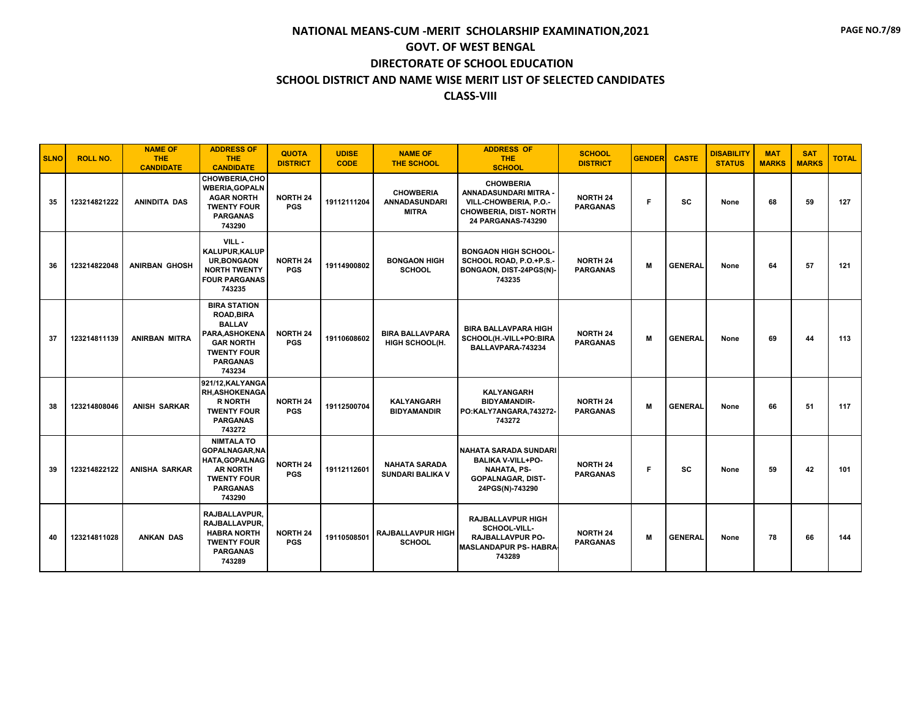# NATIONAL MEANS-CUM -MERIT SCHOLARSHIP EXAMINATION,2021
## GOVT. OF WEST BENGAL
## DIRECTORATE OF SCHOOL EDUCATION
## SCHOOL DISTRICT AND NAME WISE MERIT LIST OF SELECTED CANDIDATES
## CLASS-VIII

| SLNO | ROLL NO. | NAME OF THE CANDIDATE | ADDRESS OF THE CANDIDATE | QUOTA DISTRICT | UDISE CODE | NAME OF THE SCHOOL | ADDRESS OF THE SCHOOL | SCHOOL DISTRICT | GENDER | CASTE | DISABILITY STATUS | MAT MARKS | SAT MARKS | TOTAL |
|---|---|---|---|---|---|---|---|---|---|---|---|---|---|---|
| 35 | 123214821222 | ANINDITA DAS | CHOWBERIA,CHOWBERIA,GOPALNAGAR NORTH TWENTY FOUR PARGANAS 743290 | NORTH 24 PGS | 19112111204 | CHOWBERIA ANNADASUNDARI MITRA | CHOWBERIA ANNADASUNDARI MITRA - VILL-CHOWBERIA, P.O.-CHOWBERIA, DIST- NORTH 24 PARGANAS-743290 | NORTH 24 PARGANAS | F | SC | None | 68 | 59 | 127 |
| 36 | 123214822048 | ANIRBAN GHOSH | VILL - KALUPUR,KALUPUR,BONGAON NORTH TWENTY FOUR PARGANAS 743235 | NORTH 24 PGS | 19114900802 | BONGAON HIGH SCHOOL | BONGAON HIGH SCHOOL- SCHOOL ROAD, P.O.+P.S.- BONGAON, DIST-24PGS(N)- 743235 | NORTH 24 PARGANAS | M | GENERAL | None | 64 | 57 | 121 |
| 37 | 123214811139 | ANIRBAN MITRA | BIRA STATION ROAD,BIRA BALLAV PARA,ASHOKENAGAR NORTH TWENTY FOUR PARGANAS 743234 | NORTH 24 PGS | 19110608602 | BIRA BALLAVPARA HIGH SCHOOL(H. | BIRA BALLAVPARA HIGH SCHOOL(H.-VILL+PO:BIRA BALLAVPARA-743234 | NORTH 24 PARGANAS | M | GENERAL | None | 69 | 44 | 113 |
| 38 | 123214808046 | ANISH SARKAR | 921/12,KALYANGARH,ASHOKENAGAR NORTH TWENTY FOUR PARGANAS 743272 | NORTH 24 PGS | 19112500704 | KALYANGARH BIDYAMANDIR | KALYANGARH BIDYAMANDIR- PO:KALY7ANGARA,743272- 743272 | NORTH 24 PARGANAS | M | GENERAL | None | 66 | 51 | 117 |
| 39 | 123214822122 | ANISHA SARKAR | NIMTALA TO GOPALNAGAR,NAHATA,GOPALNAGAR NORTH TWENTY FOUR PARGANAS 743290 | NORTH 24 PGS | 19112112601 | NAHATA SARADA SUNDARI BALIKA V | NAHATA SARADA SUNDARI BALIKA V-VILL+PO- NAHATA, PS- GOPALNAGAR, DIST- 24PGS(N)-743290 | NORTH 24 PARGANAS | F | SC | None | 59 | 42 | 101 |
| 40 | 123214811028 | ANKAN DAS | RAJBALLAVPUR, RAJBALLAVPUR, HABRA NORTH TWENTY FOUR PARGANAS 743289 | NORTH 24 PGS | 19110508501 | RAJBALLAVPUR HIGH SCHOOL | RAJBALLAVPUR HIGH SCHOOL-VILL- RAJBALLAVPUR PO- MASLANDAPUR PS- HABRA- 743289 | NORTH 24 PARGANAS | M | GENERAL | None | 78 | 66 | 144 |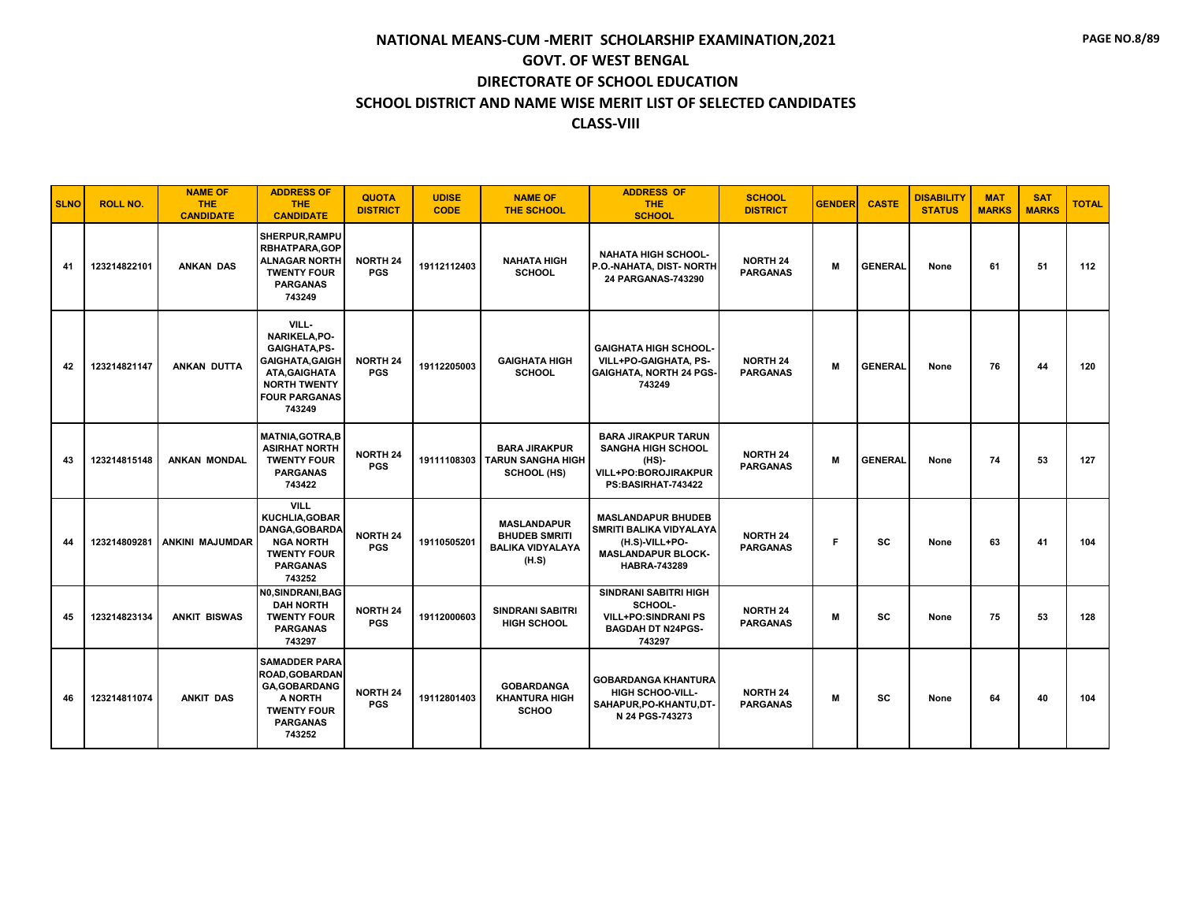# NATIONAL MEANS-CUM -MERIT SCHOLARSHIP EXAMINATION,2021

## GOVT. OF WEST BENGAL

## DIRECTORATE OF SCHOOL EDUCATION

## SCHOOL DISTRICT AND NAME WISE MERIT LIST OF SELECTED CANDIDATES

## CLASS-VIII

| SLNO | ROLL NO. | NAME OF THE CANDIDATE | ADDRESS OF THE CANDIDATE | QUOTA DISTRICT | UDISE CODE | NAME OF THE SCHOOL | ADDRESS OF THE SCHOOL | SCHOOL DISTRICT | GENDER | CASTE | DISABILITY STATUS | MAT MARKS | SAT MARKS | TOTAL |
|---|---|---|---|---|---|---|---|---|---|---|---|---|---|---|
| 41 | 123214822101 | ANKAN DAS | SHERPUR,RAMPURBHATPARA,GOPALNAGAR NORTH TWENTY FOUR PARGANAS 743249 | NORTH 24 PGS | 19112112403 | NAHATA HIGH SCHOOL | NAHATA HIGH SCHOOL-P.O.-NAHATA, DIST- NORTH 24 PARGANAS-743290 | NORTH 24 PARGANAS | M | GENERAL | None | 61 | 51 | 112 |
| 42 | 123214821147 | ANKAN DUTTA | VILL-NARIKELA,PO-GAIGHATA,PS-GAIGHATA,GAIGHATA,GAIGHATA NORTH TWENTY FOUR PARGANAS 743249 | NORTH 24 PGS | 19112205003 | GAIGHATA HIGH SCHOOL | GAIGHATA HIGH SCHOOL-VILL+PO-GAIGHATA, PS-GAIGHATA, NORTH 24 PGS-743249 | NORTH 24 PARGANAS | M | GENERAL | None | 76 | 44 | 120 |
| 43 | 123214815148 | ANKAN MONDAL | MATNIA,GOTRA,BASIRHAT NORTH TWENTY FOUR PARGANAS 743422 | NORTH 24 PGS | 19111108303 | BARA JIRAKPUR TARUN SANGHA HIGH SCHOOL (HS) | BARA JIRAKPUR TARUN SANGHA HIGH SCHOOL (HS)-VILL+PO:BOROJIRAKPUR PS:BASIRHAT-743422 | NORTH 24 PARGANAS | M | GENERAL | None | 74 | 53 | 127 |
| 44 | 123214809281 | ANKINI MAJUMDAR | VILL KUCHLIA,GOBARDANGA,GOBARDANGA NORTH TWENTY FOUR PARGANAS 743252 | NORTH 24 PGS | 19110505201 | MASLANDAPUR BHUDEB SMRITI BALIKA VIDYALAYA (H.S) | MASLANDAPUR BHUDEB SMRITI BALIKA VIDYALAYA (H.S)-VILL+PO-MASLANDAPUR BLOCK-HABRA-743289 | NORTH 24 PARGANAS | F | SC | None | 63 | 41 | 104 |
| 45 | 123214823134 | ANKIT BISWAS | N0,SINDRANI,BAGDAH NORTH TWENTY FOUR PARGANAS 743297 | NORTH 24 PGS | 19112000603 | SINDRANI SABITRI HIGH SCHOOL | SINDRANI SABITRI HIGH SCHOOL-VILL+PO:SINDRANI PS BAGDAH DT N24PGS-743297 | NORTH 24 PARGANAS | M | SC | None | 75 | 53 | 128 |
| 46 | 123214811074 | ANKIT DAS | SAMADDER PARA ROAD,GOBARDANGA,GOBARDANGA NORTH TWENTY FOUR PARGANAS 743252 | NORTH 24 PGS | 19112801403 | GOBARDANGA KHANTURA HIGH SCHOO | GOBARDANGA KHANTURA HIGH SCHOO-VILL-SAHAPUR,PO-KHANTU,DT-N 24 PGS-743273 | NORTH 24 PARGANAS | M | SC | None | 64 | 40 | 104 |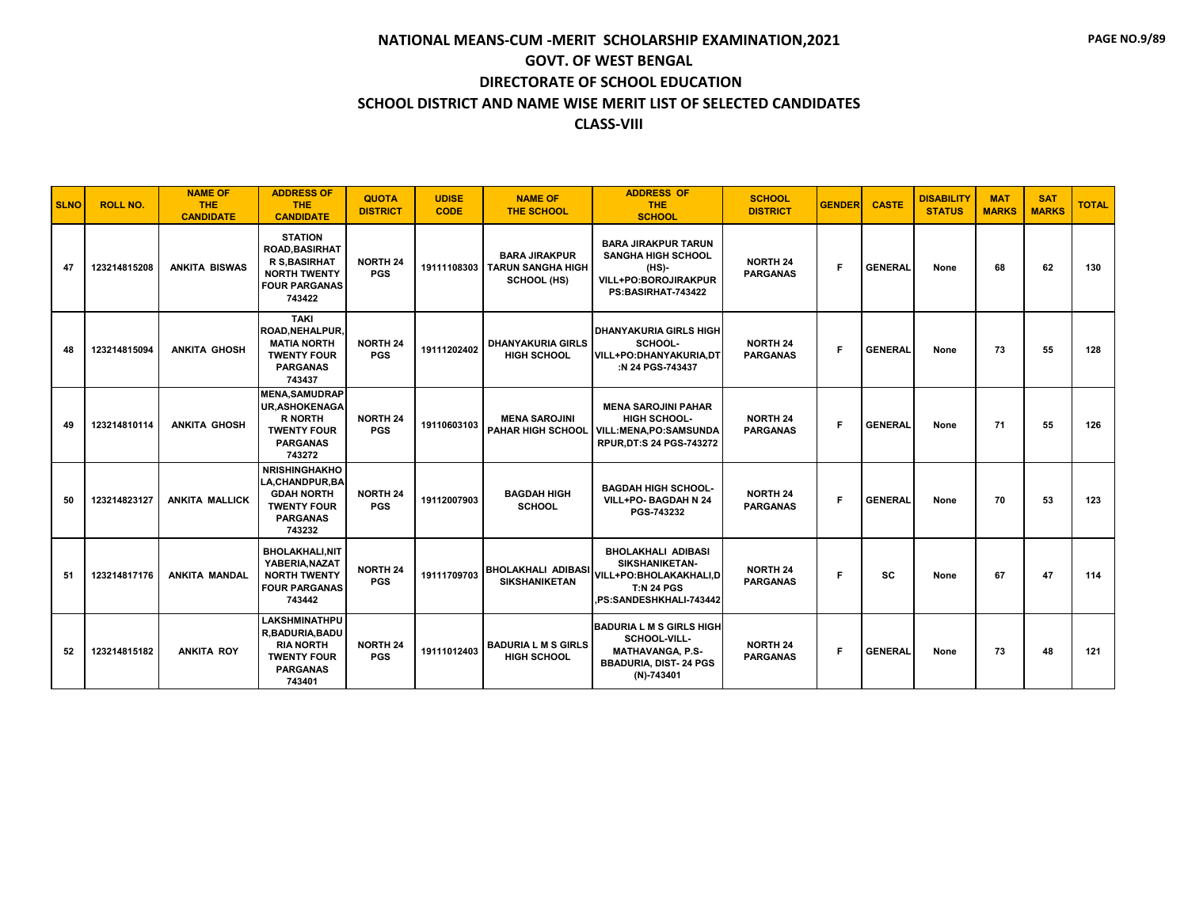# NATIONAL MEANS-CUM -MERIT SCHOLARSHIP EXAMINATION,2021
## GOVT. OF WEST BENGAL
## DIRECTORATE OF SCHOOL EDUCATION
## SCHOOL DISTRICT AND NAME WISE MERIT LIST OF SELECTED CANDIDATES
## CLASS-VIII

| SLNO | ROLL NO. | NAME OF THE CANDIDATE | ADDRESS OF THE CANDIDATE | QUOTA DISTRICT | UDISE CODE | NAME OF THE SCHOOL | ADDRESS OF THE SCHOOL | SCHOOL DISTRICT | GENDER | CASTE | DISABILITY STATUS | MAT MARKS | SAT MARKS | TOTAL |
|---|---|---|---|---|---|---|---|---|---|---|---|---|---|---|
| 47 | 123214815208 | ANKITA BISWAS | STATION ROAD,BASIRHAT R S,BASIRHAT NORTH TWENTY FOUR PARGANAS 743422 | NORTH 24 PGS | 19111108303 | BARA JIRAKPUR TARUN SANGHA HIGH SCHOOL (HS) | BARA JIRAKPUR TARUN SANGHA HIGH SCHOOL (HS)-VILL+PO:BOROJIRAKPUR PS:BASIRHAT-743422 | NORTH 24 PARGANAS | F | GENERAL | None | 68 | 62 | 130 |
| 48 | 123214815094 | ANKITA GHOSH | TAKI ROAD,NEHALPUR,MATIA NORTH TWENTY FOUR PARGANAS 743437 | NORTH 24 PGS | 19111202402 | DHANYAKURIA GIRLS HIGH SCHOOL | DHANYAKURIA GIRLS HIGH SCHOOL-VILL+PO:DHANYAKURIA,DT:N 24 PGS-743437 | NORTH 24 PARGANAS | F | GENERAL | None | 73 | 55 | 128 |
| 49 | 123214810114 | ANKITA GHOSH | MENA,SAMUDRAPUR,ASHOKENAGAR NORTH TWENTY FOUR PARGANAS 743272 | NORTH 24 PGS | 19110603103 | MENA SAROJINI PAHAR HIGH SCHOOL | MENA SAROJINI PAHAR HIGH SCHOOL-VILL:MENA,PO:SAMSUNDARPUR,DT:S 24 PGS-743272 | NORTH 24 PARGANAS | F | GENERAL | None | 71 | 55 | 126 |
| 50 | 123214823127 | ANKITA MALLICK | NRISHINGHAKHOLA,CHANDPUR,BAGDAH NORTH TWENTY FOUR PARGANAS 743232 | NORTH 24 PGS | 19112007903 | BAGDAH HIGH SCHOOL | BAGDAH HIGH SCHOOL-VILL+PO- BAGDAH N 24 PGS-743232 | NORTH 24 PARGANAS | F | GENERAL | None | 70 | 53 | 123 |
| 51 | 123214817176 | ANKITA MANDAL | BHOLAKHALI,NITYABERIA,NAZAT NORTH TWENTY FOUR PARGANAS 743442 | NORTH 24 PGS | 19111709703 | BHOLAKHALI ADIBASI SIKSHANIKETAN | BHOLAKHALI ADIBASI SIKSHANIKETAN-VILL+PO:BHOLAKAKHALI,DT:N 24 PGS ,PS:SANDESHKHALI-743442 | NORTH 24 PARGANAS | F | SC | None | 67 | 47 | 114 |
| 52 | 123214815182 | ANKITA ROY | LAKSHMINATHPUR,BADURIA,BADURIA NORTH TWENTY FOUR PARGANAS 743401 | NORTH 24 PGS | 19111012403 | BADURIA L M S GIRLS HIGH SCHOOL | BADURIA L M S GIRLS HIGH SCHOOL-VILL-MATHAVANGA, P.S-BBADURIA, DIST- 24 PGS (N)-743401 | NORTH 24 PARGANAS | F | GENERAL | None | 73 | 48 | 121 |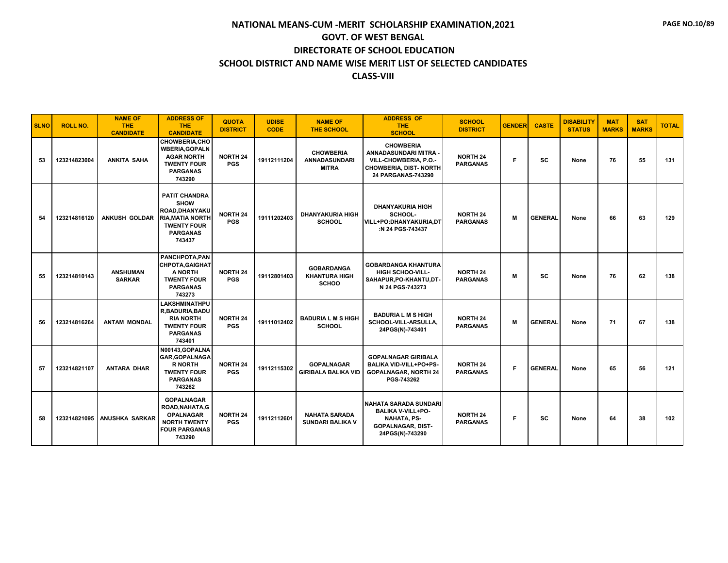# NATIONAL MEANS-CUM -MERIT SCHOLARSHIP EXAMINATION,2021

## GOVT. OF WEST BENGAL

## DIRECTORATE OF SCHOOL EDUCATION

## SCHOOL DISTRICT AND NAME WISE MERIT LIST OF SELECTED CANDIDATES

## CLASS-VIII

| SLNO | ROLL NO. | NAME OF THE CANDIDATE | ADDRESS OF THE CANDIDATE | QUOTA DISTRICT | UDISE CODE | NAME OF THE SCHOOL | ADDRESS OF THE SCHOOL | SCHOOL DISTRICT | GENDER | CASTE | DISABILITY STATUS | MAT MARKS | SAT MARKS | TOTAL |
|---|---|---|---|---|---|---|---|---|---|---|---|---|---|---|
| 53 | 123214823004 | ANKITA SAHA | CHOWBERIA,CHOWBERIA,GOPALNAGAR NORTH TWENTY FOUR PARGANAS 743290 | NORTH 24 PGS | 19112111204 | CHOWBERIA ANNADASUNDARI MITRA | CHOWBERIA ANNADASUNDARI MITRA - VILL-CHOWBERIA, P.O.- CHOWBERIA, DIST- NORTH 24 PARGANAS-743290 | NORTH 24 PARGANAS | F | SC | None | 76 | 55 | 131 |
| 54 | 123214816120 | ANKUSH GOLDAR | PATIT CHANDRA SHOW ROAD,DHANYAKURIA,MATIA NORTH TWENTY FOUR PARGANAS 743437 | NORTH 24 PGS | 19111202403 | DHANYAKURIA HIGH SCHOOL | DHANYAKURIA HIGH SCHOOL-VILL+PO:DHANYAKURIA,DT:N 24 PGS-743437 | NORTH 24 PARGANAS | M | GENERAL | None | 66 | 63 | 129 |
| 55 | 123214810143 | ANSHUMAN SARKAR | PANCHPOTA,PANCHPOTA,GAIGHATA NORTH TWENTY FOUR PARGANAS 743273 | NORTH 24 PGS | 19112801403 | GOBARDANGA KHANTURA HIGH SCHOO | GOBARDANGA KHANTURA HIGH SCHOO-VILL-SAHAPUR,PO-KHANTU,DT-N 24 PGS-743273 | NORTH 24 PARGANAS | M | SC | None | 76 | 62 | 138 |
| 56 | 123214816264 | ANTAM MONDAL | LAKSHMINATHPUR,BADURIA,BADURIA NORTH TWENTY FOUR PARGANAS 743401 | NORTH 24 PGS | 19111012402 | BADURIA L M S HIGH SCHOOL | BADURIA L M S HIGH SCHOOL-VILL-ARSULLA, 24PGS(N)-743401 | NORTH 24 PARGANAS | M | GENERAL | None | 71 | 67 | 138 |
| 57 | 123214821107 | ANTARA DHAR | N00143,GOPALNAGAR,GOPALNAGAR NORTH TWENTY FOUR PARGANAS 743262 | NORTH 24 PGS | 19112115302 | GOPALNAGAR GIRIBALA BALIKA VID | GOPALNAGAR GIRIBALA BALIKA VID-VILL+PO+PS-GOPALNAGAR, NORTH 24 PGS-743262 | NORTH 24 PARGANAS | F | GENERAL | None | 65 | 56 | 121 |
| 58 | 123214821095 | ANUSHKA SARKAR | GOPALNAGAR ROAD,NAHATA,GOPALNAGAR NORTH TWENTY FOUR PARGANAS 743290 | NORTH 24 PGS | 19112112601 | NAHATA SARADA SUNDARI BALIKA V | NAHATA SARADA SUNDARI BALIKA V-VILL+PO-NAHATA, PS-GOPALNAGAR, DIST-24PGS(N)-743290 | NORTH 24 PARGANAS | F | SC | None | 64 | 38 | 102 |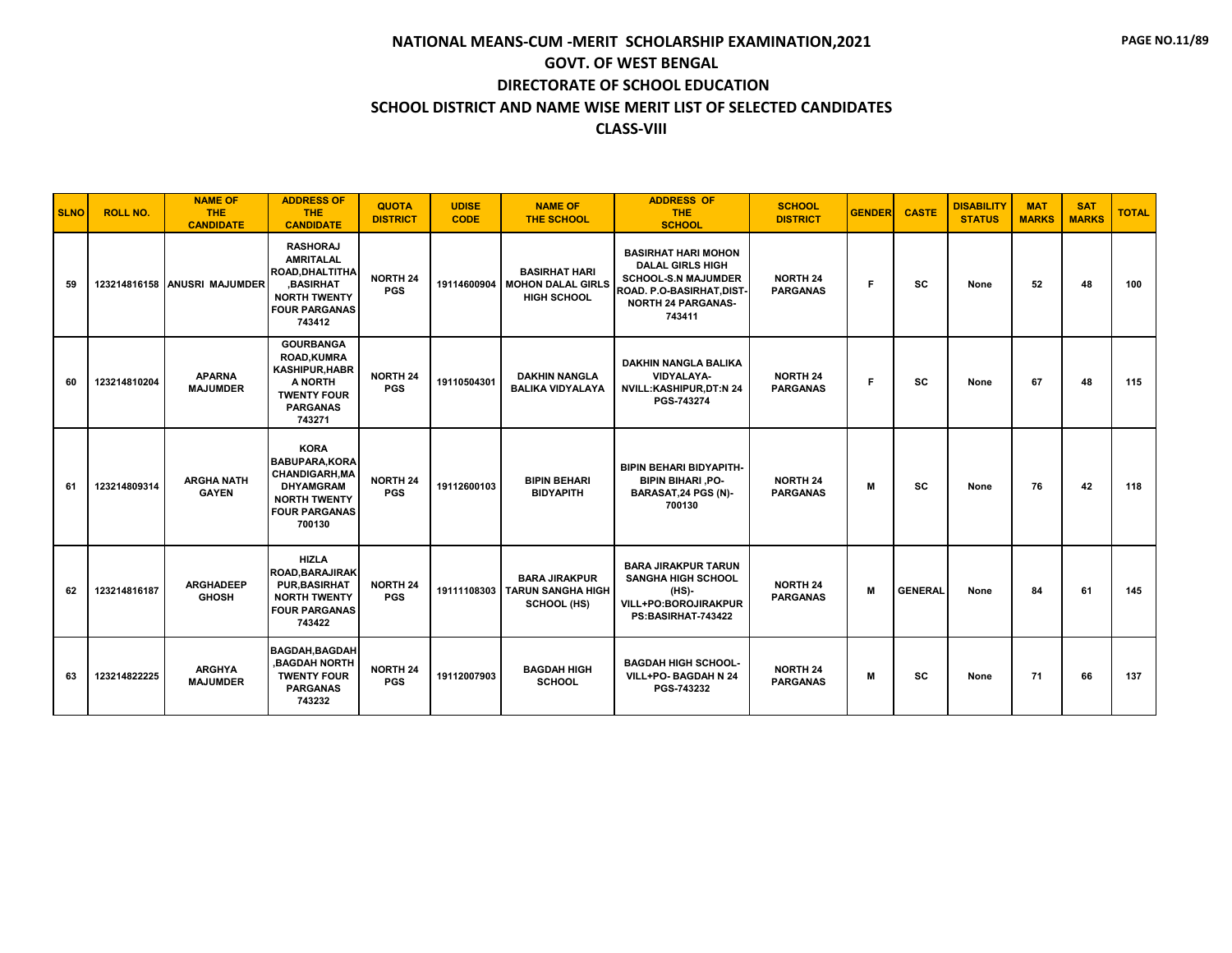# NATIONAL MEANS-CUM -MERIT SCHOLARSHIP EXAMINATION,2021

## GOVT. OF WEST BENGAL

## DIRECTORATE OF SCHOOL EDUCATION

## SCHOOL DISTRICT AND NAME WISE MERIT LIST OF SELECTED CANDIDATES

## CLASS-VIII

| SLNO | ROLL NO. | NAME OF THE CANDIDATE | ADDRESS OF THE CANDIDATE | QUOTA DISTRICT | UDISE CODE | NAME OF THE SCHOOL | ADDRESS OF THE SCHOOL | SCHOOL DISTRICT | GENDER | CASTE | DISABILITY STATUS | MAT MARKS | SAT MARKS | TOTAL |
|---|---|---|---|---|---|---|---|---|---|---|---|---|---|---|
| 59 | 123214816158 | ANUSRI MAJUMDER | RASHORAJ AMRITALAL ROAD,DHALTITHA ,BASIRHAT NORTH TWENTY FOUR PARGANAS 743412 | NORTH 24 PGS | 19114600904 | BASIRHAT HARI MOHON DALAL GIRLS HIGH SCHOOL | BASIRHAT HARI MOHON DALAL GIRLS HIGH SCHOOL-S.N MAJUMDER ROAD. P.O-BASIRHAT,DIST-NORTH 24 PARGANAS-743411 | NORTH 24 PARGANAS | F | SC | None | 52 | 48 | 100 |
| 60 | 123214810204 | APARNA MAJUMDER | GOURBANGA ROAD,KUMRA KASHIPUR,HABR A NORTH TWENTY FOUR PARGANAS 743271 | NORTH 24 PGS | 19110504301 | DAKHIN NANGLA BALIKA VIDYALAYA | DAKHIN NANGLA BALIKA VIDYALAYA-NVILL:KASHIPUR,DT:N 24 PGS-743274 | NORTH 24 PARGANAS | F | SC | None | 67 | 48 | 115 |
| 61 | 123214809314 | ARGHA NATH GAYEN | KORA BABUPARA,KORA CHANDIGARH,MA DHYAMGRAM NORTH TWENTY FOUR PARGANAS 700130 | NORTH 24 PGS | 19112600103 | BIPIN BEHARI BIDYAPITH | BIPIN BEHARI BIDYAPITH-BIPIN BIHARI ,PO-BARASAT,24 PGS (N)-700130 | NORTH 24 PARGANAS | M | SC | None | 76 | 42 | 118 |
| 62 | 123214816187 | ARGHADEEP GHOSH | HIZLA ROAD,BARAJIRAK PUR,BASIRHAT NORTH TWENTY FOUR PARGANAS 743422 | NORTH 24 PGS | 19111108303 | BARA JIRAKPUR TARUN SANGHA HIGH SCHOOL (HS) | BARA JIRAKPUR TARUN SANGHA HIGH SCHOOL (HS)-VILL+PO:BOROJIRAKPUR PS:BASIRHAT-743422 | NORTH 24 PARGANAS | M | GENERAL | None | 84 | 61 | 145 |
| 63 | 123214822225 | ARGHYA MAJUMDER | BAGDAH,BAGDAH ,BAGDAH NORTH TWENTY FOUR PARGANAS 743232 | NORTH 24 PGS | 19112007903 | BAGDAH HIGH SCHOOL | BAGDAH HIGH SCHOOL-VILL+PO- BAGDAH N 24 PGS-743232 | NORTH 24 PARGANAS | M | SC | None | 71 | 66 | 137 |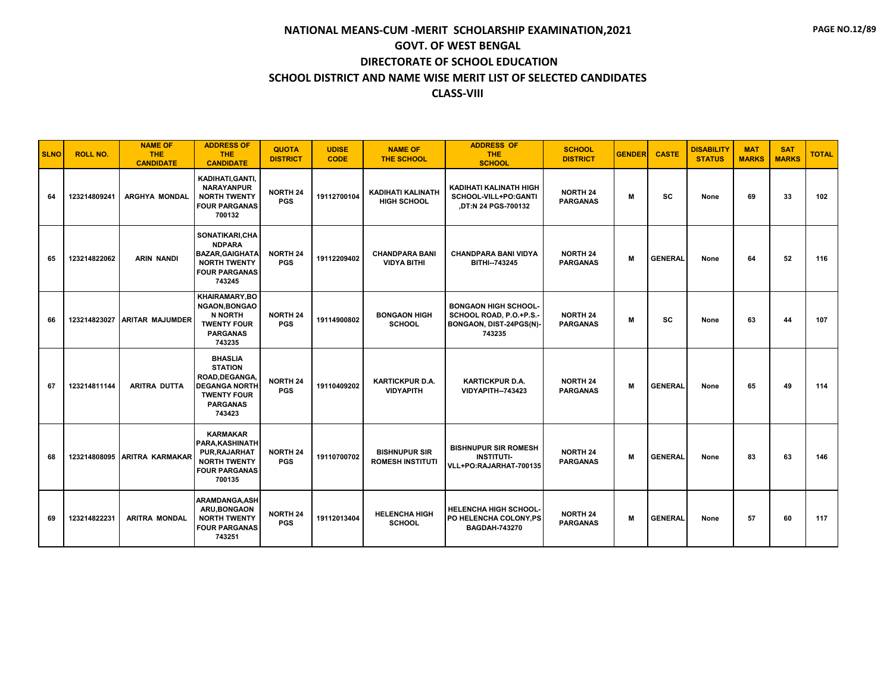# NATIONAL MEANS-CUM -MERIT SCHOLARSHIP EXAMINATION,2021

## GOVT. OF WEST BENGAL

## DIRECTORATE OF SCHOOL EDUCATION

## SCHOOL DISTRICT AND NAME WISE MERIT LIST OF SELECTED CANDIDATES

## CLASS-VIII

| SLNO | ROLL NO. | NAME OF THE CANDIDATE | ADDRESS OF THE CANDIDATE | QUOTA DISTRICT | UDISE CODE | NAME OF THE SCHOOL | ADDRESS OF THE SCHOOL | SCHOOL DISTRICT | GENDER | CASTE | DISABILITY STATUS | MAT MARKS | SAT MARKS | TOTAL |
|---|---|---|---|---|---|---|---|---|---|---|---|---|---|---|
| 64 | 123214809241 | ARGHYA MONDAL | KADIHATI,GANTI, NARAYANPUR NORTH TWENTY FOUR PARGANAS 700132 | NORTH 24 PGS | 19112700104 | KADIHATI KALINATH HIGH SCHOOL | KADIHATI KALINATH HIGH SCHOOL-VILL+PO:GANTI ,DT:N 24 PGS-700132 | NORTH 24 PARGANAS | M | SC | None | 69 | 33 | 102 |
| 65 | 123214822062 | ARIN NANDI | SONATIKARI,CHANDPARA BAZAR,GAIGHATA NORTH TWENTY FOUR PARGANAS 743245 | NORTH 24 PGS | 19112209402 | CHANDPARA BANI VIDYA BITHI | CHANDPARA BANI VIDYA BITHI--743245 | NORTH 24 PARGANAS | M | GENERAL | None | 64 | 52 | 116 |
| 66 | 123214823027 | ARITAR MAJUMDER | KHAIRAMARY,BONGAON,BONGAON NORTH TWENTY FOUR PARGANAS 743235 | NORTH 24 PGS | 19114900802 | BONGAON HIGH SCHOOL | BONGAON HIGH SCHOOL-SCHOOL ROAD, P.O.+P.S.-BONGAON, DIST-24PGS(N)-743235 | NORTH 24 PARGANAS | M | SC | None | 63 | 44 | 107 |
| 67 | 123214811144 | ARITRA DUTTA | BHASLIA STATION ROAD,DEGANGA, DEGANGA NORTH TWENTY FOUR PARGANAS 743423 | NORTH 24 PGS | 19110409202 | KARTICKPUR D.A. VIDYAPITH | KARTICKPUR D.A. VIDYAPITH--743423 | NORTH 24 PARGANAS | M | GENERAL | None | 65 | 49 | 114 |
| 68 | 123214808095 | ARITRA KARMAKAR | KARMAKAR PARA,KASHINATHPUR,RAJARHAT NORTH TWENTY FOUR PARGANAS 700135 | NORTH 24 PGS | 19110700702 | BISHNUPUR SIR ROMESH INSTITUTI | BISHNUPUR SIR ROMESH INSTITUTI-VLL+PO:RAJARHAT-700135 | NORTH 24 PARGANAS | M | GENERAL | None | 83 | 63 | 146 |
| 69 | 123214822231 | ARITRA MONDAL | ARAMDANGA,ASHARU,BONGAON NORTH TWENTY FOUR PARGANAS 743251 | NORTH 24 PGS | 19112013404 | HELENCHA HIGH SCHOOL | HELENCHA HIGH SCHOOL-PO HELENCHA COLONY,PS BAGDAH-743270 | NORTH 24 PARGANAS | M | GENERAL | None | 57 | 60 | 117 |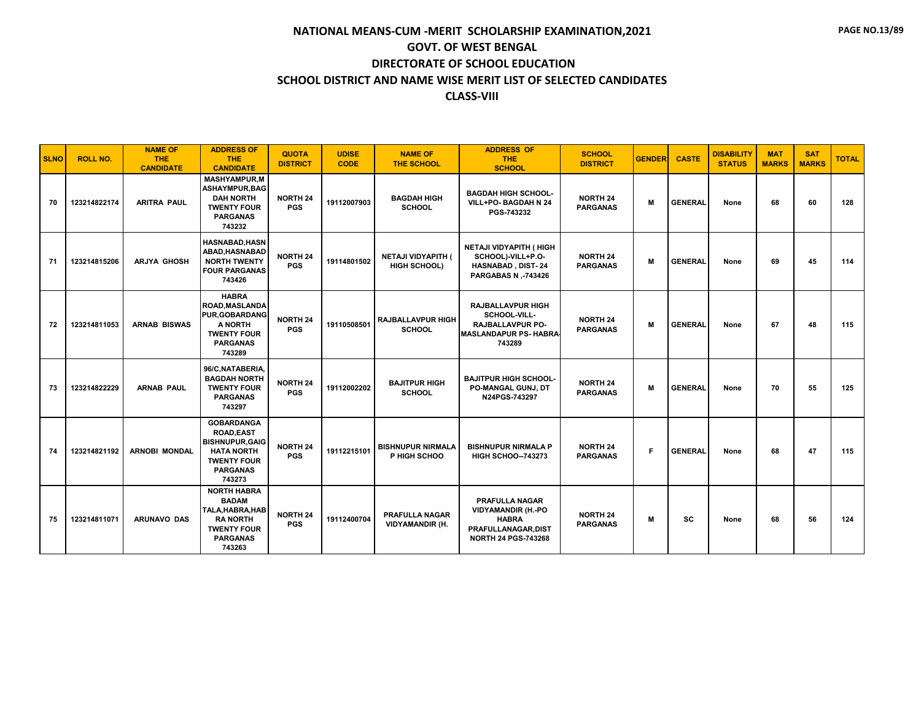# NATIONAL MEANS-CUM -MERIT SCHOLARSHIP EXAMINATION,2021

## GOVT. OF WEST BENGAL

## DIRECTORATE OF SCHOOL EDUCATION

## SCHOOL DISTRICT AND NAME WISE MERIT LIST OF SELECTED CANDIDATES

## CLASS-VIII

| SLNO | ROLL NO. | NAME OF THE CANDIDATE | ADDRESS OF THE CANDIDATE | QUOTA DISTRICT | UDISE CODE | NAME OF THE SCHOOL | ADDRESS OF THE SCHOOL | SCHOOL DISTRICT | GENDER | CASTE | DISABILITY STATUS | MAT MARKS | SAT MARKS | TOTAL |
|---|---|---|---|---|---|---|---|---|---|---|---|---|---|---|
| 70 | 123214822174 | ARITRA PAUL | MASHYAMPUR,MASHAYMPUR,BAGDAH NORTH TWENTY FOUR PARGANAS 743232 | NORTH 24 PGS | 19112007903 | BAGDAH HIGH SCHOOL | BAGDAH HIGH SCHOOL-VILL+PO- BAGDAH N 24 PGS-743232 | NORTH 24 PARGANAS | M | GENERAL | None | 68 | 60 | 128 |
| 71 | 123214815206 | ARJYA GHOSH | HASNABAD,HASNABAD,HASNABAD NORTH TWENTY FOUR PARGANAS 743426 | NORTH 24 PGS | 19114801502 | NETAJI VIDYAPITH ( HIGH SCHOOL) | NETAJI VIDYAPITH ( HIGH SCHOOL)-VILL+P.O- HASNABAD , DIST- 24 PARGABAS N ,-743426 | NORTH 24 PARGANAS | M | GENERAL | None | 69 | 45 | 114 |
| 72 | 123214811053 | ARNAB BISWAS | HABRA ROAD,MASLANDAPUR,GOBARDANGA NORTH TWENTY FOUR PARGANAS 743289 | NORTH 24 PGS | 19110508501 | RAJBALLAVPUR HIGH SCHOOL | RAJBALLAVPUR HIGH SCHOOL-VILL- RAJBALLAVPUR PO- MASLANDAPUR PS- HABRA-743289 | NORTH 24 PARGANAS | M | GENERAL | None | 67 | 48 | 115 |
| 73 | 123214822229 | ARNAB PAUL | 96/C,NATABERIA, BAGDAH NORTH TWENTY FOUR PARGANAS 743297 | NORTH 24 PGS | 19112002202 | BAJITPUR HIGH SCHOOL | BAJITPUR HIGH SCHOOL-PO-MANGAL GUNJ, DT N24PGS-743297 | NORTH 24 PARGANAS | M | GENERAL | None | 70 | 55 | 125 |
| 74 | 123214821192 | ARNOBI MONDAL | GOBARDANGA ROAD,EAST BISHNUPUR,GAIGHATA NORTH TWENTY FOUR PARGANAS 743273 | NORTH 24 PGS | 19112215101 | BISHNUPUR NIRMALA P HIGH SCHOO | BISHNUPUR NIRMALA P HIGH SCHOO--743273 | NORTH 24 PARGANAS | F | GENERAL | None | 68 | 47 | 115 |
| 75 | 123214811071 | ARUNAVO DAS | NORTH HABRA BADAM TALA,HABRA,HABRA NORTH TWENTY FOUR PARGANAS 743263 | NORTH 24 PGS | 19112400704 | PRAFULLA NAGAR VIDYAMANDIR (H. | PRAFULLA NAGAR VIDYAMANDIR (H.-PO HABRA PRAFULLANAGAR,DIST NORTH 24 PGS-743268 | NORTH 24 PARGANAS | M | SC | None | 68 | 56 | 124 |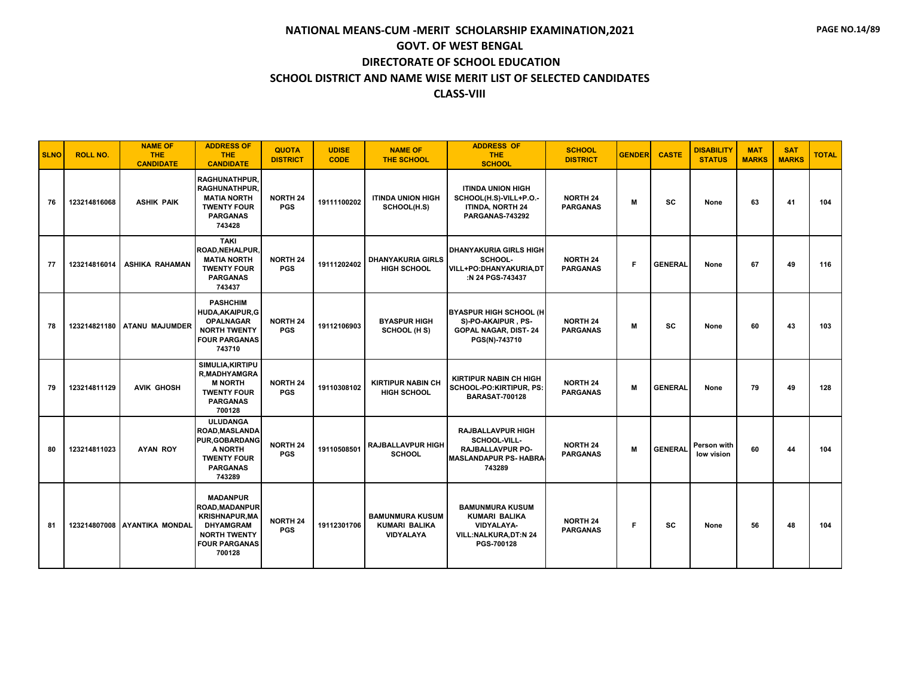# NATIONAL MEANS-CUM -MERIT SCHOLARSHIP EXAMINATION,2021

## GOVT. OF WEST BENGAL

## DIRECTORATE OF SCHOOL EDUCATION

## SCHOOL DISTRICT AND NAME WISE MERIT LIST OF SELECTED CANDIDATES

## CLASS-VIII

| SLNO | ROLL NO. | NAME OF THE CANDIDATE | ADDRESS OF THE CANDIDATE | QUOTA DISTRICT | UDISE CODE | NAME OF THE SCHOOL | ADDRESS OF THE SCHOOL | SCHOOL DISTRICT | GENDER | CASTE | DISABILITY STATUS | MAT MARKS | SAT MARKS | TOTAL |
|---|---|---|---|---|---|---|---|---|---|---|---|---|---|---|
| 76 | 123214816068 | ASHIK PAIK | RAGHUNATHPUR, RAGHUNATHPUR, MATIA NORTH TWENTY FOUR PARGANAS 743428 | NORTH 24 PGS | 19111100202 | ITINDA UNION HIGH SCHOOL(H.S) | ITINDA UNION HIGH SCHOOL(H.S)-VILL+P.O.-ITINDA, NORTH 24 PARGANAS-743292 | NORTH 24 PARGANAS | M | SC | None | 63 | 41 | 104 |
| 77 | 123214816014 | ASHIKA RAHAMAN | TAKI ROAD,NEHALPUR, MATIA NORTH TWENTY FOUR PARGANAS 743437 | NORTH 24 PGS | 19111202402 | DHANYAKURIA GIRLS HIGH SCHOOL | DHANYAKURIA GIRLS HIGH SCHOOL-VILL+PO:DHANYAKURIA,DT:N 24 PGS-743437 | NORTH 24 PARGANAS | F | GENERAL | None | 67 | 49 | 116 |
| 78 | 123214821180 | ATANU MAJUMDER | PASHCHIM HUDA,AKAIPUR,GOPALNAGAR NORTH TWENTY FOUR PARGANAS 743710 | NORTH 24 PGS | 19112106903 | BYASPUR HIGH SCHOOL (H S) | BYASPUR HIGH SCHOOL (H S)-PO-AKAIPUR , PS-GOPAL NAGAR, DIST- 24 PGS(N)-743710 | NORTH 24 PARGANAS | M | SC | None | 60 | 43 | 103 |
| 79 | 123214811129 | AVIK GHOSH | SIMULIA,KIRTIPUR,MADHYAMGRAM NORTH TWENTY FOUR PARGANAS 700128 | NORTH 24 PGS | 19110308102 | KIRTIPUR NABIN CH HIGH SCHOOL | KIRTIPUR NABIN CH HIGH SCHOOL-PO:KIRTIPUR, PS: BARASAT-700128 | NORTH 24 PARGANAS | M | GENERAL | None | 79 | 49 | 128 |
| 80 | 123214811023 | AYAN ROY | ULUDANGA ROAD,MASLANDAPUR,GOBARDANGA NORTH TWENTY FOUR PARGANAS 743289 | NORTH 24 PGS | 19110508501 | RAJBALLAVPUR HIGH SCHOOL | RAJBALLAVPUR HIGH SCHOOL-VILL-RAJBALLAVPUR PO-MASLANDAPUR PS- HABRA-743289 | NORTH 24 PARGANAS | M | GENERAL | Person with low vision | 60 | 44 | 104 |
| 81 | 123214807008 | AYANTIKA MONDAL | MADANPUR ROAD,MADANPUR KRISHNAPUR,MADHYAMGRAM NORTH TWENTY FOUR PARGANAS 700128 | NORTH 24 PGS | 19112301706 | BAMUNMURA KUSUM KUMARI BALIKA VIDYALAYA | BAMUNMURA KUSUM KUMARI BALIKA VIDYALAYA-VILL:NALKURA,DT:N 24 PGS-700128 | NORTH 24 PARGANAS | F | SC | None | 56 | 48 | 104 |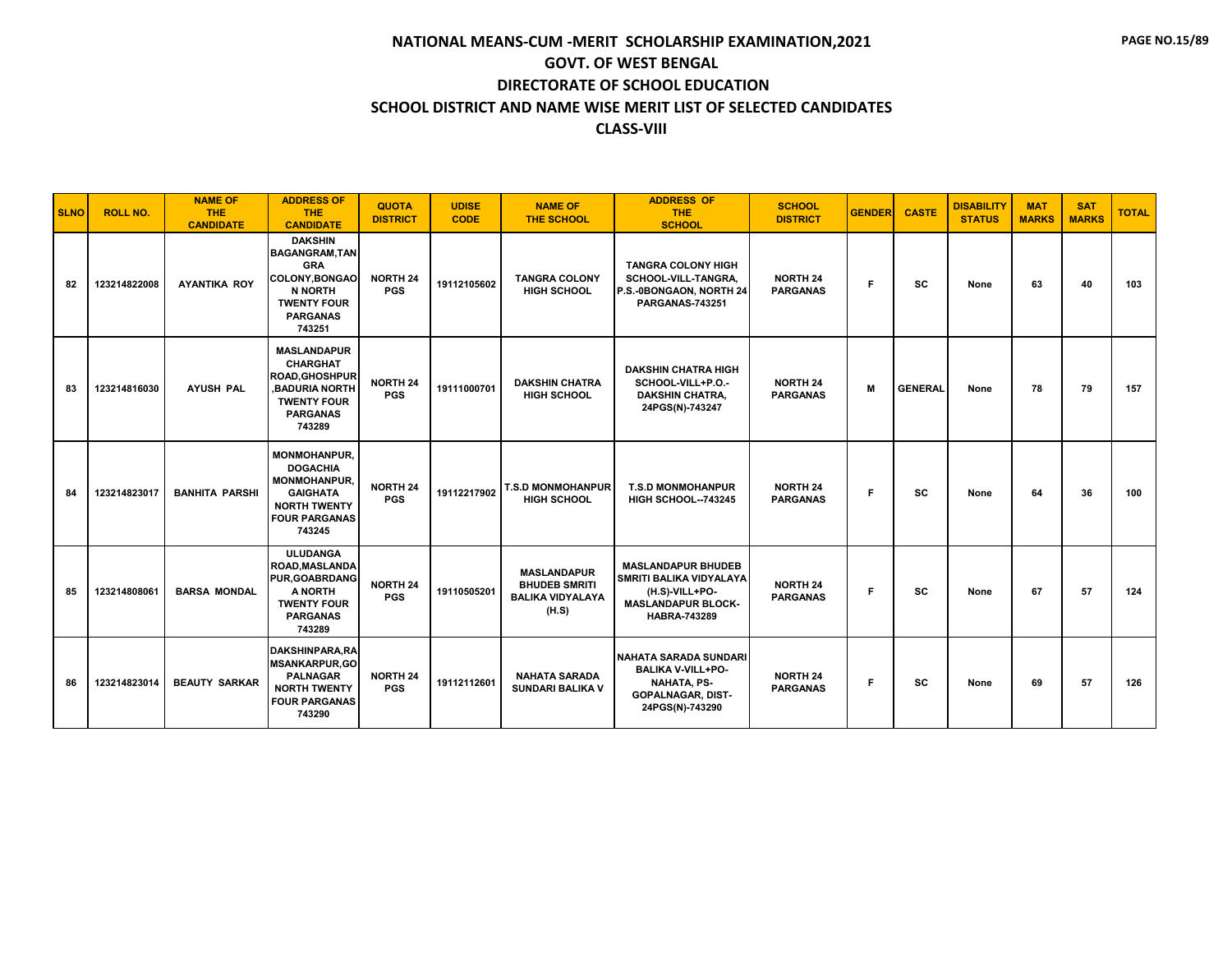# NATIONAL MEANS-CUM -MERIT SCHOLARSHIP EXAMINATION,2021
## GOVT. OF WEST BENGAL
## DIRECTORATE OF SCHOOL EDUCATION
## SCHOOL DISTRICT AND NAME WISE MERIT LIST OF SELECTED CANDIDATES
## CLASS-VIII

| SLNO | ROLL NO. | NAME OF THE CANDIDATE | ADDRESS OF THE CANDIDATE | QUOTA DISTRICT | UDISE CODE | NAME OF THE SCHOOL | ADDRESS OF THE SCHOOL | SCHOOL DISTRICT | GENDER | CASTE | DISABILITY STATUS | MAT MARKS | SAT MARKS | TOTAL |
|---|---|---|---|---|---|---|---|---|---|---|---|---|---|---|
| 82 | 123214822008 | AYANTIKA ROY | DAKSHIN BAGANGRAM,TANGRA COLONY,BONGAON NORTH TWENTY FOUR PARGANAS 743251 | NORTH 24 PGS | 19112105602 | TANGRA COLONY HIGH SCHOOL | TANGRA COLONY HIGH SCHOOL-VILL-TANGRA, P.S.-0BONGAON, NORTH 24 PARGANAS-743251 | NORTH 24 PARGANAS | F | SC | None | 63 | 40 | 103 |
| 83 | 123214816030 | AYUSH PAL | MASLANDAPUR CHARGHAT ROAD,GHOSHPUR ,BADURIA NORTH TWENTY FOUR PARGANAS 743289 | NORTH 24 PGS | 19111000701 | DAKSHIN CHATRA HIGH SCHOOL | DAKSHIN CHATRA HIGH SCHOOL-VILL+P.O.-DAKSHIN CHATRA, 24PGS(N)-743247 | NORTH 24 PARGANAS | M | GENERAL | None | 78 | 79 | 157 |
| 84 | 123214823017 | BANHITA PARSHI | MONMOHANPUR, DOGACHIA MONMOHANPUR, GAIGHATA NORTH TWENTY FOUR PARGANAS 743245 | NORTH 24 PGS | 19112217902 | T.S.D MONMOHANPUR HIGH SCHOOL | T.S.D MONMOHANPUR HIGH SCHOOL--743245 | NORTH 24 PARGANAS | F | SC | None | 64 | 36 | 100 |
| 85 | 123214808061 | BARSA MONDAL | ULUDANGA ROAD,MASLANDAPUR,GOABRDANGA NORTH TWENTY FOUR PARGANAS 743289 | NORTH 24 PGS | 19110505201 | MASLANDAPUR BHUDEB SMRITI BALIKA VIDYALAYA (H.S) | MASLANDAPUR BHUDEB SMRITI BALIKA VIDYALAYA (H.S)-VILL+PO-MASLANDAPUR BLOCK-HABRA-743289 | NORTH 24 PARGANAS | F | SC | None | 67 | 57 | 124 |
| 86 | 123214823014 | BEAUTY SARKAR | DAKSHINPARA,RAMSANKARPUR,GOPALNAGAR NORTH TWENTY FOUR PARGANAS 743290 | NORTH 24 PGS | 19112112601 | NAHATA SARADA SUNDARI BALIKA V | NAHATA SARADA SUNDARI BALIKA V-VILL+PO-NAHATA, PS-GOPALNAGAR, DIST-24PGS(N)-743290 | NORTH 24 PARGANAS | F | SC | None | 69 | 57 | 126 |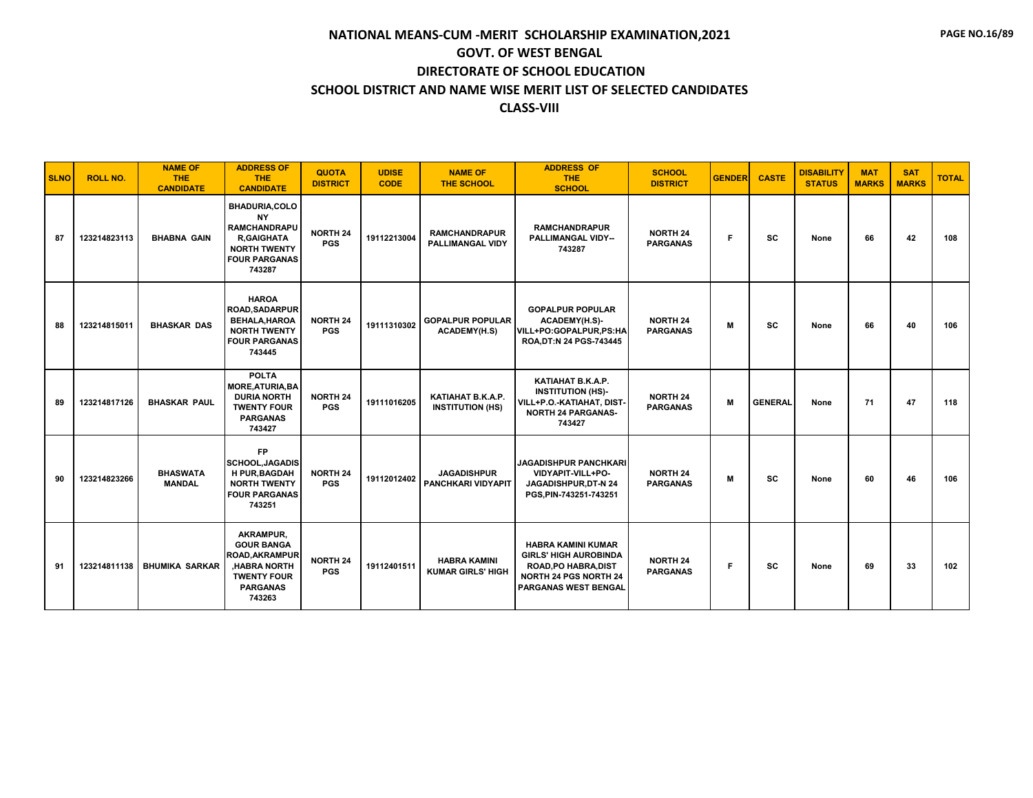# NATIONAL MEANS-CUM -MERIT SCHOLARSHIP EXAMINATION,2021

## GOVT. OF WEST BENGAL

## DIRECTORATE OF SCHOOL EDUCATION

## SCHOOL DISTRICT AND NAME WISE MERIT LIST OF SELECTED CANDIDATES

## CLASS-VIII

| SLNO | ROLL NO. | NAME OF THE CANDIDATE | ADDRESS OF THE CANDIDATE | QUOTA DISTRICT | UDISE CODE | NAME OF THE SCHOOL | ADDRESS OF THE SCHOOL | SCHOOL DISTRICT | GENDER | CASTE | DISABILITY STATUS | MAT MARKS | SAT MARKS | TOTAL |
|---|---|---|---|---|---|---|---|---|---|---|---|---|---|---|
| 87 | 123214823113 | BHABNA GAIN | BHADURIA,COLONY RAMCHANDRAPUR,GAIGHATA NORTH TWENTY FOUR PARGANAS 743287 | NORTH 24 PGS | 19112213004 | RAMCHANDRAPUR PALLIMANGAL VIDY | RAMCHANDRAPUR PALLIMANGAL VIDY-- 743287 | NORTH 24 PARGANAS | F | SC | None | 66 | 42 | 108 |
| 88 | 123214815011 | BHASKAR DAS | HAROA ROAD,SADARPUR BEHALA,HAROA NORTH TWENTY FOUR PARGANAS 743445 | NORTH 24 PGS | 19111310302 | GOPALPUR POPULAR ACADEMY(H.S) | GOPALPUR POPULAR ACADEMY(H.S)- VILL+PO:GOPALPUR,PS:HAROA,DT:N 24 PGS-743445 | NORTH 24 PARGANAS | M | SC | None | 66 | 40 | 106 |
| 89 | 123214817126 | BHASKAR PAUL | POLTA MORE,ATURIA,BADURIA NORTH TWENTY FOUR PARGANAS 743427 | NORTH 24 PGS | 19111016205 | KATIAHAT B.K.A.P. INSTITUTION (HS) | KATIAHAT B.K.A.P. INSTITUTION (HS)- VILL+P.O.-KATIAHAT, DIST-NORTH 24 PARGANAS- 743427 | NORTH 24 PARGANAS | M | GENERAL | None | 71 | 47 | 118 |
| 90 | 123214823266 | BHASWATA MANDAL | FP SCHOOL,JAGADISH PUR,BAGDAH NORTH TWENTY FOUR PARGANAS 743251 | NORTH 24 PGS | 19112012402 | JAGADISHPUR PANCHKARI VIDYAPIT | JAGADISHPUR PANCHKARI VIDYAPIT-VILL+PO-JAGADISHPUR,DT-N 24 PGS,PIN-743251-743251 | NORTH 24 PARGANAS | M | SC | None | 60 | 46 | 106 |
| 91 | 123214811138 | BHUMIKA SARKAR | AKRAMPUR, GOUR BANGA ROAD,AKRAMPUR ,HABRA NORTH TWENTY FOUR PARGANAS 743263 | NORTH 24 PGS | 19112401511 | HABRA KAMINI KUMAR GIRLS' HIGH | HABRA KAMINI KUMAR GIRLS' HIGH AUROBINDA ROAD,PO HABRA,DIST NORTH 24 PGS NORTH 24 PARGANAS WEST BENGAL | NORTH 24 PARGANAS | F | SC | None | 69 | 33 | 102 |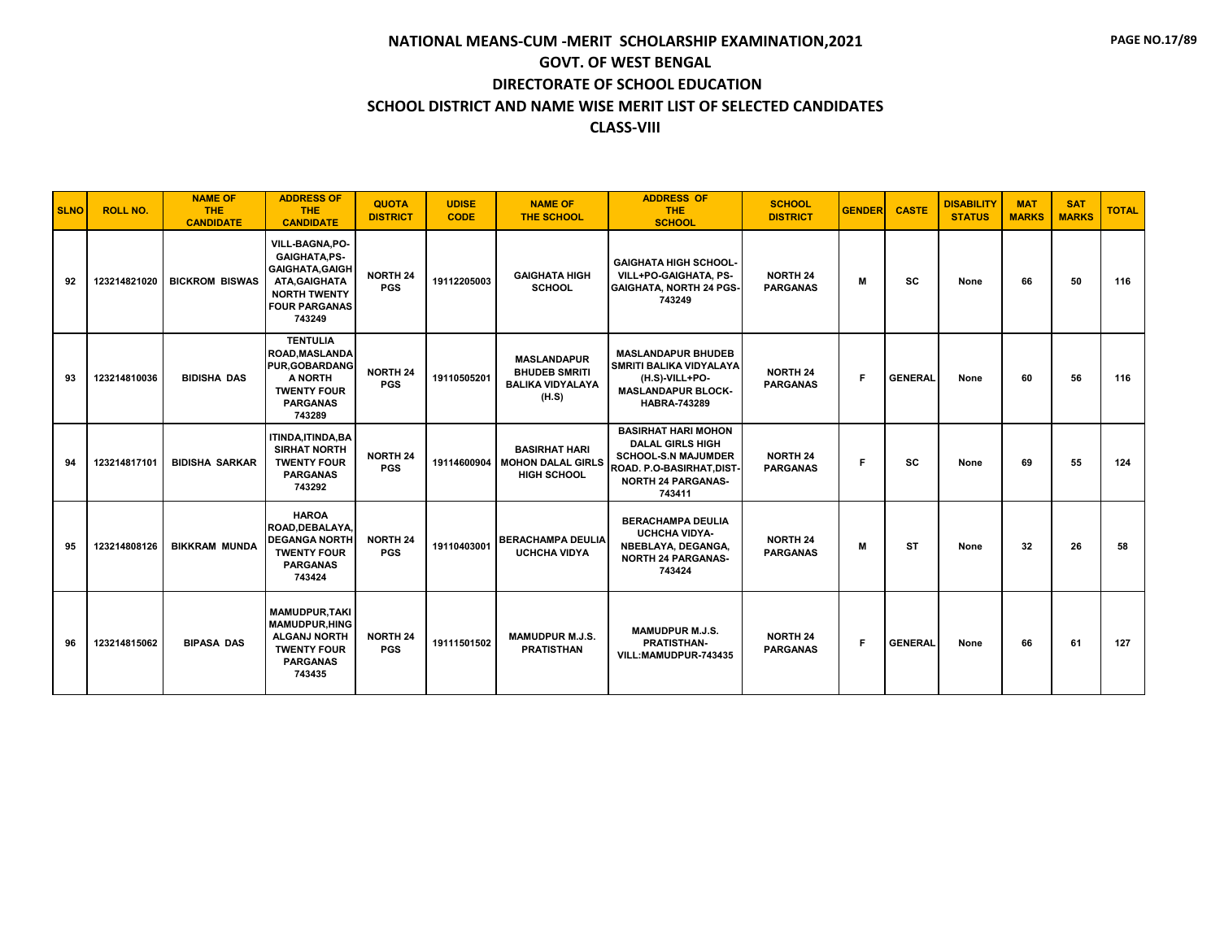# NATIONAL MEANS-CUM -MERIT SCHOLARSHIP EXAMINATION,2021

## GOVT. OF WEST BENGAL

## DIRECTORATE OF SCHOOL EDUCATION

## SCHOOL DISTRICT AND NAME WISE MERIT LIST OF SELECTED CANDIDATES

## CLASS-VIII

| SLNO | ROLL NO. | NAME OF THE CANDIDATE | ADDRESS OF THE CANDIDATE | QUOTA DISTRICT | UDISE CODE | NAME OF THE SCHOOL | ADDRESS OF THE SCHOOL | SCHOOL DISTRICT | GENDER | CASTE | DISABILITY STATUS | MAT MARKS | SAT MARKS | TOTAL |
|---|---|---|---|---|---|---|---|---|---|---|---|---|---|---|
| 92 | 123214821020 | BICKROM BISWAS | VILL-BAGNA,PO-GAIGHATA,PS-GAIGHATA,GAIGHATA,GAIGHATA NORTH TWENTY FOUR PARGANAS 743249 | NORTH 24 PGS | 19112205003 | GAIGHATA HIGH SCHOOL | GAIGHATA HIGH SCHOOL-VILL+PO-GAIGHATA, PS-GAIGHATA, NORTH 24 PGS-743249 | NORTH 24 PARGANAS | M | SC | None | 66 | 50 | 116 |
| 93 | 123214810036 | BIDISHA DAS | TENTULIA ROAD,MASLANDAPUR,GOBARDANGA NORTH TWENTY FOUR PARGANAS 743289 | NORTH 24 PGS | 19110505201 | MASLANDAPUR BHUDEB SMRITI BALIKA VIDYALAYA (H.S) | MASLANDAPUR BHUDEB SMRITI BALIKA VIDYALAYA (H.S)-VILL+PO-MASLANDAPUR BLOCK-HABRA-743289 | NORTH 24 PARGANAS | F | GENERAL | None | 60 | 56 | 116 |
| 94 | 123214817101 | BIDISHA SARKAR | ITINDA,ITINDA,BASIRHAT NORTH TWENTY FOUR PARGANAS 743292 | NORTH 24 PGS | 19114600904 | BASIRHAT HARI MOHON DALAL GIRLS HIGH SCHOOL | BASIRHAT HARI MOHON DALAL GIRLS HIGH SCHOOL-S.N MAJUMDER ROAD. P.O-BASIRHAT,DIST-NORTH 24 PARGANAS-743411 | NORTH 24 PARGANAS | F | SC | None | 69 | 55 | 124 |
| 95 | 123214808126 | BIKKRAM MUNDA | HAROA ROAD,DEBALAYA,DEGANGA NORTH TWENTY FOUR PARGANAS 743424 | NORTH 24 PGS | 19110403001 | BERACHAMPA DEULIA UCHCHA VIDYA | BERACHAMPA DEULIA UCHCHA VIDYA-NBEBLAYA, DEGANGA, NORTH 24 PARGANAS-743424 | NORTH 24 PARGANAS | M | ST | None | 32 | 26 | 58 |
| 96 | 123214815062 | BIPASA DAS | MAMUDPUR,TAKI MAMUDPUR,HINGALGANJ NORTH TWENTY FOUR PARGANAS 743435 | NORTH 24 PGS | 19111501502 | MAMUDPUR M.J.S. PRATISTHAN | MAMUDPUR M.J.S. PRATISTHAN-VILL:MAMUDPUR-743435 | NORTH 24 PARGANAS | F | GENERAL | None | 66 | 61 | 127 |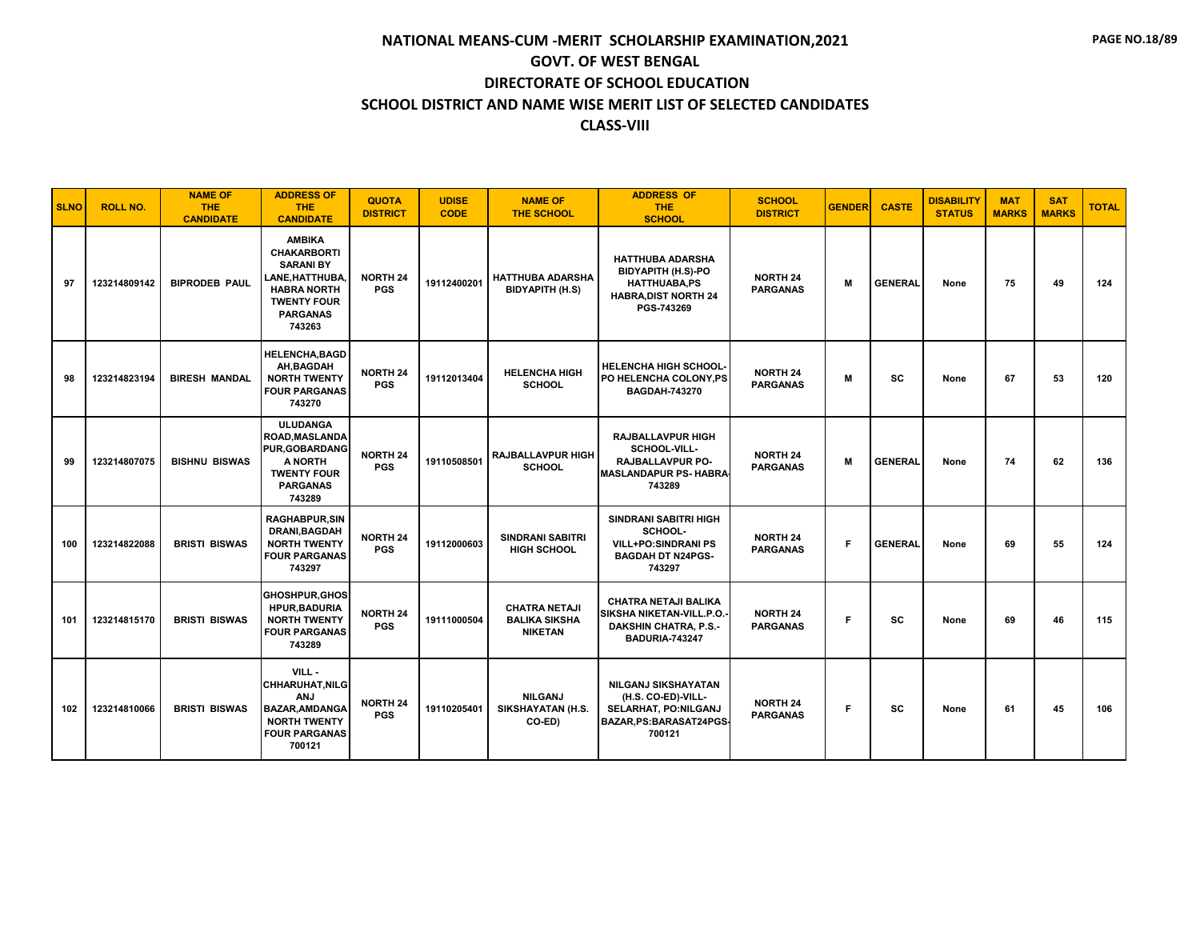# NATIONAL MEANS-CUM -MERIT SCHOLARSHIP EXAMINATION,2021
## GOVT. OF WEST BENGAL
## DIRECTORATE OF SCHOOL EDUCATION
## SCHOOL DISTRICT AND NAME WISE MERIT LIST OF SELECTED CANDIDATES
## CLASS-VIII

| SLNO | ROLL NO. | NAME OF THE CANDIDATE | ADDRESS OF THE CANDIDATE | QUOTA DISTRICT | UDISE CODE | NAME OF THE SCHOOL | ADDRESS OF THE SCHOOL | SCHOOL DISTRICT | GENDER | CASTE | DISABILITY STATUS | MAT MARKS | SAT MARKS | TOTAL |
|---|---|---|---|---|---|---|---|---|---|---|---|---|---|---|
| 97 | 123214809142 | BIPRODEB PAUL | AMBIKA CHAKARBORTI SARANI BY LANE,HATTHUBA,HABRA NORTH TWENTY FOUR PARGANAS 743263 | NORTH 24 PGS | 19112400201 | HATTHUBA ADARSHA BIDYAPITH (H.S) | HATTHUBA ADARSHA BIDYAPITH (H.S)-PO HATTHUABA,PS HABRA,DIST NORTH 24 PGS-743269 | NORTH 24 PARGANAS | M | GENERAL | None | 75 | 49 | 124 |
| 98 | 123214823194 | BIRESH MANDAL | HELENCHA,BAGDAH,BAGDAH NORTH TWENTY FOUR PARGANAS 743270 | NORTH 24 PGS | 19112013404 | HELENCHA HIGH SCHOOL | HELENCHA HIGH SCHOOL-PO HELENCHA COLONY,PS BAGDAH-743270 | NORTH 24 PARGANAS | M | SC | None | 67 | 53 | 120 |
| 99 | 123214807075 | BISHNU BISWAS | ULUDANGA ROAD,MASLANDAPUR,GOBARDANGA NORTH TWENTY FOUR PARGANAS 743289 | NORTH 24 PGS | 19110508501 | RAJBALLAVPUR HIGH SCHOOL | RAJBALLAVPUR HIGH SCHOOL-VILL-RAJBALLAVPUR PO-MASLANDAPUR PS- HABRA-743289 | NORTH 24 PARGANAS | M | GENERAL | None | 74 | 62 | 136 |
| 100 | 123214822088 | BRISTI BISWAS | RAGHABPUR,SINDRANI,BAGDAH NORTH TWENTY FOUR PARGANAS 743297 | NORTH 24 PGS | 19112000603 | SINDRANI SABITRI HIGH SCHOOL | SINDRANI SABITRI HIGH SCHOOL-VILL+PO:SINDRANI PS BAGDAH DT N24PGS-743297 | NORTH 24 PARGANAS | F | GENERAL | None | 69 | 55 | 124 |
| 101 | 123214815170 | BRISTI BISWAS | GHOSHPUR,GHOSHPUR,BADURIA NORTH TWENTY FOUR PARGANAS 743289 | NORTH 24 PGS | 19111000504 | CHATRA NETAJI BALIKA SIKSHA NIKETAN | CHATRA NETAJI BALIKA SIKSHA NIKETAN-VILL.P.O.-DAKSHIN CHATRA, P.S.-BADURIA-743247 | NORTH 24 PARGANAS | F | SC | None | 69 | 46 | 115 |
| 102 | 123214810066 | BRISTI BISWAS | VILL - CHHARUHAT,NILGANJ BAZAR,AMDANGA NORTH TWENTY FOUR PARGANAS 700121 | NORTH 24 PGS | 19110205401 | NILGANJ SIKSHAYATAN (H.S. CO-ED) | NILGANJ SIKSHAYATAN (H.S. CO-ED)-VILL-SELARHAT, PO:NILGANJ BAZAR,PS:BARASAT24PGS-700121 | NORTH 24 PARGANAS | F | SC | None | 61 | 45 | 106 |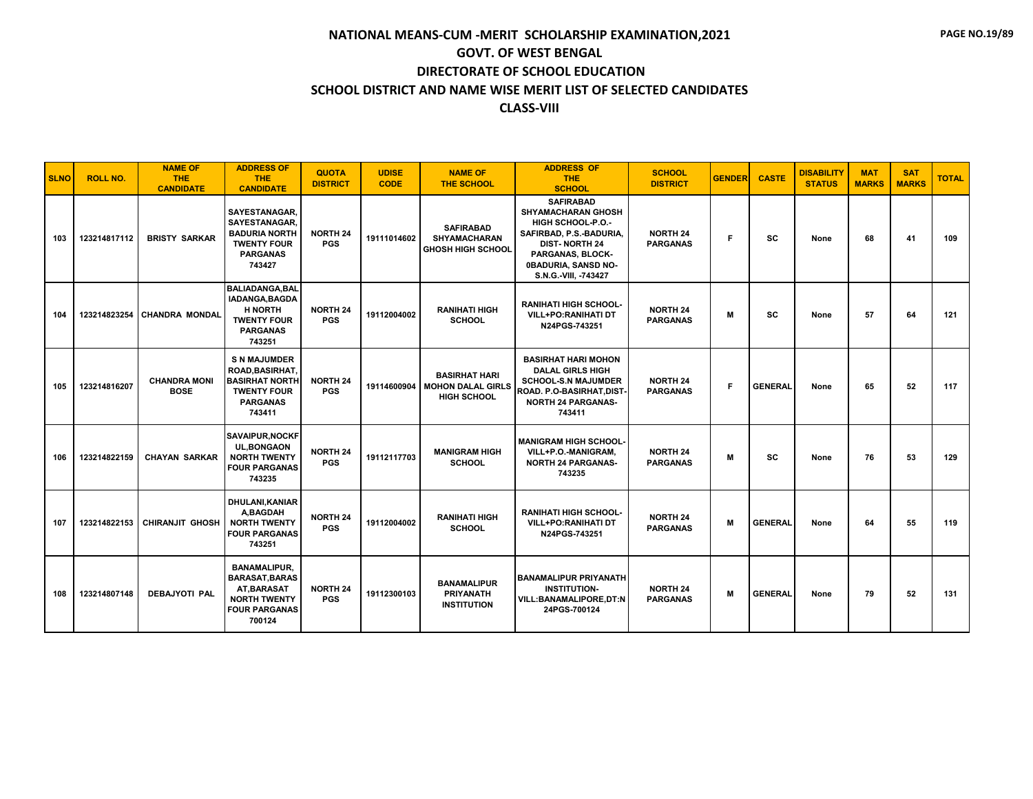# NATIONAL MEANS-CUM -MERIT SCHOLARSHIP EXAMINATION,2021

## GOVT. OF WEST BENGAL

## DIRECTORATE OF SCHOOL EDUCATION

## SCHOOL DISTRICT AND NAME WISE MERIT LIST OF SELECTED CANDIDATES

## CLASS-VIII

| SLNO | ROLL NO. | NAME OF THE CANDIDATE | ADDRESS OF THE CANDIDATE | QUOTA DISTRICT | UDISE CODE | NAME OF THE SCHOOL | ADDRESS OF THE SCHOOL | SCHOOL DISTRICT | GENDER | CASTE | DISABILITY STATUS | MAT MARKS | SAT MARKS | TOTAL |
|---|---|---|---|---|---|---|---|---|---|---|---|---|---|---|
| 103 | 123214817112 | BRISTY SARKAR | SAYESTANAGAR, SAYESTANAGAR, BADURIA NORTH TWENTY FOUR PARGANAS 743427 | NORTH 24 PGS | 19111014602 | SAFIRABAD SHYAMACHARAN GHOSH HIGH SCHOOL | SAFIRABAD SHYAMACHARAN GHOSH HIGH SCHOOL-P.O.-SAFIRBAD, P.S.-BADURIA, DIST- NORTH 24 PARGANAS, BLOCK-0BADURIA, SANSD NO-S.N.G.-VIII, -743427 | NORTH 24 PARGANAS | F | SC | None | 68 | 41 | 109 |
| 104 | 123214823254 | CHANDRA MONDAL | BALIADANGA,BALIADANGA,BAGDAH NORTH TWENTY FOUR PARGANAS 743251 | NORTH 24 PGS | 19112004002 | RANIHATI HIGH SCHOOL | RANIHATI HIGH SCHOOL-VILL+PO:RANIHATI DT N24PGS-743251 | NORTH 24 PARGANAS | M | SC | None | 57 | 64 | 121 |
| 105 | 123214816207 | CHANDRA MONI BOSE | S N MAJUMDER ROAD,BASIRHAT, BASIRHAT NORTH TWENTY FOUR PARGANAS 743411 | NORTH 24 PGS | 19114600904 | BASIRHAT HARI MOHON DALAL GIRLS HIGH SCHOOL | BASIRHAT HARI MOHON DALAL GIRLS HIGH SCHOOL-S.N MAJUMDER ROAD. P.O-BASIRHAT,DIST-NORTH 24 PARGANAS-743411 | NORTH 24 PARGANAS | F | GENERAL | None | 65 | 52 | 117 |
| 106 | 123214822159 | CHAYAN SARKAR | SAVAIPUR,NOCKFUL,BONGAON NORTH TWENTY FOUR PARGANAS 743235 | NORTH 24 PGS | 19112117703 | MANIGRAM HIGH SCHOOL | MANIGRAM HIGH SCHOOL-VILL+P.O.-MANIGRAM, NORTH 24 PARGANAS-743235 | NORTH 24 PARGANAS | M | SC | None | 76 | 53 | 129 |
| 107 | 123214822153 | CHIRANJIT GHOSH | DHULANI,KANIARA,BAGDAH NORTH TWENTY FOUR PARGANAS 743251 | NORTH 24 PGS | 19112004002 | RANIHATI HIGH SCHOOL | RANIHATI HIGH SCHOOL-VILL+PO:RANIHATI DT N24PGS-743251 | NORTH 24 PARGANAS | M | GENERAL | None | 64 | 55 | 119 |
| 108 | 123214807148 | DEBAJYOTI PAL | BANAMALIPUR, BARASAT,BARASAT,BARASAT NORTH TWENTY FOUR PARGANAS 700124 | NORTH 24 PGS | 19112300103 | BANAMALIPUR PRIYANATH INSTITUTION | BANAMALIPUR PRIYANATH INSTITUTION-VILL:BANAMALIPORE,DT:N 24PGS-700124 | NORTH 24 PARGANAS | M | GENERAL | None | 79 | 52 | 131 |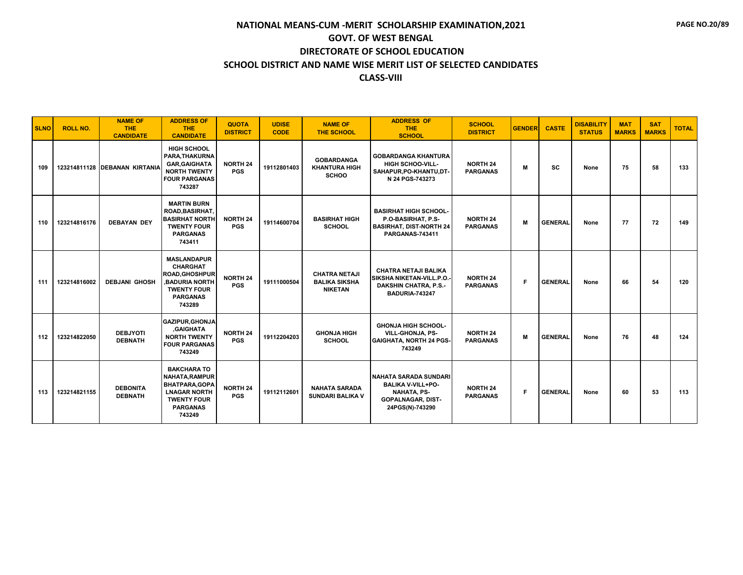# NATIONAL MEANS-CUM -MERIT SCHOLARSHIP EXAMINATION,2021

## GOVT. OF WEST BENGAL

## DIRECTORATE OF SCHOOL EDUCATION

## SCHOOL DISTRICT AND NAME WISE MERIT LIST OF SELECTED CANDIDATES

## CLASS-VIII

| SLNO | ROLL NO. | NAME OF THE CANDIDATE | ADDRESS OF THE CANDIDATE | QUOTA DISTRICT | UDISE CODE | NAME OF THE SCHOOL | ADDRESS OF THE SCHOOL | SCHOOL DISTRICT | GENDER | CASTE | DISABILITY STATUS | MAT MARKS | SAT MARKS | TOTAL |
|---|---|---|---|---|---|---|---|---|---|---|---|---|---|---|
| 109 | 123214811128 | DEBANAN KIRTANIA | HIGH SCHOOL PARA,THAKURNAGAR,GAIGHATA NORTH TWENTY FOUR PARGANAS 743287 | NORTH 24 PGS | 19112801403 | GOBARDANGA KHANTURA HIGH SCHOO | GOBARDANGA KHANTURA HIGH SCHOO-VILL-SAHAPUR,PO-KHANTU,DT-N 24 PGS-743273 | NORTH 24 PARGANAS | M | SC | None | 75 | 58 | 133 |
| 110 | 123214816176 | DEBAYAN DEY | MARTIN BURN ROAD,BASIRHAT,BASIRHAT NORTH TWENTY FOUR PARGANAS 743411 | NORTH 24 PGS | 19114600704 | BASIRHAT HIGH SCHOOL | BASIRHAT HIGH SCHOOL-P.O-BASIRHAT, P.S-BASIRHAT, DIST-NORTH 24 PARGANAS-743411 | NORTH 24 PARGANAS | M | GENERAL | None | 77 | 72 | 149 |
| 111 | 123214816002 | DEBJANI GHOSH | MASLANDAPUR CHARGHAT ROAD,GHOSHPUR,BADURIA NORTH TWENTY FOUR PARGANAS 743289 | NORTH 24 PGS | 19111000504 | CHATRA NETAJI BALIKA SIKSHA NIKETAN | CHATRA NETAJI BALIKA SIKSHA NIKETAN-VILL.P.O.-DAKSHIN CHATRA, P.S.-BADURIA-743247 | NORTH 24 PARGANAS | F | GENERAL | None | 66 | 54 | 120 |
| 112 | 123214822050 | DEBJYOTI DEBNATH | GAZIPUR,GHONJA,GAIGHATA NORTH TWENTY FOUR PARGANAS 743249 | NORTH 24 PGS | 19112204203 | GHONJA HIGH SCHOOL | GHONJA HIGH SCHOOL-VILL-GHONJA, PS-GAIGHATA, NORTH 24 PGS-743249 | NORTH 24 PARGANAS | M | GENERAL | None | 76 | 48 | 124 |
| 113 | 123214821155 | DEBONITA DEBNATH | BAKCHARA TO NAHATA,RAMPUR BHATPARA,GOPALNAGAR NORTH TWENTY FOUR PARGANAS 743249 | NORTH 24 PGS | 19112112601 | NAHATA SARADA SUNDARI BALIKA V | NAHATA SARADA SUNDARI BALIKA V-VILL+PO-NAHATA, PS-GOPALNAGAR, DIST-24PGS(N)-743290 | NORTH 24 PARGANAS | F | GENERAL | None | 60 | 53 | 113 |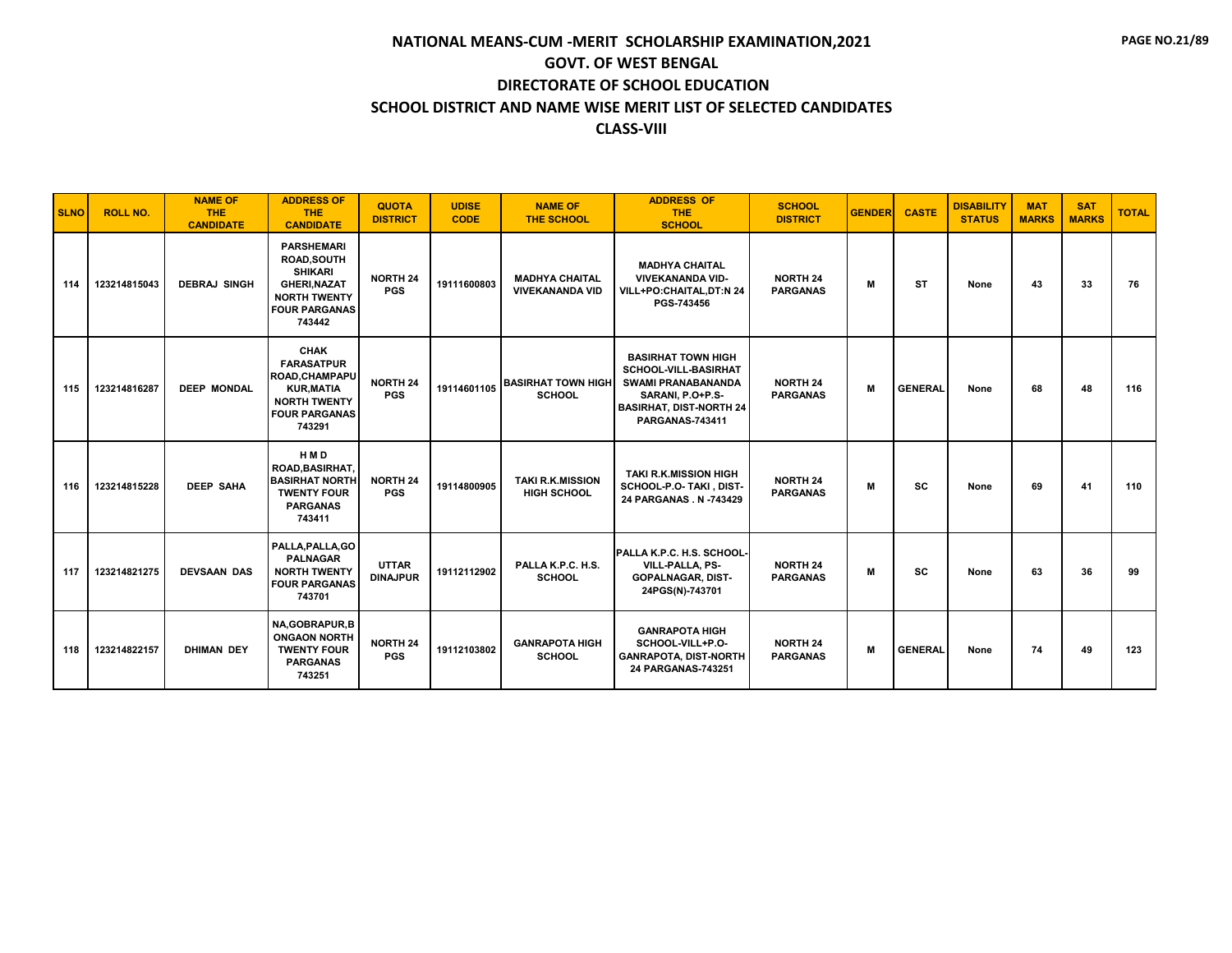# NATIONAL MEANS-CUM -MERIT SCHOLARSHIP EXAMINATION,2021

## GOVT. OF WEST BENGAL

## DIRECTORATE OF SCHOOL EDUCATION

## SCHOOL DISTRICT AND NAME WISE MERIT LIST OF SELECTED CANDIDATES

## CLASS-VIII

| SLNO | ROLL NO. | NAME OF THE CANDIDATE | ADDRESS OF THE CANDIDATE | QUOTA DISTRICT | UDISE CODE | NAME OF THE SCHOOL | ADDRESS OF THE SCHOOL | SCHOOL DISTRICT | GENDER | CASTE | DISABILITY STATUS | MAT MARKS | SAT MARKS | TOTAL |
|---|---|---|---|---|---|---|---|---|---|---|---|---|---|---|
| 114 | 123214815043 | DEBRAJ SINGH | PARSHEMARI ROAD,SOUTH SHIKARI GHERI,NAZAT NORTH TWENTY FOUR PARGANAS 743442 | NORTH 24 PGS | 19111600803 | MADHYA CHAITAL VIVEKANANDA VID | MADHYA CHAITAL VIVEKANANDA VID-VILL+PO:CHAITAL,DT:N 24 PGS-743456 | NORTH 24 PARGANAS | M | ST | None | 43 | 33 | 76 |
| 115 | 123214816287 | DEEP MONDAL | CHAK FARASATPUR ROAD,CHAMPAPUKUR,MATIA NORTH TWENTY FOUR PARGANAS 743291 | NORTH 24 PGS | 19114601105 | BASIRHAT TOWN HIGH SCHOOL | BASIRHAT TOWN HIGH SCHOOL-VILL-BASIRHAT SWAMI PRANABANANDA SARANI, P.O+P.S-BASIRHAT, DIST-NORTH 24 PARGANAS-743411 | NORTH 24 PARGANAS | M | GENERAL | None | 68 | 48 | 116 |
| 116 | 123214815228 | DEEP SAHA | H M D ROAD,BASIRHAT, BASIRHAT NORTH TWENTY FOUR PARGANAS 743411 | NORTH 24 PGS | 19114800905 | TAKI R.K.MISSION HIGH SCHOOL | TAKI R.K.MISSION HIGH SCHOOL-P.O- TAKI , DIST-24 PARGANAS . N -743429 | NORTH 24 PARGANAS | M | SC | None | 69 | 41 | 110 |
| 117 | 123214821275 | DEVSAAN DAS | PALLA,PALLA,GOPALNAGAR NORTH TWENTY FOUR PARGANAS 743701 | UTTAR DINAJPUR | 19112112902 | PALLA K.P.C. H.S. SCHOOL | PALLA K.P.C. H.S. SCHOOL-VILL-PALLA, PS-GOPALNAGAR, DIST-24PGS(N)-743701 | NORTH 24 PARGANAS | M | SC | None | 63 | 36 | 99 |
| 118 | 123214822157 | DHIMAN DEY | NA,GOBRAPUR,BONGAON NORTH TWENTY FOUR PARGANAS 743251 | NORTH 24 PGS | 19112103802 | GANRAPOTA HIGH SCHOOL | GANRAPOTA HIGH SCHOOL-VILL+P.O-GANRAPOTA, DIST-NORTH 24 PARGANAS-743251 | NORTH 24 PARGANAS | M | GENERAL | None | 74 | 49 | 123 |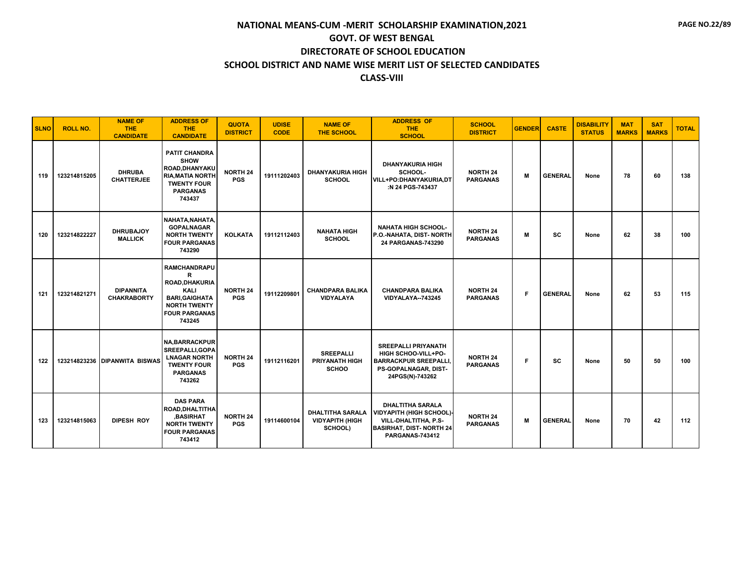# NATIONAL MEANS-CUM -MERIT SCHOLARSHIP EXAMINATION,2021

## GOVT. OF WEST BENGAL

## DIRECTORATE OF SCHOOL EDUCATION

## SCHOOL DISTRICT AND NAME WISE MERIT LIST OF SELECTED CANDIDATES

## CLASS-VIII

| SLNO | ROLL NO. | NAME OF THE CANDIDATE | ADDRESS OF THE CANDIDATE | QUOTA DISTRICT | UDISE CODE | NAME OF THE SCHOOL | ADDRESS OF THE SCHOOL | SCHOOL DISTRICT | GENDER | CASTE | DISABILITY STATUS | MAT MARKS | SAT MARKS | TOTAL |
|---|---|---|---|---|---|---|---|---|---|---|---|---|---|---|
| 119 | 123214815205 | DHRUBA CHATTERJEE | PATIT CHANDRA SHOW ROAD,DHANYAKURIA,MATIA NORTH TWENTY FOUR PARGANAS 743437 | NORTH 24 PGS | 19111202403 | DHANYAKURIA HIGH SCHOOL | DHANYAKURIA HIGH SCHOOL-VILL+PO:DHANYAKURIA,DT:N 24 PGS-743437 | NORTH 24 PARGANAS | M | GENERAL | None | 78 | 60 | 138 |
| 120 | 123214822227 | DHRUBAJOY MALLICK | NAHATA,NAHATA,GOPALNAGAR NORTH TWENTY FOUR PARGANAS 743290 | KOLKATA | 19112112403 | NAHATA HIGH SCHOOL | NAHATA HIGH SCHOOL-P.O.-NAHATA, DIST- NORTH 24 PARGANAS-743290 | NORTH 24 PARGANAS | M | SC | None | 62 | 38 | 100 |
| 121 | 123214821271 | DIPANNITA CHAKRABORTY | RAMCHANDRAPUR ROAD,DHAKURIA KALI BARI,GAIGHATA NORTH TWENTY FOUR PARGANAS 743245 | NORTH 24 PGS | 19112209801 | CHANDPARA BALIKA VIDYALAYA | CHANDPARA BALIKA VIDYALAYA--743245 | NORTH 24 PARGANAS | F | GENERAL | None | 62 | 53 | 115 |
| 122 | 123214823236 | DIPANWITA BISWAS | NA,BARRACKPUR SREEPALLI,GOPALNAGAR NORTH TWENTY FOUR PARGANAS 743262 | NORTH 24 PGS | 19112116201 | SREEPALLI PRIYANATH HIGH SCHOO | SREEPALLI PRIYANATH HIGH SCHOO-VILL+PO-BARRACKPUR SREEPALLI, PS-GOPALNAGAR, DIST-24PGS(N)-743262 | NORTH 24 PARGANAS | F | SC | None | 50 | 50 | 100 |
| 123 | 123214815063 | DIPESH ROY | DAS PARA ROAD,DHALTITHA,BASIRHAT NORTH TWENTY FOUR PARGANAS 743412 | NORTH 24 PGS | 19114600104 | DHALTITHA SARALA VIDYAPITH (HIGH SCHOOL) | DHALTITHA SARALA VIDYAPITH (HIGH SCHOOL)-VILL-DHALTITHA, P.S-BASIRHAT, DIST- NORTH 24 PARGANAS-743412 | NORTH 24 PARGANAS | M | GENERAL | None | 70 | 42 | 112 |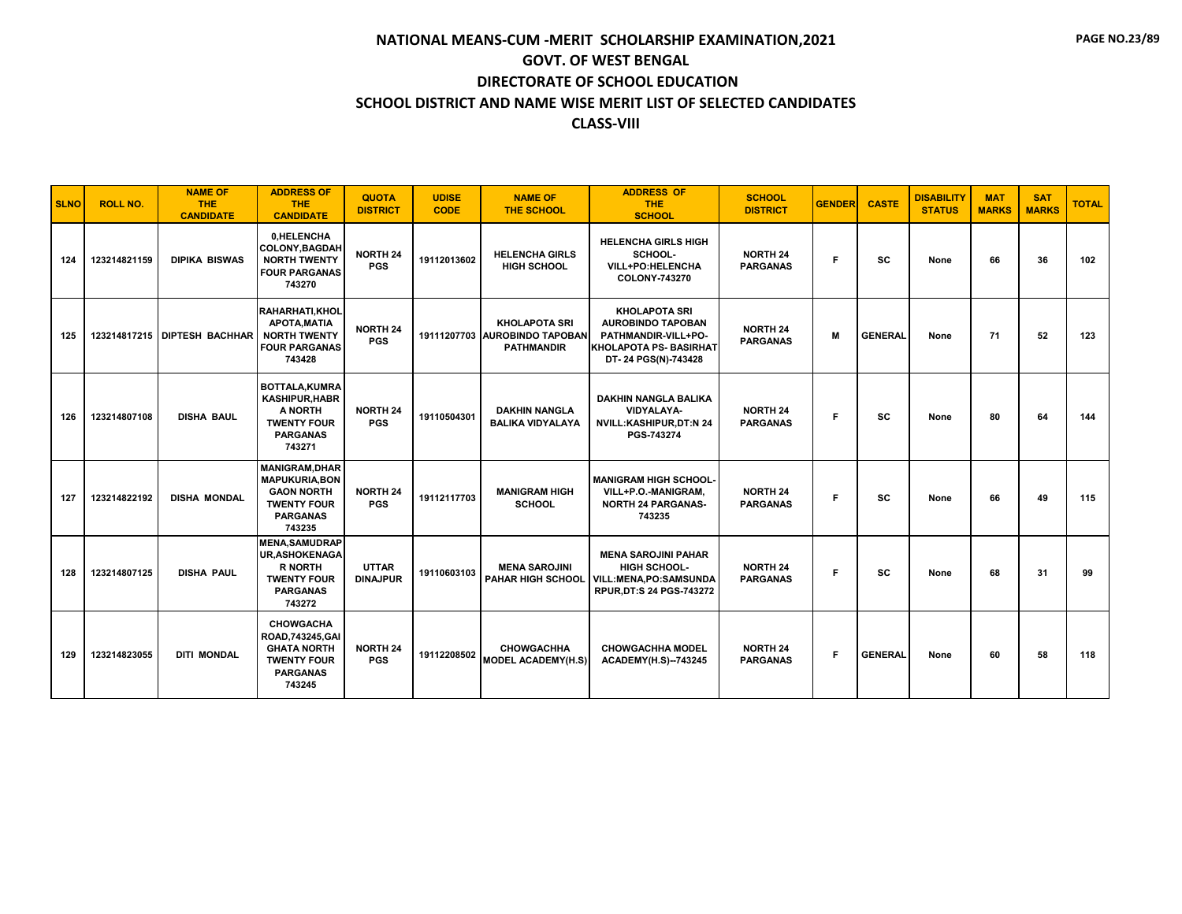# NATIONAL MEANS-CUM -MERIT SCHOLARSHIP EXAMINATION,2021
## GOVT. OF WEST BENGAL
## DIRECTORATE OF SCHOOL EDUCATION
## SCHOOL DISTRICT AND NAME WISE MERIT LIST OF SELECTED CANDIDATES
## CLASS-VIII

| SLNO | ROLL NO. | NAME OF THE CANDIDATE | ADDRESS OF THE CANDIDATE | QUOTA DISTRICT | UDISE CODE | NAME OF THE SCHOOL | ADDRESS OF THE SCHOOL | SCHOOL DISTRICT | GENDER | CASTE | DISABILITY STATUS | MAT MARKS | SAT MARKS | TOTAL |
|---|---|---|---|---|---|---|---|---|---|---|---|---|---|---|
| 124 | 123214821159 | DIPIKA BISWAS | 0,HELENCHA COLONY,BAGDAH NORTH TWENTY FOUR PARGANAS 743270 | NORTH 24 PGS | 19112013602 | HELENCHA GIRLS HIGH SCHOOL | HELENCHA GIRLS HIGH SCHOOL- VILL+PO:HELENCHA COLONY-743270 | NORTH 24 PARGANAS | F | SC | None | 66 | 36 | 102 |
| 125 | 123214817215 | DIPTESH BACHHAR | RAHARHATI,KHOLAPOTA,MATIA NORTH TWENTY FOUR PARGANAS 743428 | NORTH 24 PGS | 19111207703 | KHOLAPOTA SRI AUROBINDO TAPOBAN PATHMANDIR | KHOLAPOTA SRI AUROBINDO TAPOBAN PATHMANDIR-VILL+PO-KHOLAPOTA PS- BASIRHAT DT- 24 PGS(N)-743428 | NORTH 24 PARGANAS | M | GENERAL | None | 71 | 52 | 123 |
| 126 | 123214807108 | DISHA BAUL | BOTTALA,KUMRA KASHIPUR,HABRA NORTH TWENTY FOUR PARGANAS 743271 | NORTH 24 PGS | 19110504301 | DAKHIN NANGLA BALIKA VIDYALAYA | DAKHIN NANGLA BALIKA VIDYALAYA- NVILL:KASHIPUR,DT:N 24 PGS-743274 | NORTH 24 PARGANAS | F | SC | None | 80 | 64 | 144 |
| 127 | 123214822192 | DISHA MONDAL | MANIGRAM,DHARMAPUKURIA,BONGAON NORTH TWENTY FOUR PARGANAS 743235 | NORTH 24 PGS | 19112117703 | MANIGRAM HIGH SCHOOL | MANIGRAM HIGH SCHOOL-VILL+P.O.-MANIGRAM, NORTH 24 PARGANAS-743235 | NORTH 24 PARGANAS | F | SC | None | 66 | 49 | 115 |
| 128 | 123214807125 | DISHA PAUL | MENA,SAMUDRAPUR,ASHOKENAGAR NORTH TWENTY FOUR PARGANAS 743272 | UTTAR DINAJPUR | 19110603103 | MENA SAROJINI PAHAR HIGH SCHOOL | MENA SAROJINI PAHAR HIGH SCHOOL- VILL:MENA,PO:SAMSUNDARPUR,DT:S 24 PGS-743272 | NORTH 24 PARGANAS | F | SC | None | 68 | 31 | 99 |
| 129 | 123214823055 | DITI MONDAL | CHOWGACHA ROAD,743245,GAIGHATA NORTH TWENTY FOUR PARGANAS 743245 | NORTH 24 PGS | 19112208502 | CHOWGACHHA MODEL ACADEMY(H.S) | CHOWGACHHA MODEL ACADEMY(H.S)--743245 | NORTH 24 PARGANAS | F | GENERAL | None | 60 | 58 | 118 |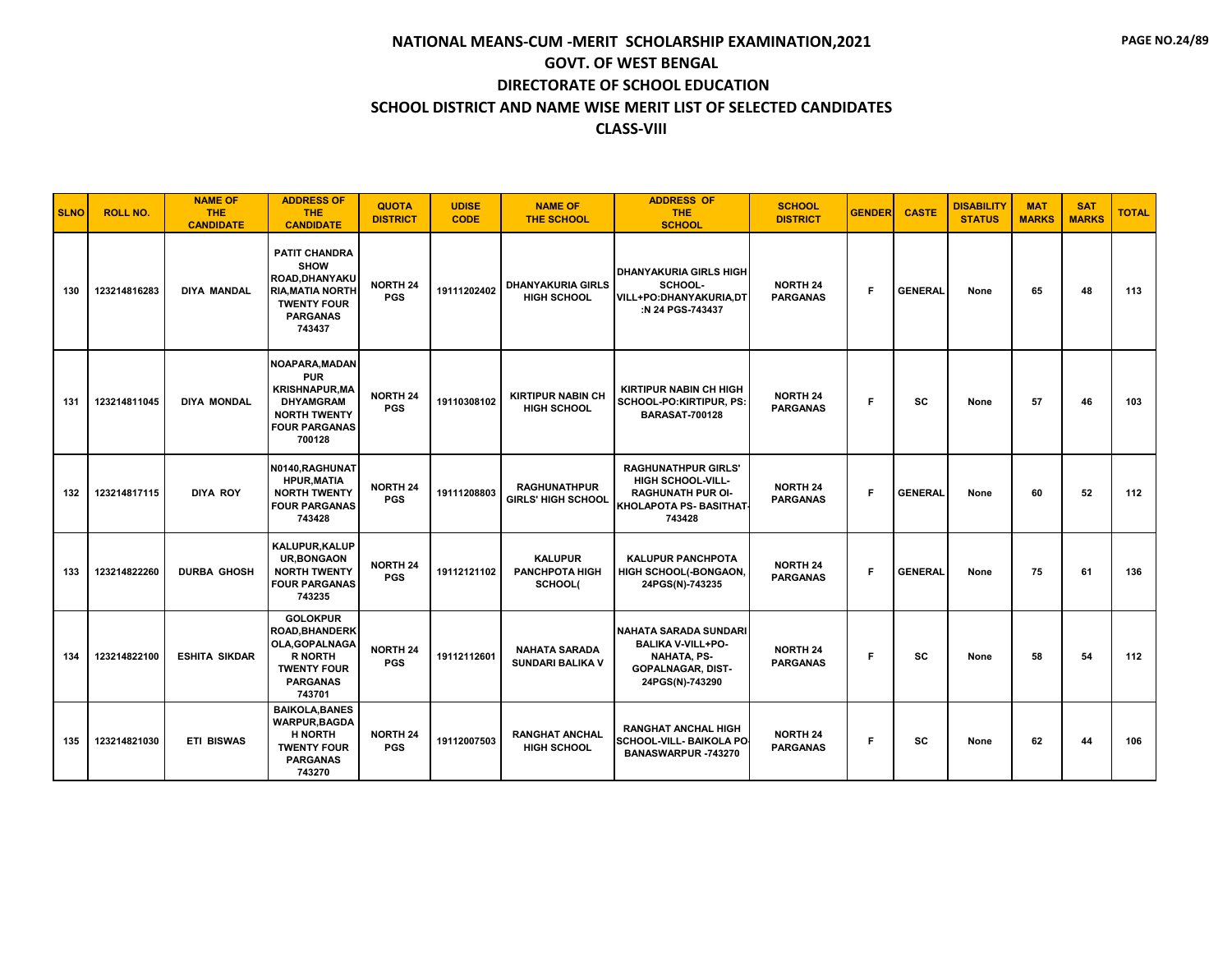# NATIONAL MEANS-CUM -MERIT SCHOLARSHIP EXAMINATION,2021
## GOVT. OF WEST BENGAL
## DIRECTORATE OF SCHOOL EDUCATION
## SCHOOL DISTRICT AND NAME WISE MERIT LIST OF SELECTED CANDIDATES
## CLASS-VIII

| SLNO | ROLL NO. | NAME OF THE CANDIDATE | ADDRESS OF THE CANDIDATE | QUOTA DISTRICT | UDISE CODE | NAME OF THE SCHOOL | ADDRESS OF THE SCHOOL | SCHOOL DISTRICT | GENDER | CASTE | DISABILITY STATUS | MAT MARKS | SAT MARKS | TOTAL |
|---|---|---|---|---|---|---|---|---|---|---|---|---|---|---|
| 130 | 123214816283 | DIYA MANDAL | PATIT CHANDRA SHOW ROAD,DHANYAKURIA,MATIA NORTH TWENTY FOUR PARGANAS 743437 | NORTH 24 PGS | 19111202402 | DHANYAKURIA GIRLS HIGH SCHOOL | DHANYAKURIA GIRLS HIGH SCHOOL-VILL+PO:DHANYAKURIA,DT:N 24 PGS-743437 | NORTH 24 PARGANAS | F | GENERAL | None | 65 | 48 | 113 |
| 131 | 123214811045 | DIYA MONDAL | NOAPARA,MADANPUR KRISHNAPUR,MADHYAMGRAM NORTH TWENTY FOUR PARGANAS 700128 | NORTH 24 PGS | 19110308102 | KIRTIPUR NABIN CH HIGH SCHOOL | KIRTIPUR NABIN CH HIGH SCHOOL-PO:KIRTIPUR, PS: BARASAT-700128 | NORTH 24 PARGANAS | F | SC | None | 57 | 46 | 103 |
| 132 | 123214817115 | DIYA ROY | N0140,RAGHUNATHPUR,MATIA NORTH TWENTY FOUR PARGANAS 743428 | NORTH 24 PGS | 19111208803 | RAGHUNATHPUR GIRLS' HIGH SCHOOL | RAGHUNATHPUR GIRLS' HIGH SCHOOL-VILL-RAGHUNATH PUR OI-KHOLAPOTA PS- BASITHAT-743428 | NORTH 24 PARGANAS | F | GENERAL | None | 60 | 52 | 112 |
| 133 | 123214822260 | DURBA GHOSH | KALUPUR,KALUPUR,BONGAON NORTH TWENTY FOUR PARGANAS 743235 | NORTH 24 PGS | 19112121102 | KALUPUR PANCHPOTA HIGH SCHOOL( | KALUPUR PANCHPOTA HIGH SCHOOL(-BONGAON, 24PGS(N)-743235 | NORTH 24 PARGANAS | F | GENERAL | None | 75 | 61 | 136 |
| 134 | 123214822100 | ESHITA SIKDAR | GOLOKPUR ROAD,BHANDERKOLA,GOPALNAGAR NORTH TWENTY FOUR PARGANAS 743701 | NORTH 24 PGS | 19112112601 | NAHATA SARADA SUNDARI BALIKA V | NAHATA SARADA SUNDARI BALIKA V-VILL+PO-NAHATA, PS-GOPALNAGAR, DIST-24PGS(N)-743290 | NORTH 24 PARGANAS | F | SC | None | 58 | 54 | 112 |
| 135 | 123214821030 | ETI BISWAS | BAIKOLA,BANESWARPUR,BAGDAH NORTH TWENTY FOUR PARGANAS 743270 | NORTH 24 PGS | 19112007503 | RANGHAT ANCHAL HIGH SCHOOL | RANGHAT ANCHAL HIGH SCHOOL-VILL- BAIKOLA PO-BANASWARPUR -743270 | NORTH 24 PARGANAS | F | SC | None | 62 | 44 | 106 |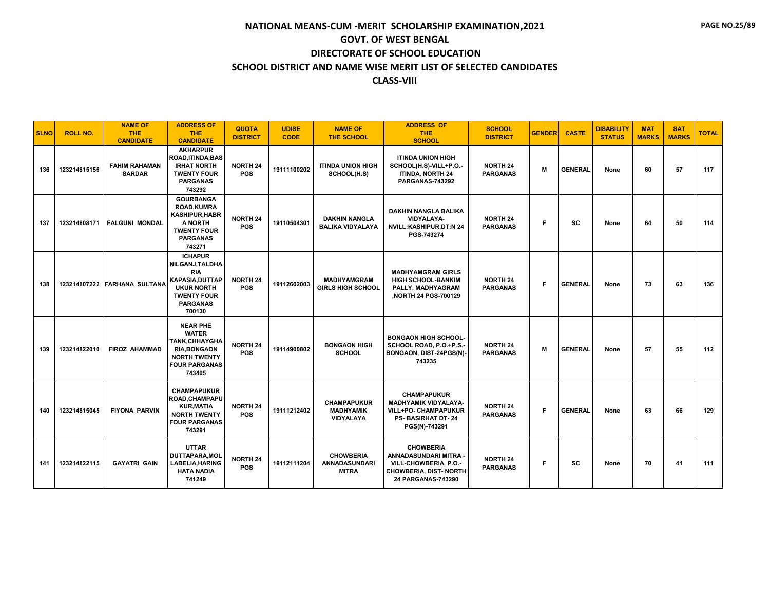# NATIONAL MEANS-CUM -MERIT SCHOLARSHIP EXAMINATION,2021
## GOVT. OF WEST BENGAL
## DIRECTORATE OF SCHOOL EDUCATION
## SCHOOL DISTRICT AND NAME WISE MERIT LIST OF SELECTED CANDIDATES
## CLASS-VIII

| SLNO | ROLL NO. | NAME OF THE CANDIDATE | ADDRESS OF THE CANDIDATE | QUOTA DISTRICT | UDISE CODE | NAME OF THE SCHOOL | ADDRESS OF THE SCHOOL | SCHOOL DISTRICT | GENDER | CASTE | DISABILITY STATUS | MAT MARKS | SAT MARKS | TOTAL |
|---|---|---|---|---|---|---|---|---|---|---|---|---|---|---|
| 136 | 123214815156 | FAHIM RAHAMAN SARDAR | AKHARPUR ROAD,ITINDA,BASIRHAT NORTH TWENTY FOUR PARGANAS 743292 | NORTH 24 PGS | 19111100202 | ITINDA UNION HIGH SCHOOL(H.S) | ITINDA UNION HIGH SCHOOL(H.S)-VILL+P.O.-ITINDA, NORTH 24 PARGANAS-743292 | NORTH 24 PARGANAS | M | GENERAL | None | 60 | 57 | 117 |
| 137 | 123214808171 | FALGUNI MONDAL | GOURBANGA ROAD,KUMRA KASHIPUR,HABRA NORTH TWENTY FOUR PARGANAS 743271 | NORTH 24 PGS | 19110504301 | DAKHIN NANGLA BALIKA VIDYALAYA | DAKHIN NANGLA BALIKA VIDYALAYA-NVILL:KASHIPUR,DT:N 24 PGS-743274 | NORTH 24 PARGANAS | F | SC | None | 64 | 50 | 114 |
| 138 | 123214807222 | FARHANA SULTANA | ICHAPUR NILGANJ,TALDHARIA KAPASIA,DUTTAPUKUR NORTH TWENTY FOUR PARGANAS 700130 | NORTH 24 PGS | 19112602003 | MADHYAMGRAM GIRLS HIGH SCHOOL | MADHYAMGRAM GIRLS HIGH SCHOOL-BANKIM PALLY, MADHYAGRAM ,NORTH 24 PGS-700129 | NORTH 24 PARGANAS | F | GENERAL | None | 73 | 63 | 136 |
| 139 | 123214822010 | FIROZ AHAMMAD | NEAR PHE WATER TANK,CHHAYGHARIA,BONGAON NORTH TWENTY FOUR PARGANAS 743405 | NORTH 24 PGS | 19114900802 | BONGAON HIGH SCHOOL | BONGAON HIGH SCHOOL-SCHOOL ROAD, P.O.+P.S.-BONGAON, DIST-24PGS(N)-743235 | NORTH 24 PARGANAS | M | GENERAL | None | 57 | 55 | 112 |
| 140 | 123214815045 | FIYONA PARVIN | CHAMPAPUKUR ROAD,CHAMPAPUKUR,MATIA NORTH TWENTY FOUR PARGANAS 743291 | NORTH 24 PGS | 19111212402 | CHAMPAPUKUR MADHYAMIK VIDYALAYA | CHAMPAPUKUR MADHYAMIK VIDYALAYA-VILL+PO- CHAMPAPUKUR PS- BASIRHAT DT- 24 PGS(N)-743291 | NORTH 24 PARGANAS | F | GENERAL | None | 63 | 66 | 129 |
| 141 | 123214822115 | GAYATRI GAIN | UTTAR DUTTAPARA,MOLLABELIA,HARINGHATA NADIA 741249 | NORTH 24 PGS | 19112111204 | CHOWBERIA ANNADASUNDARI MITRA | CHOWBERIA ANNADASUNDARI MITRA - VILL-CHOWBERIA, P.O.-CHOWBERIA, DIST- NORTH 24 PARGANAS-743290 | NORTH 24 PARGANAS | F | SC | None | 70 | 41 | 111 |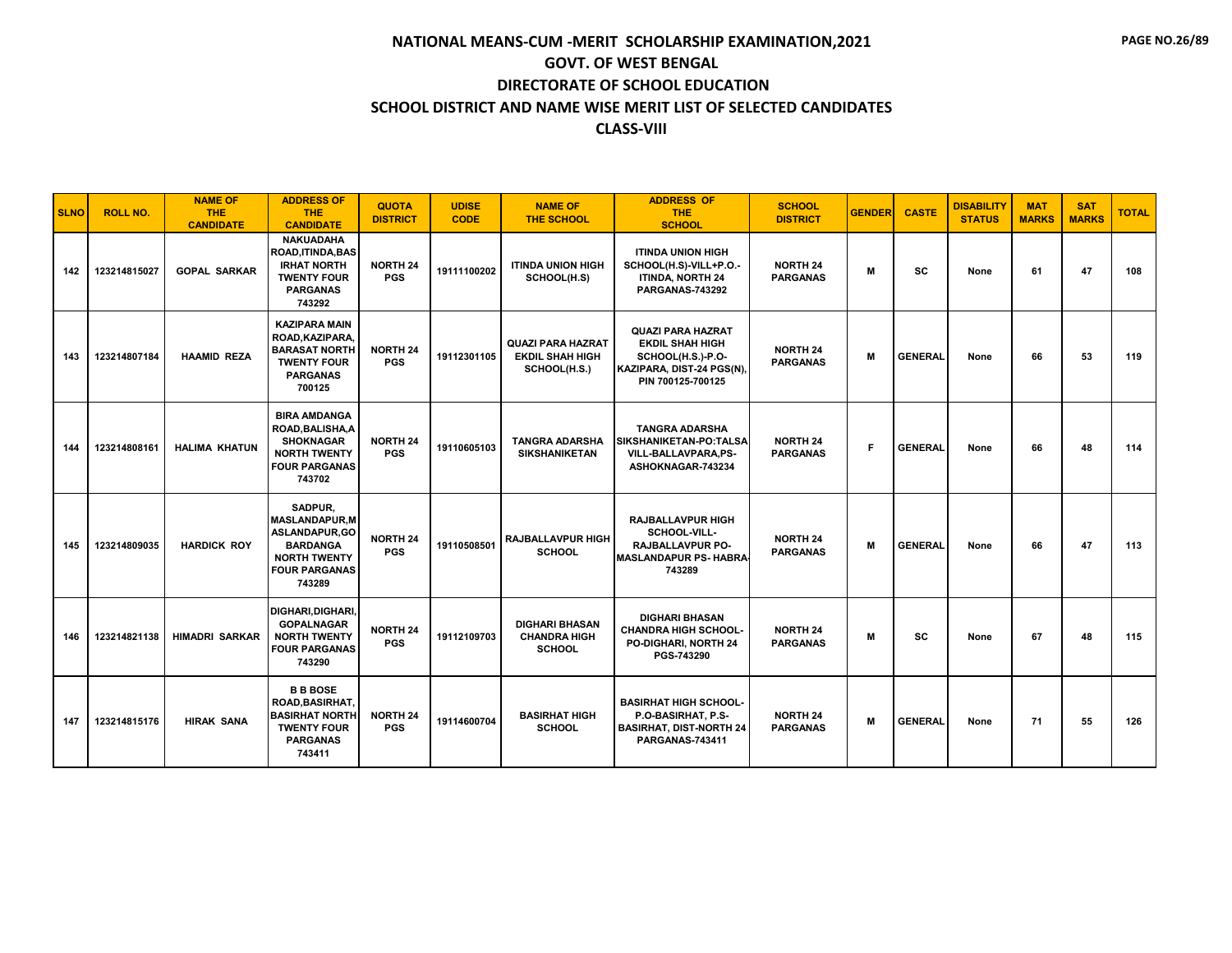# NATIONAL MEANS-CUM -MERIT SCHOLARSHIP EXAMINATION,2021

## GOVT. OF WEST BENGAL

## DIRECTORATE OF SCHOOL EDUCATION

## SCHOOL DISTRICT AND NAME WISE MERIT LIST OF SELECTED CANDIDATES

## CLASS-VIII

| SLNO | ROLL NO. | NAME OF THE CANDIDATE | ADDRESS OF THE CANDIDATE | QUOTA DISTRICT | UDISE CODE | NAME OF THE SCHOOL | ADDRESS OF THE SCHOOL | SCHOOL DISTRICT | GENDER | CASTE | DISABILITY STATUS | MAT MARKS | SAT MARKS | TOTAL |
|---|---|---|---|---|---|---|---|---|---|---|---|---|---|---|
| 142 | 123214815027 | GOPAL SARKAR | NAKUADAHA ROAD,ITINDA,BASIRHAT NORTH TWENTY FOUR PARGANAS 743292 | NORTH 24 PGS | 19111100202 | ITINDA UNION HIGH SCHOOL(H.S) | ITINDA UNION HIGH SCHOOL(H.S)-VILL+P.O.-ITINDA, NORTH 24 PARGANAS-743292 | NORTH 24 PARGANAS | M | SC | None | 61 | 47 | 108 |
| 143 | 123214807184 | HAAMID REZA | KAZIPARA MAIN ROAD,KAZIPARA,BARASAT NORTH TWENTY FOUR PARGANAS 700125 | NORTH 24 PGS | 19112301105 | QUAZI PARA HAZRAT EKDIL SHAH HIGH SCHOOL(H.S.) | QUAZI PARA HAZRAT EKDIL SHAH HIGH SCHOOL(H.S.)-P.O-KAZIPARA, DIST-24 PGS(N), PIN 700125-700125 | NORTH 24 PARGANAS | M | GENERAL | None | 66 | 53 | 119 |
| 144 | 123214808161 | HALIMA KHATUN | BIRA AMDANGA ROAD,BALISHA,ASHOKNAGAR NORTH TWENTY FOUR PARGANAS 743702 | NORTH 24 PGS | 19110605103 | TANGRA ADARSHA SIKSHANIKETAN | TANGRA ADARSHA SIKSHANIKETAN-PO:TALSA VILL-BALLAVPARA,PS-ASHOKNAGAR-743234 | NORTH 24 PARGANAS | F | GENERAL | None | 66 | 48 | 114 |
| 145 | 123214809035 | HARDICK ROY | SADPUR, MASLANDAPUR,MASLANDAPUR,GOBARDANGA NORTH TWENTY FOUR PARGANAS 743289 | NORTH 24 PGS | 19110508501 | RAJBALLAVPUR HIGH SCHOOL | RAJBALLAVPUR HIGH SCHOOL-VILL-RAJBALLAVPUR PO-MASLANDAPUR PS- HABRA-743289 | NORTH 24 PARGANAS | M | GENERAL | None | 66 | 47 | 113 |
| 146 | 123214821138 | HIMADRI SARKAR | DIGHARI,DIGHARI,GOPALNAGAR NORTH TWENTY FOUR PARGANAS 743290 | NORTH 24 PGS | 19112109703 | DIGHARI BHASAN CHANDRA HIGH SCHOOL | DIGHARI BHASAN CHANDRA HIGH SCHOOL-PO-DIGHARI, NORTH 24 PGS-743290 | NORTH 24 PARGANAS | M | SC | None | 67 | 48 | 115 |
| 147 | 123214815176 | HIRAK SANA | B B BOSE ROAD,BASIRHAT,BASIRHAT NORTH TWENTY FOUR PARGANAS 743411 | NORTH 24 PGS | 19114600704 | BASIRHAT HIGH SCHOOL | BASIRHAT HIGH SCHOOL-P.O-BASIRHAT, P.S-BASIRHAT, DIST-NORTH 24 PARGANAS-743411 | NORTH 24 PARGANAS | M | GENERAL | None | 71 | 55 | 126 |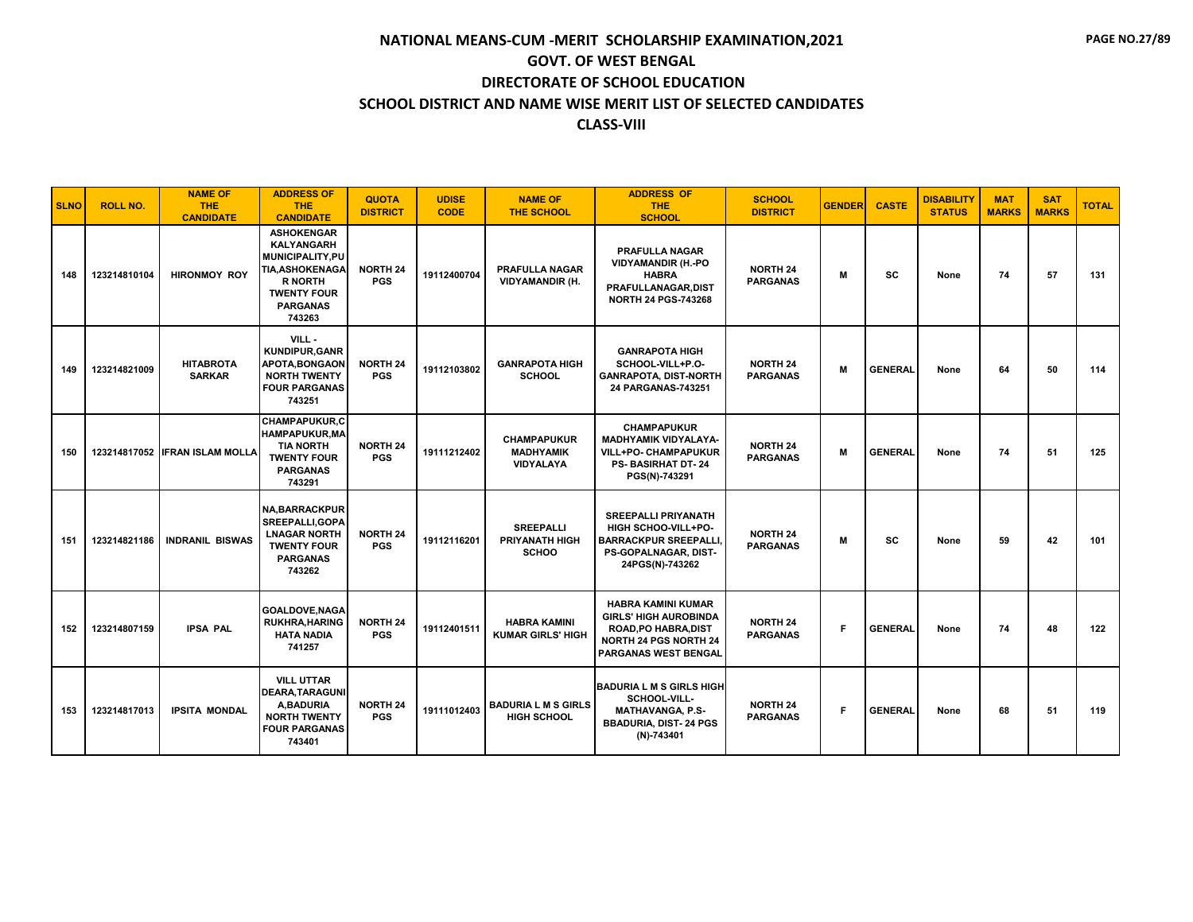# NATIONAL MEANS-CUM -MERIT SCHOLARSHIP EXAMINATION,2021

## GOVT. OF WEST BENGAL

## DIRECTORATE OF SCHOOL EDUCATION

## SCHOOL DISTRICT AND NAME WISE MERIT LIST OF SELECTED CANDIDATES

## CLASS-VIII

| SLNO | ROLL NO. | NAME OF THE CANDIDATE | ADDRESS OF THE CANDIDATE | QUOTA DISTRICT | UDISE CODE | NAME OF THE SCHOOL | ADDRESS OF THE SCHOOL | SCHOOL DISTRICT | GENDER | CASTE | DISABILITY STATUS | MAT MARKS | SAT MARKS | TOTAL |
|---|---|---|---|---|---|---|---|---|---|---|---|---|---|---|
| 148 | 123214810104 | HIRONMOY ROY | ASHOKENGAR KALYANGARH MUNICIPALITY,PUTIA,ASHOKENAGAR NORTH TWENTY FOUR PARGANAS 743263 | NORTH 24 PGS | 19112400704 | PRAFULLA NAGAR VIDYAMANDIR (H. | PRAFULLA NAGAR VIDYAMANDIR (H.-PO HABRA PRAFULLANAGAR,DIST NORTH 24 PGS-743268 | NORTH 24 PARGANAS | M | SC | None | 74 | 57 | 131 |
| 149 | 123214821009 | HITABROTA SARKAR | VILL - KUNDIPUR,GANRAPOTA,BONGAON NORTH TWENTY FOUR PARGANAS 743251 | NORTH 24 PGS | 19112103802 | GANRAPOTA HIGH SCHOOL | GANRAPOTA HIGH SCHOOL-VILL+P.O-GANRAPOTA, DIST-NORTH 24 PARGANAS-743251 | NORTH 24 PARGANAS | M | GENERAL | None | 64 | 50 | 114 |
| 150 | 123214817052 | IFRAN ISLAM MOLLA | CHAMPAPUKUR,CHAMPAPUKUR,MATIA NORTH TWENTY FOUR PARGANAS 743291 | NORTH 24 PGS | 19111212402 | CHAMPAPUKUR MADHYAMIK VIDYALAYA | CHAMPAPUKUR MADHYAMIK VIDYALAYA-VILL+PO- CHAMPAPUKUR PS- BASIRHAT DT- 24 PGS(N)-743291 | NORTH 24 PARGANAS | M | GENERAL | None | 74 | 51 | 125 |
| 151 | 123214821186 | INDRANIL BISWAS | NA,BARRACKPUR SREEPALLI,GOPALNAGAR NORTH TWENTY FOUR PARGANAS 743262 | NORTH 24 PGS | 19112116201 | SREEPALLI PRIYANATH HIGH SCHOO | SREEPALLI PRIYANATH HIGH SCHOO-VILL+PO-BARRACKPUR SREEPALLI, PS-GOPALNAGAR, DIST-24PGS(N)-743262 | NORTH 24 PARGANAS | M | SC | None | 59 | 42 | 101 |
| 152 | 123214807159 | IPSA PAL | GOALDOVE,NAGARUKHRA,HARINGHATA NADIA 741257 | NORTH 24 PGS | 19112401511 | HABRA KAMINI KUMAR GIRLS' HIGH | HABRA KAMINI KUMAR GIRLS' HIGH AUROBINDA ROAD,PO HABRA,DIST NORTH 24 PGS NORTH 24 PARGANAS WEST BENGAL | NORTH 24 PARGANAS | F | GENERAL | None | 74 | 48 | 122 |
| 153 | 123214817013 | IPSITA MONDAL | VILL UTTAR DEARA,TARAGUNIA,BADURIA NORTH TWENTY FOUR PARGANAS 743401 | NORTH 24 PGS | 19111012403 | BADURIA L M S GIRLS HIGH SCHOOL | BADURIA L M S GIRLS HIGH SCHOOL-VILL-MATHAVANGA, P.S-BBADURIA, DIST- 24 PGS (N)-743401 | NORTH 24 PARGANAS | F | GENERAL | None | 68 | 51 | 119 |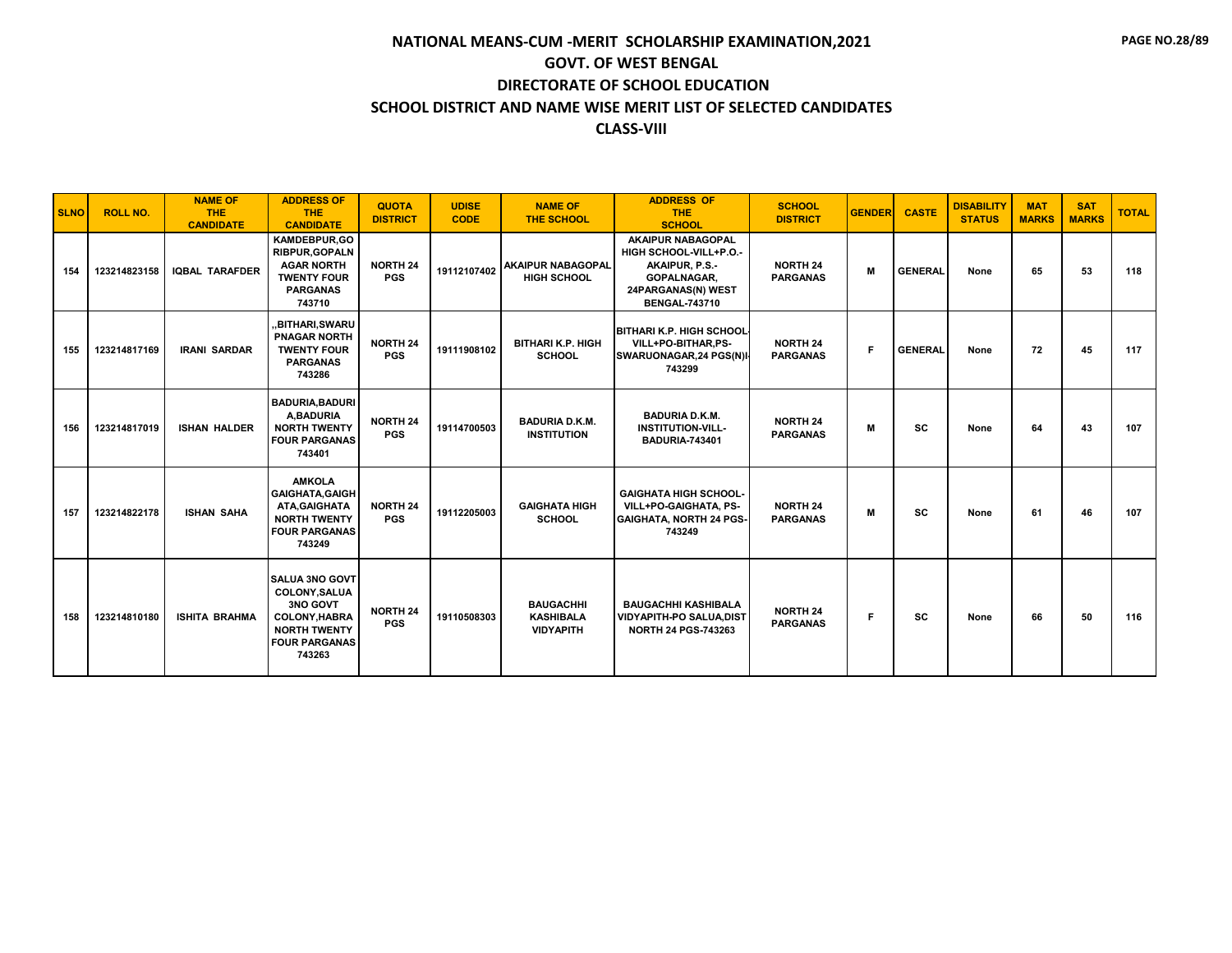# NATIONAL MEANS-CUM -MERIT SCHOLARSHIP EXAMINATION,2021

## GOVT. OF WEST BENGAL

## DIRECTORATE OF SCHOOL EDUCATION

## SCHOOL DISTRICT AND NAME WISE MERIT LIST OF SELECTED CANDIDATES

## CLASS-VIII

| SLNO | ROLL NO. | NAME OF THE CANDIDATE | ADDRESS OF THE CANDIDATE | QUOTA DISTRICT | UDISE CODE | NAME OF THE SCHOOL | ADDRESS OF THE SCHOOL | SCHOOL DISTRICT | GENDER | CASTE | DISABILITY STATUS | MAT MARKS | SAT MARKS | TOTAL |
|---|---|---|---|---|---|---|---|---|---|---|---|---|---|---|
| 154 | 123214823158 | IQBAL TARAFDER | KAMDEBPUR,GORIBPUR,GOPALNAGAR NORTH TWENTY FOUR PARGANAS 743710 | NORTH 24 PGS | 19112107402 | AKAIPUR NABAGOPAL HIGH SCHOOL | AKAIPUR NABAGOPAL HIGH SCHOOL-VILL+P.O.-AKAIPUR, P.S.-GOPALNAGAR, 24PARGANAS(N) WEST BENGAL-743710 | NORTH 24 PARGANAS | M | GENERAL | None | 65 | 53 | 118 |
| 155 | 123214817169 | IRANI SARDAR | ,,BITHARI,SWARUPNAGAR NORTH TWENTY FOUR PARGANAS 743286 | NORTH 24 PGS | 19111908102 | BITHARI K.P. HIGH SCHOOL | BITHARI K.P. HIGH SCHOOL-VILL+PO-BITHAR,PS-SWARUONAGAR,24 PGS(N)-743299 | NORTH 24 PARGANAS | F | GENERAL | None | 72 | 45 | 117 |
| 156 | 123214817019 | ISHAN HALDER | BADURIA,BADURIA,BADURIA NORTH TWENTY FOUR PARGANAS 743401 | NORTH 24 PGS | 19114700503 | BADURIA D.K.M. INSTITUTION | BADURIA D.K.M. INSTITUTION-VILL-BADURIA-743401 | NORTH 24 PARGANAS | M | SC | None | 64 | 43 | 107 |
| 157 | 123214822178 | ISHAN SAHA | AMKOLA GAIGHATA,GAIGHATA,GAIGHATA NORTH TWENTY FOUR PARGANAS 743249 | NORTH 24 PGS | 19112205003 | GAIGHATA HIGH SCHOOL | GAIGHATA HIGH SCHOOL-VILL+PO-GAIGHATA, PS-GAIGHATA, NORTH 24 PGS-743249 | NORTH 24 PARGANAS | M | SC | None | 61 | 46 | 107 |
| 158 | 123214810180 | ISHITA BRAHMA | SALUA 3NO GOVT COLONY,SALUA 3NO GOVT COLONY,HABRA NORTH TWENTY FOUR PARGANAS 743263 | NORTH 24 PGS | 19110508303 | BAUGACHHI KASHIBALA VIDYAPITH | BAUGACHHI KASHIBALA VIDYAPITH-PO SALUA,DIST NORTH 24 PGS-743263 | NORTH 24 PARGANAS | F | SC | None | 66 | 50 | 116 |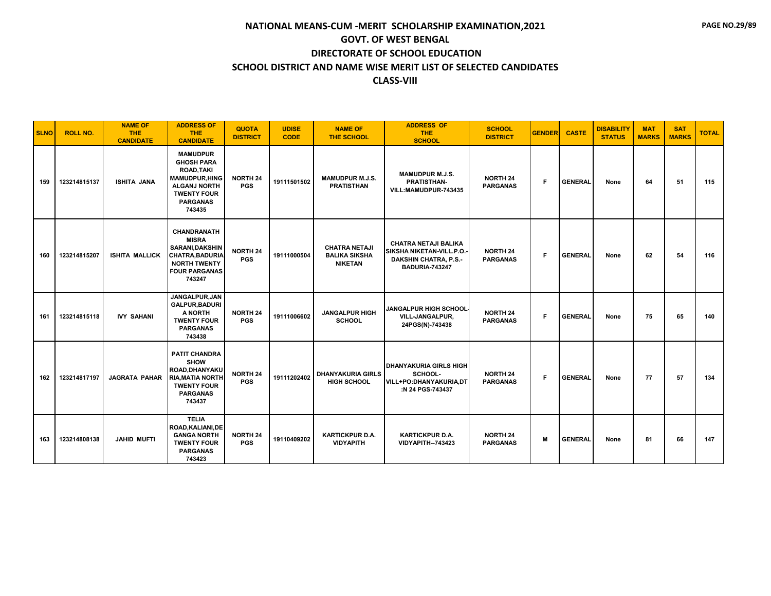# NATIONAL MEANS-CUM -MERIT SCHOLARSHIP EXAMINATION,2021
## GOVT. OF WEST BENGAL
## DIRECTORATE OF SCHOOL EDUCATION
## SCHOOL DISTRICT AND NAME WISE MERIT LIST OF SELECTED CANDIDATES
## CLASS-VIII

| SLNO | ROLL NO. | NAME OF THE CANDIDATE | ADDRESS OF THE CANDIDATE | QUOTA DISTRICT | UDISE CODE | NAME OF THE SCHOOL | ADDRESS OF THE SCHOOL | SCHOOL DISTRICT | GENDER | CASTE | DISABILITY STATUS | MAT MARKS | SAT MARKS | TOTAL |
|---|---|---|---|---|---|---|---|---|---|---|---|---|---|---|
| 159 | 123214815137 | ISHITA JANA | MAMUDPUR GHOSH PARA ROAD,TAKI MAMUDPUR,HINGALGANJ NORTH TWENTY FOUR PARGANAS 743435 | NORTH 24 PGS | 19111501502 | MAMUDPUR M.J.S. PRATISTHAN | MAMUDPUR M.J.S. PRATISTHAN-VILL:MAMUDPUR-743435 | NORTH 24 PARGANAS | F | GENERAL | None | 64 | 51 | 115 |
| 160 | 123214815207 | ISHITA MALLICK | CHANDRANATH MISRA SARANI,DAKSHIN CHATRA,BADURIA NORTH TWENTY FOUR PARGANAS 743247 | NORTH 24 PGS | 19111000504 | CHATRA NETAJI BALIKA SIKSHA NIKETAN | CHATRA NETAJI BALIKA SIKSHA NIKETAN-VILL.P.O.-DAKSHIN CHATRA, P.S.-BADURIA-743247 | NORTH 24 PARGANAS | F | GENERAL | None | 62 | 54 | 116 |
| 161 | 123214815118 | IVY SAHANI | JANGALPUR,JANGALPUR,BADURIA NORTH TWENTY FOUR PARGANAS 743438 | NORTH 24 PGS | 19111006602 | JANGALPUR HIGH SCHOOL | JANGALPUR HIGH SCHOOL-VILL-JANGALPUR, 24PGS(N)-743438 | NORTH 24 PARGANAS | F | GENERAL | None | 75 | 65 | 140 |
| 162 | 123214817197 | JAGRATA PAHAR | PATIT CHANDRA SHOW ROAD,DHANYAKURIA,MATIA NORTH TWENTY FOUR PARGANAS 743437 | NORTH 24 PGS | 19111202402 | DHANYAKURIA GIRLS HIGH SCHOOL | DHANYAKURIA GIRLS HIGH SCHOOL-VILL+PO:DHANYAKURIA,DT:N 24 PGS-743437 | NORTH 24 PARGANAS | F | GENERAL | None | 77 | 57 | 134 |
| 163 | 123214808138 | JAHID MUFTI | TELIA ROAD,KALIANI,DEGANGA NORTH TWENTY FOUR PARGANAS 743423 | NORTH 24 PGS | 19110409202 | KARTICKPUR D.A. VIDYAPITH | KARTICKPUR D.A. VIDYAPITH--743423 | NORTH 24 PARGANAS | M | GENERAL | None | 81 | 66 | 147 |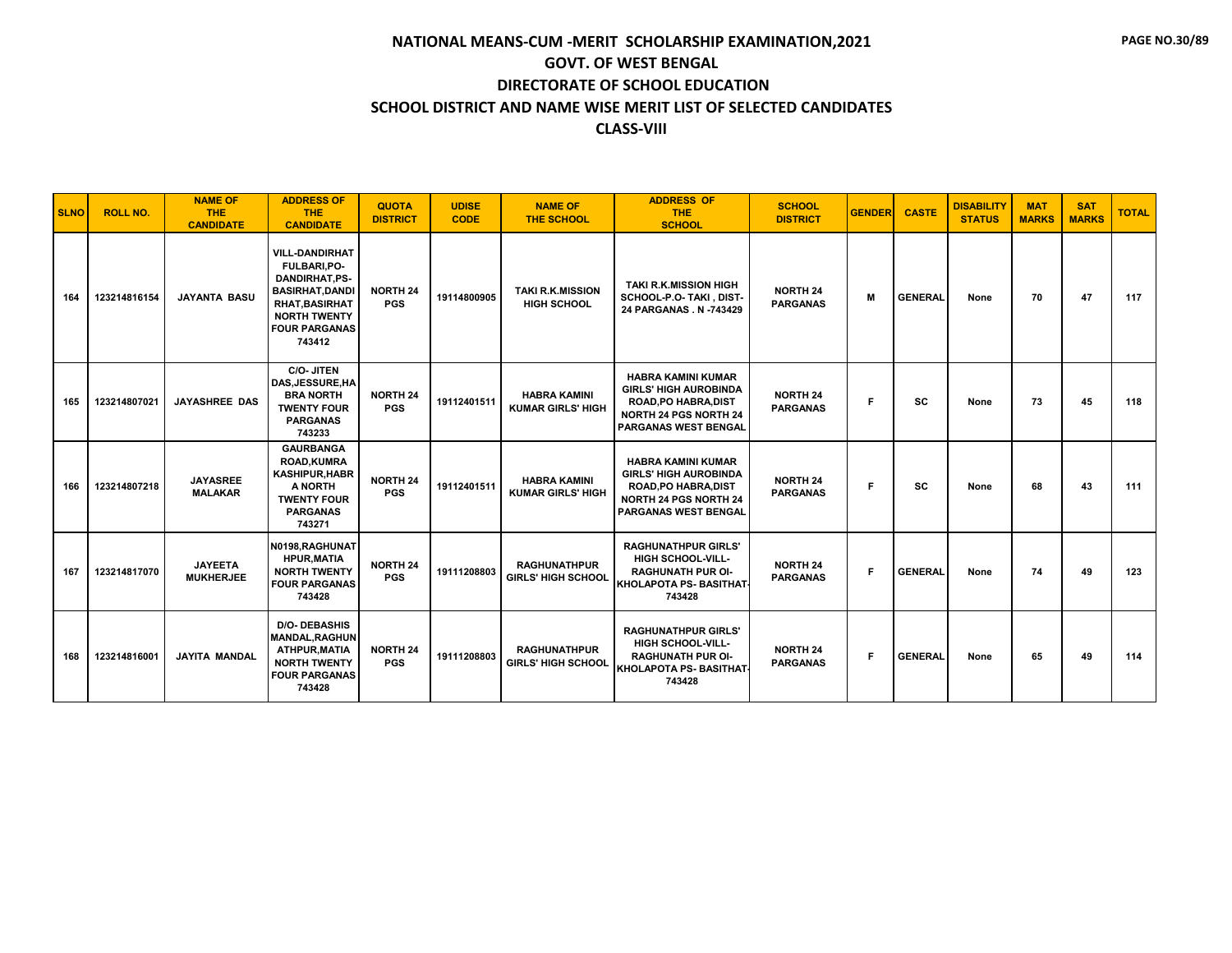# NATIONAL MEANS-CUM -MERIT SCHOLARSHIP EXAMINATION,2021
## GOVT. OF WEST BENGAL
## DIRECTORATE OF SCHOOL EDUCATION
## SCHOOL DISTRICT AND NAME WISE MERIT LIST OF SELECTED CANDIDATES
## CLASS-VIII

| SLNO | ROLL NO. | NAME OF THE CANDIDATE | ADDRESS OF THE CANDIDATE | QUOTA DISTRICT | UDISE CODE | NAME OF THE SCHOOL | ADDRESS OF THE SCHOOL | SCHOOL DISTRICT | GENDER | CASTE | DISABILITY STATUS | MAT MARKS | SAT MARKS | TOTAL |
|---|---|---|---|---|---|---|---|---|---|---|---|---|---|---|
| 164 | 123214816154 | JAYANTA BASU | VILL-DANDIRHAT FULBARI,PO-DANDIRHAT,PS-BASIRHAT,DANDIRHAT,BASIRHAT NORTH TWENTY FOUR PARGANAS 743412 | NORTH 24 PGS | 19114800905 | TAKI R.K.MISSION HIGH SCHOOL | TAKI R.K.MISSION HIGH SCHOOL-P.O- TAKI , DIST-24 PARGANAS . N -743429 | NORTH 24 PARGANAS | M | GENERAL | None | 70 | 47 | 117 |
| 165 | 123214807021 | JAYASHREE DAS | C/O- JITEN DAS,JESSURE,HABRA NORTH TWENTY FOUR PARGANAS 743233 | NORTH 24 PGS | 19112401511 | HABRA KAMINI KUMAR GIRLS' HIGH | HABRA KAMINI KUMAR GIRLS' HIGH AUROBINDA ROAD,PO HABRA,DIST NORTH 24 PGS NORTH 24 PARGANAS WEST BENGAL | NORTH 24 PARGANAS | F | SC | None | 73 | 45 | 118 |
| 166 | 123214807218 | JAYASREE MALAKAR | GAURBANGA ROAD,KUMRA KASHIPUR,HABRA NORTH TWENTY FOUR PARGANAS 743271 | NORTH 24 PGS | 19112401511 | HABRA KAMINI KUMAR GIRLS' HIGH | HABRA KAMINI KUMAR GIRLS' HIGH AUROBINDA ROAD,PO HABRA,DIST NORTH 24 PGS NORTH 24 PARGANAS WEST BENGAL | NORTH 24 PARGANAS | F | SC | None | 68 | 43 | 111 |
| 167 | 123214817070 | JAYEETA MUKHERJEE | N0198,RAGHUNATHPUR,MATIA NORTH TWENTY FOUR PARGANAS 743428 | NORTH 24 PGS | 19111208803 | RAGHUNATHPUR GIRLS' HIGH SCHOOL | RAGHUNATHPUR GIRLS' HIGH SCHOOL-VILL-RAGHUNATH PUR OI-KHOLAPOTA PS- BASITHAT-743428 | NORTH 24 PARGANAS | F | GENERAL | None | 74 | 49 | 123 |
| 168 | 123214816001 | JAYITA MANDAL | D/O- DEBASHIS MANDAL,RAGHUNATHPUR,MATIA NORTH TWENTY FOUR PARGANAS 743428 | NORTH 24 PGS | 19111208803 | RAGHUNATHPUR GIRLS' HIGH SCHOOL | RAGHUNATHPUR GIRLS' HIGH SCHOOL-VILL-RAGHUNATH PUR OI-KHOLAPOTA PS- BASITHAT-743428 | NORTH 24 PARGANAS | F | GENERAL | None | 65 | 49 | 114 |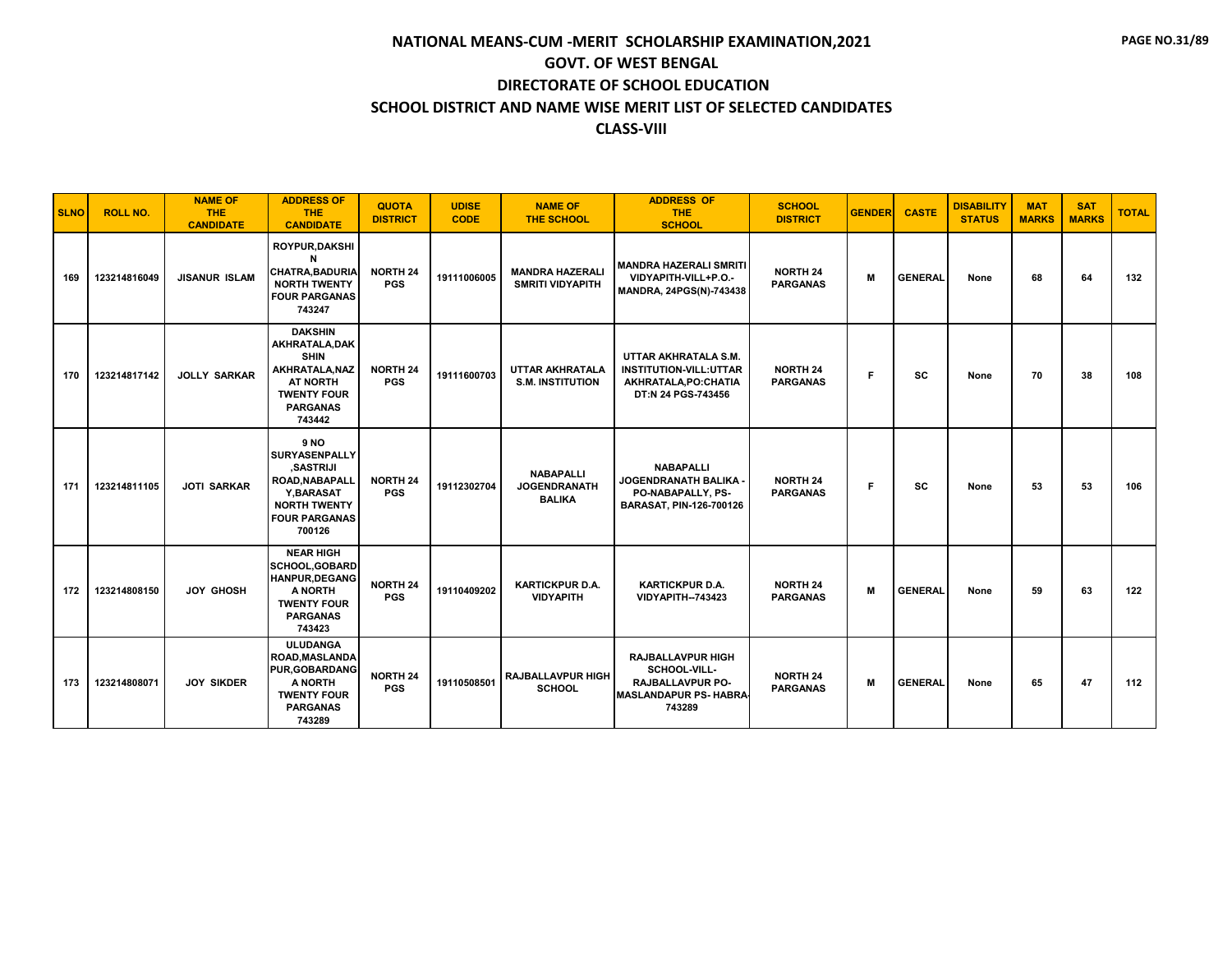# NATIONAL MEANS-CUM -MERIT SCHOLARSHIP EXAMINATION,2021

## GOVT. OF WEST BENGAL

## DIRECTORATE OF SCHOOL EDUCATION

## SCHOOL DISTRICT AND NAME WISE MERIT LIST OF SELECTED CANDIDATES

## CLASS-VIII

| SLNO | ROLL NO. | NAME OF THE CANDIDATE | ADDRESS OF THE CANDIDATE | QUOTA DISTRICT | UDISE CODE | NAME OF THE SCHOOL | ADDRESS OF THE SCHOOL | SCHOOL DISTRICT | GENDER | CASTE | DISABILITY STATUS | MAT MARKS | SAT MARKS | TOTAL |
|---|---|---|---|---|---|---|---|---|---|---|---|---|---|---|
| 169 | 123214816049 | JISANUR ISLAM | ROYPUR,DAKSHIN CHATRA,BADURIA NORTH TWENTY FOUR PARGANAS 743247 | NORTH 24 PGS | 19111006005 | MANDRA HAZERALI SMRITI VIDYAPITH | MANDRA HAZERALI SMRITI VIDYAPITH-VILL+P.O.-MANDRA, 24PGS(N)-743438 | NORTH 24 PARGANAS | M | GENERAL | None | 68 | 64 | 132 |
| 170 | 123214817142 | JOLLY SARKAR | DAKSHIN AKHRATALA,DAKSHIN AKHRATALA,NAZAT NORTH TWENTY FOUR PARGANAS 743442 | NORTH 24 PGS | 19111600703 | UTTAR AKHRATALA S.M. INSTITUTION | UTTAR AKHRATALA S.M. INSTITUTION-VILL:UTTAR AKHRATALA,PO:CHATIA DT:N 24 PGS-743456 | NORTH 24 PARGANAS | F | SC | None | 70 | 38 | 108 |
| 171 | 123214811105 | JOTI SARKAR | 9 NO SURYASENPALLY ,SASTRIJI ROAD,NABAPALLY,BARASAT NORTH TWENTY FOUR PARGANAS 700126 | NORTH 24 PGS | 19112302704 | NABAPALLI JOGENDRANATH BALIKA | NABAPALLI JOGENDRANATH BALIKA - PO-NABAPALLY, PS-BARASAT, PIN-126-700126 | NORTH 24 PARGANAS | F | SC | None | 53 | 53 | 106 |
| 172 | 123214808150 | JOY GHOSH | NEAR HIGH SCHOOL,GOBARDHANPUR,DEGANGA NORTH TWENTY FOUR PARGANAS 743423 | NORTH 24 PGS | 19110409202 | KARTICKPUR D.A. VIDYAPITH | KARTICKPUR D.A. VIDYAPITH--743423 | NORTH 24 PARGANAS | M | GENERAL | None | 59 | 63 | 122 |
| 173 | 123214808071 | JOY SIKDER | ULUDANGA ROAD,MASLANDAPUR,GOBARDANGA NORTH TWENTY FOUR PARGANAS 743289 | NORTH 24 PGS | 19110508501 | RAJBALLAVPUR HIGH SCHOOL | RAJBALLAVPUR HIGH SCHOOL-VILL-RAJBALLAVPUR PO-MASLANDAPUR PS- HABRA-743289 | NORTH 24 PARGANAS | M | GENERAL | None | 65 | 47 | 112 |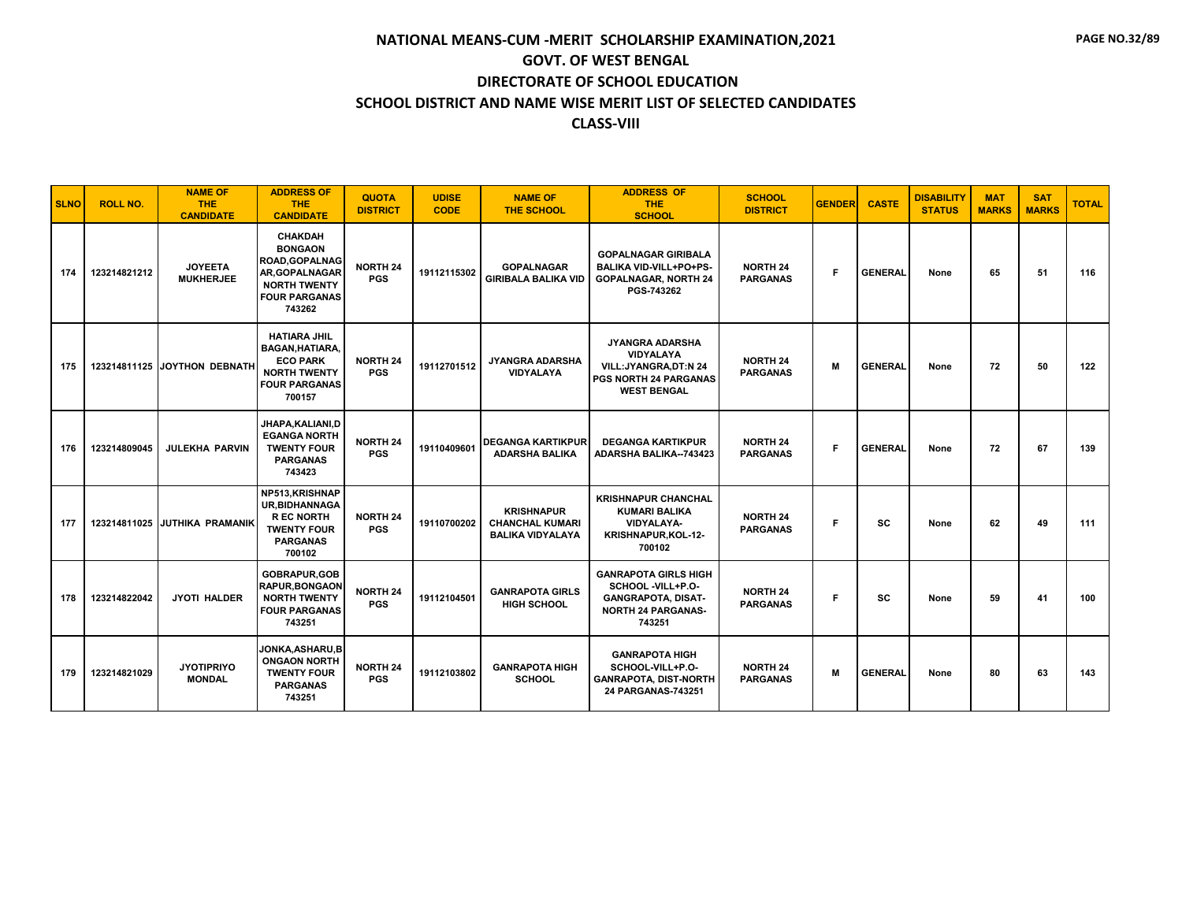# NATIONAL MEANS-CUM -MERIT SCHOLARSHIP EXAMINATION,2021
## GOVT. OF WEST BENGAL
## DIRECTORATE OF SCHOOL EDUCATION
## SCHOOL DISTRICT AND NAME WISE MERIT LIST OF SELECTED CANDIDATES
## CLASS-VIII

| SLNO | ROLL NO. | NAME OF THE CANDIDATE | ADDRESS OF THE CANDIDATE | QUOTA DISTRICT | UDISE CODE | NAME OF THE SCHOOL | ADDRESS OF THE SCHOOL | SCHOOL DISTRICT | GENDER | CASTE | DISABILITY STATUS | MAT MARKS | SAT MARKS | TOTAL |
|---|---|---|---|---|---|---|---|---|---|---|---|---|---|---|
| 174 | 123214821212 | JOYEETA MUKHERJEE | CHAKDAH BONGAON ROAD,GOPALNAGAR,GOPALNAGAR NORTH TWENTY FOUR PARGANAS 743262 | NORTH 24 PGS | 19112115302 | GOPALNAGAR GIRIBALA BALIKA VID | GOPALNAGAR GIRIBALA BALIKA VID-VILL+PO+PS-GOPALNAGAR, NORTH 24 PGS-743262 | NORTH 24 PARGANAS | F | GENERAL | None | 65 | 51 | 116 |
| 175 | 123214811125 | JOYTHON DEBNATH | HATIARA JHIL BAGAN,HATIARA, ECO PARK NORTH TWENTY FOUR PARGANAS 700157 | NORTH 24 PGS | 19112701512 | JYANGRA ADARSHA VIDYALAYA | JYANGRA ADARSHA VIDYALAYA VILL:JYANGRA,DT:N 24 PGS NORTH 24 PARGANAS WEST BENGAL | NORTH 24 PARGANAS | M | GENERAL | None | 72 | 50 | 122 |
| 176 | 123214809045 | JULEKHA PARVIN | JHAPA,KALIANI,DEGANGA NORTH TWENTY FOUR PARGANAS 743423 | NORTH 24 PGS | 19110409601 | DEGANGA KARTIKPUR ADARSHA BALIKA | DEGANGA KARTIKPUR ADARSHA BALIKA--743423 | NORTH 24 PARGANAS | F | GENERAL | None | 72 | 67 | 139 |
| 177 | 123214811025 | JUTHIKA PRAMANIK | NP513,KRISHNAPUR,BIDHANNAGAR EC NORTH TWENTY FOUR PARGANAS 700102 | NORTH 24 PGS | 19110700202 | KRISHNAPUR CHANCHAL KUMARI BALIKA VIDYALAYA | KRISHNAPUR CHANCHAL KUMARI BALIKA VIDYALAYA-KRISHNAPUR,KOL-12-700102 | NORTH 24 PARGANAS | F | SC | None | 62 | 49 | 111 |
| 178 | 123214822042 | JYOTI HALDER | GOBRAPUR,GOBRAPUR,BONGAON NORTH TWENTY FOUR PARGANAS 743251 | NORTH 24 PGS | 19112104501 | GANRAPOTA GIRLS HIGH SCHOOL | GANRAPOTA GIRLS HIGH SCHOOL -VILL+P.O-GANGRAPOTA, DISAT-NORTH 24 PARGANAS-743251 | NORTH 24 PARGANAS | F | SC | None | 59 | 41 | 100 |
| 179 | 123214821029 | JYOTIPRIYO MONDAL | JONKA,ASHARU,BONGAON NORTH TWENTY FOUR PARGANAS 743251 | NORTH 24 PGS | 19112103802 | GANRAPOTA HIGH SCHOOL | GANRAPOTA HIGH SCHOOL-VILL+P.O-GANRAPOTA, DIST-NORTH 24 PARGANAS-743251 | NORTH 24 PARGANAS | M | GENERAL | None | 80 | 63 | 143 |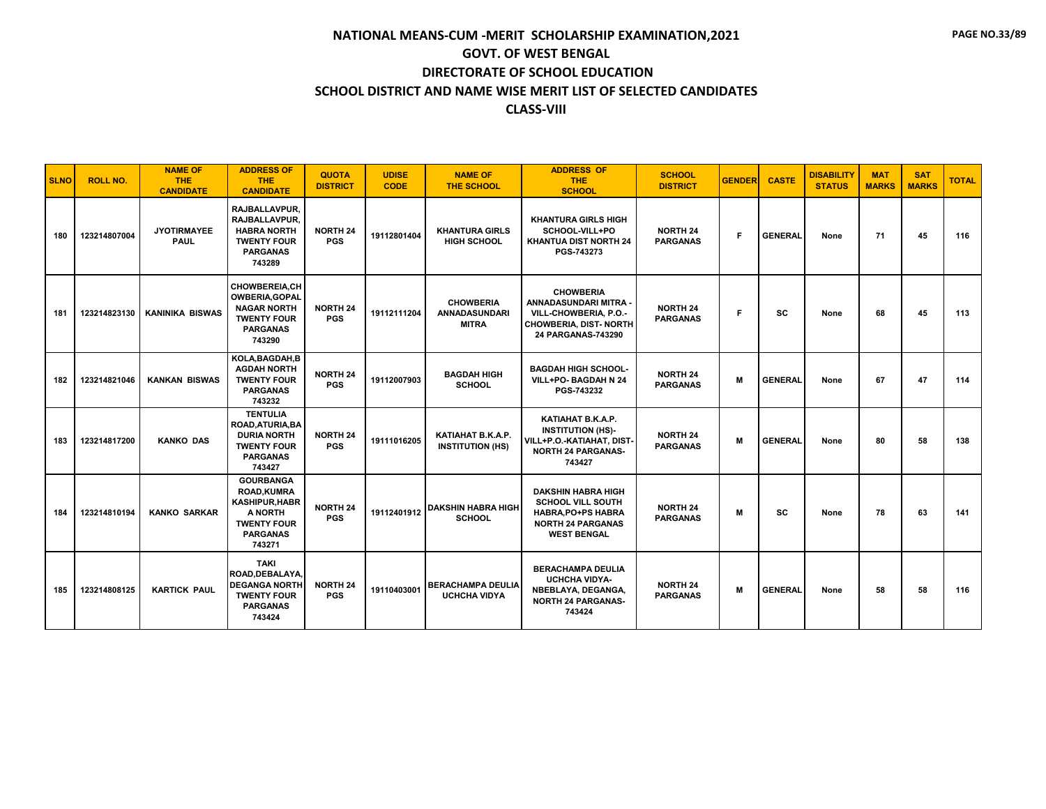# NATIONAL MEANS-CUM -MERIT SCHOLARSHIP EXAMINATION,2021

## GOVT. OF WEST BENGAL

## DIRECTORATE OF SCHOOL EDUCATION

## SCHOOL DISTRICT AND NAME WISE MERIT LIST OF SELECTED CANDIDATES

## CLASS-VIII

| SLNO | ROLL NO. | NAME OF THE CANDIDATE | ADDRESS OF THE CANDIDATE | QUOTA DISTRICT | UDISE CODE | NAME OF THE SCHOOL | ADDRESS OF THE SCHOOL | SCHOOL DISTRICT | GENDER | CASTE | DISABILITY STATUS | MAT MARKS | SAT MARKS | TOTAL |
|---|---|---|---|---|---|---|---|---|---|---|---|---|---|---|
| 180 | 123214807004 | JYOTIRMAYEE PAUL | RAJBALLAVPUR, RAJBALLAVPUR, HABRA NORTH TWENTY FOUR PARGANAS 743289 | NORTH 24 PGS | 19112801404 | KHANTURA GIRLS HIGH SCHOOL | KHANTURA GIRLS HIGH SCHOOL-VILL+PO KHANTUA DIST NORTH 24 PGS-743273 | NORTH 24 PARGANAS | F | GENERAL | None | 71 | 45 | 116 |
| 181 | 123214823130 | KANINIKA BISWAS | CHOWBEREIA,CHOWBERIA,GOPAL NAGAR NORTH TWENTY FOUR PARGANAS 743290 | NORTH 24 PGS | 19112111204 | CHOWBERIA ANNADASUNDARI MITRA | CHOWBERIA ANNADASUNDARI MITRA - VILL-CHOWBERIA, P.O.- CHOWBERIA, DIST- NORTH 24 PARGANAS-743290 | NORTH 24 PARGANAS | F | SC | None | 68 | 45 | 113 |
| 182 | 123214821046 | KANKAN BISWAS | KOLA,BAGDAH,BAGDAH NORTH TWENTY FOUR PARGANAS 743232 | NORTH 24 PGS | 19112007903 | BAGDAH HIGH SCHOOL | BAGDAH HIGH SCHOOL-VILL+PO- BAGDAH N 24 PGS-743232 | NORTH 24 PARGANAS | M | GENERAL | None | 67 | 47 | 114 |
| 183 | 123214817200 | KANKO DAS | TENTULIA ROAD,ATURIA,BADURIA NORTH TWENTY FOUR PARGANAS 743427 | NORTH 24 PGS | 19111016205 | KATIAHAT B.K.A.P. INSTITUTION (HS) | KATIAHAT B.K.A.P. INSTITUTION (HS)-VILL+P.O.-KATIAHAT, DIST-NORTH 24 PARGANAS-743427 | NORTH 24 PARGANAS | M | GENERAL | None | 80 | 58 | 138 |
| 184 | 123214810194 | KANKO SARKAR | GOURBANGA ROAD,KUMRA KASHIPUR,HABRA NORTH TWENTY FOUR PARGANAS 743271 | NORTH 24 PGS | 19112401912 | DAKSHIN HABRA HIGH SCHOOL | DAKSHIN HABRA HIGH SCHOOL VILL SOUTH HABRA,PO+PS HABRA NORTH 24 PARGANAS WEST BENGAL | NORTH 24 PARGANAS | M | SC | None | 78 | 63 | 141 |
| 185 | 123214808125 | KARTICK PAUL | TAKI ROAD,DEBALAYA,DEGANGA NORTH TWENTY FOUR PARGANAS 743424 | NORTH 24 PGS | 19110403001 | BERACHAMPA DEULIA UCHCHA VIDYA | BERACHAMPA DEULIA UCHCHA VIDYA-NBEBLAYA, DEGANGA, NORTH 24 PARGANAS-743424 | NORTH 24 PARGANAS | M | GENERAL | None | 58 | 58 | 116 |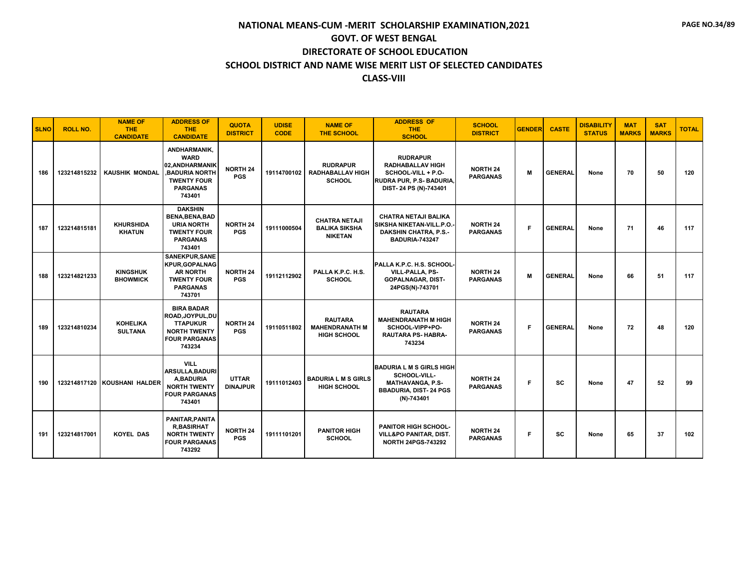# NATIONAL MEANS-CUM -MERIT SCHOLARSHIP EXAMINATION,2021

## GOVT. OF WEST BENGAL

## DIRECTORATE OF SCHOOL EDUCATION

## SCHOOL DISTRICT AND NAME WISE MERIT LIST OF SELECTED CANDIDATES

## CLASS-VIII

| SLNO | ROLL NO. | NAME OF THE CANDIDATE | ADDRESS OF THE CANDIDATE | QUOTA DISTRICT | UDISE CODE | NAME OF THE SCHOOL | ADDRESS OF THE SCHOOL | SCHOOL DISTRICT | GENDER | CASTE | DISABILITY STATUS | MAT MARKS | SAT MARKS | TOTAL |
|---|---|---|---|---|---|---|---|---|---|---|---|---|---|---|
| 186 | 123214815232 | KAUSHIK MONDAL | ANDHARMANIK, WARD 02,ANDHARMANIK ,BADURIA NORTH TWENTY FOUR PARGANAS 743401 | NORTH 24 PGS | 19114700102 | RUDRAPUR RADHABALLAV HIGH SCHOOL | RUDRAPUR RADHABALLAV HIGH SCHOOL-VILL + P.O-RUDRA PUR, P.S- BADURIA, DIST- 24 PS (N)-743401 | NORTH 24 PARGANAS | M | GENERAL | None | 70 | 50 | 120 |
| 187 | 123214815181 | KHURSHIDA KHATUN | DAKSHIN BENA,BENA,BADURIA NORTH TWENTY FOUR PARGANAS 743401 | NORTH 24 PGS | 19111000504 | CHATRA NETAJI BALIKA SIKSHA NIKETAN | CHATRA NETAJI BALIKA SIKSHA NIKETAN-VILL.P.O.-DAKSHIN CHATRA, P.S.-BADURIA-743247 | NORTH 24 PARGANAS | F | GENERAL | None | 71 | 46 | 117 |
| 188 | 123214821233 | KINGSHUK BHOWMICK | SANEKPUR,SANEKPUR,GOPALNAGAR NORTH TWENTY FOUR PARGANAS 743701 | NORTH 24 PGS | 19112112902 | PALLA K.P.C. H.S. SCHOOL | PALLA K.P.C. H.S. SCHOOL-VILL-PALLA, PS-GOPALNAGAR, DIST-24PGS(N)-743701 | NORTH 24 PARGANAS | M | GENERAL | None | 66 | 51 | 117 |
| 189 | 123214810234 | KOHELIKA SULTANA | BIRA BADAR ROAD,JOYPUL,DUTTAPUKUR NORTH TWENTY FOUR PARGANAS 743234 | NORTH 24 PGS | 19110511802 | RAUTARA MAHENDRANATH M HIGH SCHOOL | RAUTARA MAHENDRANATH M HIGH SCHOOL-VIPP+PO-RAUTARA PS- HABRA-743234 | NORTH 24 PARGANAS | F | GENERAL | None | 72 | 48 | 120 |
| 190 | 123214817120 | KOUSHANI HALDER | VILL ARSULLA,BADURIA,BADURIA NORTH TWENTY FOUR PARGANAS 743401 | UTTAR DINAJPUR | 19111012403 | BADURIA L M S GIRLS HIGH SCHOOL | BADURIA L M S GIRLS HIGH SCHOOL-VILL-MATHAVANGA, P.S-BBADURIA, DIST- 24 PGS (N)-743401 | NORTH 24 PARGANAS | F | SC | None | 47 | 52 | 99 |
| 191 | 123214817001 | KOYEL DAS | PANITAR,PANITAR,BASIRHAT NORTH TWENTY FOUR PARGANAS 743292 | NORTH 24 PGS | 19111101201 | PANITOR HIGH SCHOOL | PANITOR HIGH SCHOOL-VILL&PO PANITAR, DIST. NORTH 24PGS-743292 | NORTH 24 PARGANAS | F | SC | None | 65 | 37 | 102 |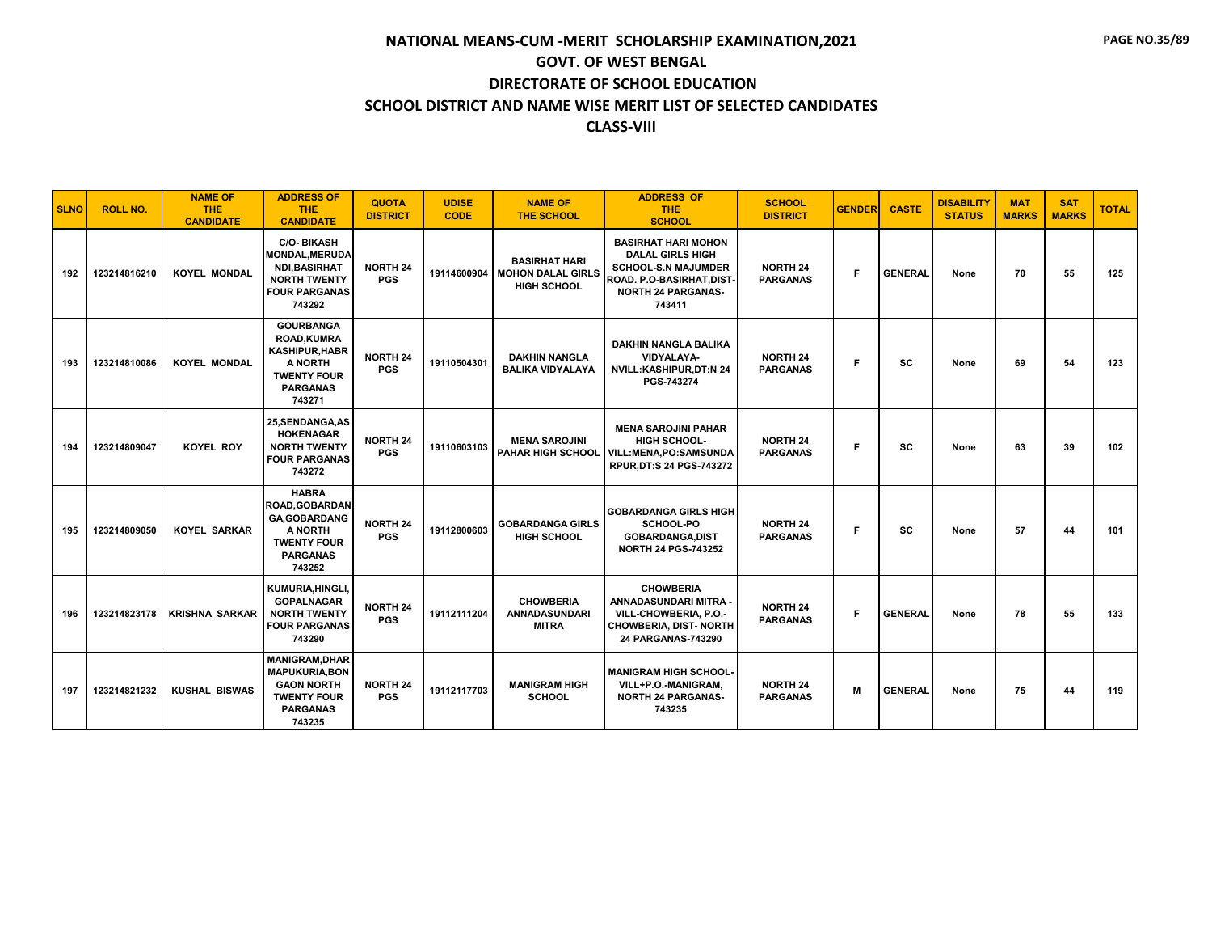# NATIONAL MEANS-CUM -MERIT SCHOLARSHIP EXAMINATION,2021

## GOVT. OF WEST BENGAL

## DIRECTORATE OF SCHOOL EDUCATION

## SCHOOL DISTRICT AND NAME WISE MERIT LIST OF SELECTED CANDIDATES

## CLASS-VIII

| SLNO | ROLL NO. | NAME OF THE CANDIDATE | ADDRESS OF THE CANDIDATE | QUOTA DISTRICT | UDISE CODE | NAME OF THE SCHOOL | ADDRESS OF THE SCHOOL | SCHOOL DISTRICT | GENDER | CASTE | DISABILITY STATUS | MAT MARKS | SAT MARKS | TOTAL |
|---|---|---|---|---|---|---|---|---|---|---|---|---|---|---|
| 192 | 123214816210 | KOYEL MONDAL | C/O- BIKASH MONDAL,MERUDANDI,BASIRHAT NORTH TWENTY FOUR PARGANAS 743292 | NORTH 24 PGS | 19114600904 | BASIRHAT HARI MOHON DALAL GIRLS HIGH SCHOOL | BASIRHAT HARI MOHON DALAL GIRLS HIGH SCHOOL-S.N MAJUMDER ROAD. P.O-BASIRHAT,DIST-NORTH 24 PARGANAS-743411 | NORTH 24 PARGANAS | F | GENERAL | None | 70 | 55 | 125 |
| 193 | 123214810086 | KOYEL MONDAL | GOURBANGA ROAD,KUMRA KASHIPUR,HABRA NORTH TWENTY FOUR PARGANAS 743271 | NORTH 24 PGS | 19110504301 | DAKHIN NANGLA BALIKA VIDYALAYA | DAKHIN NANGLA BALIKA VIDYALAYA-NVILL:KASHIPUR,DT:N 24 PGS-743274 | NORTH 24 PARGANAS | F | SC | None | 69 | 54 | 123 |
| 194 | 123214809047 | KOYEL ROY | 25,SENDANGA,ASHOKENAGAR NORTH TWENTY FOUR PARGANAS 743272 | NORTH 24 PGS | 19110603103 | MENA SAROJINI PAHAR HIGH SCHOOL | MENA SAROJINI PAHAR HIGH SCHOOL-VILL:MENA,PO:SAMSUNDARPUR,DT:S 24 PGS-743272 | NORTH 24 PARGANAS | F | SC | None | 63 | 39 | 102 |
| 195 | 123214809050 | KOYEL SARKAR | HABRA ROAD,GOBARDANGA,GOBARDANGA NORTH TWENTY FOUR PARGANAS 743252 | NORTH 24 PGS | 19112800603 | GOBARDANGA GIRLS HIGH SCHOOL | GOBARDANGA GIRLS HIGH SCHOOL-PO GOBARDANGA,DIST NORTH 24 PGS-743252 | NORTH 24 PARGANAS | F | SC | None | 57 | 44 | 101 |
| 196 | 123214823178 | KRISHNA SARKAR | KUMURIA,HINGLI,GOPALNAGAR NORTH TWENTY FOUR PARGANAS 743290 | NORTH 24 PGS | 19112111204 | CHOWBERIA ANNADASUNDARI MITRA | CHOWBERIA ANNADASUNDARI MITRA - VILL-CHOWBERIA, P.O.-CHOWBERIA, DIST- NORTH 24 PARGANAS-743290 | NORTH 24 PARGANAS | F | GENERAL | None | 78 | 55 | 133 |
| 197 | 123214821232 | KUSHAL BISWAS | MANIGRAM,DHARMAPUKURIA,BONGAON NORTH TWENTY FOUR PARGANAS 743235 | NORTH 24 PGS | 19112117703 | MANIGRAM HIGH SCHOOL | MANIGRAM HIGH SCHOOL-VILL+P.O.-MANIGRAM, NORTH 24 PARGANAS-743235 | NORTH 24 PARGANAS | M | GENERAL | None | 75 | 44 | 119 |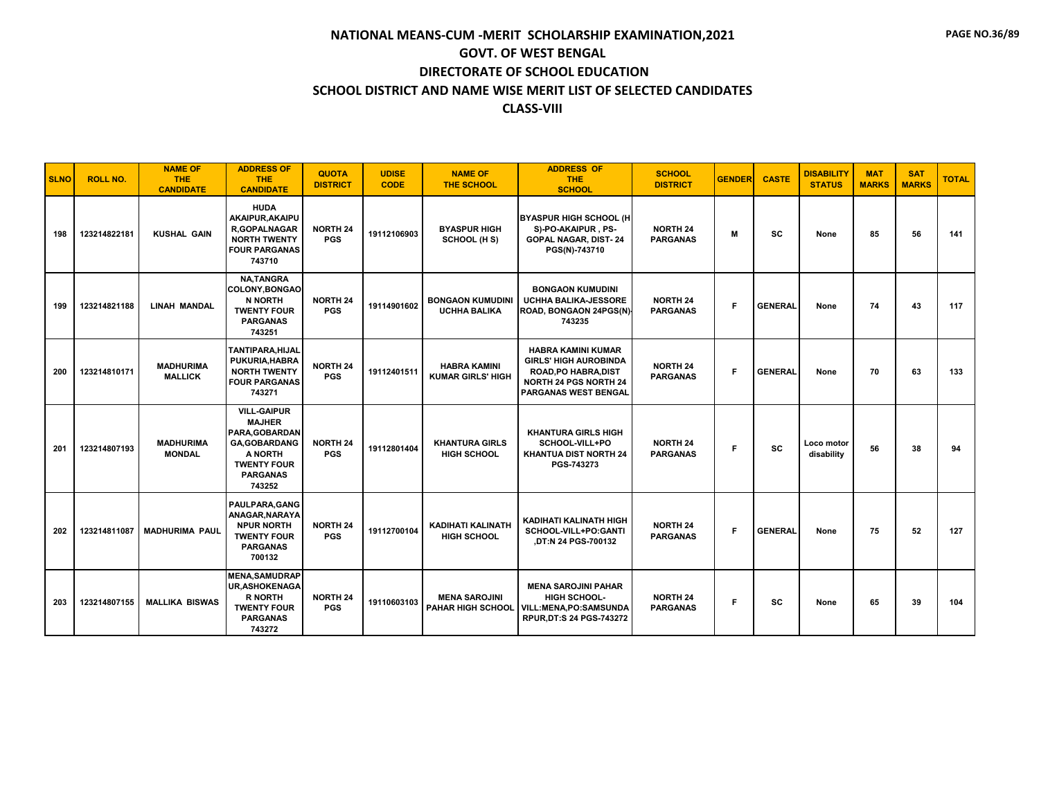# NATIONAL MEANS-CUM -MERIT SCHOLARSHIP EXAMINATION,2021

## GOVT. OF WEST BENGAL

## DIRECTORATE OF SCHOOL EDUCATION

## SCHOOL DISTRICT AND NAME WISE MERIT LIST OF SELECTED CANDIDATES

## CLASS-VIII

| SLNO | ROLL NO. | NAME OF THE CANDIDATE | ADDRESS OF THE CANDIDATE | QUOTA DISTRICT | UDISE CODE | NAME OF THE SCHOOL | ADDRESS OF THE SCHOOL | SCHOOL DISTRICT | GENDER | CASTE | DISABILITY STATUS | MAT MARKS | SAT MARKS | TOTAL |
|---|---|---|---|---|---|---|---|---|---|---|---|---|---|---|
| 198 | 123214822181 | KUSHAL GAIN | HUDA AKAIPUR,AKAIPUR,GOPALNAGAR NORTH TWENTY FOUR PARGANAS 743710 | NORTH 24 PGS | 19112106903 | BYASPUR HIGH SCHOOL (H S) | BYASPUR HIGH SCHOOL (H S)-PO-AKAIPUR , PS-GOPAL NAGAR, DIST- 24 PGS(N)-743710 | NORTH 24 PARGANAS | M | SC | None | 85 | 56 | 141 |
| 199 | 123214821188 | LINAH MANDAL | NA,TANGRA COLONY,BONGAON NORTH TWENTY FOUR PARGANAS 743251 | NORTH 24 PGS | 19114901602 | BONGAON KUMUDINI UCHHA BALIKA | BONGAON KUMUDINI UCHHA BALIKA-JESSORE ROAD, BONGAON 24PGS(N)-743235 | NORTH 24 PARGANAS | F | GENERAL | None | 74 | 43 | 117 |
| 200 | 123214810171 | MADHURIMA MALLICK | TANTIPARA,HIJALPUKURIA,HABRA NORTH TWENTY FOUR PARGANAS 743271 | NORTH 24 PGS | 19112401511 | HABRA KAMINI KUMAR GIRLS' HIGH | HABRA KAMINI KUMAR GIRLS' HIGH AUROBINDA ROAD,PO HABRA,DIST NORTH 24 PGS NORTH 24 PARGANAS WEST BENGAL | NORTH 24 PARGANAS | F | GENERAL | None | 70 | 63 | 133 |
| 201 | 123214807193 | MADHURIMA MONDAL | VILL-GAIPUR MAJHER PARA,GOBARDANGA,GOBARDANGA NORTH TWENTY FOUR PARGANAS 743252 | NORTH 24 PGS | 19112801404 | KHANTURA GIRLS HIGH SCHOOL | KHANTURA GIRLS HIGH SCHOOL-VILL+PO KHANTUA DIST NORTH 24 PGS-743273 | NORTH 24 PARGANAS | F | SC | Loco motor disability | 56 | 38 | 94 |
| 202 | 123214811087 | MADHURIMA PAUL | PAULPARA,GANGANAGAR,NARAYANPUR NORTH TWENTY FOUR PARGANAS 700132 | NORTH 24 PGS | 19112700104 | KADIHATI KALINATH HIGH SCHOOL | KADIHATI KALINATH HIGH SCHOOL-VILL+PO:GANTI ,DT:N 24 PGS-700132 | NORTH 24 PARGANAS | F | GENERAL | None | 75 | 52 | 127 |
| 203 | 123214807155 | MALLIKA BISWAS | MENA,SAMUDRAPUR,ASHOKENAGAR NORTH TWENTY FOUR PARGANAS 743272 | NORTH 24 PGS | 19110603103 | MENA SAROJINI PAHAR HIGH SCHOOL | MENA SAROJINI PAHAR HIGH SCHOOL-VILL:MENA,PO:SAMSUNDARPUR,DT:S 24 PGS-743272 | NORTH 24 PARGANAS | F | SC | None | 65 | 39 | 104 |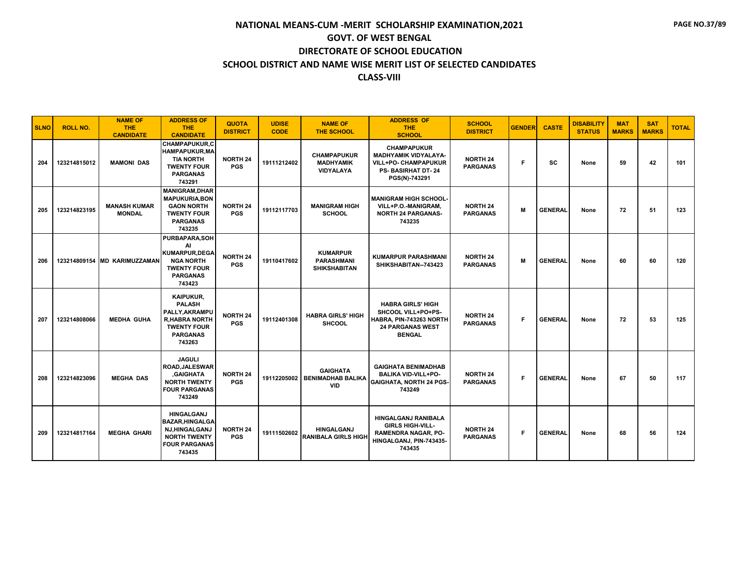# NATIONAL MEANS-CUM -MERIT SCHOLARSHIP EXAMINATION,2021
## GOVT. OF WEST BENGAL
## DIRECTORATE OF SCHOOL EDUCATION
## SCHOOL DISTRICT AND NAME WISE MERIT LIST OF SELECTED CANDIDATES
## CLASS-VIII

| SLNO | ROLL NO. | NAME OF THE CANDIDATE | ADDRESS OF THE CANDIDATE | QUOTA DISTRICT | UDISE CODE | NAME OF THE SCHOOL | ADDRESS OF THE SCHOOL | SCHOOL DISTRICT | GENDER | CASTE | DISABILITY STATUS | MAT MARKS | SAT MARKS | TOTAL |
|---|---|---|---|---|---|---|---|---|---|---|---|---|---|---|
| 204 | 123214815012 | MAMONI DAS | CHAMPAPUKUR,CHAMPAPUKUR,MATIA NORTH TWENTY FOUR PARGANAS 743291 | NORTH 24 PGS | 19111212402 | CHAMPAPUKUR MADHYAMIK VIDYALAYA | CHAMPAPUKUR MADHYAMIK VIDYALAYA-VILL+PO- CHAMPAPUKUR PS- BASIRHAT DT- 24 PGS(N)-743291 | NORTH 24 PARGANAS | F | SC | None | 59 | 42 | 101 |
| 205 | 123214823195 | MANASH KUMAR MONDAL | MANIGRAM,DHARMAPUKURIA,BONGAON NORTH TWENTY FOUR PARGANAS 743235 | NORTH 24 PGS | 19112117703 | MANIGRAM HIGH SCHOOL | MANIGRAM HIGH SCHOOL-VILL+P.O.-MANIGRAM, NORTH 24 PARGANAS-743235 | NORTH 24 PARGANAS | M | GENERAL | None | 72 | 51 | 123 |
| 206 | 123214809154 | MD KARIMUZZAMAN | PURBAPARA,SOHAI KUMARPUR,DEGANGA NORTH TWENTY FOUR PARGANAS 743423 | NORTH 24 PGS | 19110417602 | KUMARPUR PARASHMANI SHIKSHABITAN | KUMARPUR PARASHMANI SHIKSHABITAN--743423 | NORTH 24 PARGANAS | M | GENERAL | None | 60 | 60 | 120 |
| 207 | 123214808066 | MEDHA GUHA | KAIPUKUR, PALASH PALLY,AKRAMPUR,HABRA NORTH TWENTY FOUR PARGANAS 743263 | NORTH 24 PGS | 19112401308 | HABRA GIRLS' HIGH SHCOOL | HABRA GIRLS' HIGH SHCOOL VILL+PO+PS-HABRA, PIN-743263 NORTH 24 PARGANAS WEST BENGAL | NORTH 24 PARGANAS | F | GENERAL | None | 72 | 53 | 125 |
| 208 | 123214823096 | MEGHA DAS | JAGULI ROAD,JALESWAR ,GAIGHATA NORTH TWENTY FOUR PARGANAS 743249 | NORTH 24 PGS | 19112205002 | GAIGHATA BENIMADHAB BALIKA VID | GAIGHATA BENIMADHAB BALIKA VID-VILL+PO-GAIGHATA, NORTH 24 PGS-743249 | NORTH 24 PARGANAS | F | GENERAL | None | 67 | 50 | 117 |
| 209 | 123214817164 | MEGHA GHARI | HINGALGANJ BAZAR,HINGALGANJ,HINGALGANJ NORTH TWENTY FOUR PARGANAS 743435 | NORTH 24 PGS | 19111502602 | HINGALGANJ RANIBALA GIRLS HIGH | HINGALGANJ RANIBALA GIRLS HIGH-VILL-RAMENDRA NAGAR, PO-HINGALGANJ, PIN-743435-743435 | NORTH 24 PARGANAS | F | GENERAL | None | 68 | 56 | 124 |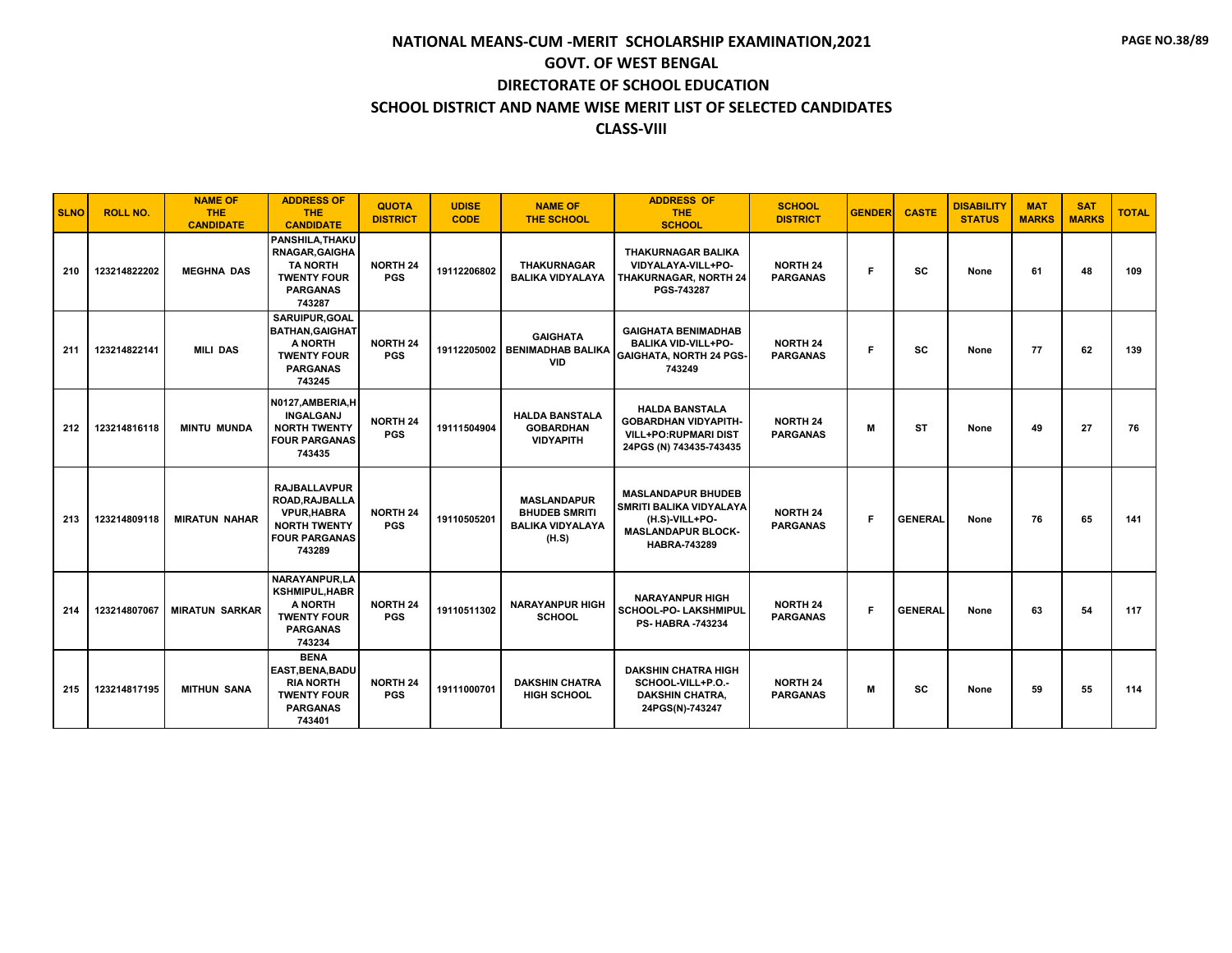# NATIONAL MEANS-CUM -MERIT SCHOLARSHIP EXAMINATION,2021

## GOVT. OF WEST BENGAL

## DIRECTORATE OF SCHOOL EDUCATION

## SCHOOL DISTRICT AND NAME WISE MERIT LIST OF SELECTED CANDIDATES

## CLASS-VIII

| SLNO | ROLL NO. | NAME OF THE CANDIDATE | ADDRESS OF THE CANDIDATE | QUOTA DISTRICT | UDISE CODE | NAME OF THE SCHOOL | ADDRESS OF THE SCHOOL | SCHOOL DISTRICT | GENDER | CASTE | DISABILITY STATUS | MAT MARKS | SAT MARKS | TOTAL |
|---|---|---|---|---|---|---|---|---|---|---|---|---|---|---|
| 210 | 123214822202 | MEGHNA DAS | PANSHILA,THAKURNAGAR,GAIGHATA NORTH TWENTY FOUR PARGANAS 743287 | NORTH 24 PGS | 19112206802 | THAKURNAGAR BALIKA VIDYALAYA | THAKURNAGAR BALIKA VIDYALAYA-VILL+PO-THAKURNAGAR, NORTH 24 PGS-743287 | NORTH 24 PARGANAS | F | SC | None | 61 | 48 | 109 |
| 211 | 123214822141 | MILI DAS | SARUIPUR,GOALBATHAN,GAIGHATA NORTH TWENTY FOUR PARGANAS 743245 | NORTH 24 PGS | 19112205002 | GAIGHATA BENIMADHAB BALIKA VID | GAIGHATA BENIMADHAB BALIKA VID-VILL+PO-GAIGHATA, NORTH 24 PGS-743249 | NORTH 24 PARGANAS | F | SC | None | 77 | 62 | 139 |
| 212 | 123214816118 | MINTU MUNDA | N0127,AMBERIA,HINGALGANJ NORTH TWENTY FOUR PARGANAS 743435 | NORTH 24 PGS | 19111504904 | HALDA BANSTALA GOBARDHAN VIDYAPITH | HALDA BANSTALA GOBARDHAN VIDYAPITH-VILL+PO:RUPMARI DIST 24PGS (N) 743435-743435 | NORTH 24 PARGANAS | M | ST | None | 49 | 27 | 76 |
| 213 | 123214809118 | MIRATUN NAHAR | RAJBALLAVPUR ROAD,RAJBALLAVPUR,HABRA NORTH TWENTY FOUR PARGANAS 743289 | NORTH 24 PGS | 19110505201 | MASLANDAPUR BHUDEB SMRITI BALIKA VIDYALAYA (H.S) | MASLANDAPUR BHUDEB SMRITI BALIKA VIDYALAYA (H.S)-VILL+PO-MASLANDAPUR BLOCK-HABRA-743289 | NORTH 24 PARGANAS | F | GENERAL | None | 76 | 65 | 141 |
| 214 | 123214807067 | MIRATUN SARKAR | NARAYANPUR,LAKSHMIPUL,HABRA NORTH TWENTY FOUR PARGANAS 743234 | NORTH 24 PGS | 19110511302 | NARAYANPUR HIGH SCHOOL | NARAYANPUR HIGH SCHOOL-PO- LAKSHMIPUL PS- HABRA -743234 | NORTH 24 PARGANAS | F | GENERAL | None | 63 | 54 | 117 |
| 215 | 123214817195 | MITHUN SANA | BENA EAST,BENA,BADURIA NORTH TWENTY FOUR PARGANAS 743401 | NORTH 24 PGS | 19111000701 | DAKSHIN CHATRA HIGH SCHOOL | DAKSHIN CHATRA HIGH SCHOOL-VILL+P.O.-DAKSHIN CHATRA, 24PGS(N)-743247 | NORTH 24 PARGANAS | M | SC | None | 59 | 55 | 114 |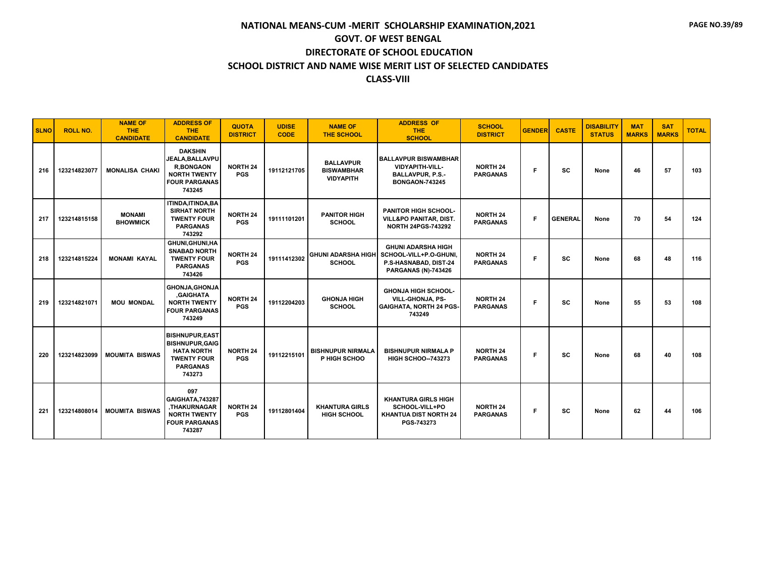# NATIONAL MEANS-CUM -MERIT SCHOLARSHIP EXAMINATION,2021
## GOVT. OF WEST BENGAL
## DIRECTORATE OF SCHOOL EDUCATION
## SCHOOL DISTRICT AND NAME WISE MERIT LIST OF SELECTED CANDIDATES
## CLASS-VIII

| SLNO | ROLL NO. | NAME OF THE CANDIDATE | ADDRESS OF THE CANDIDATE | QUOTA DISTRICT | UDISE CODE | NAME OF THE SCHOOL | ADDRESS OF THE SCHOOL | SCHOOL DISTRICT | GENDER | CASTE | DISABILITY STATUS | MAT MARKS | SAT MARKS | TOTAL |
|---|---|---|---|---|---|---|---|---|---|---|---|---|---|---|
| 216 | 123214823077 | MONALISA CHAKI | DAKSHIN JEALA,BALLAVPUR,BONGAON NORTH TWENTY FOUR PARGANAS 743245 | NORTH 24 PGS | 19112121705 | BALLAVPUR BISWAMBHAR VIDYAPITH | BALLAVPUR BISWAMBHAR VIDYAPITH-VILL-BALLAVPUR, P.S.-BONGAON-743245 | NORTH 24 PARGANAS | F | SC | None | 46 | 57 | 103 |
| 217 | 123214815158 | MONAMI BHOWMICK | ITINDA,ITINDA,BASIRHAT NORTH TWENTY FOUR PARGANAS 743292 | NORTH 24 PGS | 19111101201 | PANITOR HIGH SCHOOL | PANITOR HIGH SCHOOL-VILL&PO PANITAR, DIST. NORTH 24PGS-743292 | NORTH 24 PARGANAS | F | GENERAL | None | 70 | 54 | 124 |
| 218 | 123214815224 | MONAMI KAYAL | GHUNI,GHUNI,HASNABAD NORTH TWENTY FOUR PARGANAS 743426 | NORTH 24 PGS | 19111412302 | GHUNI ADARSHA HIGH SCHOOL | GHUNI ADARSHA HIGH SCHOOL-VILL+P.O-GHUNI, P.S-HASNABAD, DIST-24 PARGANAS (N)-743426 | NORTH 24 PARGANAS | F | SC | None | 68 | 48 | 116 |
| 219 | 123214821071 | MOU MONDAL | GHONJA,GHONJA,GAIGHATA NORTH TWENTY FOUR PARGANAS 743249 | NORTH 24 PGS | 19112204203 | GHONJA HIGH SCHOOL | GHONJA HIGH SCHOOL-VILL-GHONJA, PS-GAIGHATA, NORTH 24 PGS-743249 | NORTH 24 PARGANAS | F | SC | None | 55 | 53 | 108 |
| 220 | 123214823099 | MOUMITA BISWAS | BISHNUPUR,EAST BISHNUPUR,GAIGHATA NORTH TWENTY FOUR PARGANAS 743273 | NORTH 24 PGS | 19112215101 | BISHNUPUR NIRMALA P HIGH SCHOO | BISHNUPUR NIRMALA P HIGH SCHOO--743273 | NORTH 24 PARGANAS | F | SC | None | 68 | 40 | 108 |
| 221 | 123214808014 | MOUMITA BISWAS | 097 GAIGHATA,743287,THAKURNAGAR NORTH TWENTY FOUR PARGANAS 743287 | NORTH 24 PGS | 19112801404 | KHANTURA GIRLS HIGH SCHOOL | KHANTURA GIRLS HIGH SCHOOL-VILL+PO KHANTUA DIST NORTH 24 PGS-743273 | NORTH 24 PARGANAS | F | SC | None | 62 | 44 | 106 |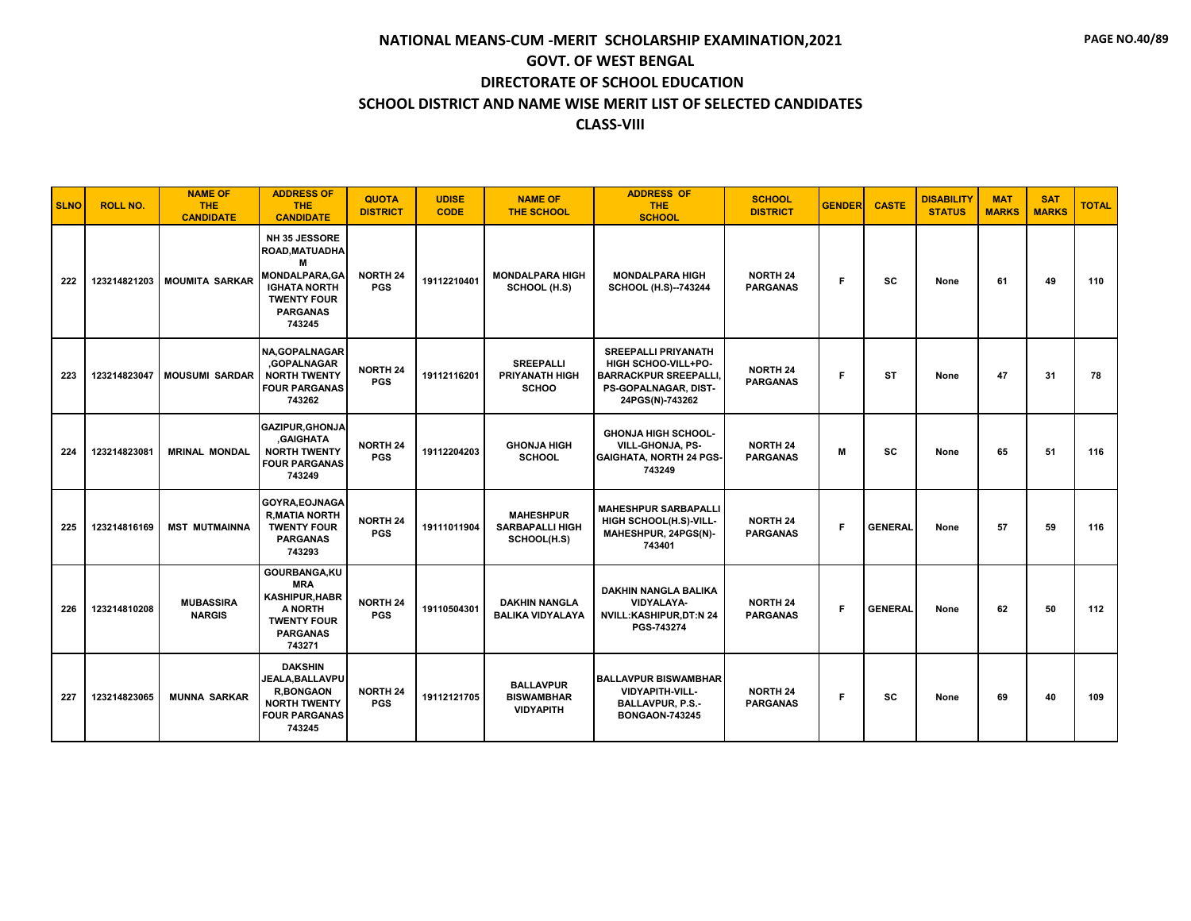# NATIONAL MEANS-CUM -MERIT SCHOLARSHIP EXAMINATION,2021
## GOVT. OF WEST BENGAL
## DIRECTORATE OF SCHOOL EDUCATION
## SCHOOL DISTRICT AND NAME WISE MERIT LIST OF SELECTED CANDIDATES
## CLASS-VIII

| SLNO | ROLL NO. | NAME OF THE CANDIDATE | ADDRESS OF THE CANDIDATE | QUOTA DISTRICT | UDISE CODE | NAME OF THE SCHOOL | ADDRESS OF THE SCHOOL | SCHOOL DISTRICT | GENDER | CASTE | DISABILITY STATUS | MAT MARKS | SAT MARKS | TOTAL |
|---|---|---|---|---|---|---|---|---|---|---|---|---|---|---|
| 222 | 123214821203 | MOUMITA SARKAR | NH 35 JESSORE ROAD,MATUADHAM MONDALPARA,GAIGHATA NORTH TWENTY FOUR PARGANAS 743245 | NORTH 24 PGS | 19112210401 | MONDALPARA HIGH SCHOOL (H.S) | MONDALPARA HIGH SCHOOL (H.S)--743244 | NORTH 24 PARGANAS | F | SC | None | 61 | 49 | 110 |
| 223 | 123214823047 | MOUSUMI SARDAR | NA,GOPALNAGAR ,GOPALNAGAR NORTH TWENTY FOUR PARGANAS 743262 | NORTH 24 PGS | 19112116201 | SREEPALLI PRIYANATH HIGH SCHOO | SREEPALLI PRIYANATH HIGH SCHOO-VILL+PO-BARRACKPUR SREEPALLI, PS-GOPALNAGAR, DIST-24PGS(N)-743262 | NORTH 24 PARGANAS | F | ST | None | 47 | 31 | 78 |
| 224 | 123214823081 | MRINAL MONDAL | GAZIPUR,GHONJA ,GAIGHATA NORTH TWENTY FOUR PARGANAS 743249 | NORTH 24 PGS | 19112204203 | GHONJA HIGH SCHOOL | GHONJA HIGH SCHOOL-VILL-GHONJA, PS-GAIGHATA, NORTH 24 PGS-743249 | NORTH 24 PARGANAS | M | SC | None | 65 | 51 | 116 |
| 225 | 123214816169 | MST MUTMAINNA | GOYRA,EOJNAGAR,MATIA NORTH TWENTY FOUR PARGANAS 743293 | NORTH 24 PGS | 19111011904 | MAHESHPUR SARBAPALLI HIGH SCHOOL(H.S) | MAHESHPUR SARBAPALLI HIGH SCHOOL(H.S)-VILL-MAHESHPUR, 24PGS(N)-743401 | NORTH 24 PARGANAS | F | GENERAL | None | 57 | 59 | 116 |
| 226 | 123214810208 | MUBASSIRA NARGIS | GOURBANGA,KUMRA KASHIPUR,HABRA NORTH TWENTY FOUR PARGANAS 743271 | NORTH 24 PGS | 19110504301 | DAKHIN NANGLA BALIKA VIDYALAYA | DAKHIN NANGLA BALIKA VIDYALAYA-NVILL:KASHIPUR,DT:N 24 PGS-743274 | NORTH 24 PARGANAS | F | GENERAL | None | 62 | 50 | 112 |
| 227 | 123214823065 | MUNNA SARKAR | DAKSHIN JEALA,BALLAVPUR,BONGAON NORTH TWENTY FOUR PARGANAS 743245 | NORTH 24 PGS | 19112121705 | BALLAVPUR BISWAMBHAR VIDYAPITH | BALLAVPUR BISWAMBHAR VIDYAPITH-VILL-BALLAVPUR, P.S.-BONGAON-743245 | NORTH 24 PARGANAS | F | SC | None | 69 | 40 | 109 |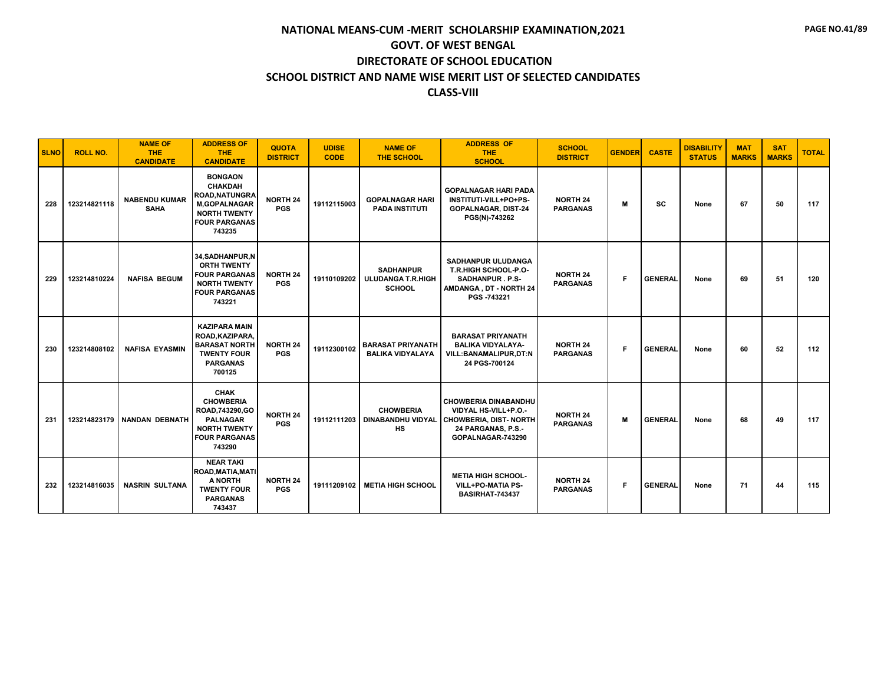# NATIONAL MEANS-CUM -MERIT SCHOLARSHIP EXAMINATION,2021
## GOVT. OF WEST BENGAL
## DIRECTORATE OF SCHOOL EDUCATION
## SCHOOL DISTRICT AND NAME WISE MERIT LIST OF SELECTED CANDIDATES
## CLASS-VIII

| SLNO | ROLL NO. | NAME OF THE CANDIDATE | ADDRESS OF THE CANDIDATE | QUOTA DISTRICT | UDISE CODE | NAME OF THE SCHOOL | ADDRESS OF THE SCHOOL | SCHOOL DISTRICT | GENDER | CASTE | DISABILITY STATUS | MAT MARKS | SAT MARKS | TOTAL |
|---|---|---|---|---|---|---|---|---|---|---|---|---|---|---|
| 228 | 123214821118 | NABENDU KUMAR SAHA | BONGAON CHAKDAH ROAD,NATUNGRAM,GOPALNAGAR NORTH TWENTY FOUR PARGANAS 743235 | NORTH 24 PGS | 19112115003 | GOPALNAGAR HARI PADA INSTITUTI | GOPALNAGAR HARI PADA INSTITUTI-VILL+PO+PS-GOPALNAGAR, DIST-24 PGS(N)-743262 | NORTH 24 PARGANAS | M | SC | None | 67 | 50 | 117 |
| 229 | 123214810224 | NAFISA BEGUM | 34,SADHANPUR,NORTH TWENTY FOUR PARGANAS NORTH TWENTY FOUR PARGANAS 743221 | NORTH 24 PGS | 19110109202 | SADHANPUR ULUDANGA T.R.HIGH SCHOOL | SADHANPUR ULUDANGA T.R.HIGH SCHOOL-P.O-SADHANPUR . P.S-AMDANGA , DT - NORTH 24 PGS -743221 | NORTH 24 PARGANAS | F | GENERAL | None | 69 | 51 | 120 |
| 230 | 123214808102 | NAFISA EYASMIN | KAZIPARA MAIN ROAD,KAZIPARA, BARASAT NORTH TWENTY FOUR PARGANAS 700125 | NORTH 24 PGS | 19112300102 | BARASAT PRIYANATH BALIKA VIDYALAYA | BARASAT PRIYANATH BALIKA VIDYALAYA-VILL:BANAMALIPUR,DT:N 24 PGS-700124 | NORTH 24 PARGANAS | F | GENERAL | None | 60 | 52 | 112 |
| 231 | 123214823179 | NANDAN DEBNATH | CHAK CHOWBERIA ROAD,743290,GOPALNAGAR NORTH TWENTY FOUR PARGANAS 743290 | NORTH 24 PGS | 19112111203 | CHOWBERIA DINABANDHU VIDYAL HS | CHOWBERIA DINABANDHU VIDYAL HS-VILL+P.O.-CHOWBERIA, DIST- NORTH 24 PARGANAS, P.S.-GOPALNAGAR-743290 | NORTH 24 PARGANAS | M | GENERAL | None | 68 | 49 | 117 |
| 232 | 123214816035 | NASRIN SULTANA | NEAR TAKI ROAD,MATIA,MATIA NORTH TWENTY FOUR PARGANAS 743437 | NORTH 24 PGS | 19111209102 | METIA HIGH SCHOOL | METIA HIGH SCHOOL-VILL+PO-MATIA PS-BASIRHAT-743437 | NORTH 24 PARGANAS | F | GENERAL | None | 71 | 44 | 115 |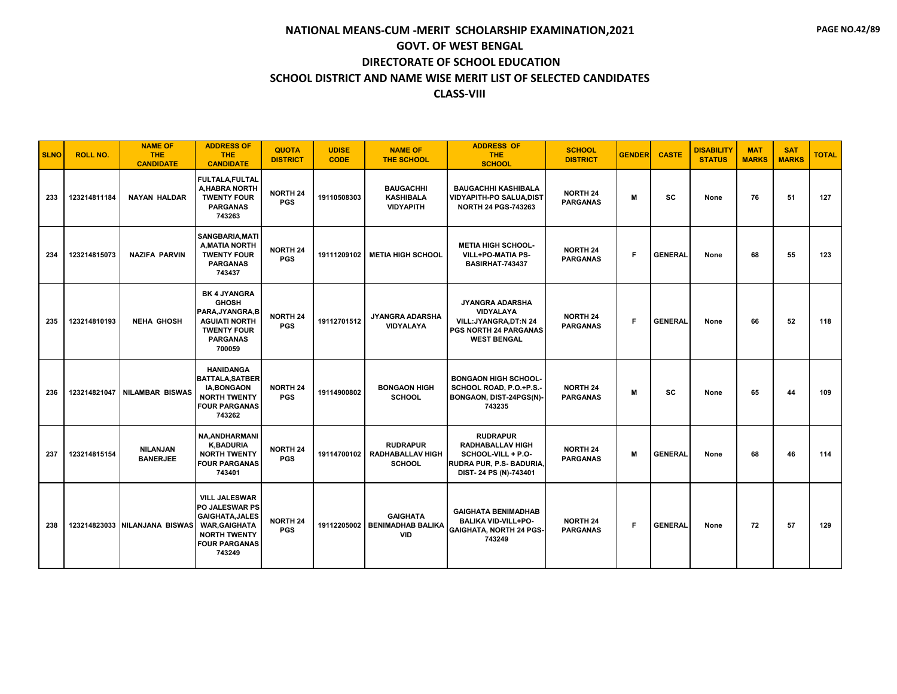# NATIONAL MEANS-CUM -MERIT SCHOLARSHIP EXAMINATION,2021
## GOVT. OF WEST BENGAL
## DIRECTORATE OF SCHOOL EDUCATION
## SCHOOL DISTRICT AND NAME WISE MERIT LIST OF SELECTED CANDIDATES
## CLASS-VIII

| SLNO | ROLL NO. | NAME OF THE CANDIDATE | ADDRESS OF THE CANDIDATE | QUOTA DISTRICT | UDISE CODE | NAME OF THE SCHOOL | ADDRESS OF THE SCHOOL | SCHOOL DISTRICT | GENDER | CASTE | DISABILITY STATUS | MAT MARKS | SAT MARKS | TOTAL |
|---|---|---|---|---|---|---|---|---|---|---|---|---|---|---|
| 233 | 123214811184 | NAYAN HALDAR | FULTALA,FULTALA,HABRA NORTH TWENTY FOUR PARGANAS 743263 | NORTH 24 PGS | 19110508303 | BAUGACHHI KASHIBALA VIDYAPITH | BAUGACHHI KASHIBALA VIDYAPITH-PO SALUA,DIST NORTH 24 PGS-743263 | NORTH 24 PARGANAS | M | SC | None | 76 | 51 | 127 |
| 234 | 123214815073 | NAZIFA PARVIN | SANGBARIA,MATIA,MATIA NORTH TWENTY FOUR PARGANAS 743437 | NORTH 24 PGS | 19111209102 | METIA HIGH SCHOOL | METIA HIGH SCHOOL-VILL+PO-MATIA PS-BASIRHAT-743437 | NORTH 24 PARGANAS | F | GENERAL | None | 68 | 55 | 123 |
| 235 | 123214810193 | NEHA GHOSH | BK 4 JYANGRA GHOSH PARA,JYANGRA,BAGUIATI NORTH TWENTY FOUR PARGANAS 700059 | NORTH 24 PGS | 19112701512 | JYANGRA ADARSHA VIDYALAYA | JYANGRA ADARSHA VIDYALAYA VILL:JYANGRA,DT:N 24 PGS NORTH 24 PARGANAS WEST BENGAL | NORTH 24 PARGANAS | F | GENERAL | None | 66 | 52 | 118 |
| 236 | 123214821047 | NILAMBAR BISWAS | HANIDANGA BATTALA,SATBERIA,BONGAON NORTH TWENTY FOUR PARGANAS 743262 | NORTH 24 PGS | 19114900802 | BONGAON HIGH SCHOOL | BONGAON HIGH SCHOOL-SCHOOL ROAD, P.O.+P.S.-BONGAON, DIST-24PGS(N)-743235 | NORTH 24 PARGANAS | M | SC | None | 65 | 44 | 109 |
| 237 | 123214815154 | NILANJAN BANERJEE | NA,ANDHARMANIK,BADURIA NORTH TWENTY FOUR PARGANAS 743401 | NORTH 24 PGS | 19114700102 | RUDRAPUR RADHABALLAV HIGH SCHOOL | RUDRAPUR RADHABALLAV HIGH SCHOOL-VILL + P.O-RUDRA PUR, P.S- BADURIA, DIST- 24 PS (N)-743401 | NORTH 24 PARGANAS | M | GENERAL | None | 68 | 46 | 114 |
| 238 | 123214823033 | NILANJANA BISWAS | VILL JALESWAR PO JALESWAR PS GAIGHATA,JALESWAR,GAIGHATA NORTH TWENTY FOUR PARGANAS 743249 | NORTH 24 PGS | 19112205002 | GAIGHATA BENIMADHAB BALIKA VID | GAIGHATA BENIMADHAB BALIKA VID-VILL+PO-GAIGHATA, NORTH 24 PGS-743249 | NORTH 24 PARGANAS | F | GENERAL | None | 72 | 57 | 129 |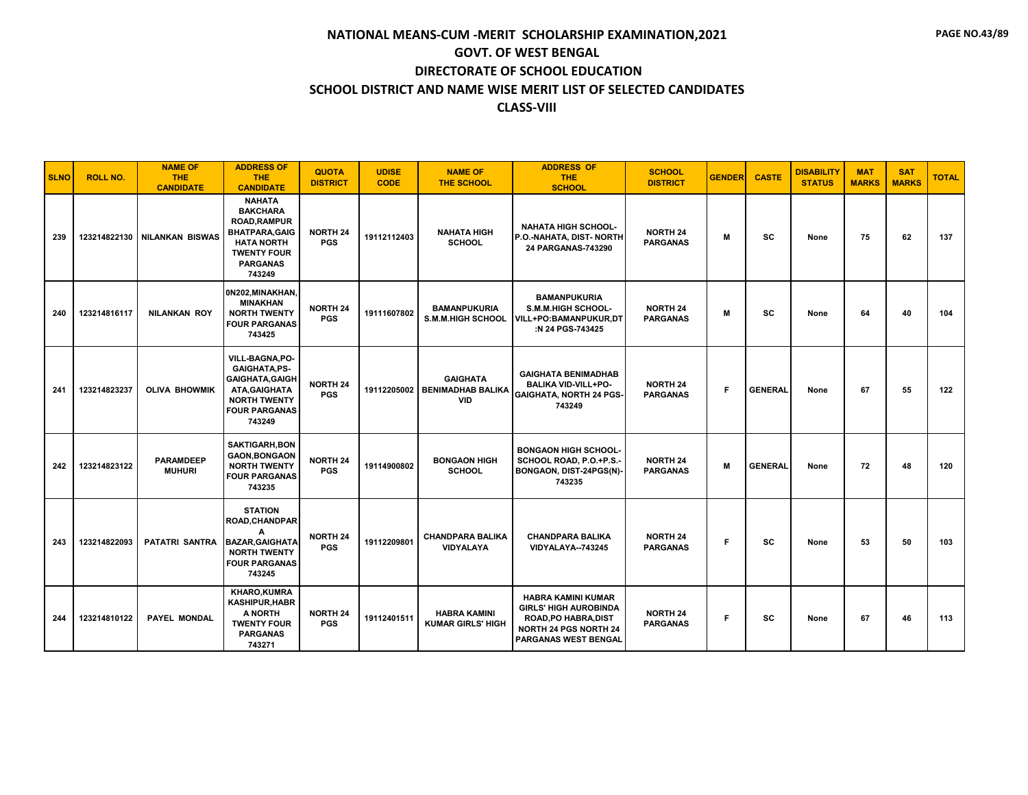# NATIONAL MEANS-CUM -MERIT SCHOLARSHIP EXAMINATION,2021
## GOVT. OF WEST BENGAL
## DIRECTORATE OF SCHOOL EDUCATION
## SCHOOL DISTRICT AND NAME WISE MERIT LIST OF SELECTED CANDIDATES
## CLASS-VIII

| SLNO | ROLL NO. | NAME OF THE CANDIDATE | ADDRESS OF THE CANDIDATE | QUOTA DISTRICT | UDISE CODE | NAME OF THE SCHOOL | ADDRESS OF THE SCHOOL | SCHOOL DISTRICT | GENDER | CASTE | DISABILITY STATUS | MAT MARKS | SAT MARKS | TOTAL |
|---|---|---|---|---|---|---|---|---|---|---|---|---|---|---|
| 239 | 123214822130 | NILANKAN BISWAS | NAHATA BAKCHARA ROAD,RAMPUR BHATPARA,GAIGHATA NORTH TWENTY FOUR PARGANAS 743249 | NORTH 24 PGS | 19112112403 | NAHATA HIGH SCHOOL | NAHATA HIGH SCHOOL- P.O.-NAHATA, DIST- NORTH 24 PARGANAS-743290 | NORTH 24 PARGANAS | M | SC | None | 75 | 62 | 137 |
| 240 | 123214816117 | NILANKAN ROY | 0N202,MINAKHAN, MINAKHAN NORTH TWENTY FOUR PARGANAS 743425 | NORTH 24 PGS | 19111607802 | BAMANPUKURIA S.M.M.HIGH SCHOOL | BAMANPUKURIA S.M.M.HIGH SCHOOL-VILL+PO:BAMANPUKUR,DT:N 24 PGS-743425 | NORTH 24 PARGANAS | M | SC | None | 64 | 40 | 104 |
| 241 | 123214823237 | OLIVA BHOWMIK | VILL-BAGNA,PO-GAIGHATA,PS-GAIGHATA,GAIGHATA,GAIGHATA NORTH TWENTY FOUR PARGANAS 743249 | NORTH 24 PGS | 19112205002 | GAIGHATA BENIMADHAB BALIKA VID | GAIGHATA BENIMADHAB BALIKA VID-VILL+PO-GAIGHATA, NORTH 24 PGS-743249 | NORTH 24 PARGANAS | F | GENERAL | None | 67 | 55 | 122 |
| 242 | 123214823122 | PARAMDEEP MUHURI | SAKTIGARH,BONGAON,BONGAON NORTH TWENTY FOUR PARGANAS 743235 | NORTH 24 PGS | 19114900802 | BONGAON HIGH SCHOOL | BONGAON HIGH SCHOOL-SCHOOL ROAD, P.O.+P.S.-BONGAON, DIST-24PGS(N)-743235 | NORTH 24 PARGANAS | M | GENERAL | None | 72 | 48 | 120 |
| 243 | 123214822093 | PATATRI SANTRA | STATION ROAD,CHANDPARA BAZAR,GAIGHATA NORTH TWENTY FOUR PARGANAS 743245 | NORTH 24 PGS | 19112209801 | CHANDPARA BALIKA VIDYALAYA | CHANDPARA BALIKA VIDYALAYA--743245 | NORTH 24 PARGANAS | F | SC | None | 53 | 50 | 103 |
| 244 | 123214810122 | PAYEL MONDAL | KHARO,KUMRA KASHIPUR,HABRA NORTH TWENTY FOUR PARGANAS 743271 | NORTH 24 PGS | 19112401511 | HABRA KAMINI KUMAR GIRLS' HIGH | HABRA KAMINI KUMAR GIRLS' HIGH AUROBINDA ROAD,PO HABRA,DIST NORTH 24 PGS NORTH 24 PARGANAS WEST BENGAL | NORTH 24 PARGANAS | F | SC | None | 67 | 46 | 113 |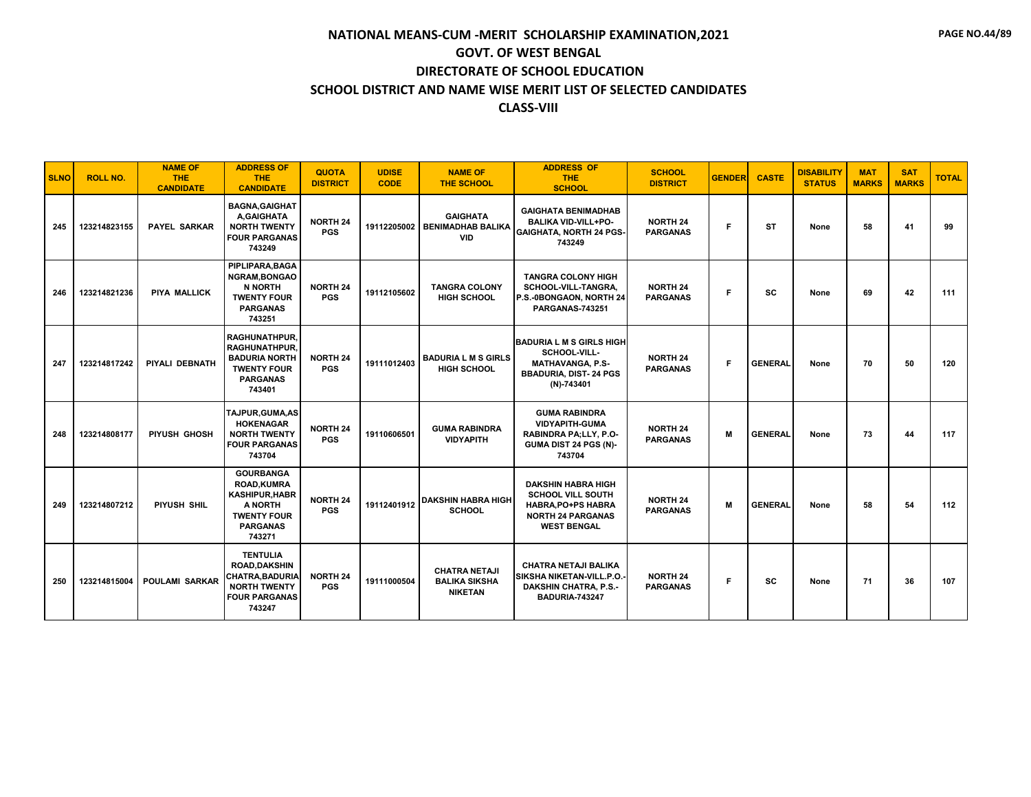# NATIONAL MEANS-CUM -MERIT SCHOLARSHIP EXAMINATION,2021
## GOVT. OF WEST BENGAL
## DIRECTORATE OF SCHOOL EDUCATION
## SCHOOL DISTRICT AND NAME WISE MERIT LIST OF SELECTED CANDIDATES
## CLASS-VIII

| SLNO | ROLL NO. | NAME OF THE CANDIDATE | ADDRESS OF THE CANDIDATE | QUOTA DISTRICT | UDISE CODE | NAME OF THE SCHOOL | ADDRESS OF THE SCHOOL | SCHOOL DISTRICT | GENDER | CASTE | DISABILITY STATUS | MAT MARKS | SAT MARKS | TOTAL |
|---|---|---|---|---|---|---|---|---|---|---|---|---|---|---|
| 245 | 123214823155 | PAYEL SARKAR | BAGNA,GAIGHATA,GAIGHATA NORTH TWENTY FOUR PARGANAS 743249 | NORTH 24 PGS | 19112205002 | GAIGHATA BENIMADHAB BALIKA VID | GAIGHATA BENIMADHAB BALIKA VID-VILL+PO-GAIGHATA, NORTH 24 PGS-743249 | NORTH 24 PARGANAS | F | ST | None | 58 | 41 | 99 |
| 246 | 123214821236 | PIYA MALLICK | PIPLIPARA,BAGANGRAM,BONGAON NORTH TWENTY FOUR PARGANAS 743251 | NORTH 24 PGS | 19112105602 | TANGRA COLONY HIGH SCHOOL | TANGRA COLONY HIGH SCHOOL-VILL-TANGRA, P.S.-0BONGAON, NORTH 24 PARGANAS-743251 | NORTH 24 PARGANAS | F | SC | None | 69 | 42 | 111 |
| 247 | 123214817242 | PIYALI DEBNATH | RAGHUNATHPUR, RAGHUNATHPUR, BADURIA NORTH TWENTY FOUR PARGANAS 743401 | NORTH 24 PGS | 19111012403 | BADURIA L M S GIRLS HIGH SCHOOL | BADURIA L M S GIRLS HIGH SCHOOL-VILL-MATHAVANGA, P.S-BBADURIA, DIST- 24 PGS (N)-743401 | NORTH 24 PARGANAS | F | GENERAL | None | 70 | 50 | 120 |
| 248 | 123214808177 | PIYUSH GHOSH | TAJPUR,GUMA,ASHOKENAGAR NORTH TWENTY FOUR PARGANAS 743704 | NORTH 24 PGS | 19110606501 | GUMA RABINDRA VIDYAPITH | GUMA RABINDRA VIDYAPITH-GUMA RABINDRA PA;LLY, P.O-GUMA DIST 24 PGS (N)-743704 | NORTH 24 PARGANAS | M | GENERAL | None | 73 | 44 | 117 |
| 249 | 123214807212 | PIYUSH SHIL | GOURBANGA ROAD,KUMRA KASHIPUR,HABRA NORTH TWENTY FOUR PARGANAS 743271 | NORTH 24 PGS | 19112401912 | DAKSHIN HABRA HIGH SCHOOL | DAKSHIN HABRA HIGH SCHOOL VILL SOUTH HABRA,PO+PS HABRA NORTH 24 PARGANAS WEST BENGAL | NORTH 24 PARGANAS | M | GENERAL | None | 58 | 54 | 112 |
| 250 | 123214815004 | POULAMI SARKAR | TENTULIA ROAD,DAKSHIN CHATRA,BADURIA NORTH TWENTY FOUR PARGANAS 743247 | NORTH 24 PGS | 19111000504 | CHATRA NETAJI BALIKA SIKSHA NIKETAN | CHATRA NETAJI BALIKA SIKSHA NIKETAN-VILL.P.O.-DAKSHIN CHATRA, P.S.-BADURIA-743247 | NORTH 24 PARGANAS | F | SC | None | 71 | 36 | 107 |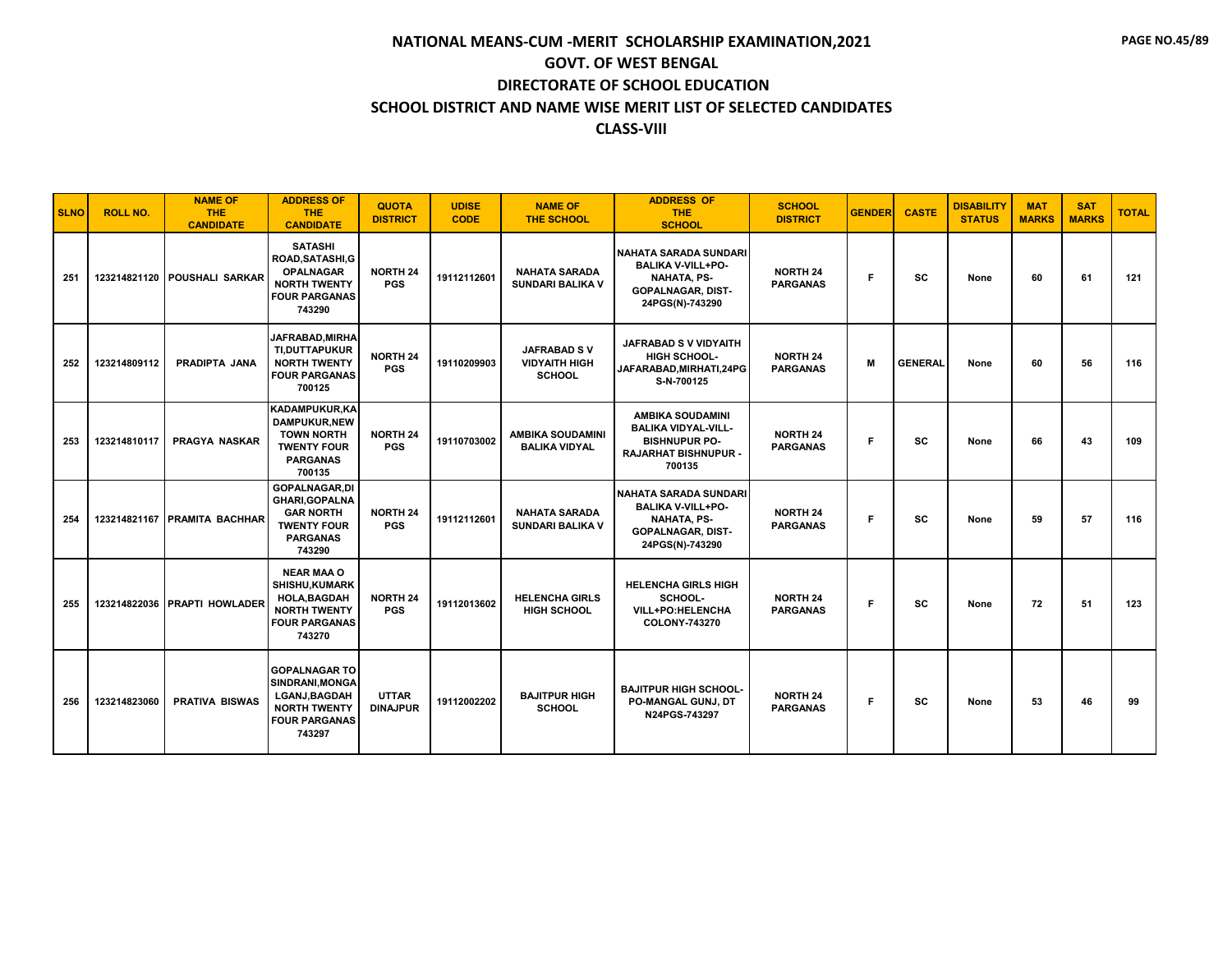# NATIONAL MEANS-CUM -MERIT SCHOLARSHIP EXAMINATION,2021
## GOVT. OF WEST BENGAL
## DIRECTORATE OF SCHOOL EDUCATION
## SCHOOL DISTRICT AND NAME WISE MERIT LIST OF SELECTED CANDIDATES
## CLASS-VIII

| SLNO | ROLL NO. | NAME OF THE CANDIDATE | ADDRESS OF THE CANDIDATE | QUOTA DISTRICT | UDISE CODE | NAME OF THE SCHOOL | ADDRESS OF THE SCHOOL | SCHOOL DISTRICT | GENDER | CASTE | DISABILITY STATUS | MAT MARKS | SAT MARKS | TOTAL |
|---|---|---|---|---|---|---|---|---|---|---|---|---|---|---|
| 251 | 123214821120 | POUSHALI SARKAR | SATASHI ROAD,SATASHI,GOPALNAGAR NORTH TWENTY FOUR PARGANAS 743290 | NORTH 24 PGS | 19112112601 | NAHATA SARADA SUNDARI BALIKA V | NAHATA SARADA SUNDARI BALIKA V-VILL+PO-NAHATA, PS-GOPALNAGAR, DIST-24PGS(N)-743290 | NORTH 24 PARGANAS | F | SC | None | 60 | 61 | 121 |
| 252 | 123214809112 | PRADIPTA JANA | JAFRABAD,MIRHATI,DUTTAPUKUR NORTH TWENTY FOUR PARGANAS 700125 | NORTH 24 PGS | 19110209903 | JAFRABAD S V VIDYAITH HIGH SCHOOL | JAFRABAD S V VIDYAITH HIGH SCHOOL-JAFARABAD,MIRHATI,24PGS-N-700125 | NORTH 24 PARGANAS | M | GENERAL | None | 60 | 56 | 116 |
| 253 | 123214810117 | PRAGYA NASKAR | KADAMPUKUR,KADAMPUKUR,NEW TOWN NORTH TWENTY FOUR PARGANAS 700135 | NORTH 24 PGS | 19110703002 | AMBIKA SOUDAMINI BALIKA VIDYAL | AMBIKA SOUDAMINI BALIKA VIDYAL-VILL-BISHNUPUR PO-RAJARHAT BISHNUPUR - 700135 | NORTH 24 PARGANAS | F | SC | None | 66 | 43 | 109 |
| 254 | 123214821167 | PRAMITA BACHHAR | GOPALNAGAR,DIGHARI,GOPALNAGAR NORTH TWENTY FOUR PARGANAS 743290 | NORTH 24 PGS | 19112112601 | NAHATA SARADA SUNDARI BALIKA V | NAHATA SARADA SUNDARI BALIKA V-VILL+PO-NAHATA, PS-GOPALNAGAR, DIST-24PGS(N)-743290 | NORTH 24 PARGANAS | F | SC | None | 59 | 57 | 116 |
| 255 | 123214822036 | PRAPTI HOWLADER | NEAR MAA O SHISHU,KUMARKHOLA,BAGDAH NORTH TWENTY FOUR PARGANAS 743270 | NORTH 24 PGS | 19112013602 | HELENCHA GIRLS HIGH SCHOOL | HELENCHA GIRLS HIGH SCHOOL-VILL+PO:HELENCHA COLONY-743270 | NORTH 24 PARGANAS | F | SC | None | 72 | 51 | 123 |
| 256 | 123214823060 | PRATIVA BISWAS | GOPALNAGAR TO SINDRANI,MONGALGANJ,BAGDAH NORTH TWENTY FOUR PARGANAS 743297 | UTTAR DINAJPUR | 19112002202 | BAJITPUR HIGH SCHOOL | BAJITPUR HIGH SCHOOL-PO-MANGAL GUNJ, DT N24PGS-743297 | NORTH 24 PARGANAS | F | SC | None | 53 | 46 | 99 |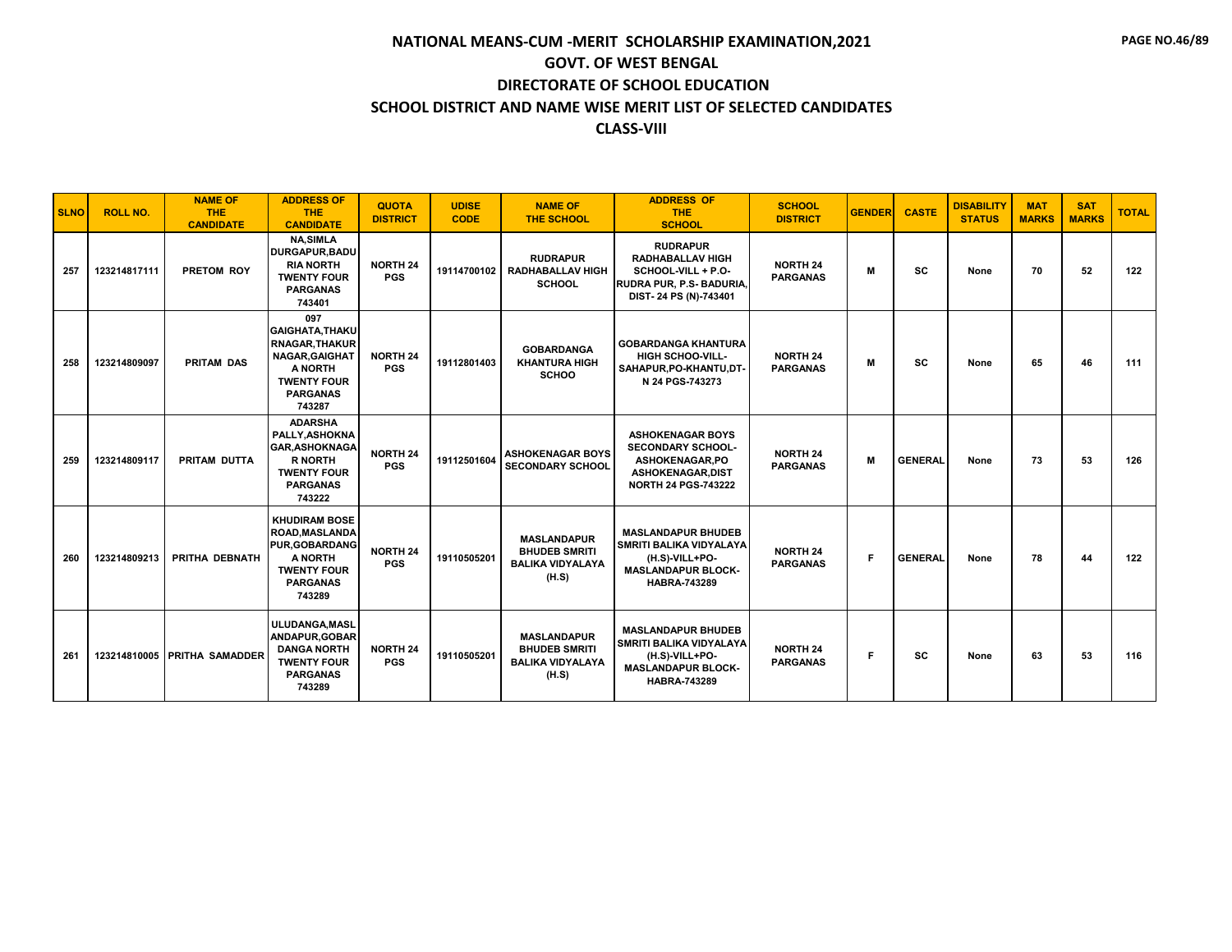# NATIONAL MEANS-CUM -MERIT SCHOLARSHIP EXAMINATION,2021

## GOVT. OF WEST BENGAL

## DIRECTORATE OF SCHOOL EDUCATION

## SCHOOL DISTRICT AND NAME WISE MERIT LIST OF SELECTED CANDIDATES

## CLASS-VIII

| SLNO | ROLL NO. | NAME OF THE CANDIDATE | ADDRESS OF THE CANDIDATE | QUOTA DISTRICT | UDISE CODE | NAME OF THE SCHOOL | ADDRESS OF THE SCHOOL | SCHOOL DISTRICT | GENDER | CASTE | DISABILITY STATUS | MAT MARKS | SAT MARKS | TOTAL |
|---|---|---|---|---|---|---|---|---|---|---|---|---|---|---|
| 257 | 123214817111 | PRETOM ROY | NA,SIMLA DURGAPUR,BADURIA NORTH TWENTY FOUR PARGANAS 743401 | NORTH 24 PGS | 19114700102 | RUDRAPUR RADHABALLAV HIGH SCHOOL | RUDRAPUR RADHABALLAV HIGH SCHOOL-VILL + P.O- RUDRA PUR, P.S- BADURIA, DIST- 24 PS (N)-743401 | NORTH 24 PARGANAS | M | SC | None | 70 | 52 | 122 |
| 258 | 123214809097 | PRITAM DAS | 097 GAIGHATA,THAKURNAGAR,THAKURNAGAR,GAIGHATA NORTH TWENTY FOUR PARGANAS 743287 | NORTH 24 PGS | 19112801403 | GOBARDANGA KHANTURA HIGH SCHOO | GOBARDANGA KHANTURA HIGH SCHOO-VILL- SAHAPUR,PO-KHANTU,DT- N 24 PGS-743273 | NORTH 24 PARGANAS | M | SC | None | 65 | 46 | 111 |
| 259 | 123214809117 | PRITAM DUTTA | ADARSHA PALLY,ASHOKNAGAR,ASHOKNAGAR NORTH TWENTY FOUR PARGANAS 743222 | NORTH 24 PGS | 19112501604 | ASHOKENAGAR BOYS SECONDARY SCHOOL | ASHOKENAGAR BOYS SECONDARY SCHOOL- ASHOKENAGAR,PO ASHOKENAGAR,DIST NORTH 24 PGS-743222 | NORTH 24 PARGANAS | M | GENERAL | None | 73 | 53 | 126 |
| 260 | 123214809213 | PRITHA DEBNATH | KHUDIRAM BOSE ROAD,MASLANDAPUR,GOBARDANGA NORTH TWENTY FOUR PARGANAS 743289 | NORTH 24 PGS | 19110505201 | MASLANDAPUR BHUDEB SMRITI BALIKA VIDYALAYA (H.S) | MASLANDAPUR BHUDEB SMRITI BALIKA VIDYALAYA (H.S)-VILL+PO- MASLANDAPUR BLOCK- HABRA-743289 | NORTH 24 PARGANAS | F | GENERAL | None | 78 | 44 | 122 |
| 261 | 123214810005 | PRITHA SAMADDER | ULUDANGA,MASLANDAPUR,GOBARDANGA NORTH TWENTY FOUR PARGANAS 743289 | NORTH 24 PGS | 19110505201 | MASLANDAPUR BHUDEB SMRITI BALIKA VIDYALAYA (H.S) | MASLANDAPUR BHUDEB SMRITI BALIKA VIDYALAYA (H.S)-VILL+PO- MASLANDAPUR BLOCK- HABRA-743289 | NORTH 24 PARGANAS | F | SC | None | 63 | 53 | 116 |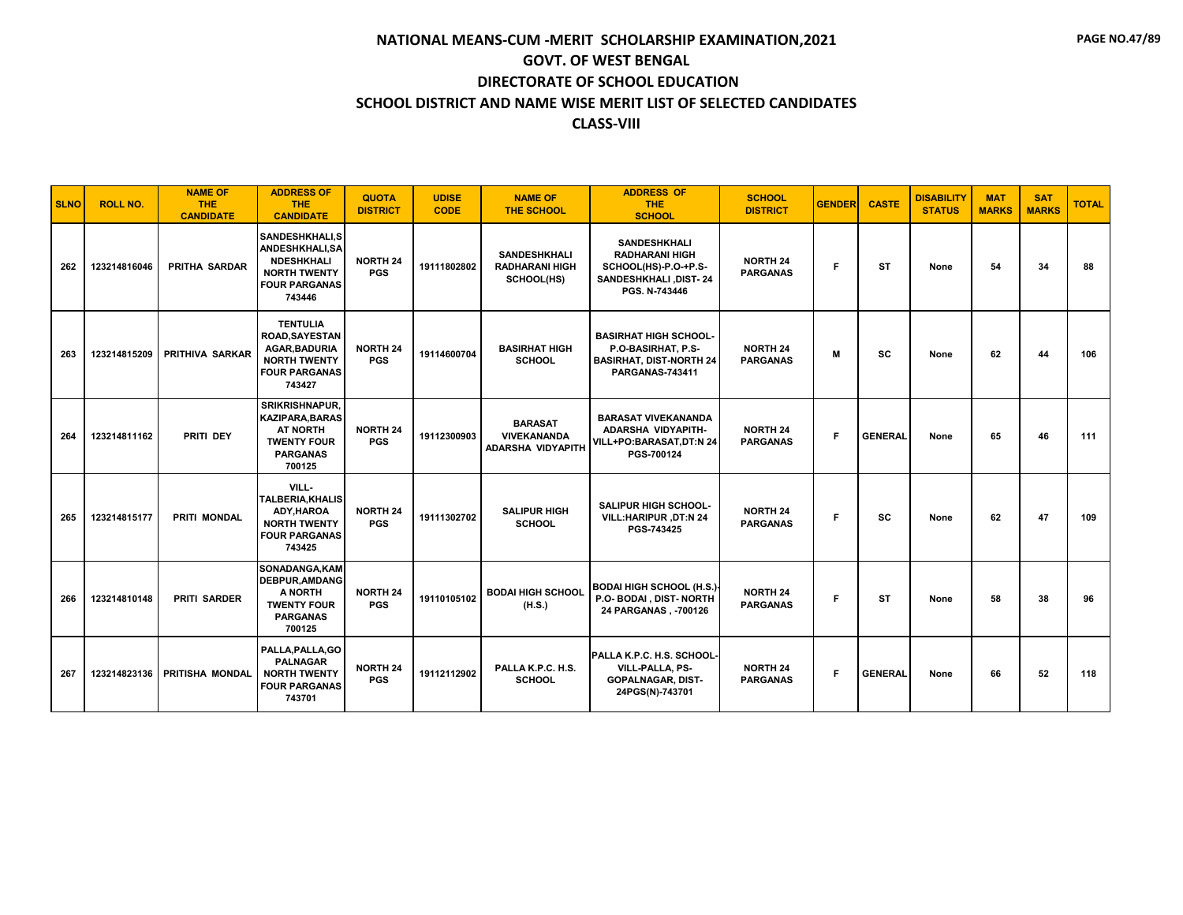# NATIONAL MEANS-CUM -MERIT SCHOLARSHIP EXAMINATION,2021

## GOVT. OF WEST BENGAL

## DIRECTORATE OF SCHOOL EDUCATION

## SCHOOL DISTRICT AND NAME WISE MERIT LIST OF SELECTED CANDIDATES

## CLASS-VIII

| SLNO | ROLL NO. | NAME OF THE CANDIDATE | ADDRESS OF THE CANDIDATE | QUOTA DISTRICT | UDISE CODE | NAME OF THE SCHOOL | ADDRESS OF THE SCHOOL | SCHOOL DISTRICT | GENDER | CASTE | DISABILITY STATUS | MAT MARKS | SAT MARKS | TOTAL |
|---|---|---|---|---|---|---|---|---|---|---|---|---|---|---|
| 262 | 123214816046 | PRITHA SARDAR | SANDESHKHALI,SANDESHKHALI,SANDESHKHALI NORTH TWENTY FOUR PARGANAS 743446 | NORTH 24 PGS | 19111802802 | SANDESHKHALI RADHARANI HIGH SCHOOL(HS) | SANDESHKHALI RADHARANI HIGH SCHOOL(HS)-P.O-+P.S-SANDESHKHALI ,DIST- 24 PGS. N-743446 | NORTH 24 PARGANAS | F | ST | None | 54 | 34 | 88 |
| 263 | 123214815209 | PRITHIVA SARKAR | TENTULIA ROAD,SAYESTAN AGAR,BADURIA NORTH TWENTY FOUR PARGANAS 743427 | NORTH 24 PGS | 19114600704 | BASIRHAT HIGH SCHOOL | BASIRHAT HIGH SCHOOL-P.O-BASIRHAT, P.S-BASIRHAT, DIST-NORTH 24 PARGANAS-743411 | NORTH 24 PARGANAS | M | SC | None | 62 | 44 | 106 |
| 264 | 123214811162 | PRITI DEY | SRIKRISHNAPUR, KAZIPARA,BARASAT NORTH TWENTY FOUR PARGANAS 700125 | NORTH 24 PGS | 19112300903 | BARASAT VIVEKANANDA ADARSHA VIDYAPITH | BARASAT VIVEKANANDA ADARSHA VIDYAPITH-VILL+PO:BARASAT,DT:N 24 PGS-700124 | NORTH 24 PARGANAS | F | GENERAL | None | 65 | 46 | 111 |
| 265 | 123214815177 | PRITI MONDAL | VILL-TALBERIA,KHALISADY,HAROA NORTH TWENTY FOUR PARGANAS 743425 | NORTH 24 PGS | 19111302702 | SALIPUR HIGH SCHOOL | SALIPUR HIGH SCHOOL-VILL:HARIPUR ,DT:N 24 PGS-743425 | NORTH 24 PARGANAS | F | SC | None | 62 | 47 | 109 |
| 266 | 123214810148 | PRITI SARDER | SONADANGA,KAMDEBPUR,AMDANGA NORTH TWENTY FOUR PARGANAS 700125 | NORTH 24 PGS | 19110105102 | BODAI HIGH SCHOOL (H.S.) | BODAI HIGH SCHOOL (H.S.)-P.O- BODAI , DIST- NORTH 24 PARGANAS , -700126 | NORTH 24 PARGANAS | F | ST | None | 58 | 38 | 96 |
| 267 | 123214823136 | PRITISHA MONDAL | PALLA,PALLA,GOPALNAGAR NORTH TWENTY FOUR PARGANAS 743701 | NORTH 24 PGS | 19112112902 | PALLA K.P.C. H.S. SCHOOL | PALLA K.P.C. H.S. SCHOOL-VILL-PALLA, PS-GOPALNAGAR, DIST-24PGS(N)-743701 | NORTH 24 PARGANAS | F | GENERAL | None | 66 | 52 | 118 |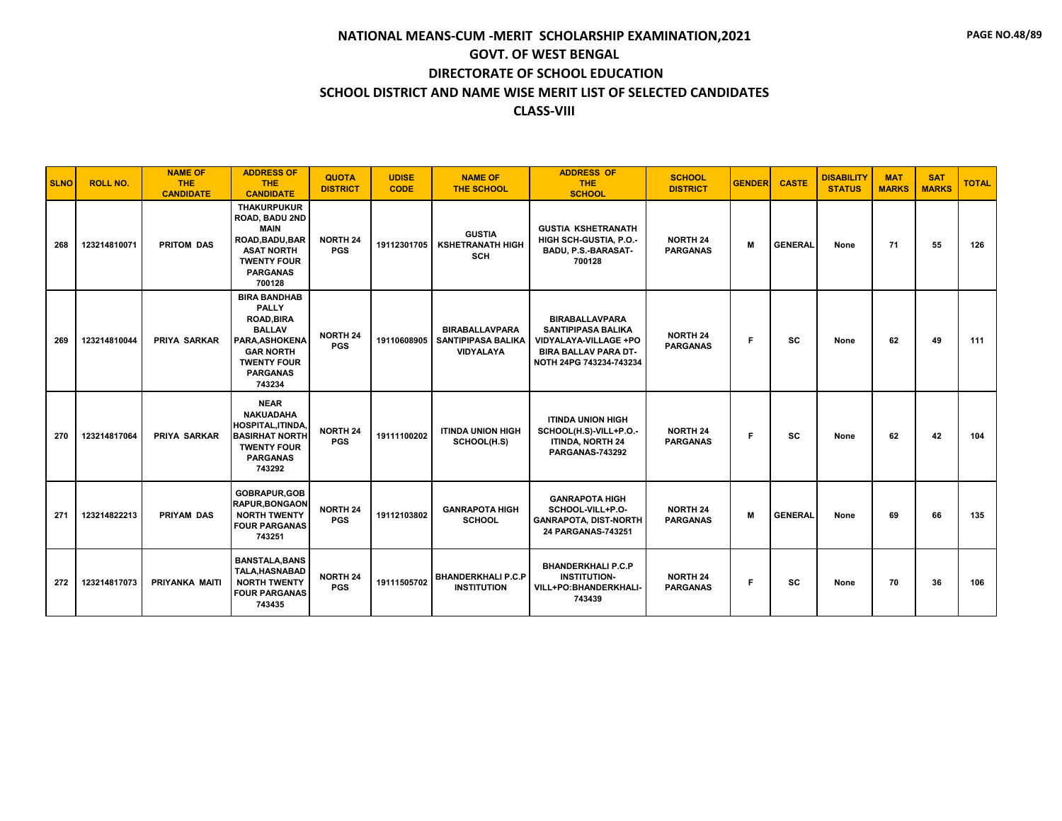# NATIONAL MEANS-CUM -MERIT SCHOLARSHIP EXAMINATION,2021
## GOVT. OF WEST BENGAL
## DIRECTORATE OF SCHOOL EDUCATION
## SCHOOL DISTRICT AND NAME WISE MERIT LIST OF SELECTED CANDIDATES
## CLASS-VIII

| SLNO | ROLL NO. | NAME OF THE CANDIDATE | ADDRESS OF THE CANDIDATE | QUOTA DISTRICT | UDISE CODE | NAME OF THE SCHOOL | ADDRESS OF THE SCHOOL | SCHOOL DISTRICT | GENDER | CASTE | DISABILITY STATUS | MAT MARKS | SAT MARKS | TOTAL |
|---|---|---|---|---|---|---|---|---|---|---|---|---|---|---|
| 268 | 123214810071 | PRITOM DAS | THAKURPUKUR ROAD, BADU 2ND MAIN ROAD,BADU,BARASAT NORTH TWENTY FOUR PARGANAS 700128 | NORTH 24 PGS | 19112301705 | GUSTIA KSHETRANATH HIGH SCH | GUSTIA KSHETRANATH HIGH SCH-GUSTIA, P.O.-BADU, P.S.-BARASAT-700128 | NORTH 24 PARGANAS | M | GENERAL | None | 71 | 55 | 126 |
| 269 | 123214810044 | PRIYA SARKAR | BIRA BANDHAB PALLY ROAD,BIRA BALLAV PARA,ASHOKENAGAR NORTH TWENTY FOUR PARGANAS 743234 | NORTH 24 PGS | 19110608905 | BIRABALLAVPARA SANTIPIPASA BALIKA VIDYALAYA | BIRABALLAVPARA SANTIPIPASA BALIKA VIDYALAYA-VILLAGE +PO BIRA BALLAV PARA DT-NOTH 24PG 743234-743234 | NORTH 24 PARGANAS | F | SC | None | 62 | 49 | 111 |
| 270 | 123214817064 | PRIYA SARKAR | NEAR NAKUADAHA HOSPITAL,ITINDA,BASIRHAT NORTH TWENTY FOUR PARGANAS 743292 | NORTH 24 PGS | 19111100202 | ITINDA UNION HIGH SCHOOL(H.S) | ITINDA UNION HIGH SCHOOL(H.S)-VILL+P.O.-ITINDA, NORTH 24 PARGANAS-743292 | NORTH 24 PARGANAS | F | SC | None | 62 | 42 | 104 |
| 271 | 123214822213 | PRIYAM DAS | GOBRAPUR,GOBRAPUR,BONGAON NORTH TWENTY FOUR PARGANAS 743251 | NORTH 24 PGS | 19112103802 | GANRAPOTA HIGH SCHOOL | GANRAPOTA HIGH SCHOOL-VILL+P.O-GANRAPOTA, DIST-NORTH 24 PARGANAS-743251 | NORTH 24 PARGANAS | M | GENERAL | None | 69 | 66 | 135 |
| 272 | 123214817073 | PRIYANKA MAITI | BANSTALA,BANSTALA,HASNABAD NORTH TWENTY FOUR PARGANAS 743435 | NORTH 24 PGS | 19111505702 | BHANDERKHALI P.C.P INSTITUTION | BHANDERKHALI P.C.P INSTITUTION-VILL+PO:BHANDERKHALI-743439 | NORTH 24 PARGANAS | F | SC | None | 70 | 36 | 106 |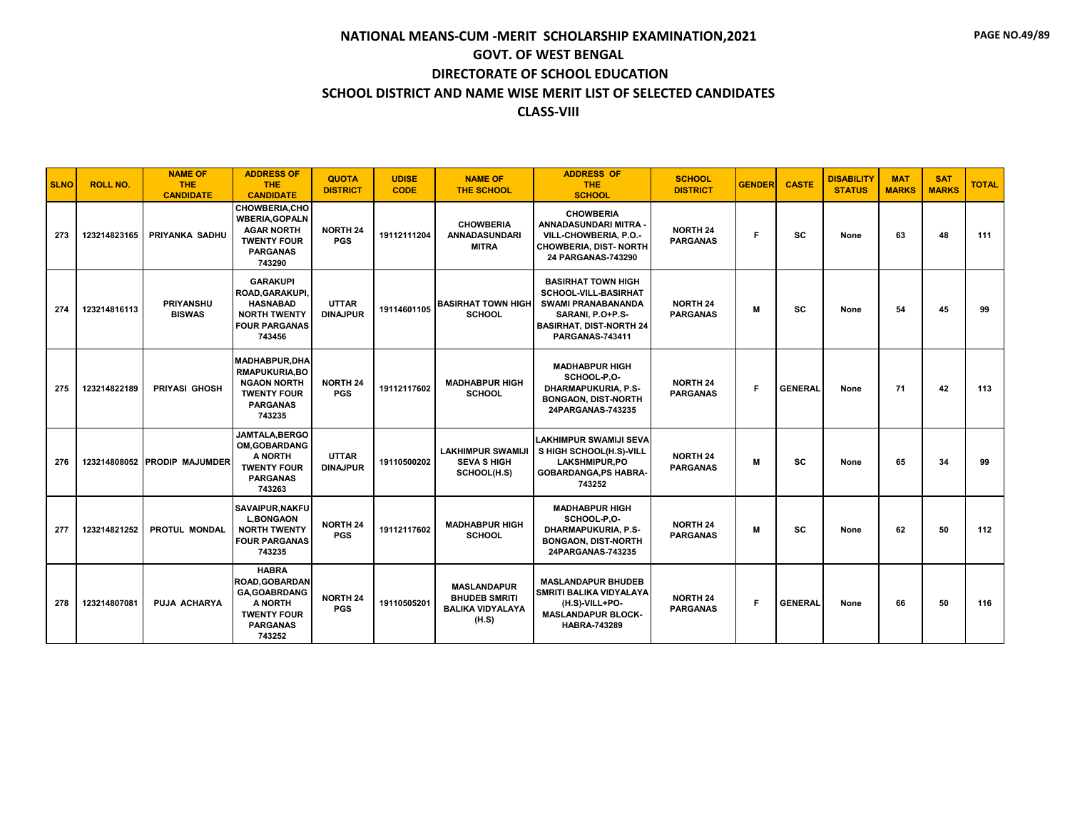# NATIONAL MEANS-CUM -MERIT SCHOLARSHIP EXAMINATION,2021

## GOVT. OF WEST BENGAL

## DIRECTORATE OF SCHOOL EDUCATION

## SCHOOL DISTRICT AND NAME WISE MERIT LIST OF SELECTED CANDIDATES

## CLASS-VIII

| SLNO | ROLL NO. | NAME OF THE CANDIDATE | ADDRESS OF THE CANDIDATE | QUOTA DISTRICT | UDISE CODE | NAME OF THE SCHOOL | ADDRESS OF THE SCHOOL | SCHOOL DISTRICT | GENDER | CASTE | DISABILITY STATUS | MAT MARKS | SAT MARKS | TOTAL |
|---|---|---|---|---|---|---|---|---|---|---|---|---|---|---|
| 273 | 123214823165 | PRIYANKA SADHU | CHOWBERIA,CHOWBERIA,GOPALNAGAR NORTH TWENTY FOUR PARGANAS 743290 | NORTH 24 PGS | 19112111204 | CHOWBERIA ANNADASUNDARI MITRA | CHOWBERIA ANNADASUNDARI MITRA - VILL-CHOWBERIA, P.O.-CHOWBERIA, DIST- NORTH 24 PARGANAS-743290 | NORTH 24 PARGANAS | F | SC | None | 63 | 48 | 111 |
| 274 | 123214816113 | PRIYANSHU BISWAS | GARAKUPI ROAD,GARAKUPI,HASNABAD NORTH TWENTY FOUR PARGANAS 743456 | UTTAR DINAJPUR | 19114601105 | BASIRHAT TOWN HIGH SCHOOL | BASIRHAT TOWN HIGH SCHOOL-VILL-BASIRHAT SWAMI PRANABANANDA SARANI, P.O+P.S-BASIRHAT, DIST-NORTH 24 PARGANAS-743411 | NORTH 24 PARGANAS | M | SC | None | 54 | 45 | 99 |
| 275 | 123214822189 | PRIYASI GHOSH | MADHABPUR,DHARMAPUKURIA,BONGAON NORTH TWENTY FOUR PARGANAS 743235 | NORTH 24 PGS | 19112117602 | MADHABPUR HIGH SCHOOL | MADHABPUR HIGH SCHOOL-P,O-DHARMAPUKURIA, P.S-BONGAON, DIST-NORTH 24PARGANAS-743235 | NORTH 24 PARGANAS | F | GENERAL | None | 71 | 42 | 113 |
| 276 | 123214808052 | PRODIP MAJUMDER | JAMTALA,BERGOOM,GOBARDANGA NORTH TWENTY FOUR PARGANAS 743263 | UTTAR DINAJPUR | 19110500202 | LAKHIMPUR SWAMIJI SEVA S HIGH SCHOOL(H.S) | LAKHIMPUR SWAMIJI SEVA S HIGH SCHOOL(H.S)-VILL LAKSHMIPUR,PO GOBARDANGA,PS HABRA-743252 | NORTH 24 PARGANAS | M | SC | None | 65 | 34 | 99 |
| 277 | 123214821252 | PROTUL MONDAL | SAVAIPUR,NAKFUL,BONGAON NORTH TWENTY FOUR PARGANAS 743235 | NORTH 24 PGS | 19112117602 | MADHABPUR HIGH SCHOOL | MADHABPUR HIGH SCHOOL-P,O-DHARMAPUKURIA, P.S-BONGAON, DIST-NORTH 24PARGANAS-743235 | NORTH 24 PARGANAS | M | SC | None | 62 | 50 | 112 |
| 278 | 123214807081 | PUJA ACHARYA | HABRA ROAD,GOBARDANGA,GOABRDANGA NORTH TWENTY FOUR PARGANAS 743252 | NORTH 24 PGS | 19110505201 | MASLANDAPUR BHUDEB SMRITI BALIKA VIDYALAYA (H.S) | MASLANDAPUR BHUDEB SMRITI BALIKA VIDYALAYA (H.S)-VILL+PO-MASLANDAPUR BLOCK-HABRA-743289 | NORTH 24 PARGANAS | F | GENERAL | None | 66 | 50 | 116 |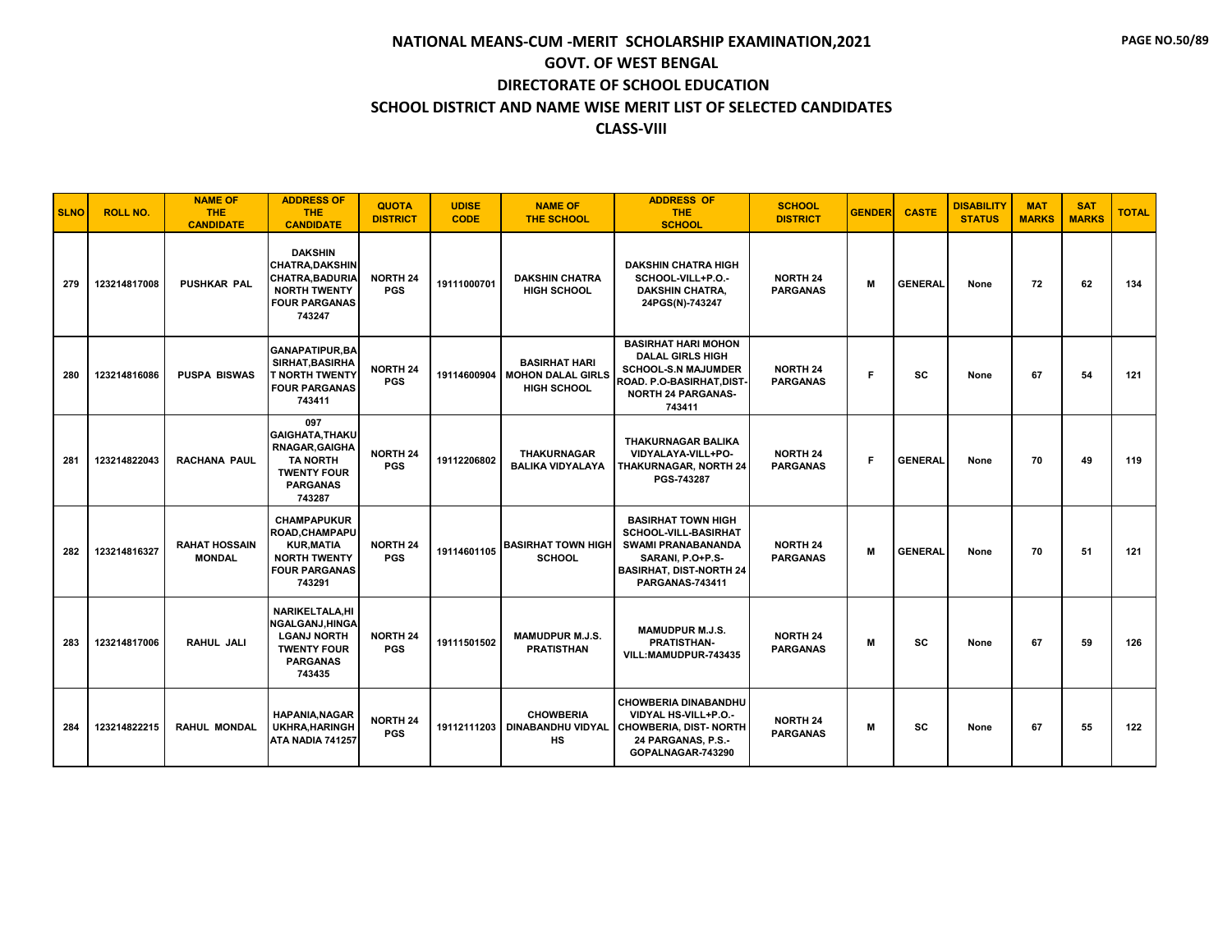# NATIONAL MEANS-CUM -MERIT SCHOLARSHIP EXAMINATION,2021

## GOVT. OF WEST BENGAL

## DIRECTORATE OF SCHOOL EDUCATION

## SCHOOL DISTRICT AND NAME WISE MERIT LIST OF SELECTED CANDIDATES

## CLASS-VIII

| SLNO | ROLL NO. | NAME OF THE CANDIDATE | ADDRESS OF THE CANDIDATE | QUOTA DISTRICT | UDISE CODE | NAME OF THE SCHOOL | ADDRESS OF THE SCHOOL | SCHOOL DISTRICT | GENDER | CASTE | DISABILITY STATUS | MAT MARKS | SAT MARKS | TOTAL |
|---|---|---|---|---|---|---|---|---|---|---|---|---|---|---|
| 279 | 123214817008 | PUSHKAR PAL | DAKSHIN CHATRA,DAKSHIN CHATRA,BADURIA NORTH TWENTY FOUR PARGANAS 743247 | NORTH 24 PGS | 19111000701 | DAKSHIN CHATRA HIGH SCHOOL | DAKSHIN CHATRA HIGH SCHOOL-VILL+P.O.- DAKSHIN CHATRA, 24PGS(N)-743247 | NORTH 24 PARGANAS | M | GENERAL | None | 72 | 62 | 134 |
| 280 | 123214816086 | PUSPA BISWAS | GANAPATIPUR,BASIRHAT,BASIRHAT NORTH TWENTY FOUR PARGANAS 743411 | NORTH 24 PGS | 19114600904 | BASIRHAT HARI MOHON DALAL GIRLS HIGH SCHOOL | BASIRHAT HARI MOHON DALAL GIRLS HIGH SCHOOL-S.N MAJUMDER ROAD. P.O-BASIRHAT,DIST-NORTH 24 PARGANAS-743411 | NORTH 24 PARGANAS | F | SC | None | 67 | 54 | 121 |
| 281 | 123214822043 | RACHANA PAUL | 097 GAIGHATA,THAKURNAGAR,GAIGHATA NORTH TWENTY FOUR PARGANAS 743287 | NORTH 24 PGS | 19112206802 | THAKURNAGAR BALIKA VIDYALAYA | THAKURNAGAR BALIKA VIDYALAYA-VILL+PO-THAKURNAGAR, NORTH 24 PGS-743287 | NORTH 24 PARGANAS | F | GENERAL | None | 70 | 49 | 119 |
| 282 | 123214816327 | RAHAT HOSSAIN MONDAL | CHAMPAPUKUR ROAD,CHAMPAPUKUR,MATIA NORTH TWENTY FOUR PARGANAS 743291 | NORTH 24 PGS | 19114601105 | BASIRHAT TOWN HIGH SCHOOL | BASIRHAT TOWN HIGH SCHOOL-VILL-BASIRHAT SWAMI PRANABANANDA SARANI, P.O+P.S-BASIRHAT, DIST-NORTH 24 PARGANAS-743411 | NORTH 24 PARGANAS | M | GENERAL | None | 70 | 51 | 121 |
| 283 | 123214817006 | RAHUL JALI | NARIKELTALA,HINGALGANJ,HINGALGANJ NORTH TWENTY FOUR PARGANAS 743435 | NORTH 24 PGS | 19111501502 | MAMUDPUR M.J.S. PRATISTHAN | MAMUDPUR M.J.S. PRATISTHAN-VILL:MAMUDPUR-743435 | NORTH 24 PARGANAS | M | SC | None | 67 | 59 | 126 |
| 284 | 123214822215 | RAHUL MONDAL | HAPANIA,NAGARUKHRA,HARINGHATA NADIA 741257 | NORTH 24 PGS | 19112111203 | CHOWBERIA DINABANDHU VIDYAL HS | CHOWBERIA DINABANDHU VIDYAL HS-VILL+P.O.- CHOWBERIA, DIST- NORTH 24 PARGANAS, P.S.- GOPALNAGAR-743290 | NORTH 24 PARGANAS | M | SC | None | 67 | 55 | 122 |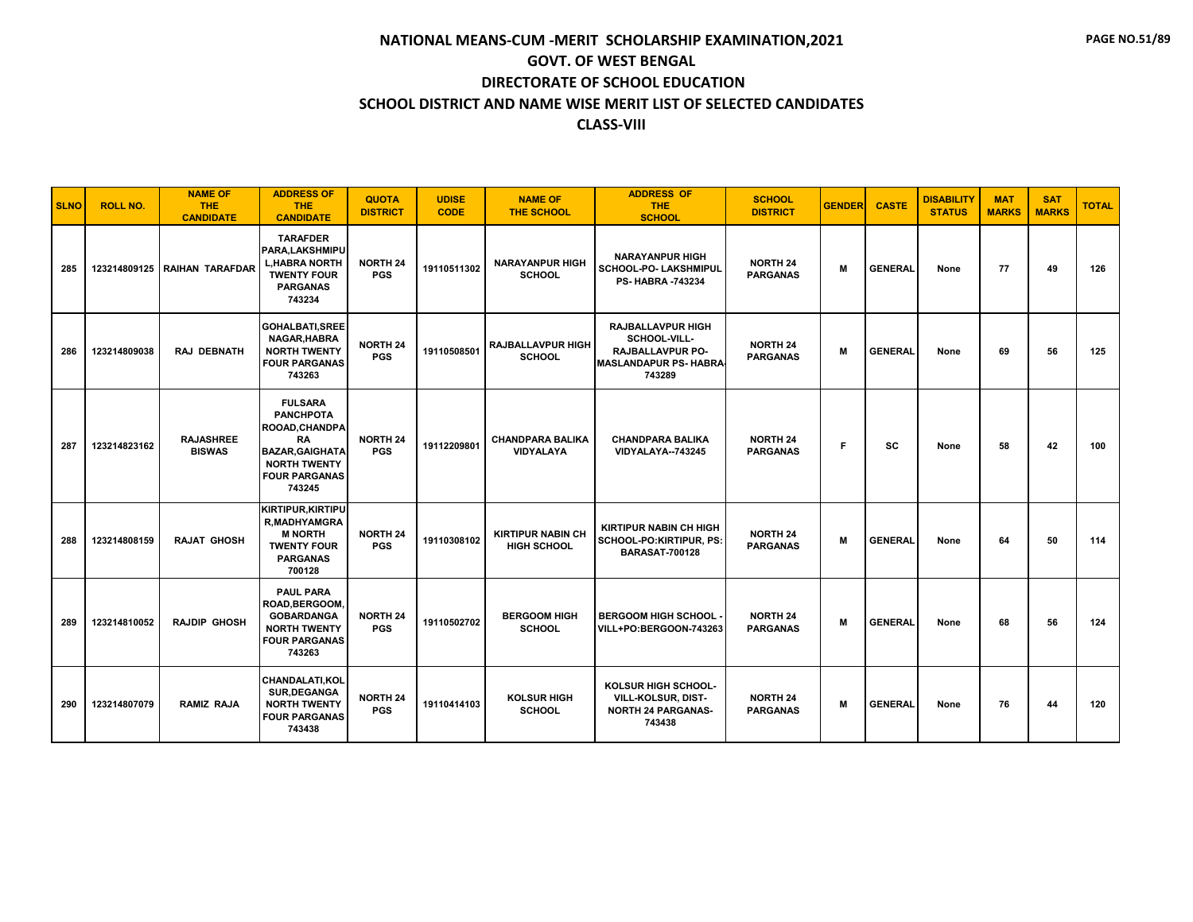# NATIONAL MEANS-CUM -MERIT SCHOLARSHIP EXAMINATION,2021

## GOVT. OF WEST BENGAL

## DIRECTORATE OF SCHOOL EDUCATION

## SCHOOL DISTRICT AND NAME WISE MERIT LIST OF SELECTED CANDIDATES

## CLASS-VIII

| SLNO | ROLL NO. | NAME OF THE CANDIDATE | ADDRESS OF THE CANDIDATE | QUOTA DISTRICT | UDISE CODE | NAME OF THE SCHOOL | ADDRESS OF THE SCHOOL | SCHOOL DISTRICT | GENDER | CASTE | DISABILITY STATUS | MAT MARKS | SAT MARKS | TOTAL |
|---|---|---|---|---|---|---|---|---|---|---|---|---|---|---|
| 285 | 123214809125 | RAIHAN TARAFDAR | TARAFDER PARA,LAKSHMIPUL,HABRA NORTH TWENTY FOUR PARGANAS 743234 | NORTH 24 PGS | 19110511302 | NARAYANPUR HIGH SCHOOL | NARAYANPUR HIGH SCHOOL-PO- LAKSHMIPUL PS- HABRA -743234 | NORTH 24 PARGANAS | M | GENERAL | None | 77 | 49 | 126 |
| 286 | 123214809038 | RAJ DEBNATH | GOHALBATI,SREENAGAR,HABRA NORTH TWENTY FOUR PARGANAS 743263 | NORTH 24 PGS | 19110508501 | RAJBALLAVPUR HIGH SCHOOL | RAJBALLAVPUR HIGH SCHOOL-VILL- RAJBALLAVPUR PO- MASLANDAPUR PS- HABRA-743289 | NORTH 24 PARGANAS | M | GENERAL | None | 69 | 56 | 125 |
| 287 | 123214823162 | RAJASHREE BISWAS | FULSARA PANCHPOTA ROOAD,CHANDPARA BAZAR,GAIGHATA NORTH TWENTY FOUR PARGANAS 743245 | NORTH 24 PGS | 19112209801 | CHANDPARA BALIKA VIDYALAYA | CHANDPARA BALIKA VIDYALAYA--743245 | NORTH 24 PARGANAS | F | SC | None | 58 | 42 | 100 |
| 288 | 123214808159 | RAJAT GHOSH | KIRTIPUR,KIRTIPUR,MADHYAMGRAM NORTH TWENTY FOUR PARGANAS 700128 | NORTH 24 PGS | 19110308102 | KIRTIPUR NABIN CH HIGH SCHOOL | KIRTIPUR NABIN CH HIGH SCHOOL-PO:KIRTIPUR, PS: BARASAT-700128 | NORTH 24 PARGANAS | M | GENERAL | None | 64 | 50 | 114 |
| 289 | 123214810052 | RAJDIP GHOSH | PAUL PARA ROAD,BERGOOM,GOBARDANGA NORTH TWENTY FOUR PARGANAS 743263 | NORTH 24 PGS | 19110502702 | BERGOOM HIGH SCHOOL | BERGOOM HIGH SCHOOL -VILL+PO:BERGOON-743263 | NORTH 24 PARGANAS | M | GENERAL | None | 68 | 56 | 124 |
| 290 | 123214807079 | RAMIZ RAJA | CHANDALATI,KOLSUR,DEGANGA NORTH TWENTY FOUR PARGANAS 743438 | NORTH 24 PGS | 19110414103 | KOLSUR HIGH SCHOOL | KOLSUR HIGH SCHOOL-VILL-KOLSUR, DIST- NORTH 24 PARGANAS-743438 | NORTH 24 PARGANAS | M | GENERAL | None | 76 | 44 | 120 |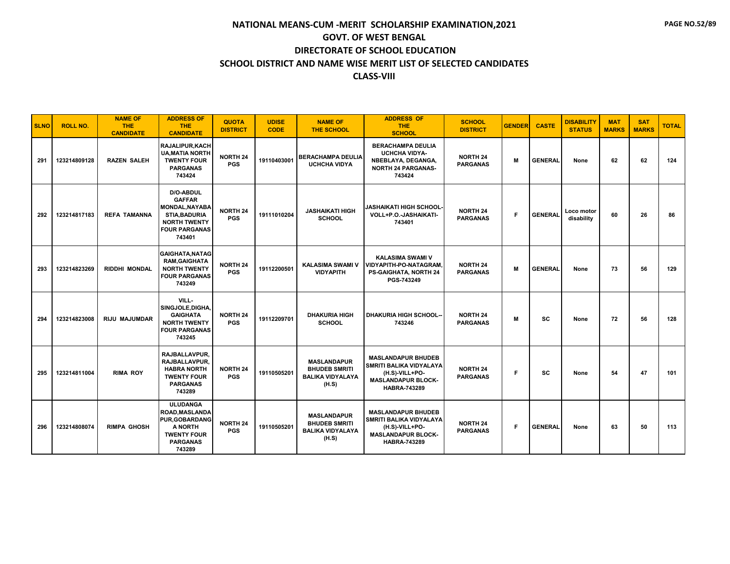# NATIONAL MEANS-CUM -MERIT SCHOLARSHIP EXAMINATION,2021
## GOVT. OF WEST BENGAL
## DIRECTORATE OF SCHOOL EDUCATION
## SCHOOL DISTRICT AND NAME WISE MERIT LIST OF SELECTED CANDIDATES
## CLASS-VIII

| SLNO | ROLL NO. | NAME OF THE CANDIDATE | ADDRESS OF THE CANDIDATE | QUOTA DISTRICT | UDISE CODE | NAME OF THE SCHOOL | ADDRESS OF THE SCHOOL | SCHOOL DISTRICT | GENDER | CASTE | DISABILITY STATUS | MAT MARKS | SAT MARKS | TOTAL |
|---|---|---|---|---|---|---|---|---|---|---|---|---|---|---|
| 291 | 123214809128 | RAZEN SALEH | RAJALIPUR,KACHUA,MATIA NORTH TWENTY FOUR PARGANAS 743424 | NORTH 24 PGS | 19110403001 | BERACHAMPA DEULIA UCHCHA VIDYA | BERACHAMPA DEULIA UCHCHA VIDYA-NBEBLAYA, DEGANGA, NORTH 24 PARGANAS-743424 | NORTH 24 PARGANAS | M | GENERAL | None | 62 | 62 | 124 |
| 292 | 123214817183 | REFA TAMANNA | D/O-ABDUL GAFFAR MONDAL,NAYABASTIA,BADURIA NORTH TWENTY FOUR PARGANAS 743401 | NORTH 24 PGS | 19111010204 | JASHAIKATI HIGH SCHOOL | JASHAIKATI HIGH SCHOOL-VOLL+P.O.-JASHAIKATI-743401 | NORTH 24 PARGANAS | F | GENERAL | Loco motor disability | 60 | 26 | 86 |
| 293 | 123214823269 | RIDDHI MONDAL | GAIGHATA,NATAGRAM,GAIGHATA NORTH TWENTY FOUR PARGANAS 743249 | NORTH 24 PGS | 19112200501 | KALASIMA SWAMI V VIDYAPITH | KALASIMA SWAMI V VIDYAPITH-PO-NATAGRAM, PS-GAIGHATA, NORTH 24 PGS-743249 | NORTH 24 PARGANAS | M | GENERAL | None | 73 | 56 | 129 |
| 294 | 123214823008 | RIJU MAJUMDAR | VILL-SINGJOLE,DIGHA,GAIGHATA NORTH TWENTY FOUR PARGANAS 743245 | NORTH 24 PGS | 19112209701 | DHAKURIA HIGH SCHOOL | DHAKURIA HIGH SCHOOL--743246 | NORTH 24 PARGANAS | M | SC | None | 72 | 56 | 128 |
| 295 | 123214811004 | RIMA ROY | RAJBALLAVPUR, RAJBALLAVPUR, HABRA NORTH TWENTY FOUR PARGANAS 743289 | NORTH 24 PGS | 19110505201 | MASLANDAPUR BHUDEB SMRITI BALIKA VIDYALAYA (H.S) | MASLANDAPUR BHUDEB SMRITI BALIKA VIDYALAYA (H.S)-VILL+PO-MASLANDAPUR BLOCK-HABRA-743289 | NORTH 24 PARGANAS | F | SC | None | 54 | 47 | 101 |
| 296 | 123214808074 | RIMPA GHOSH | ULUDANGA ROAD,MASLANDAPUR,GOBARDANGA NORTH TWENTY FOUR PARGANAS 743289 | NORTH 24 PGS | 19110505201 | MASLANDAPUR BHUDEB SMRITI BALIKA VIDYALAYA (H.S) | MASLANDAPUR BHUDEB SMRITI BALIKA VIDYALAYA (H.S)-VILL+PO-MASLANDAPUR BLOCK-HABRA-743289 | NORTH 24 PARGANAS | F | GENERAL | None | 63 | 50 | 113 |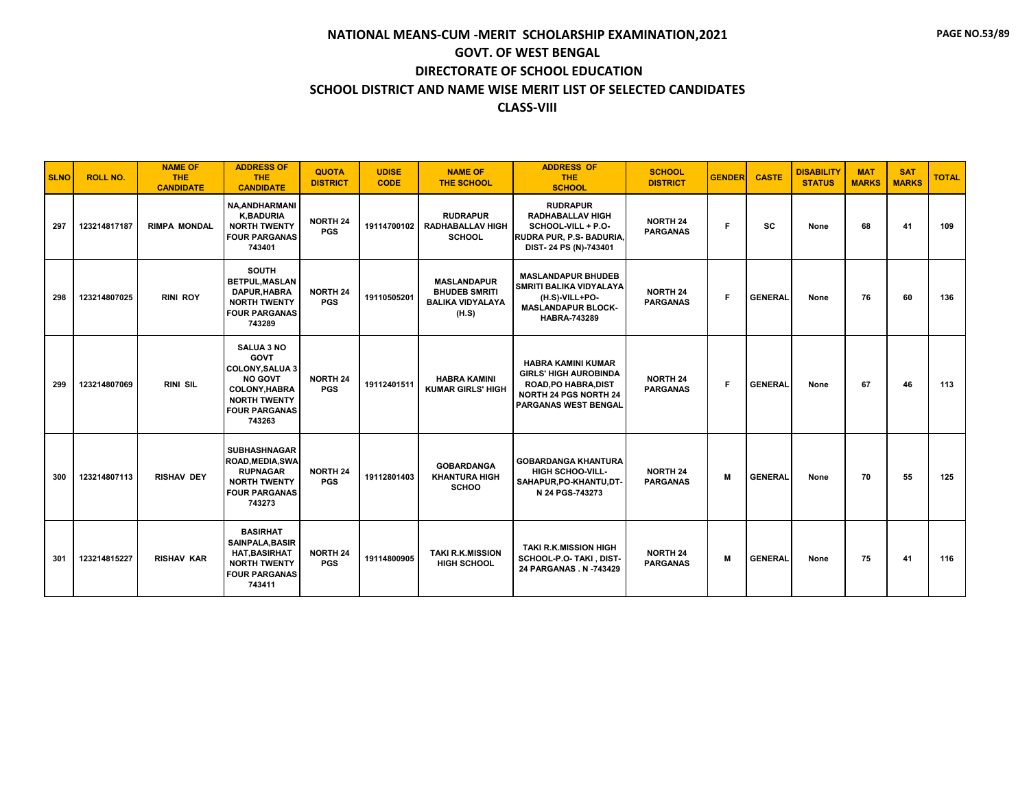# NATIONAL MEANS-CUM -MERIT SCHOLARSHIP EXAMINATION,2021
## GOVT. OF WEST BENGAL
## DIRECTORATE OF SCHOOL EDUCATION
## SCHOOL DISTRICT AND NAME WISE MERIT LIST OF SELECTED CANDIDATES
## CLASS-VIII

| SLNO | ROLL NO. | NAME OF THE CANDIDATE | ADDRESS OF THE CANDIDATE | QUOTA DISTRICT | UDISE CODE | NAME OF THE SCHOOL | ADDRESS OF THE SCHOOL | SCHOOL DISTRICT | GENDER | CASTE | DISABILITY STATUS | MAT MARKS | SAT MARKS | TOTAL |
|---|---|---|---|---|---|---|---|---|---|---|---|---|---|---|
| 297 | 123214817187 | RIMPA MONDAL | NA,ANDHARMANIK,BADURIA NORTH TWENTY FOUR PARGANAS 743401 | NORTH 24 PGS | 19114700102 | RUDRAPUR RADHABALLAV HIGH SCHOOL | RUDRAPUR RADHABALLAV HIGH SCHOOL-VILL + P.O- RUDRA PUR, P.S- BADURIA, DIST- 24 PS (N)-743401 | NORTH 24 PARGANAS | F | SC | None | 68 | 41 | 109 |
| 298 | 123214807025 | RINI ROY | SOUTH BETPUL,MASLANDAPUR,HABRA NORTH TWENTY FOUR PARGANAS 743289 | NORTH 24 PGS | 19110505201 | MASLANDAPUR BHUDEB SMRITI BALIKA VIDYALAYA (H.S) | MASLANDAPUR BHUDEB SMRITI BALIKA VIDYALAYA (H.S)-VILL+PO- MASLANDAPUR BLOCK- HABRA-743289 | NORTH 24 PARGANAS | F | GENERAL | None | 76 | 60 | 136 |
| 299 | 123214807069 | RINI SIL | SALUA 3 NO GOVT COLONY,SALUA 3 NO GOVT COLONY,HABRA NORTH TWENTY FOUR PARGANAS 743263 | NORTH 24 PGS | 19112401511 | HABRA KAMINI KUMAR GIRLS' HIGH | HABRA KAMINI KUMAR GIRLS' HIGH AUROBINDA ROAD,PO HABRA,DIST NORTH 24 PGS NORTH 24 PARGANAS WEST BENGAL | NORTH 24 PARGANAS | F | GENERAL | None | 67 | 46 | 113 |
| 300 | 123214807113 | RISHAV DEY | SUBHASHNAGAR ROAD,MEDIA,SWARUPNAGAR NORTH TWENTY FOUR PARGANAS 743273 | NORTH 24 PGS | 19112801403 | GOBARDANGA KHANTURA HIGH SCHOO | GOBARDANGA KHANTURA HIGH SCHOO-VILL- SAHAPUR,PO-KHANTU,DT-N 24 PGS-743273 | NORTH 24 PARGANAS | M | GENERAL | None | 70 | 55 | 125 |
| 301 | 123214815227 | RISHAV KAR | BASIRHAT SAINPALA,BASIRHAT,BASIRHAT NORTH TWENTY FOUR PARGANAS 743411 | NORTH 24 PGS | 19114800905 | TAKI R.K.MISSION HIGH SCHOOL | TAKI R.K.MISSION HIGH SCHOOL-P.O- TAKI , DIST- 24 PARGANAS . N -743429 | NORTH 24 PARGANAS | M | GENERAL | None | 75 | 41 | 116 |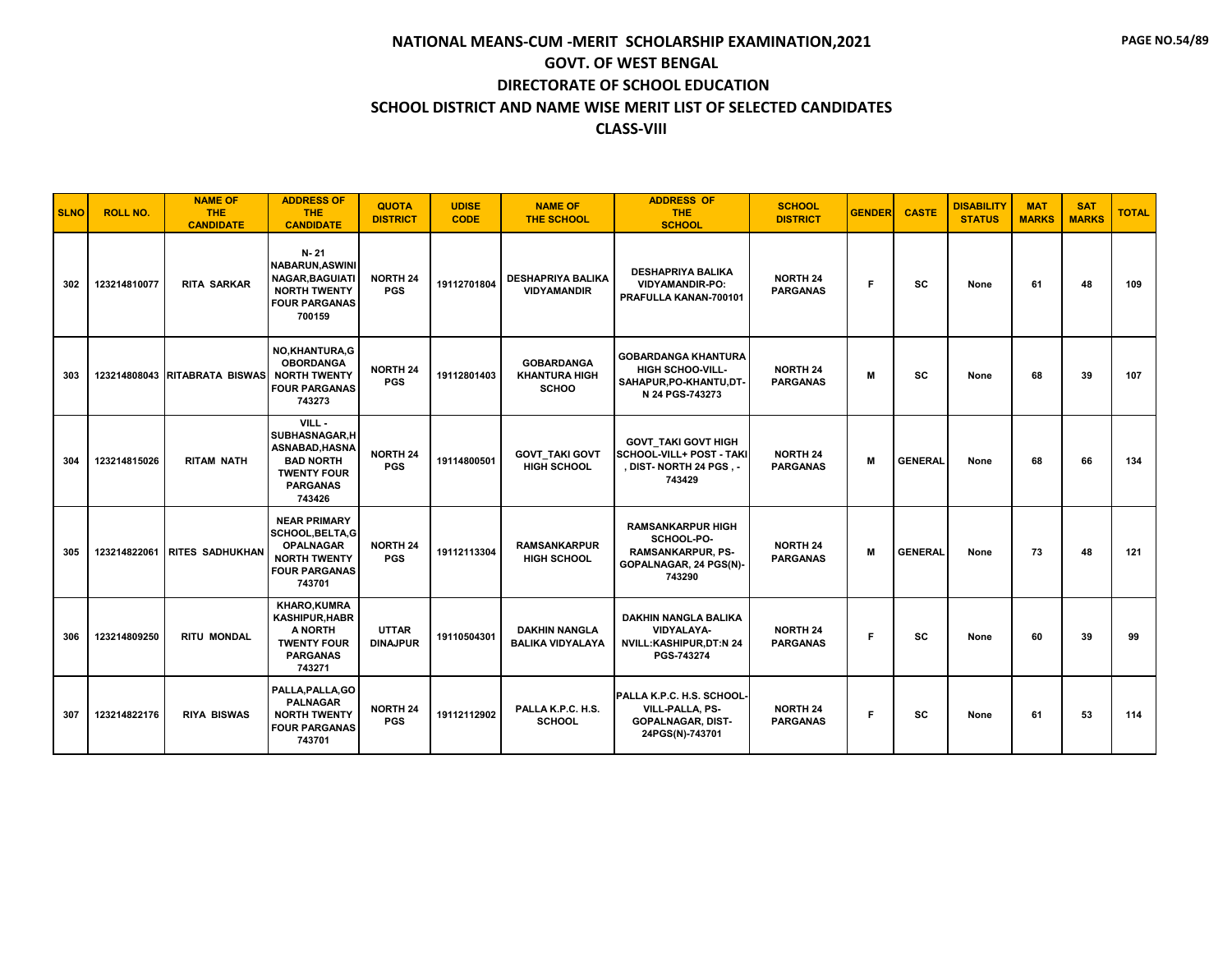# NATIONAL MEANS-CUM -MERIT SCHOLARSHIP EXAMINATION,2021

## GOVT. OF WEST BENGAL

## DIRECTORATE OF SCHOOL EDUCATION

## SCHOOL DISTRICT AND NAME WISE MERIT LIST OF SELECTED CANDIDATES

## CLASS-VIII

| SLNO | ROLL NO. | NAME OF THE CANDIDATE | ADDRESS OF THE CANDIDATE | QUOTA DISTRICT | UDISE CODE | NAME OF THE SCHOOL | ADDRESS OF THE SCHOOL | SCHOOL DISTRICT | GENDER | CASTE | DISABILITY STATUS | MAT MARKS | SAT MARKS | TOTAL |
|---|---|---|---|---|---|---|---|---|---|---|---|---|---|---|
| 302 | 123214810077 | RITA SARKAR | N- 21 NABARUN,ASWINI NAGAR,BAGUIATI NORTH TWENTY FOUR PARGANAS 700159 | NORTH 24 PGS | 19112701804 | DESHAPRIYA BALIKA VIDYAMANDIR | DESHAPRIYA BALIKA VIDYAMANDIR-PO: PRAFULLA KANAN-700101 | NORTH 24 PARGANAS | F | SC | None | 61 | 48 | 109 |
| 303 | 123214808043 | RITABRATA BISWAS | NO,KHANTURA,G OBORDANGA NORTH TWENTY FOUR PARGANAS 743273 | NORTH 24 PGS | 19112801403 | GOBARDANGA KHANTURA HIGH SCHOO | GOBARDANGA KHANTURA HIGH SCHOO-VILL-SAHAPUR,PO-KHANTU,DT-N 24 PGS-743273 | NORTH 24 PARGANAS | M | SC | None | 68 | 39 | 107 |
| 304 | 123214815026 | RITAM NATH | VILL - SUBHASNAGAR,H ASNABAD,HASNA BAD NORTH TWENTY FOUR PARGANAS 743426 | NORTH 24 PGS | 19114800501 | GOVT_TAKI GOVT HIGH SCHOOL | GOVT_TAKI GOVT HIGH SCHOOL-VILL+ POST - TAKI , DIST- NORTH 24 PGS , - 743429 | NORTH 24 PARGANAS | M | GENERAL | None | 68 | 66 | 134 |
| 305 | 123214822061 | RITES SADHUKHAN | NEAR PRIMARY SCHOOL,BELTA,G OPALNAGAR NORTH TWENTY FOUR PARGANAS 743701 | NORTH 24 PGS | 19112113304 | RAMSANKARPUR HIGH SCHOOL | RAMSANKARPUR HIGH SCHOOL-PO-RAMSANKARPUR, PS-GOPALNAGAR, 24 PGS(N)-743290 | NORTH 24 PARGANAS | M | GENERAL | None | 73 | 48 | 121 |
| 306 | 123214809250 | RITU MONDAL | KHARO,KUMRA KASHIPUR,HABR A NORTH TWENTY FOUR PARGANAS 743271 | UTTAR DINAJPUR | 19110504301 | DAKHIN NANGLA BALIKA VIDYALAYA | DAKHIN NANGLA BALIKA VIDYALAYA-NVILL:KASHIPUR,DT:N 24 PGS-743274 | NORTH 24 PARGANAS | F | SC | None | 60 | 39 | 99 |
| 307 | 123214822176 | RIYA BISWAS | PALLA,PALLA,GO PALNAGAR NORTH TWENTY FOUR PARGANAS 743701 | NORTH 24 PGS | 19112112902 | PALLA K.P.C. H.S. SCHOOL | PALLA K.P.C. H.S. SCHOOL-VILL-PALLA, PS-GOPALNAGAR, DIST-24PGS(N)-743701 | NORTH 24 PARGANAS | F | SC | None | 61 | 53 | 114 |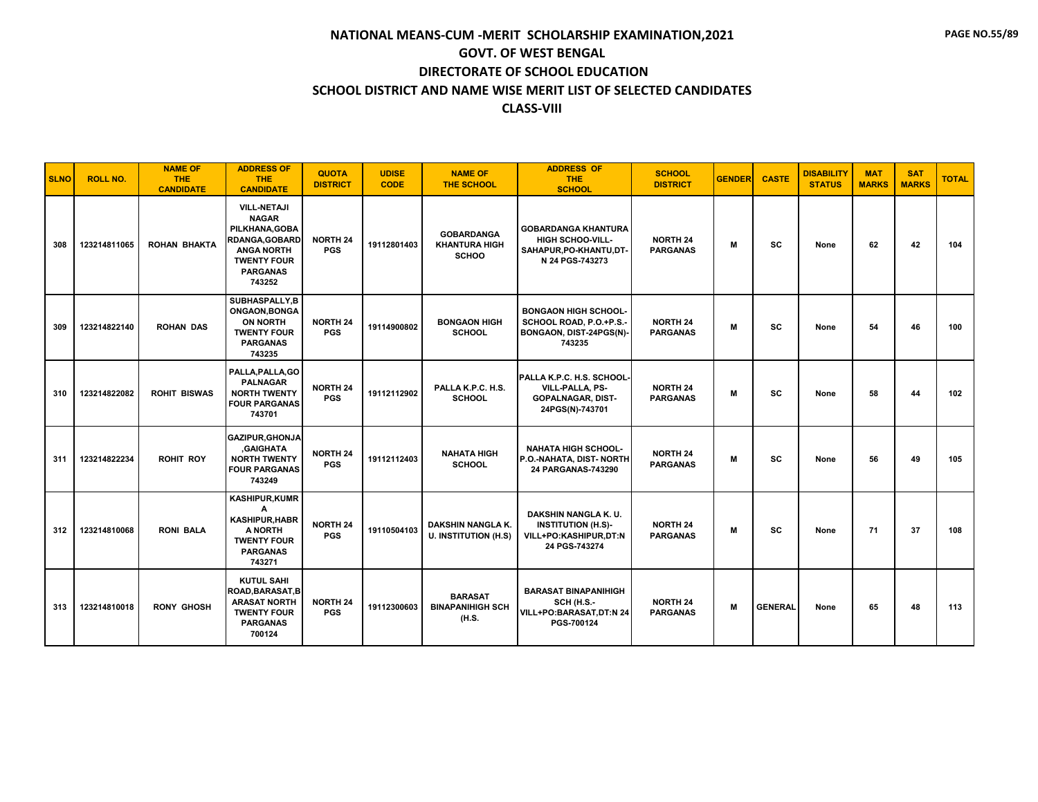# NATIONAL MEANS-CUM -MERIT SCHOLARSHIP EXAMINATION,2021

## GOVT. OF WEST BENGAL

## DIRECTORATE OF SCHOOL EDUCATION

## SCHOOL DISTRICT AND NAME WISE MERIT LIST OF SELECTED CANDIDATES

## CLASS-VIII

| SLNO | ROLL NO. | NAME OF THE CANDIDATE | ADDRESS OF THE CANDIDATE | QUOTA DISTRICT | UDISE CODE | NAME OF THE SCHOOL | ADDRESS OF THE SCHOOL | SCHOOL DISTRICT | GENDER | CASTE | DISABILITY STATUS | MAT MARKS | SAT MARKS | TOTAL |
|---|---|---|---|---|---|---|---|---|---|---|---|---|---|---|
| 308 | 123214811065 | ROHAN BHAKTA | VILL-NETAJI NAGAR PILKHANA,GOBARDANGA,GOBARDANGA NORTH TWENTY FOUR PARGANAS 743252 | NORTH 24 PGS | 19112801403 | GOBARDANGA KHANTURA HIGH SCHOO | GOBARDANGA KHANTURA HIGH SCHOO-VILL-SAHAPUR,PO-KHANTU,DT-N 24 PGS-743273 | NORTH 24 PARGANAS | M | SC | None | 62 | 42 | 104 |
| 309 | 123214822140 | ROHAN DAS | SUBHASPALLY,BONGAON,BONGAON NORTH TWENTY FOUR PARGANAS 743235 | NORTH 24 PGS | 19114900802 | BONGAON HIGH SCHOOL | BONGAON HIGH SCHOOL-SCHOOL ROAD, P.O.+P.S.-BONGAON, DIST-24PGS(N)-743235 | NORTH 24 PARGANAS | M | SC | None | 54 | 46 | 100 |
| 310 | 123214822082 | ROHIT BISWAS | PALLA,PALLA,GOPALNAGAR NORTH TWENTY FOUR PARGANAS 743701 | NORTH 24 PGS | 19112112902 | PALLA K.P.C. H.S. SCHOOL | PALLA K.P.C. H.S. SCHOOL-VILL-PALLA, PS-GOPALNAGAR, DIST-24PGS(N)-743701 | NORTH 24 PARGANAS | M | SC | None | 58 | 44 | 102 |
| 311 | 123214822234 | ROHIT ROY | GAZIPUR,GHONJA,GAIGHATA NORTH TWENTY FOUR PARGANAS 743249 | NORTH 24 PGS | 19112112403 | NAHATA HIGH SCHOOL | NAHATA HIGH SCHOOL-P.O.-NAHATA, DIST- NORTH 24 PARGANAS-743290 | NORTH 24 PARGANAS | M | SC | None | 56 | 49 | 105 |
| 312 | 123214810068 | RONI BALA | KASHIPUR,KUMRA KASHIPUR,HABRA NORTH TWENTY FOUR PARGANAS 743271 | NORTH 24 PGS | 19110504103 | DAKSHIN NANGLA K. U. INSTITUTION (H.S) | DAKSHIN NANGLA K. U. INSTITUTION (H.S)-VILL+PO:KASHIPUR,DT:N 24 PGS-743274 | NORTH 24 PARGANAS | M | SC | None | 71 | 37 | 108 |
| 313 | 123214810018 | RONY GHOSH | KUTUL SAHI ROAD,BARASAT,BARASAT NORTH TWENTY FOUR PARGANAS 700124 | NORTH 24 PGS | 19112300603 | BARASAT BINAPANIHIGH SCH (H.S. | BARASAT BINAPANIHIGH SCH (H.S.-VILL+PO:BARASAT,DT:N 24 PGS-700124 | NORTH 24 PARGANAS | M | GENERAL | None | 65 | 48 | 113 |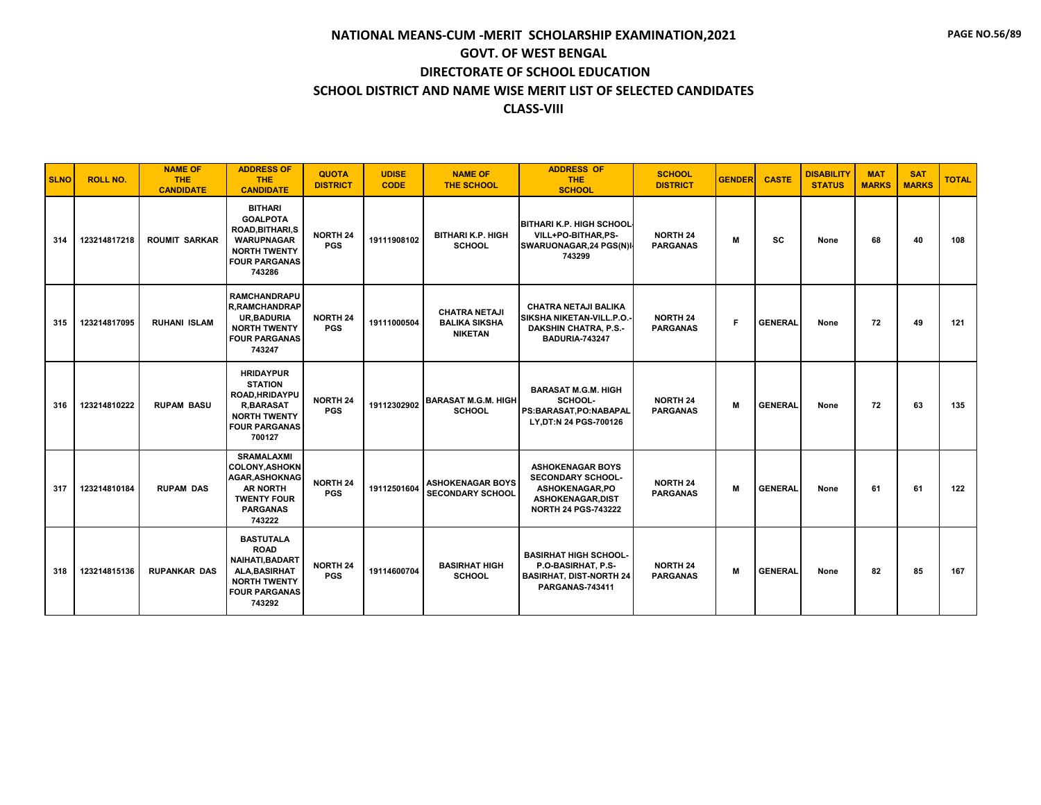# NATIONAL MEANS-CUM -MERIT SCHOLARSHIP EXAMINATION,2021

## GOVT. OF WEST BENGAL

## DIRECTORATE OF SCHOOL EDUCATION

## SCHOOL DISTRICT AND NAME WISE MERIT LIST OF SELECTED CANDIDATES

## CLASS-VIII

| SLNO | ROLL NO. | NAME OF THE CANDIDATE | ADDRESS OF THE CANDIDATE | QUOTA DISTRICT | UDISE CODE | NAME OF THE SCHOOL | ADDRESS OF THE SCHOOL | SCHOOL DISTRICT | GENDER | CASTE | DISABILITY STATUS | MAT MARKS | SAT MARKS | TOTAL |
|---|---|---|---|---|---|---|---|---|---|---|---|---|---|---|
| 314 | 123214817218 | ROUMIT SARKAR | BITHARI GOALPOTA ROAD,BITHARI,SWARUPNAGAR NORTH TWENTY FOUR PARGANAS 743286 | NORTH 24 PGS | 19111908102 | BITHARI K.P. HIGH SCHOOL | BITHARI K.P. HIGH SCHOOL-VILL+PO-BITHAR,PS-SWARUONAGAR,24 PGS(N)-743299 | NORTH 24 PARGANAS | M | SC | None | 68 | 40 | 108 |
| 315 | 123214817095 | RUHANI ISLAM | RAMCHANDRAPUR,RAMCHANDRAPUR,BADURIA NORTH TWENTY FOUR PARGANAS 743247 | NORTH 24 PGS | 19111000504 | CHATRA NETAJI BALIKA SIKSHA NIKETAN | CHATRA NETAJI BALIKA SIKSHA NIKETAN-VILL.P.O.-DAKSHIN CHATRA, P.S.-BADURIA-743247 | NORTH 24 PARGANAS | F | GENERAL | None | 72 | 49 | 121 |
| 316 | 123214810222 | RUPAM BASU | HRIDAYPUR STATION ROAD,HRIDAYPUR,BARASAT NORTH TWENTY FOUR PARGANAS 700127 | NORTH 24 PGS | 19112302902 | BARASAT M.G.M. HIGH SCHOOL | BARASAT M.G.M. HIGH SCHOOL-PS:BARASAT,PO:NABAPALLY,DT:N 24 PGS-700126 | NORTH 24 PARGANAS | M | GENERAL | None | 72 | 63 | 135 |
| 317 | 123214810184 | RUPAM DAS | SRAMALAXMI COLONY,ASHOKNAGAR,ASHOKNAGAR NORTH TWENTY FOUR PARGANAS 743222 | NORTH 24 PGS | 19112501604 | ASHOKENAGAR BOYS SECONDARY SCHOOL | ASHOKENAGAR BOYS SECONDARY SCHOOL-ASHOKENAGAR,PO ASHOKENAGAR,DIST NORTH 24 PGS-743222 | NORTH 24 PARGANAS | M | GENERAL | None | 61 | 61 | 122 |
| 318 | 123214815136 | RUPANKAR DAS | BASTUTALA ROAD NAIHATI,BADARTALA,BASIRHAT NORTH TWENTY FOUR PARGANAS 743292 | NORTH 24 PGS | 19114600704 | BASIRHAT HIGH SCHOOL | BASIRHAT HIGH SCHOOL-P.O-BASIRHAT, P.S-BASIRHAT, DIST-NORTH 24 PARGANAS-743411 | NORTH 24 PARGANAS | M | GENERAL | None | 82 | 85 | 167 |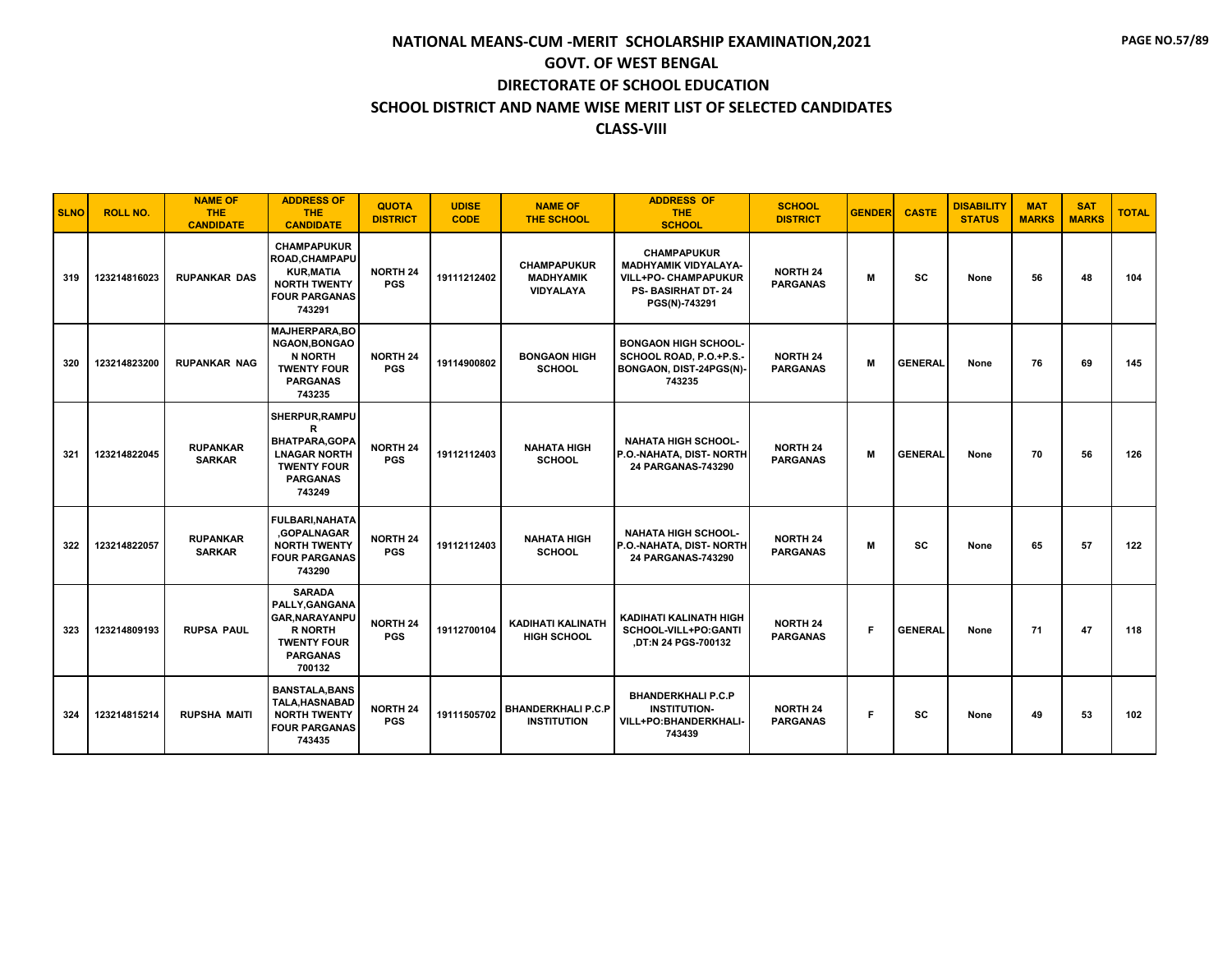# NATIONAL MEANS-CUM -MERIT SCHOLARSHIP EXAMINATION,2021
## GOVT. OF WEST BENGAL
## DIRECTORATE OF SCHOOL EDUCATION
## SCHOOL DISTRICT AND NAME WISE MERIT LIST OF SELECTED CANDIDATES
## CLASS-VIII

| SLNO | ROLL NO. | NAME OF THE CANDIDATE | ADDRESS OF THE CANDIDATE | QUOTA DISTRICT | UDISE CODE | NAME OF THE SCHOOL | ADDRESS OF THE SCHOOL | SCHOOL DISTRICT | GENDER | CASTE | DISABILITY STATUS | MAT MARKS | SAT MARKS | TOTAL |
|---|---|---|---|---|---|---|---|---|---|---|---|---|---|---|
| 319 | 123214816023 | RUPANKAR DAS | CHAMPAPUKUR ROAD,CHAMPAPUKUR,MATIA NORTH TWENTY FOUR PARGANAS 743291 | NORTH 24 PGS | 19111212402 | CHAMPAPUKUR MADHYAMIK VIDYALAYA | CHAMPAPUKUR MADHYAMIK VIDYALAYA-VILL+PO- CHAMPAPUKUR PS- BASIRHAT DT- 24 PGS(N)-743291 | NORTH 24 PARGANAS | M | SC | None | 56 | 48 | 104 |
| 320 | 123214823200 | RUPANKAR NAG | MAJHERPARA,BONGAON,BONGAON NORTH TWENTY FOUR PARGANAS 743235 | NORTH 24 PGS | 19114900802 | BONGAON HIGH SCHOOL | BONGAON HIGH SCHOOL-SCHOOL ROAD, P.O.+P.S.-BONGAON, DIST-24PGS(N)-743235 | NORTH 24 PARGANAS | M | GENERAL | None | 76 | 69 | 145 |
| 321 | 123214822045 | RUPANKAR SARKAR | SHERPUR,RAMPUR BHATPARA,GOPALNAGAR NORTH TWENTY FOUR PARGANAS 743249 | NORTH 24 PGS | 19112112403 | NAHATA HIGH SCHOOL | NAHATA HIGH SCHOOL-P.O.-NAHATA, DIST- NORTH 24 PARGANAS-743290 | NORTH 24 PARGANAS | M | GENERAL | None | 70 | 56 | 126 |
| 322 | 123214822057 | RUPANKAR SARKAR | FULBARI,NAHATA ,GOPALNAGAR NORTH TWENTY FOUR PARGANAS 743290 | NORTH 24 PGS | 19112112403 | NAHATA HIGH SCHOOL | NAHATA HIGH SCHOOL-P.O.-NAHATA, DIST- NORTH 24 PARGANAS-743290 | NORTH 24 PARGANAS | M | SC | None | 65 | 57 | 122 |
| 323 | 123214809193 | RUPSA PAUL | SARADA PALLY,GANGANAGAR,NARAYANPUR NORTH TWENTY FOUR PARGANAS 700132 | NORTH 24 PGS | 19112700104 | KADIHATI KALINATH HIGH SCHOOL | KADIHATI KALINATH HIGH SCHOOL-VILL+PO:GANTI ,DT:N 24 PGS-700132 | NORTH 24 PARGANAS | F | GENERAL | None | 71 | 47 | 118 |
| 324 | 123214815214 | RUPSHA MAITI | BANSTALA,BANSTALA,HASNABAD NORTH TWENTY FOUR PARGANAS 743435 | NORTH 24 PGS | 19111505702 | BHANDERKHALI P.C.P INSTITUTION | BHANDERKHALI P.C.P INSTITUTION-VILL+PO:BHANDERKHALI-743439 | NORTH 24 PARGANAS | F | SC | None | 49 | 53 | 102 |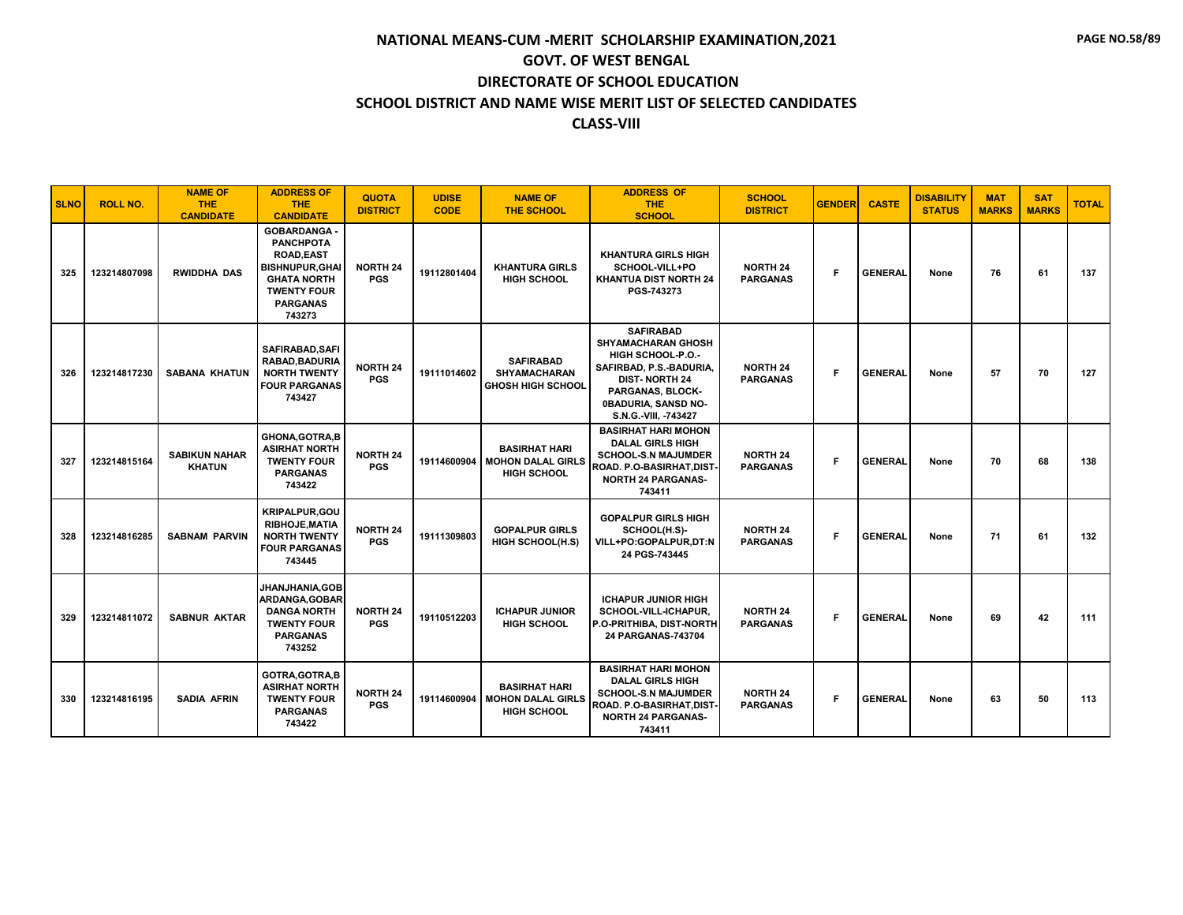# NATIONAL MEANS-CUM -MERIT SCHOLARSHIP EXAMINATION,2021
## GOVT. OF WEST BENGAL
## DIRECTORATE OF SCHOOL EDUCATION
## SCHOOL DISTRICT AND NAME WISE MERIT LIST OF SELECTED CANDIDATES
## CLASS-VIII

| SLNO | ROLL NO. | NAME OF THE CANDIDATE | ADDRESS OF THE CANDIDATE | QUOTA DISTRICT | UDISE CODE | NAME OF THE SCHOOL | ADDRESS OF THE SCHOOL | SCHOOL DISTRICT | GENDER | CASTE | DISABILITY STATUS | MAT MARKS | SAT MARKS | TOTAL |
|---|---|---|---|---|---|---|---|---|---|---|---|---|---|---|
| 325 | 123214807098 | RWIDDHA DAS | GOBARDANGA - PANCHPOTA ROAD,EAST BISHNUPUR,GHAI GHATA NORTH TWENTY FOUR PARGANAS 743273 | NORTH 24 PGS | 19112801404 | KHANTURA GIRLS HIGH SCHOOL | KHANTURA GIRLS HIGH SCHOOL-VILL+PO KHANTUA DIST NORTH 24 PGS-743273 | NORTH 24 PARGANAS | F | GENERAL | None | 76 | 61 | 137 |
| 326 | 123214817230 | SABANA KHATUN | SAFIRABAD,SAFI RABAD,BADURIA NORTH TWENTY FOUR PARGANAS 743427 | NORTH 24 PGS | 19111014602 | SAFIRABAD SHYAMACHARAN GHOSH HIGH SCHOOL | SAFIRABAD SHYAMACHARAN GHOSH HIGH SCHOOL-P.O.-SAFIRBAD, P.S.-BADURIA, DIST- NORTH 24 PARGANAS, BLOCK-0BADURIA, SANSD NO-S.N.G.-VIII, -743427 | NORTH 24 PARGANAS | F | GENERAL | None | 57 | 70 | 127 |
| 327 | 123214815164 | SABIKUN NAHAR KHATUN | GHONA,GOTRA,B ASIRHAT NORTH TWENTY FOUR PARGANAS 743422 | NORTH 24 PGS | 19114600904 | BASIRHAT HARI MOHON DALAL GIRLS HIGH SCHOOL | BASIRHAT HARI MOHON DALAL GIRLS HIGH SCHOOL-S.N MAJUMDER ROAD. P.O-BASIRHAT,DIST-NORTH 24 PARGANAS-743411 | NORTH 24 PARGANAS | F | GENERAL | None | 70 | 68 | 138 |
| 328 | 123214816285 | SABNAM PARVIN | KRIPALPUR,GOU RIBHOJE,MATIA NORTH TWENTY FOUR PARGANAS 743445 | NORTH 24 PGS | 19111309803 | GOPALPUR GIRLS HIGH SCHOOL(H.S) | GOPALPUR GIRLS HIGH SCHOOL(H.S)-VILL+PO:GOPALPUR,DT:N 24 PGS-743445 | NORTH 24 PARGANAS | F | GENERAL | None | 71 | 61 | 132 |
| 329 | 123214811072 | SABNUR AKTAR | JHANJHANIA,GOB ARDANGA,GOBAR DANGA NORTH TWENTY FOUR PARGANAS 743252 | NORTH 24 PGS | 19110512203 | ICHAPUR JUNIOR HIGH SCHOOL | ICHAPUR JUNIOR HIGH SCHOOL-VILL-ICHAPUR, P.O-PRITHIBA, DIST-NORTH 24 PARGANAS-743704 | NORTH 24 PARGANAS | F | GENERAL | None | 69 | 42 | 111 |
| 330 | 123214816195 | SADIA AFRIN | GOTRA,GOTRA,B ASIRHAT NORTH TWENTY FOUR PARGANAS 743422 | NORTH 24 PGS | 19114600904 | BASIRHAT HARI MOHON DALAL GIRLS HIGH SCHOOL | BASIRHAT HARI MOHON DALAL GIRLS HIGH SCHOOL-S.N MAJUMDER ROAD. P.O-BASIRHAT,DIST-NORTH 24 PARGANAS-743411 | NORTH 24 PARGANAS | F | GENERAL | None | 63 | 50 | 113 |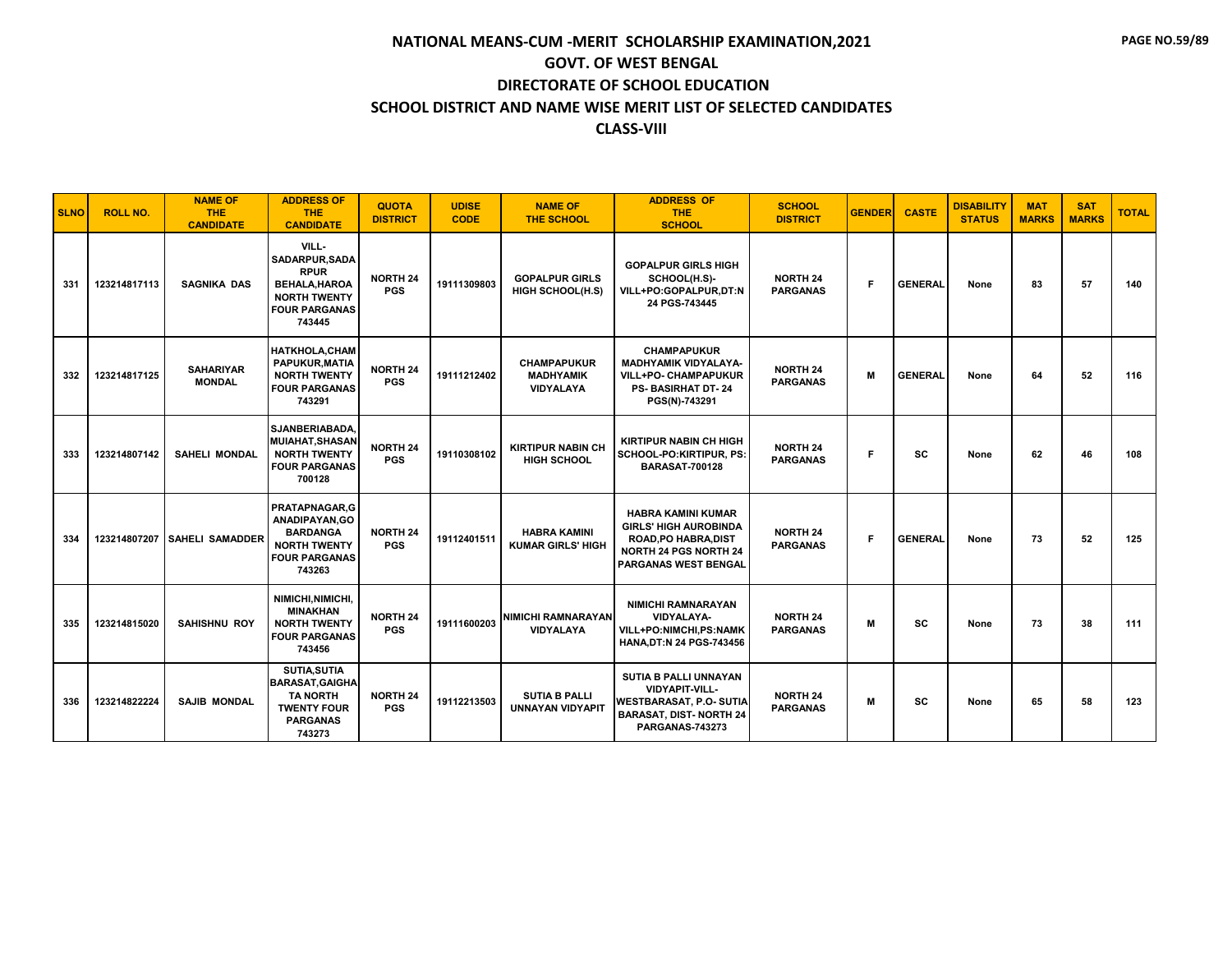# NATIONAL MEANS-CUM -MERIT SCHOLARSHIP EXAMINATION,2021
## GOVT. OF WEST BENGAL
## DIRECTORATE OF SCHOOL EDUCATION
## SCHOOL DISTRICT AND NAME WISE MERIT LIST OF SELECTED CANDIDATES
## CLASS-VIII

| SLNO | ROLL NO. | NAME OF THE CANDIDATE | ADDRESS OF THE CANDIDATE | QUOTA DISTRICT | UDISE CODE | NAME OF THE SCHOOL | ADDRESS OF THE SCHOOL | SCHOOL DISTRICT | GENDER | CASTE | DISABILITY STATUS | MAT MARKS | SAT MARKS | TOTAL |
|---|---|---|---|---|---|---|---|---|---|---|---|---|---|---|
| 331 | 123214817113 | SAGNIKA DAS | VILL-SADARPUR,SADARPUR BEHALA,HAROA NORTH TWENTY FOUR PARGANAS 743445 | NORTH 24 PGS | 19111309803 | GOPALPUR GIRLS HIGH SCHOOL(H.S) | GOPALPUR GIRLS HIGH SCHOOL(H.S)-VILL+PO:GOPALPUR,DT:N 24 PGS-743445 | NORTH 24 PARGANAS | F | GENERAL | None | 83 | 57 | 140 |
| 332 | 123214817125 | SAHARIYAR MONDAL | HATKHOLA,CHAMPAPUKUR,MATIA NORTH TWENTY FOUR PARGANAS 743291 | NORTH 24 PGS | 19111212402 | CHAMPAPUKUR MADHYAMIK VIDYALAYA | CHAMPAPUKUR MADHYAMIK VIDYALAYA-VILL+PO- CHAMPAPUKUR PS- BASIRHAT DT- 24 PGS(N)-743291 | NORTH 24 PARGANAS | M | GENERAL | None | 64 | 52 | 116 |
| 333 | 123214807142 | SAHELI MONDAL | SJANBERIABADA,MUIAHAT,SHASAN NORTH TWENTY FOUR PARGANAS 700128 | NORTH 24 PGS | 19110308102 | KIRTIPUR NABIN CH HIGH SCHOOL | KIRTIPUR NABIN CH HIGH SCHOOL-PO:KIRTIPUR, PS: BARASAT-700128 | NORTH 24 PARGANAS | F | SC | None | 62 | 46 | 108 |
| 334 | 123214807207 | SAHELI SAMADDER | PRATAPNAGAR,GANADIPAYAN,GOBARDANGA NORTH TWENTY FOUR PARGANAS 743263 | NORTH 24 PGS | 19112401511 | HABRA KAMINI KUMAR GIRLS' HIGH | HABRA KAMINI KUMAR GIRLS' HIGH AUROBINDA ROAD,PO HABRA,DIST NORTH 24 PGS NORTH 24 PARGANAS WEST BENGAL | NORTH 24 PARGANAS | F | GENERAL | None | 73 | 52 | 125 |
| 335 | 123214815020 | SAHISHNU ROY | NIMICHI,NIMICHI,MINAKHAN NORTH TWENTY FOUR PARGANAS 743456 | NORTH 24 PGS | 19111600203 | NIMICHI RAMNARAYAN VIDYALAYA | NIMICHI RAMNARAYAN VIDYALAYA-VILL+PO:NIMCHI,PS:NAMKHANA,DT:N 24 PGS-743456 | NORTH 24 PARGANAS | M | SC | None | 73 | 38 | 111 |
| 336 | 123214822224 | SAJIB MONDAL | SUTIA,SUTIA BARASAT,GAIGHATA NORTH TWENTY FOUR PARGANAS 743273 | NORTH 24 PGS | 19112213503 | SUTIA B PALLI UNNAYAN VIDYAPIT | SUTIA B PALLI UNNAYAN VIDYAPIT-VILL-WESTBARASAT, P.O- SUTIA BARASAT, DIST- NORTH 24 PARGANAS-743273 | NORTH 24 PARGANAS | M | SC | None | 65 | 58 | 123 |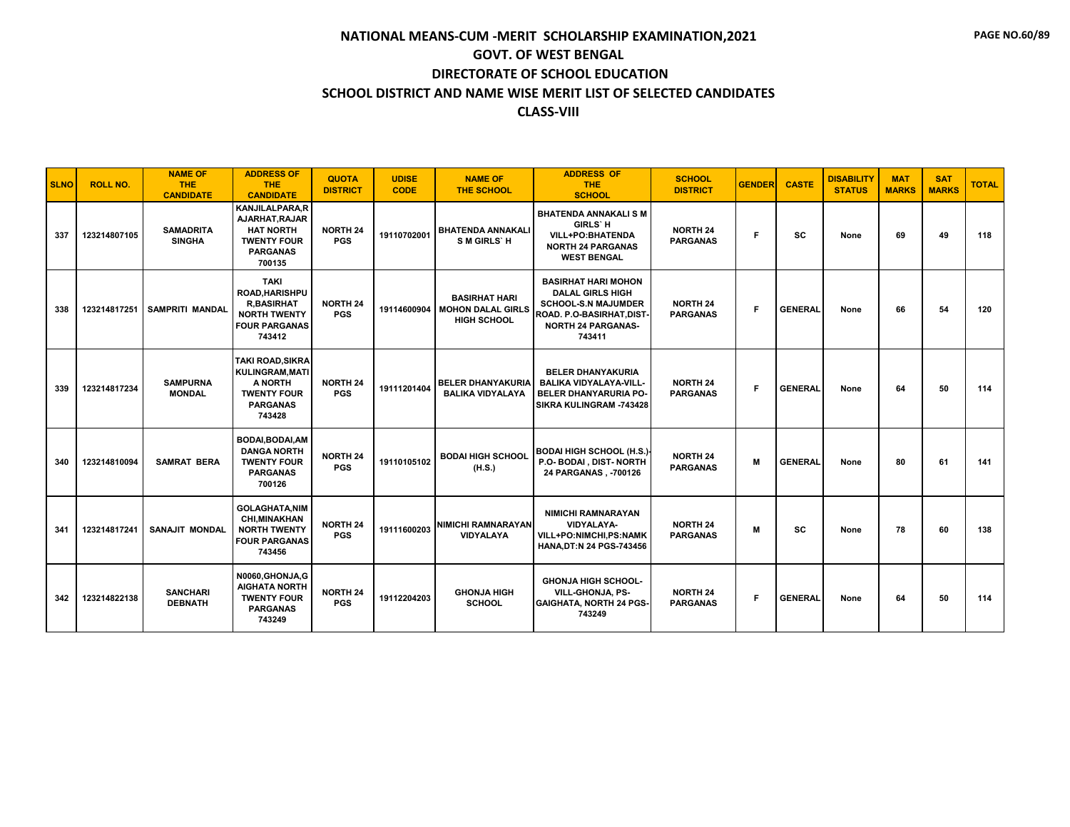# NATIONAL MEANS-CUM -MERIT SCHOLARSHIP EXAMINATION,2021

## GOVT. OF WEST BENGAL

## DIRECTORATE OF SCHOOL EDUCATION

## SCHOOL DISTRICT AND NAME WISE MERIT LIST OF SELECTED CANDIDATES

## CLASS-VIII

| SLNO | ROLL NO. | NAME OF THE CANDIDATE | ADDRESS OF THE CANDIDATE | QUOTA DISTRICT | UDISE CODE | NAME OF THE SCHOOL | ADDRESS OF THE SCHOOL | SCHOOL DISTRICT | GENDER | CASTE | DISABILITY STATUS | MAT MARKS | SAT MARKS | TOTAL |
|---|---|---|---|---|---|---|---|---|---|---|---|---|---|---|
| 337 | 123214807105 | SAMADRITA SINGHA | KANJILALPARA,RAJARHAT,RAJARHAT NORTH TWENTY FOUR PARGANAS 700135 | NORTH 24 PGS | 19110702001 | BHATENDA ANNAKALI S M GIRLS` H | BHATENDA ANNAKALI S M GIRLS` H VILL+PO:BHATENDA NORTH 24 PARGANAS WEST BENGAL | NORTH 24 PARGANAS | F | SC | None | 69 | 49 | 118 |
| 338 | 123214817251 | SAMPRITI MANDAL | TAKI ROAD,HARISHPUR,BASIRHAT NORTH TWENTY FOUR PARGANAS 743412 | NORTH 24 PGS | 19114600904 | BASIRHAT HARI MOHON DALAL GIRLS HIGH SCHOOL | BASIRHAT HARI MOHON DALAL GIRLS HIGH SCHOOL-S.N MAJUMDER ROAD. P.O-BASIRHAT,DIST-NORTH 24 PARGANAS-743411 | NORTH 24 PARGANAS | F | GENERAL | None | 66 | 54 | 120 |
| 339 | 123214817234 | SAMPURNA MONDAL | TAKI ROAD,SIKRA KULINGRAM,MATIA NORTH TWENTY FOUR PARGANAS 743428 | NORTH 24 PGS | 19111201404 | BELER DHANYAKURIA BALIKA VIDYALAYA | BELER DHANYAKURIA BALIKA VIDYALAYA-VILL-BELER DHANYARURIA PO-SIKRA KULINGRAM -743428 | NORTH 24 PARGANAS | F | GENERAL | None | 64 | 50 | 114 |
| 340 | 123214810094 | SAMRAT BERA | BODAI,BODAI,AMDANGA NORTH TWENTY FOUR PARGANAS 700126 | NORTH 24 PGS | 19110105102 | BODAI HIGH SCHOOL (H.S.) | BODAI HIGH SCHOOL (H.S.)-P.O- BODAI , DIST- NORTH 24 PARGANAS , -700126 | NORTH 24 PARGANAS | M | GENERAL | None | 80 | 61 | 141 |
| 341 | 123214817241 | SANAJIT MONDAL | GOLAGHATA,NIMCHI,MINAKHAN NORTH TWENTY FOUR PARGANAS 743456 | NORTH 24 PGS | 19111600203 | NIMICHI RAMNARAYAN VIDYALAYA | NIMICHI RAMNARAYAN VIDYALAYA-VILL+PO:NIMCHI,PS:NAMKHANA,DT:N 24 PGS-743456 | NORTH 24 PARGANAS | M | SC | None | 78 | 60 | 138 |
| 342 | 123214822138 | SANCHARI DEBNATH | N0060,GHONJA,GAIGHATA NORTH TWENTY FOUR PARGANAS 743249 | NORTH 24 PGS | 19112204203 | GHONJA HIGH SCHOOL | GHONJA HIGH SCHOOL-VILL-GHONJA, PS-GAIGHATA, NORTH 24 PGS-743249 | NORTH 24 PARGANAS | F | GENERAL | None | 64 | 50 | 114 |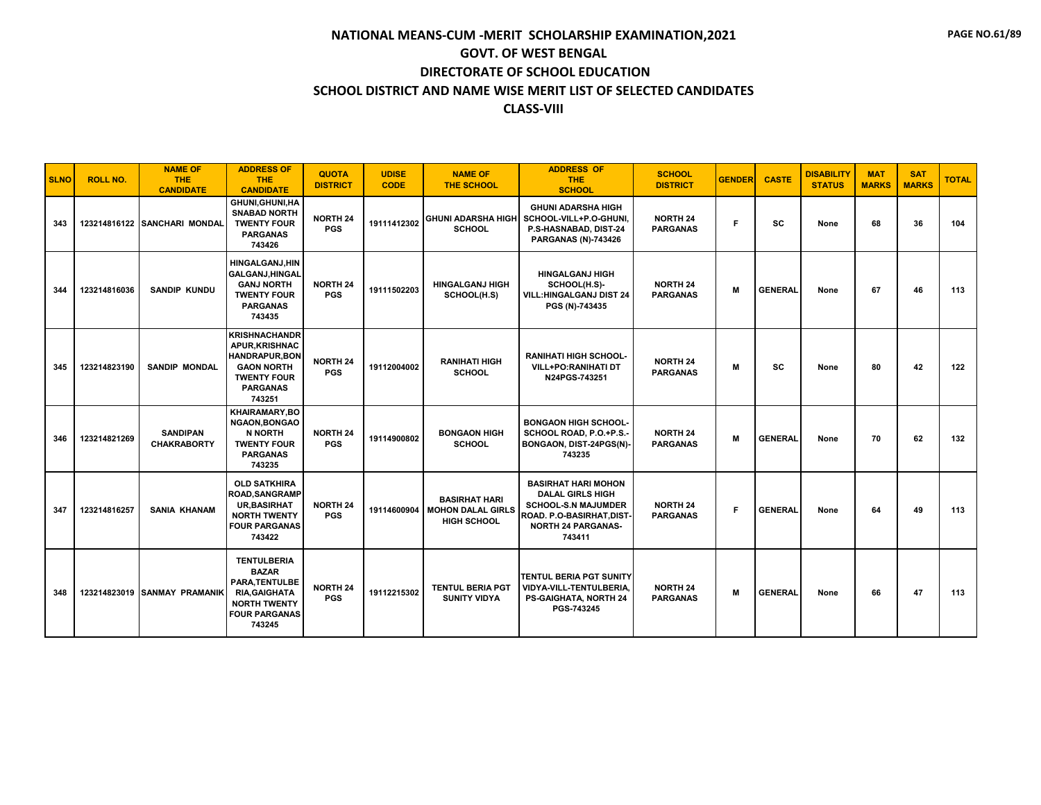# NATIONAL MEANS-CUM -MERIT SCHOLARSHIP EXAMINATION,2021

## GOVT. OF WEST BENGAL

## DIRECTORATE OF SCHOOL EDUCATION

## SCHOOL DISTRICT AND NAME WISE MERIT LIST OF SELECTED CANDIDATES

## CLASS-VIII

| SLNO | ROLL NO. | NAME OF THE CANDIDATE | ADDRESS OF THE CANDIDATE | QUOTA DISTRICT | UDISE CODE | NAME OF THE SCHOOL | ADDRESS OF THE SCHOOL | SCHOOL DISTRICT | GENDER | CASTE | DISABILITY STATUS | MAT MARKS | SAT MARKS | TOTAL |
|---|---|---|---|---|---|---|---|---|---|---|---|---|---|---|
| 343 | 123214816122 | SANCHARI MONDAL | GHUNI,GHUNI,HASNABAD NORTH TWENTY FOUR PARGANAS 743426 | NORTH 24 PGS | 19111412302 | GHUNI ADARSHA HIGH SCHOOL | GHUNI ADARSHA HIGH SCHOOL-VILL+P.O-GHUNI, P.S-HASNABAD, DIST-24 PARGANAS (N)-743426 | NORTH 24 PARGANAS | F | SC | None | 68 | 36 | 104 |
| 344 | 123214816036 | SANDIP KUNDU | HINGALGANJ,HINGALGANJ,HINGALGANJ NORTH TWENTY FOUR PARGANAS 743435 | NORTH 24 PGS | 19111502203 | HINGALGANJ HIGH SCHOOL(H.S) | HINGALGANJ HIGH SCHOOL(H.S)-VILL:HINGALGANJ DIST 24 PGS (N)-743435 | NORTH 24 PARGANAS | M | GENERAL | None | 67 | 46 | 113 |
| 345 | 123214823190 | SANDIP MONDAL | KRISHNACHANDRAPUR,KRISHNACHANDRAPUR,BONGAON NORTH TWENTY FOUR PARGANAS 743251 | NORTH 24 PGS | 19112004002 | RANIHATI HIGH SCHOOL | RANIHATI HIGH SCHOOL-VILL+PO:RANIHATI DT N24PGS-743251 | NORTH 24 PARGANAS | M | SC | None | 80 | 42 | 122 |
| 346 | 123214821269 | SANDIPAN CHAKRABORTY | KHAIRAMARY,BONGAON,BONGAON NORTH TWENTY FOUR PARGANAS 743235 | NORTH 24 PGS | 19114900802 | BONGAON HIGH SCHOOL | BONGAON HIGH SCHOOL-SCHOOL ROAD, P.O.+P.S.-BONGAON, DIST-24PGS(N)-743235 | NORTH 24 PARGANAS | M | GENERAL | None | 70 | 62 | 132 |
| 347 | 123214816257 | SANIA KHANAM | OLD SATKHIRA ROAD,SANGRAMPUR,BASIRHAT NORTH TWENTY FOUR PARGANAS 743422 | NORTH 24 PGS | 19114600904 | BASIRHAT HARI MOHON DALAL GIRLS HIGH SCHOOL | BASIRHAT HARI MOHON DALAL GIRLS HIGH SCHOOL-S.N MAJUMDER ROAD. P.O-BASIRHAT,DIST-NORTH 24 PARGANAS-743411 | NORTH 24 PARGANAS | F | GENERAL | None | 64 | 49 | 113 |
| 348 | 123214823019 | SANMAY PRAMANIK | TENTULBERIA BAZAR PARA,TENTULBERIA,GAIGHATA NORTH TWENTY FOUR PARGANAS 743245 | NORTH 24 PGS | 19112215302 | TENTUL BERIA PGT SUNITY VIDYA | TENTUL BERIA PGT SUNITY VIDYA-VILL-TENTULBERIA, PS-GAIGHATA, NORTH 24 PGS-743245 | NORTH 24 PARGANAS | M | GENERAL | None | 66 | 47 | 113 |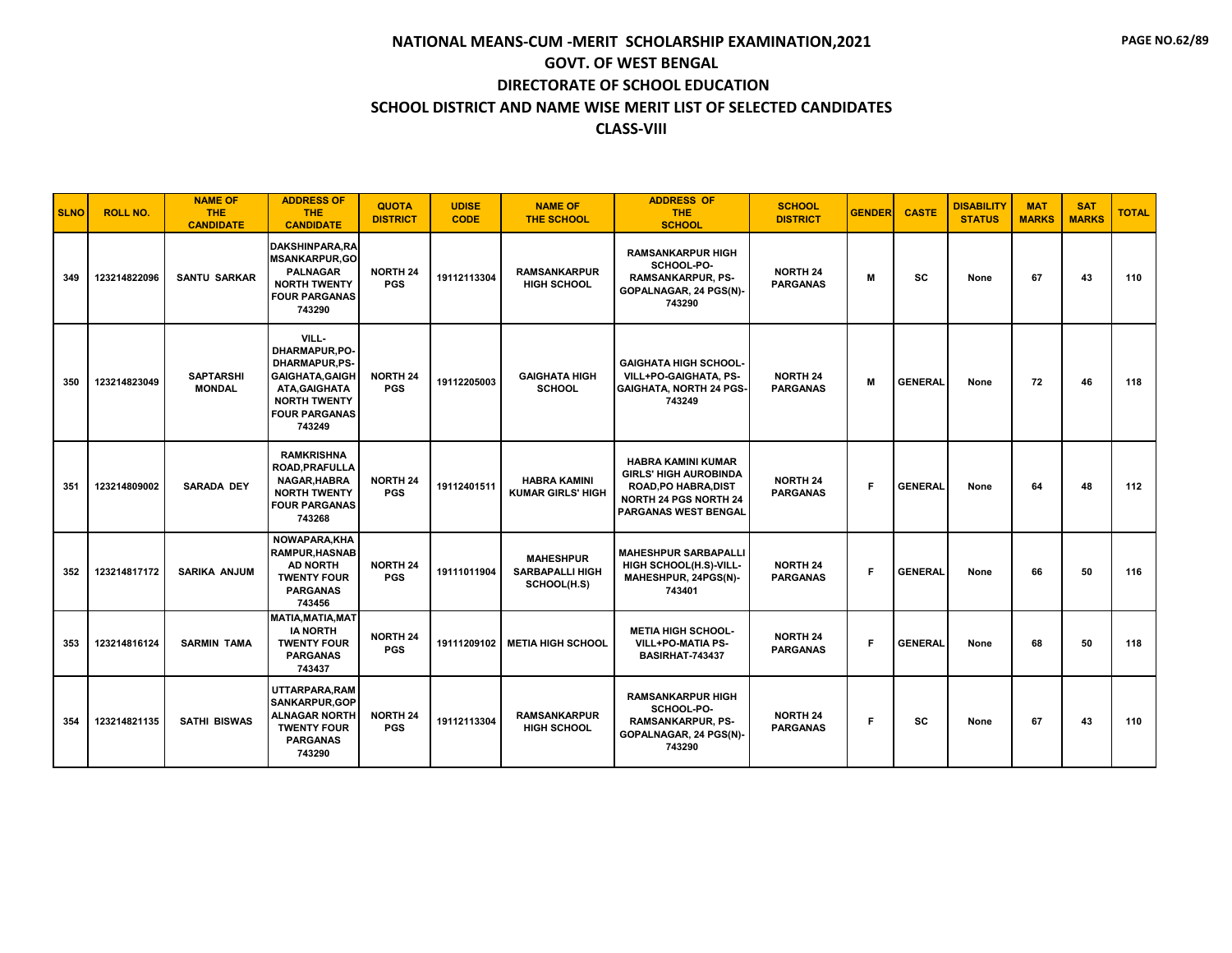# NATIONAL MEANS-CUM -MERIT SCHOLARSHIP EXAMINATION,2021
## GOVT. OF WEST BENGAL
## DIRECTORATE OF SCHOOL EDUCATION
## SCHOOL DISTRICT AND NAME WISE MERIT LIST OF SELECTED CANDIDATES
## CLASS-VIII

| SLNO | ROLL NO. | NAME OF THE CANDIDATE | ADDRESS OF THE CANDIDATE | QUOTA DISTRICT | UDISE CODE | NAME OF THE SCHOOL | ADDRESS OF THE SCHOOL | SCHOOL DISTRICT | GENDER | CASTE | DISABILITY STATUS | MAT MARKS | SAT MARKS | TOTAL |
|---|---|---|---|---|---|---|---|---|---|---|---|---|---|---|
| 349 | 123214822096 | SANTU SARKAR | DAKSHINPARA,RAMSANKARPUR,GOPALNAGAR NORTH TWENTY FOUR PARGANAS 743290 | NORTH 24 PGS | 19112113304 | RAMSANKARPUR HIGH SCHOOL | RAMSANKARPUR HIGH SCHOOL-PO-RAMSANKARPUR, PS-GOPALNAGAR, 24 PGS(N)-743290 | NORTH 24 PARGANAS | M | SC | None | 67 | 43 | 110 |
| 350 | 123214823049 | SAPTARSHI MONDAL | VILL-DHARMAPUR,PO-DHARMAPUR,PS-GAIGHATA,GAIGHATA,GAIGHATA NORTH TWENTY FOUR PARGANAS 743249 | NORTH 24 PGS | 19112205003 | GAIGHATA HIGH SCHOOL | GAIGHATA HIGH SCHOOL-VILL+PO-GAIGHATA, PS-GAIGHATA, NORTH 24 PGS-743249 | NORTH 24 PARGANAS | M | GENERAL | None | 72 | 46 | 118 |
| 351 | 123214809002 | SARADA DEY | RAMKRISHNA ROAD,PRAFULLA NAGAR,HABRA NORTH TWENTY FOUR PARGANAS 743268 | NORTH 24 PGS | 19112401511 | HABRA KAMINI KUMAR GIRLS' HIGH | HABRA KAMINI KUMAR GIRLS' HIGH AUROBINDA ROAD,PO HABRA,DIST NORTH 24 PGS NORTH 24 PARGANAS WEST BENGAL | NORTH 24 PARGANAS | F | GENERAL | None | 64 | 48 | 112 |
| 352 | 123214817172 | SARIKA ANJUM | NOWAPARA,KHARAMPUR,HASNABAD NORTH TWENTY FOUR PARGANAS 743456 | NORTH 24 PGS | 19111011904 | MAHESHPUR SARBAPALLI HIGH SCHOOL(H.S) | MAHESHPUR SARBAPALLI HIGH SCHOOL(H.S)-VILL-MAHESHPUR, 24PGS(N)-743401 | NORTH 24 PARGANAS | F | GENERAL | None | 66 | 50 | 116 |
| 353 | 123214816124 | SARMIN TAMA | MATIA,MATIA,MATIA NORTH TWENTY FOUR PARGANAS 743437 | NORTH 24 PGS | 19111209102 | METIA HIGH SCHOOL | METIA HIGH SCHOOL-VILL+PO-MATIA PS-BASIRHAT-743437 | NORTH 24 PARGANAS | F | GENERAL | None | 68 | 50 | 118 |
| 354 | 123214821135 | SATHI BISWAS | UTTARPARA,RAMSANKARPUR,GOPALNAGAR NORTH TWENTY FOUR PARGANAS 743290 | NORTH 24 PGS | 19112113304 | RAMSANKARPUR HIGH SCHOOL | RAMSANKARPUR HIGH SCHOOL-PO-RAMSANKARPUR, PS-GOPALNAGAR, 24 PGS(N)-743290 | NORTH 24 PARGANAS | F | SC | None | 67 | 43 | 110 |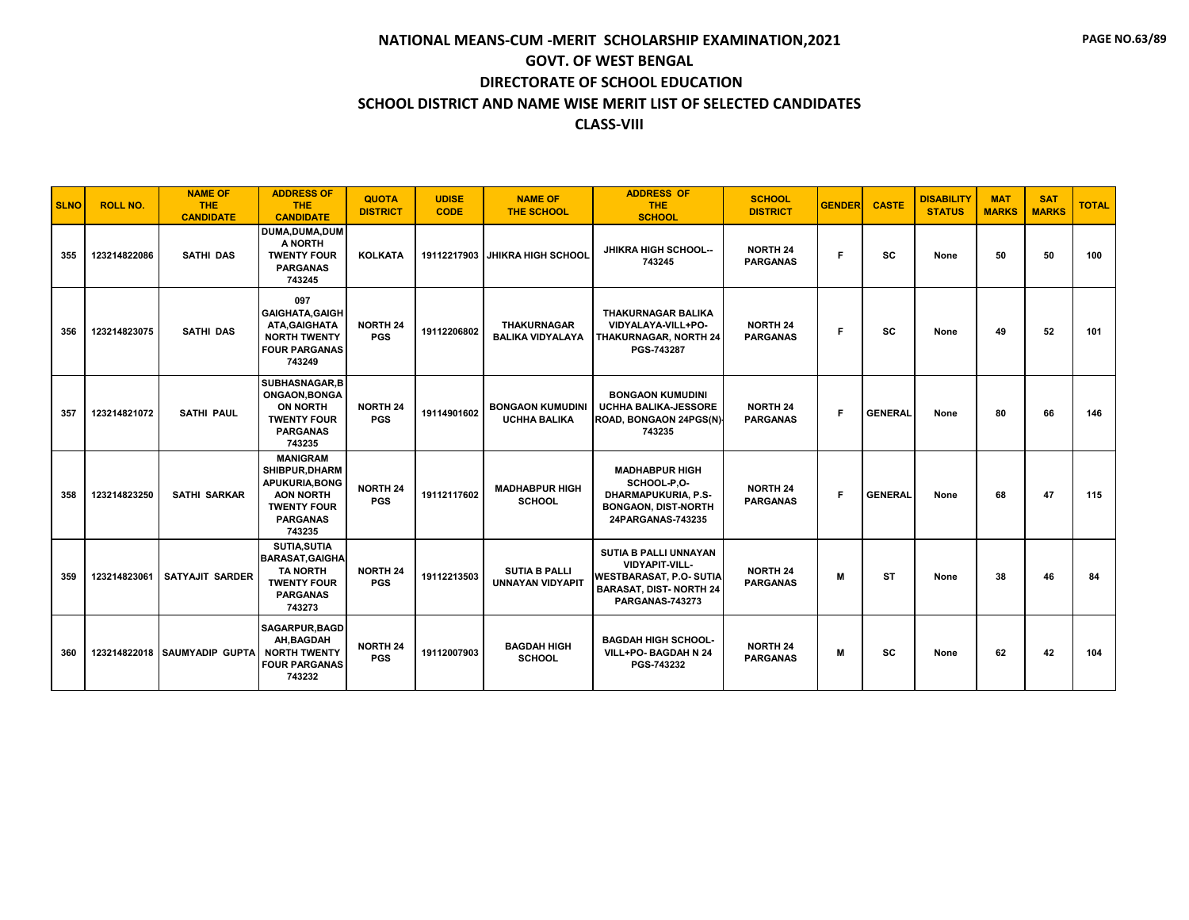# NATIONAL MEANS-CUM -MERIT SCHOLARSHIP EXAMINATION,2021

## GOVT. OF WEST BENGAL

## DIRECTORATE OF SCHOOL EDUCATION

## SCHOOL DISTRICT AND NAME WISE MERIT LIST OF SELECTED CANDIDATES

## CLASS-VIII

| SLNO | ROLL NO. | NAME OF THE CANDIDATE | ADDRESS OF THE CANDIDATE | QUOTA DISTRICT | UDISE CODE | NAME OF THE SCHOOL | ADDRESS OF THE SCHOOL | SCHOOL DISTRICT | GENDER | CASTE | DISABILITY STATUS | MAT MARKS | SAT MARKS | TOTAL |
|---|---|---|---|---|---|---|---|---|---|---|---|---|---|---|
| 355 | 123214822086 | SATHI DAS | DUMA,DUMA,DUMA NORTH TWENTY FOUR PARGANAS 743245 | KOLKATA | 19112217903 | JHIKRA HIGH SCHOOL | JHIKRA HIGH SCHOOL--743245 | NORTH 24 PARGANAS | F | SC | None | 50 | 50 | 100 |
| 356 | 123214823075 | SATHI DAS | 097 GAIGHATA,GAIGHATA,GAIGHATA NORTH TWENTY FOUR PARGANAS 743249 | NORTH 24 PGS | 19112206802 | THAKURNAGAR BALIKA VIDYALAYA | THAKURNAGAR BALIKA VIDYALAYA-VILL+PO-THAKURNAGAR, NORTH 24 PGS-743287 | NORTH 24 PARGANAS | F | SC | None | 49 | 52 | 101 |
| 357 | 123214821072 | SATHI PAUL | SUBHASNAGAR,BONGAON,BONGAON NORTH TWENTY FOUR PARGANAS 743235 | NORTH 24 PGS | 19114901602 | BONGAON KUMUDINI UCHHA BALIKA | BONGAON KUMUDINI UCHHA BALIKA-JESSORE ROAD, BONGAON 24PGS(N)-743235 | NORTH 24 PARGANAS | F | GENERAL | None | 80 | 66 | 146 |
| 358 | 123214823250 | SATHI SARKAR | MANIGRAM SHIBPUR,DHARMAPUKURIA,BONGAON NORTH TWENTY FOUR PARGANAS 743235 | NORTH 24 PGS | 19112117602 | MADHABPUR HIGH SCHOOL | MADHABPUR HIGH SCHOOL-P,O-DHARMAPUKURIA, P.S-BONGAON, DIST-NORTH 24PARGANAS-743235 | NORTH 24 PARGANAS | F | GENERAL | None | 68 | 47 | 115 |
| 359 | 123214823061 | SATYAJIT SARDER | SUTIA,SUTIA BARASAT,GAIGHATA NORTH TWENTY FOUR PARGANAS 743273 | NORTH 24 PGS | 19112213503 | SUTIA B PALLI UNNAYAN VIDYAPIT | SUTIA B PALLI UNNAYAN VIDYAPIT-VILL-WESTBARASAT, P.O- SUTIA BARASAT, DIST- NORTH 24 PARGANAS-743273 | NORTH 24 PARGANAS | M | ST | None | 38 | 46 | 84 |
| 360 | 123214822018 | SAUMYADIP GUPTA | SAGARPUR,BAGDAH,BAGDAH NORTH TWENTY FOUR PARGANAS 743232 | NORTH 24 PGS | 19112007903 | BAGDAH HIGH SCHOOL | BAGDAH HIGH SCHOOL-VILL+PO- BAGDAH N 24 PGS-743232 | NORTH 24 PARGANAS | M | SC | None | 62 | 42 | 104 |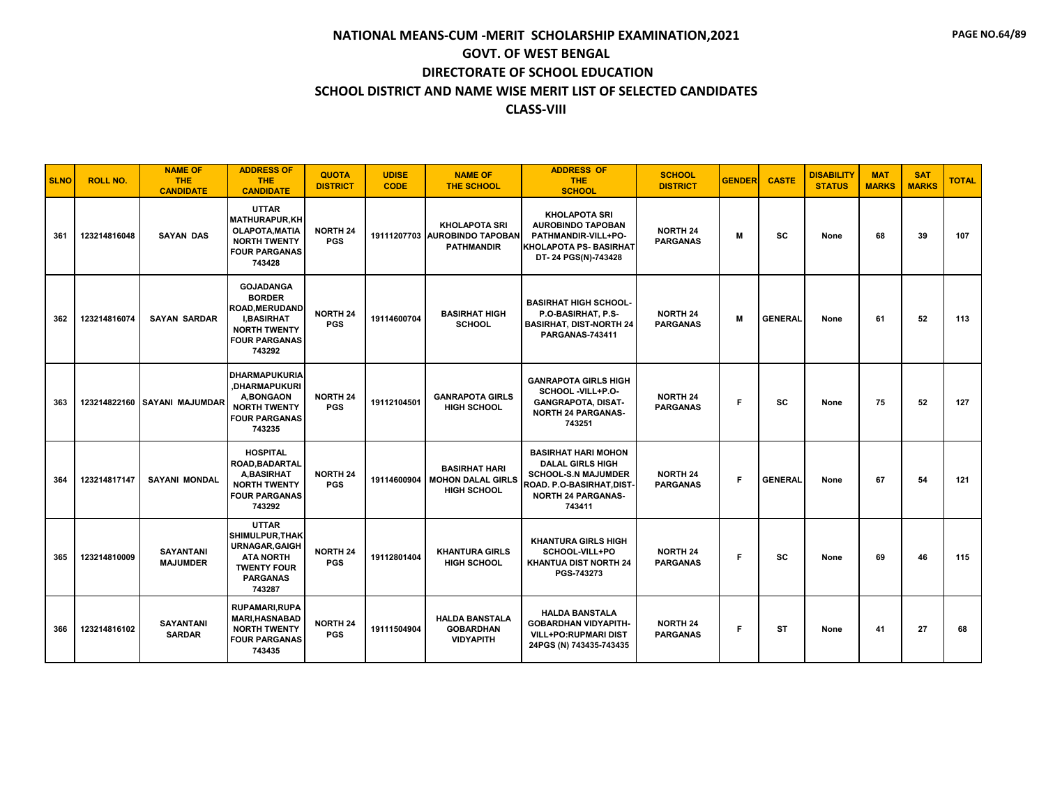# NATIONAL MEANS-CUM -MERIT SCHOLARSHIP EXAMINATION,2021
## GOVT. OF WEST BENGAL
## DIRECTORATE OF SCHOOL EDUCATION
## SCHOOL DISTRICT AND NAME WISE MERIT LIST OF SELECTED CANDIDATES
## CLASS-VIII

| SLNO | ROLL NO. | NAME OF THE CANDIDATE | ADDRESS OF THE CANDIDATE | QUOTA DISTRICT | UDISE CODE | NAME OF THE SCHOOL | ADDRESS OF THE SCHOOL | SCHOOL DISTRICT | GENDER | CASTE | DISABILITY STATUS | MAT MARKS | SAT MARKS | TOTAL |
|---|---|---|---|---|---|---|---|---|---|---|---|---|---|---|
| 361 | 123214816048 | SAYAN DAS | UTTAR MATHURAPUR,KHOLAPOTA,MATIA NORTH TWENTY FOUR PARGANAS 743428 | NORTH 24 PGS | 19111207703 | KHOLAPOTA SRI AUROBINDO TAPOBAN PATHMANDIR | KHOLAPOTA SRI AUROBINDO TAPOBAN PATHMANDIR-VILL+PO-KHOLAPOTA PS- BASIRHAT DT- 24 PGS(N)-743428 | NORTH 24 PARGANAS | M | SC | None | 68 | 39 | 107 |
| 362 | 123214816074 | SAYAN SARDAR | GOJADANGA BORDER ROAD,MERUDANDI,BASIRHAT NORTH TWENTY FOUR PARGANAS 743292 | NORTH 24 PGS | 19114600704 | BASIRHAT HIGH SCHOOL | BASIRHAT HIGH SCHOOL-P.O-BASIRHAT, P.S-BASIRHAT, DIST-NORTH 24 PARGANAS-743411 | NORTH 24 PARGANAS | M | GENERAL | None | 61 | 52 | 113 |
| 363 | 123214822160 | SAYANI MAJUMDAR | DHARMAPUKURIA,DHARMAPUKURIA,BONGAON NORTH TWENTY FOUR PARGANAS 743235 | NORTH 24 PGS | 19112104501 | GANRAPOTA GIRLS HIGH SCHOOL | GANRAPOTA GIRLS HIGH SCHOOL -VILL+P.O-GANGRAPOTA, DISAT-NORTH 24 PARGANAS-743251 | NORTH 24 PARGANAS | F | SC | None | 75 | 52 | 127 |
| 364 | 123214817147 | SAYANI MONDAL | HOSPITAL ROAD,BADARTALA,BASIRHAT NORTH TWENTY FOUR PARGANAS 743292 | NORTH 24 PGS | 19114600904 | BASIRHAT HARI MOHON DALAL GIRLS HIGH SCHOOL | BASIRHAT HARI MOHON DALAL GIRLS HIGH SCHOOL-S.N MAJUMDER ROAD. P.O-BASIRHAT,DIST-NORTH 24 PARGANAS-743411 | NORTH 24 PARGANAS | F | GENERAL | None | 67 | 54 | 121 |
| 365 | 123214810009 | SAYANTANI MAJUMDER | UTTAR SHIMULPUR,THAKURNAGAR,GAIGHATA NORTH TWENTY FOUR PARGANAS 743287 | NORTH 24 PGS | 19112801404 | KHANTURA GIRLS HIGH SCHOOL | KHANTURA GIRLS HIGH SCHOOL-VILL+PO KHANTUA DIST NORTH 24 PGS-743273 | NORTH 24 PARGANAS | F | SC | None | 69 | 46 | 115 |
| 366 | 123214816102 | SAYANTANI SARDAR | RUPAMARI,RUPAMARI,HASNABAD NORTH TWENTY FOUR PARGANAS 743435 | NORTH 24 PGS | 19111504904 | HALDA BANSTALA GOBARDHAN VIDYAPITH | HALDA BANSTALA GOBARDHAN VIDYAPITH-VILL+PO:RUPMARI DIST 24PGS (N) 743435-743435 | NORTH 24 PARGANAS | F | ST | None | 41 | 27 | 68 |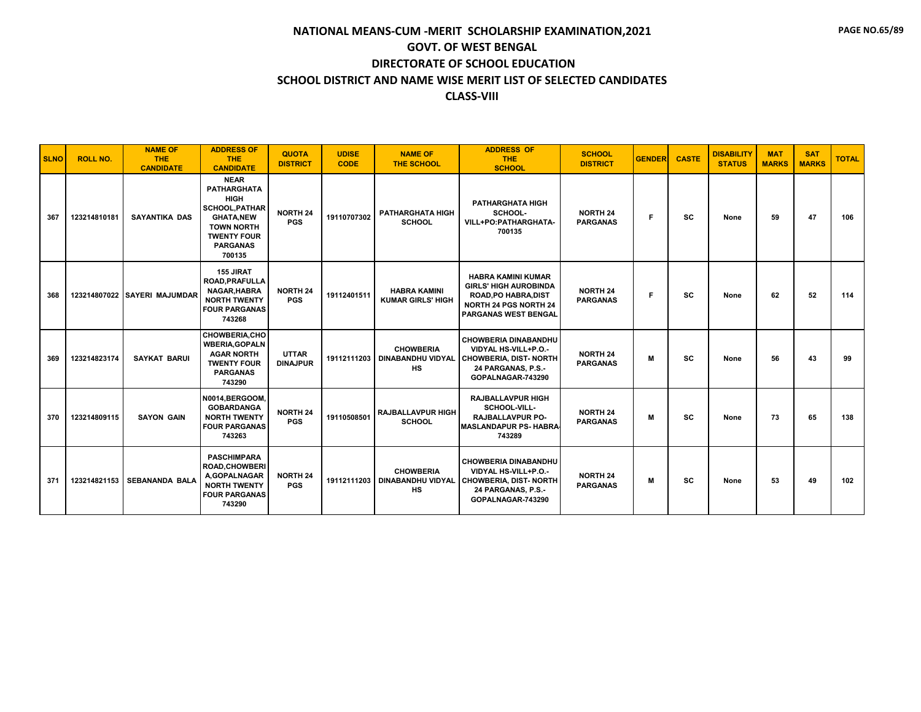# NATIONAL MEANS-CUM -MERIT SCHOLARSHIP EXAMINATION,2021

## GOVT. OF WEST BENGAL

## DIRECTORATE OF SCHOOL EDUCATION

## SCHOOL DISTRICT AND NAME WISE MERIT LIST OF SELECTED CANDIDATES

## CLASS-VIII

| SLNO | ROLL NO. | NAME OF THE CANDIDATE | ADDRESS OF THE CANDIDATE | QUOTA DISTRICT | UDISE CODE | NAME OF THE SCHOOL | ADDRESS OF THE SCHOOL | SCHOOL DISTRICT | GENDER | CASTE | DISABILITY STATUS | MAT MARKS | SAT MARKS | TOTAL |
|---|---|---|---|---|---|---|---|---|---|---|---|---|---|---|
| 367 | 123214810181 | SAYANTIKA DAS | NEAR PATHARGHATA HIGH SCHOOL,PATHARGHATA,NEW TOWN NORTH TWENTY FOUR PARGANAS 700135 | NORTH 24 PGS | 19110707302 | PATHARGHATA HIGH SCHOOL | PATHARGHATA HIGH SCHOOL-VILL+PO:PATHARGHATA-700135 | NORTH 24 PARGANAS | F | SC | None | 59 | 47 | 106 |
| 368 | 123214807022 | SAYERI MAJUMDAR | 155 JIRAT ROAD,PRAFULLA NAGAR,HABRA NORTH TWENTY FOUR PARGANAS 743268 | NORTH 24 PGS | 19112401511 | HABRA KAMINI KUMAR GIRLS' HIGH | HABRA KAMINI KUMAR GIRLS' HIGH AUROBINDA ROAD,PO HABRA,DIST NORTH 24 PGS NORTH 24 PARGANAS WEST BENGAL | NORTH 24 PARGANAS | F | SC | None | 62 | 52 | 114 |
| 369 | 123214823174 | SAYKAT BARUI | CHOWBERIA,CHOWBERIA,GOPALNAGAR NORTH TWENTY FOUR PARGANAS 743290 | UTTAR DINAJPUR | 19112111203 | CHOWBERIA DINABANDHU VIDYAL HS | CHOWBERIA DINABANDHU VIDYAL HS-VILL+P.O.-CHOWBERIA, DIST- NORTH 24 PARGANAS, P.S.-GOPALNAGAR-743290 | NORTH 24 PARGANAS | M | SC | None | 56 | 43 | 99 |
| 370 | 123214809115 | SAYON GAIN | N0014,BERGOOM,GOBARDANGA NORTH TWENTY FOUR PARGANAS 743263 | NORTH 24 PGS | 19110508501 | RAJBALLAVPUR HIGH SCHOOL | RAJBALLAVPUR HIGH SCHOOL-VILL-RAJBALLAVPUR PO-MASLANDAPUR PS- HABRA-743289 | NORTH 24 PARGANAS | M | SC | None | 73 | 65 | 138 |
| 371 | 123214821153 | SEBANANDA BALA | PASCHIMPARA ROAD,CHOWBERIA,GOPALNAGAR NORTH TWENTY FOUR PARGANAS 743290 | NORTH 24 PGS | 19112111203 | CHOWBERIA DINABANDHU VIDYAL HS | CHOWBERIA DINABANDHU VIDYAL HS-VILL+P.O.-CHOWBERIA, DIST- NORTH 24 PARGANAS, P.S.-GOPALNAGAR-743290 | NORTH 24 PARGANAS | M | SC | None | 53 | 49 | 102 |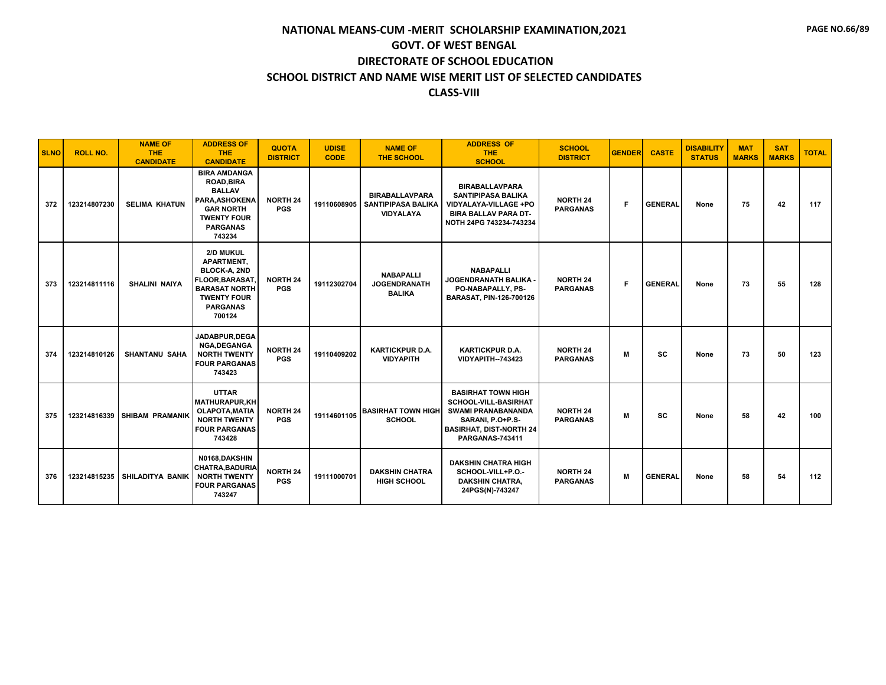# NATIONAL MEANS-CUM -MERIT SCHOLARSHIP EXAMINATION,2021

## GOVT. OF WEST BENGAL

## DIRECTORATE OF SCHOOL EDUCATION

## SCHOOL DISTRICT AND NAME WISE MERIT LIST OF SELECTED CANDIDATES

## CLASS-VIII

| SLNO | ROLL NO. | NAME OF THE CANDIDATE | ADDRESS OF THE CANDIDATE | QUOTA DISTRICT | UDISE CODE | NAME OF THE SCHOOL | ADDRESS OF THE SCHOOL | SCHOOL DISTRICT | GENDER | CASTE | DISABILITY STATUS | MAT MARKS | SAT MARKS | TOTAL |
|---|---|---|---|---|---|---|---|---|---|---|---|---|---|---|
| 372 | 123214807230 | SELIMA KHATUN | BIRA AMDANGA ROAD,BIRA BALLAV PARA,ASHOKENAGAR NORTH TWENTY FOUR PARGANAS 743234 | NORTH 24 PGS | 19110608905 | BIRABALLAVPARA SANTIPIPASA BALIKA VIDYALAYA | BIRABALLAVPARA SANTIPIPASA BALIKA VIDYALAYA-VILLAGE +PO BIRA BALLAV PARA DT-NOTH 24PG 743234-743234 | NORTH 24 PARGANAS | F | GENERAL | None | 75 | 42 | 117 |
| 373 | 123214811116 | SHALINI NAIYA | 2/D MUKUL APARTMENT, BLOCK-A, 2ND FLOOR,BARASAT,BARASAT NORTH TWENTY FOUR PARGANAS 700124 | NORTH 24 PGS | 19112302704 | NABAPALLI JOGENDRANATH BALIKA | NABAPALLI JOGENDRANATH BALIKA - PO-NABAPALLY, PS-BARASAT, PIN-126-700126 | NORTH 24 PARGANAS | F | GENERAL | None | 73 | 55 | 128 |
| 374 | 123214810126 | SHANTANU SAHA | JADABPUR,DEGANGA,DEGANGA NORTH TWENTY FOUR PARGANAS 743423 | NORTH 24 PGS | 19110409202 | KARTICKPUR D.A. VIDYAPITH | KARTICKPUR D.A. VIDYAPITH--743423 | NORTH 24 PARGANAS | M | SC | None | 73 | 50 | 123 |
| 375 | 123214816339 | SHIBAM PRAMANIK | UTTAR MATHURAPUR,KHOLAPOTA,MATIA NORTH TWENTY FOUR PARGANAS 743428 | NORTH 24 PGS | 19114601105 | BASIRHAT TOWN HIGH SCHOOL | BASIRHAT TOWN HIGH SCHOOL-VILL-BASIRHAT SWAMI PRANABANANDA SARANI, P.O+P.S-BASIRHAT, DIST-NORTH 24 PARGANAS-743411 | NORTH 24 PARGANAS | M | SC | None | 58 | 42 | 100 |
| 376 | 123214815235 | SHILADITYA BANIK | N0168,DAKSHIN CHATRA,BADURIA NORTH TWENTY FOUR PARGANAS 743247 | NORTH 24 PGS | 19111000701 | DAKSHIN CHATRA HIGH SCHOOL | DAKSHIN CHATRA HIGH SCHOOL-VILL+P.O.-DAKSHIN CHATRA, 24PGS(N)-743247 | NORTH 24 PARGANAS | M | GENERAL | None | 58 | 54 | 112 |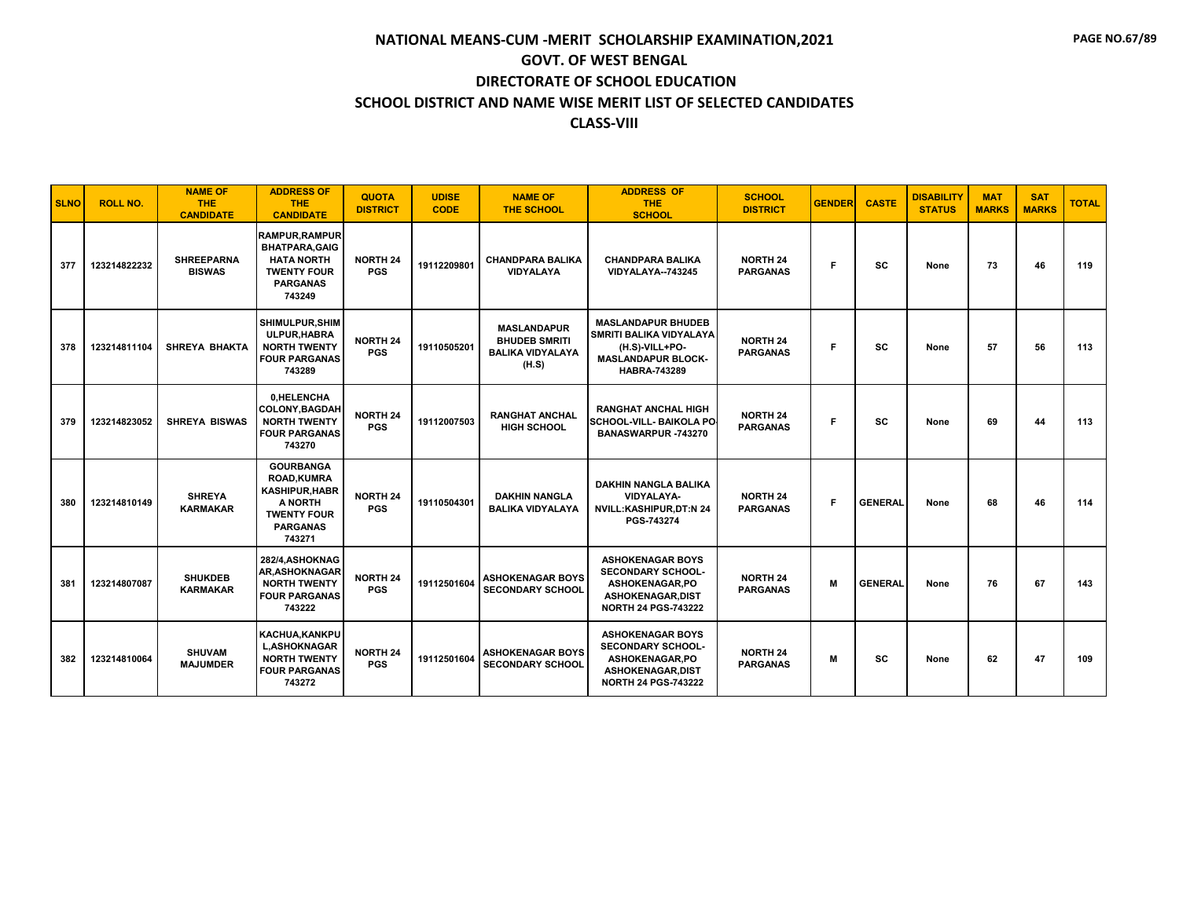# NATIONAL MEANS-CUM -MERIT SCHOLARSHIP EXAMINATION,2021
## GOVT. OF WEST BENGAL
## DIRECTORATE OF SCHOOL EDUCATION
## SCHOOL DISTRICT AND NAME WISE MERIT LIST OF SELECTED CANDIDATES
## CLASS-VIII

| SLNO | ROLL NO. | NAME OF THE CANDIDATE | ADDRESS OF THE CANDIDATE | QUOTA DISTRICT | UDISE CODE | NAME OF THE SCHOOL | ADDRESS OF THE SCHOOL | SCHOOL DISTRICT | GENDER | CASTE | DISABILITY STATUS | MAT MARKS | SAT MARKS | TOTAL |
|---|---|---|---|---|---|---|---|---|---|---|---|---|---|---|
| 377 | 123214822232 | SHREEPARNA BISWAS | RAMPUR,RAMPUR BHATPARA,GAIG HATA NORTH TWENTY FOUR PARGANAS 743249 | NORTH 24 PGS | 19112209801 | CHANDPARA BALIKA VIDYALAYA | CHANDPARA BALIKA VIDYALAYA--743245 | NORTH 24 PARGANAS | F | SC | None | 73 | 46 | 119 |
| 378 | 123214811104 | SHREYA BHAKTA | SHIMULPUR,SHIM ULPUR,HABRA NORTH TWENTY FOUR PARGANAS 743289 | NORTH 24 PGS | 19110505201 | MASLANDAPUR BHUDEB SMRITI BALIKA VIDYALAYA (H.S) | MASLANDAPUR BHUDEB SMRITI BALIKA VIDYALAYA (H.S)-VILL+PO- MASLANDAPUR BLOCK- HABRA-743289 | NORTH 24 PARGANAS | F | SC | None | 57 | 56 | 113 |
| 379 | 123214823052 | SHREYA BISWAS | 0,HELENCHA COLONY,BAGDAH NORTH TWENTY FOUR PARGANAS 743270 | NORTH 24 PGS | 19112007503 | RANGHAT ANCHAL HIGH SCHOOL | RANGHAT ANCHAL HIGH SCHOOL-VILL- BAIKOLA PO- BANASWARPUR -743270 | NORTH 24 PARGANAS | F | SC | None | 69 | 44 | 113 |
| 380 | 123214810149 | SHREYA KARMAKAR | GOURBANGA ROAD,KUMRA KASHIPUR,HABR A NORTH TWENTY FOUR PARGANAS 743271 | NORTH 24 PGS | 19110504301 | DAKHIN NANGLA BALIKA VIDYALAYA | DAKHIN NANGLA BALIKA VIDYALAYA- NVILL:KASHIPUR,DT:N 24 PGS-743274 | NORTH 24 PARGANAS | F | GENERAL | None | 68 | 46 | 114 |
| 381 | 123214807087 | SHUKDEB KARMAKAR | 282/4,ASHOKNAG AR,ASHOKNAGAR NORTH TWENTY FOUR PARGANAS 743222 | NORTH 24 PGS | 19112501604 | ASHOKENAGAR BOYS SECONDARY SCHOOL | ASHOKENAGAR BOYS SECONDARY SCHOOL- ASHOKENAGAR,PO ASHOKENAGAR,DIST NORTH 24 PGS-743222 | NORTH 24 PARGANAS | M | GENERAL | None | 76 | 67 | 143 |
| 382 | 123214810064 | SHUVAM MAJUMDER | KACHUA,KANKPU L,ASHOKNAGAR NORTH TWENTY FOUR PARGANAS 743272 | NORTH 24 PGS | 19112501604 | ASHOKENAGAR BOYS SECONDARY SCHOOL | ASHOKENAGAR BOYS SECONDARY SCHOOL- ASHOKENAGAR,PO ASHOKENAGAR,DIST NORTH 24 PGS-743222 | NORTH 24 PARGANAS | M | SC | None | 62 | 47 | 109 |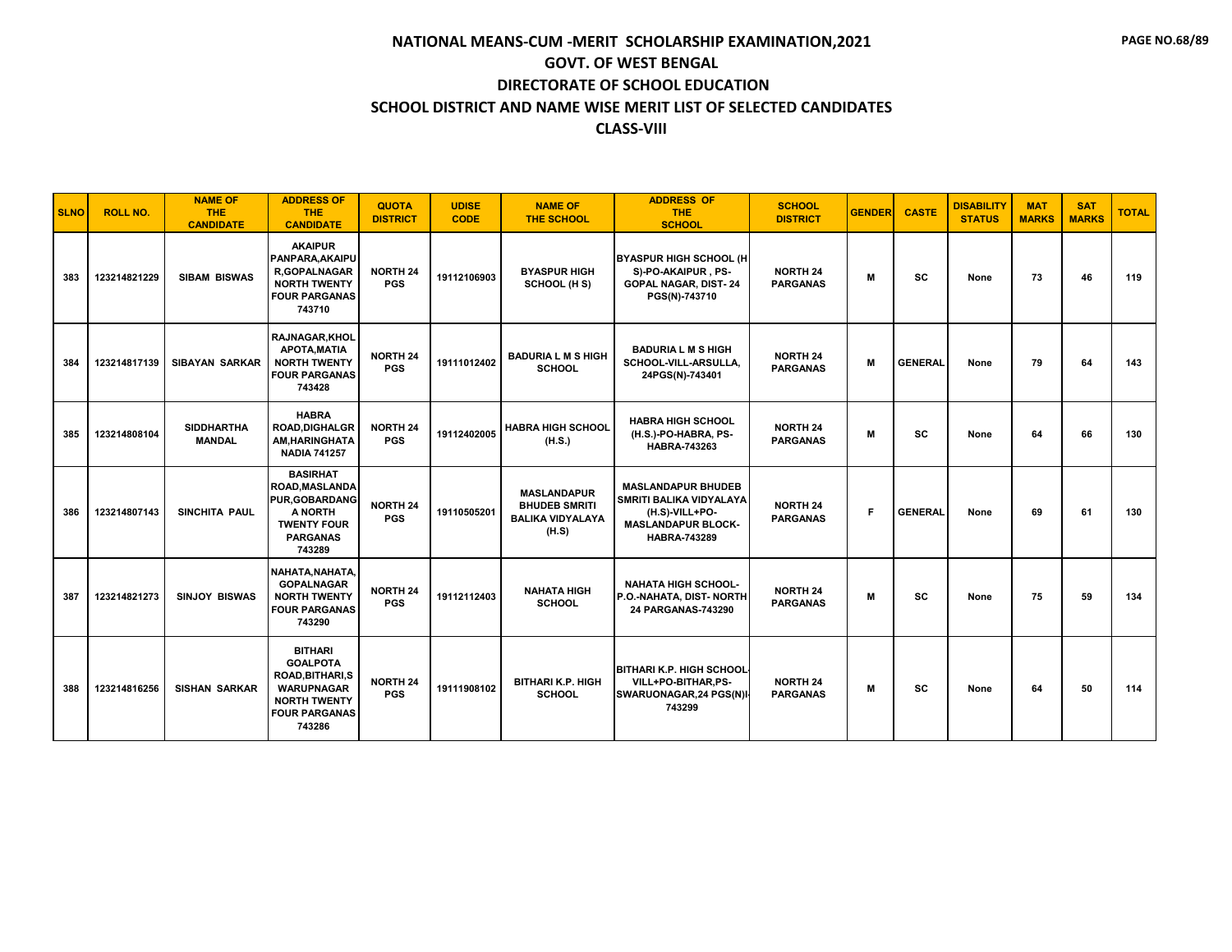# NATIONAL MEANS-CUM -MERIT SCHOLARSHIP EXAMINATION,2021
## GOVT. OF WEST BENGAL
## DIRECTORATE OF SCHOOL EDUCATION
## SCHOOL DISTRICT AND NAME WISE MERIT LIST OF SELECTED CANDIDATES
## CLASS-VIII

| SLNO | ROLL NO. | NAME OF THE CANDIDATE | ADDRESS OF THE CANDIDATE | QUOTA DISTRICT | UDISE CODE | NAME OF THE SCHOOL | ADDRESS OF THE SCHOOL | SCHOOL DISTRICT | GENDER | CASTE | DISABILITY STATUS | MAT MARKS | SAT MARKS | TOTAL |
|---|---|---|---|---|---|---|---|---|---|---|---|---|---|---|
| 383 | 123214821229 | SIBAM BISWAS | AKAIPUR PANPARA,AKAIPUR,GOPALNAGAR NORTH TWENTY FOUR PARGANAS 743710 | NORTH 24 PGS | 19112106903 | BYASPUR HIGH SCHOOL (H S) | BYASPUR HIGH SCHOOL (H S)-PO-AKAIPUR , PS-GOPAL NAGAR, DIST- 24 PGS(N)-743710 | NORTH 24 PARGANAS | M | SC | None | 73 | 46 | 119 |
| 384 | 123214817139 | SIBAYAN SARKAR | RAJNAGAR,KHOLAPOTA,MATIA NORTH TWENTY FOUR PARGANAS 743428 | NORTH 24 PGS | 19111012402 | BADURIA L M S HIGH SCHOOL | BADURIA L M S HIGH SCHOOL-VILL-ARSULLA, 24PGS(N)-743401 | NORTH 24 PARGANAS | M | GENERAL | None | 79 | 64 | 143 |
| 385 | 123214808104 | SIDDHARTHA MANDAL | HABRA ROAD,DIGHALGRAM,HARINGHATA NADIA 741257 | NORTH 24 PGS | 19112402005 | HABRA HIGH SCHOOL (H.S.) | HABRA HIGH SCHOOL (H.S.)-PO-HABRA, PS-HABRA-743263 | NORTH 24 PARGANAS | M | SC | None | 64 | 66 | 130 |
| 386 | 123214807143 | SINCHITA PAUL | BASIRHAT ROAD,MASLANDAPUR,GOBARDANGA NORTH TWENTY FOUR PARGANAS 743289 | NORTH 24 PGS | 19110505201 | MASLANDAPUR BHUDEB SMRITI BALIKA VIDYALAYA (H.S) | MASLANDAPUR BHUDEB SMRITI BALIKA VIDYALAYA (H.S)-VILL+PO-MASLANDAPUR BLOCK-HABRA-743289 | NORTH 24 PARGANAS | F | GENERAL | None | 69 | 61 | 130 |
| 387 | 123214821273 | SINJOY BISWAS | NAHATA,NAHATA,GOPALNAGAR NORTH TWENTY FOUR PARGANAS 743290 | NORTH 24 PGS | 19112112403 | NAHATA HIGH SCHOOL | NAHATA HIGH SCHOOL-P.O.-NAHATA, DIST- NORTH 24 PARGANAS-743290 | NORTH 24 PARGANAS | M | SC | None | 75 | 59 | 134 |
| 388 | 123214816256 | SISHAN SARKAR | BITHARI GOALPOTA ROAD,BITHARI,SWARUPNAGAR NORTH TWENTY FOUR PARGANAS 743286 | NORTH 24 PGS | 19111908102 | BITHARI K.P. HIGH SCHOOL | BITHARI K.P. HIGH SCHOOL-VILL+PO-BITHAR,PS-SWARUONAGAR,24 PGS(N)-743299 | NORTH 24 PARGANAS | M | SC | None | 64 | 50 | 114 |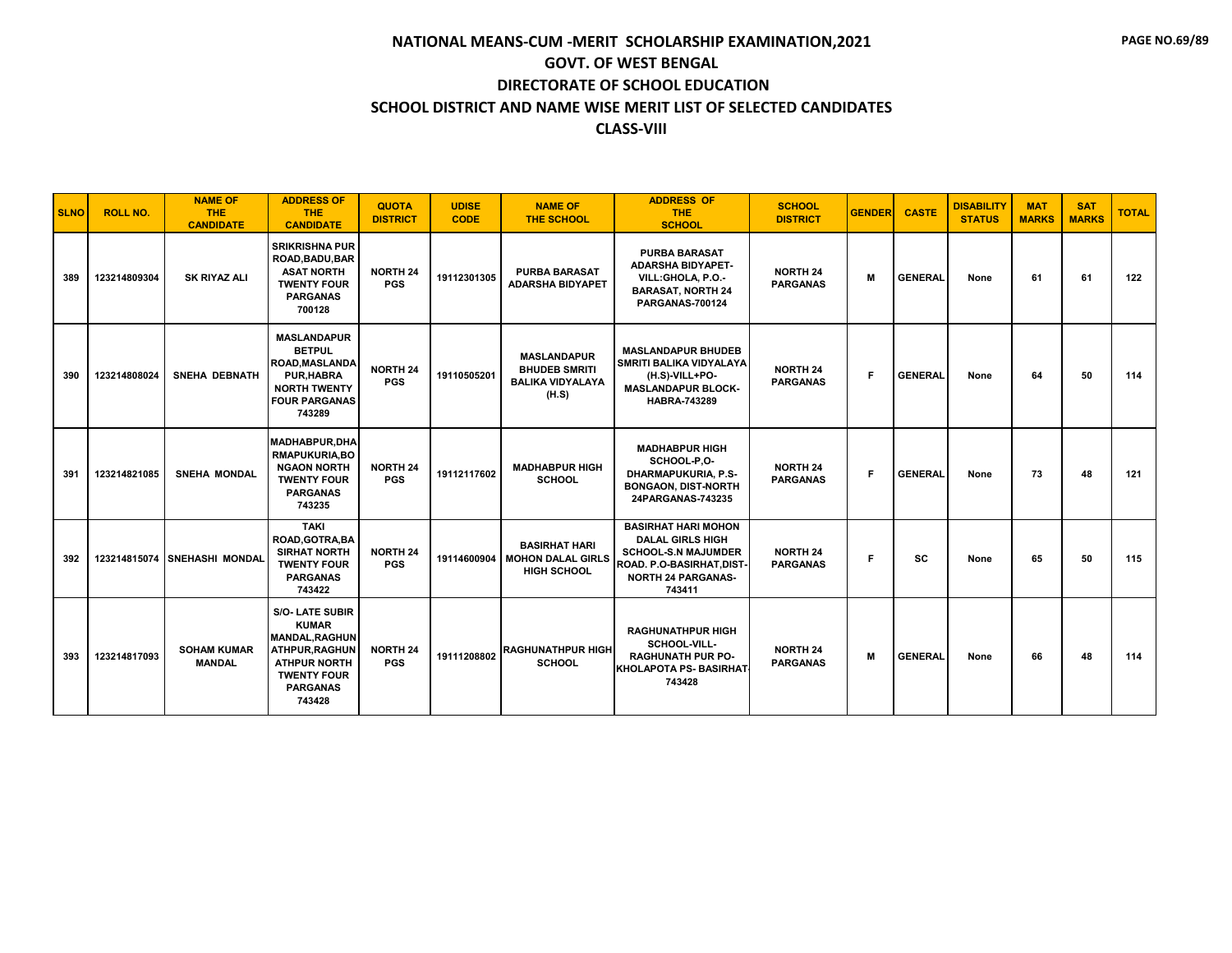# NATIONAL MEANS-CUM -MERIT SCHOLARSHIP EXAMINATION,2021

## GOVT. OF WEST BENGAL

## DIRECTORATE OF SCHOOL EDUCATION

## SCHOOL DISTRICT AND NAME WISE MERIT LIST OF SELECTED CANDIDATES

## CLASS-VIII

| SLNO | ROLL NO. | NAME OF THE CANDIDATE | ADDRESS OF THE CANDIDATE | QUOTA DISTRICT | UDISE CODE | NAME OF THE SCHOOL | ADDRESS OF THE SCHOOL | SCHOOL DISTRICT | GENDER | CASTE | DISABILITY STATUS | MAT MARKS | SAT MARKS | TOTAL |
|---|---|---|---|---|---|---|---|---|---|---|---|---|---|---|
| 389 | 123214809304 | SK RIYAZ ALI | SRIKRISHNA PUR ROAD,BADU,BARASAT NORTH TWENTY FOUR PARGANAS 700128 | NORTH 24 PGS | 19112301305 | PURBA BARASAT ADARSHA BIDYAPET | PURBA BARASAT ADARSHA BIDYAPET-VILL:GHOLA, P.O.-BARASAT, NORTH 24 PARGANAS-700124 | NORTH 24 PARGANAS | M | GENERAL | None | 61 | 61 | 122 |
| 390 | 123214808024 | SNEHA DEBNATH | MASLANDAPUR BETPUL ROAD,MASLANDAPUR,HABRA NORTH TWENTY FOUR PARGANAS 743289 | NORTH 24 PGS | 19110505201 | MASLANDAPUR BHUDEB SMRITI BALIKA VIDYALAYA (H.S) | MASLANDAPUR BHUDEB SMRITI BALIKA VIDYALAYA (H.S)-VILL+PO-MASLANDAPUR BLOCK-HABRA-743289 | NORTH 24 PARGANAS | F | GENERAL | None | 64 | 50 | 114 |
| 391 | 123214821085 | SNEHA MONDAL | MADHABPUR,DHARMAPUKURIA,BONGAON NORTH TWENTY FOUR PARGANAS 743235 | NORTH 24 PGS | 19112117602 | MADHABPUR HIGH SCHOOL | MADHABPUR HIGH SCHOOL-P,O-DHARMAPUKURIA, P.S-BONGAON, DIST-NORTH 24PARGANAS-743235 | NORTH 24 PARGANAS | F | GENERAL | None | 73 | 48 | 121 |
| 392 | 123214815074 | SNEHASHI MONDAL | TAKI ROAD,GOTRA,BASIRHAT NORTH TWENTY FOUR PARGANAS 743422 | NORTH 24 PGS | 19114600904 | BASIRHAT HARI MOHON DALAL GIRLS HIGH SCHOOL | BASIRHAT HARI MOHON DALAL GIRLS HIGH SCHOOL-S.N MAJUMDER ROAD. P.O-BASIRHAT,DIST-NORTH 24 PARGANAS-743411 | NORTH 24 PARGANAS | F | SC | None | 65 | 50 | 115 |
| 393 | 123214817093 | SOHAM KUMAR MANDAL | S/O- LATE SUBIR KUMAR MANDAL,RAGHUNATHPUR,RAGHUNATHPUR NORTH TWENTY FOUR PARGANAS 743428 | NORTH 24 PGS | 19111208802 | RAGHUNATHPUR HIGH SCHOOL | RAGHUNATHPUR HIGH SCHOOL-VILL-RAGHUNATH PUR PO-KHOLAPOTA PS- BASIRHAT-743428 | NORTH 24 PARGANAS | M | GENERAL | None | 66 | 48 | 114 |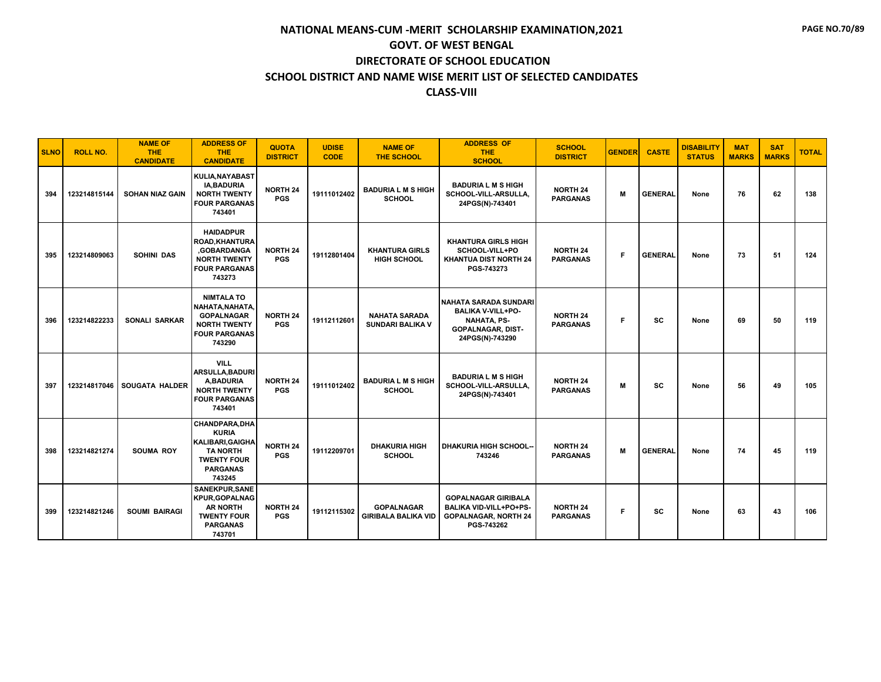# NATIONAL MEANS-CUM -MERIT SCHOLARSHIP EXAMINATION,2021
## GOVT. OF WEST BENGAL
## DIRECTORATE OF SCHOOL EDUCATION
## SCHOOL DISTRICT AND NAME WISE MERIT LIST OF SELECTED CANDIDATES
## CLASS-VIII

| SLNO | ROLL NO. | NAME OF THE CANDIDATE | ADDRESS OF THE CANDIDATE | QUOTA DISTRICT | UDISE CODE | NAME OF THE SCHOOL | ADDRESS OF THE SCHOOL | SCHOOL DISTRICT | GENDER | CASTE | DISABILITY STATUS | MAT MARKS | SAT MARKS | TOTAL |
|---|---|---|---|---|---|---|---|---|---|---|---|---|---|---|
| 394 | 123214815144 | SOHAN NIAZ GAIN | KULIA,NAYABASTIA,BADURIA NORTH TWENTY FOUR PARGANAS 743401 | NORTH 24 PGS | 19111012402 | BADURIA L M S HIGH SCHOOL | BADURIA L M S HIGH SCHOOL-VILL-ARSULLA, 24PGS(N)-743401 | NORTH 24 PARGANAS | M | GENERAL | None | 76 | 62 | 138 |
| 395 | 123214809063 | SOHINI DAS | HAIDADPUR ROAD,KHANTURA,GOBARDANGA NORTH TWENTY FOUR PARGANAS 743273 | NORTH 24 PGS | 19112801404 | KHANTURA GIRLS HIGH SCHOOL | KHANTURA GIRLS HIGH SCHOOL-VILL+PO KHANTUA DIST NORTH 24 PGS-743273 | NORTH 24 PARGANAS | F | GENERAL | None | 73 | 51 | 124 |
| 396 | 123214822233 | SONALI SARKAR | NIMTALA TO NAHATA,NAHATA,GOPALNAGAR NORTH TWENTY FOUR PARGANAS 743290 | NORTH 24 PGS | 19112112601 | NAHATA SARADA SUNDARI BALIKA V | NAHATA SARADA SUNDARI BALIKA V-VILL+PO-NAHATA, PS-GOPALNAGAR, DIST-24PGS(N)-743290 | NORTH 24 PARGANAS | F | SC | None | 69 | 50 | 119 |
| 397 | 123214817046 | SOUGATA HALDER | VILL ARSULLA,BADURIA,BADURIA NORTH TWENTY FOUR PARGANAS 743401 | NORTH 24 PGS | 19111012402 | BADURIA L M S HIGH SCHOOL | BADURIA L M S HIGH SCHOOL-VILL-ARSULLA, 24PGS(N)-743401 | NORTH 24 PARGANAS | M | SC | None | 56 | 49 | 105 |
| 398 | 123214821274 | SOUMA ROY | CHANDPARA,DHAKURIA KALIBARI,GAIGHATA NORTH TWENTY FOUR PARGANAS 743245 | NORTH 24 PGS | 19112209701 | DHAKURIA HIGH SCHOOL | DHAKURIA HIGH SCHOOL--743246 | NORTH 24 PARGANAS | M | GENERAL | None | 74 | 45 | 119 |
| 399 | 123214821246 | SOUMI BAIRAGI | SANEKPUR,SANEKPUR,GOPALNAGAR NORTH TWENTY FOUR PARGANAS 743701 | NORTH 24 PGS | 19112115302 | GOPALNAGAR GIRIBALA BALIKA VID | GOPALNAGAR GIRIBALA BALIKA VID-VILL+PO+PS-GOPALNAGAR, NORTH 24 PGS-743262 | NORTH 24 PARGANAS | F | SC | None | 63 | 43 | 106 |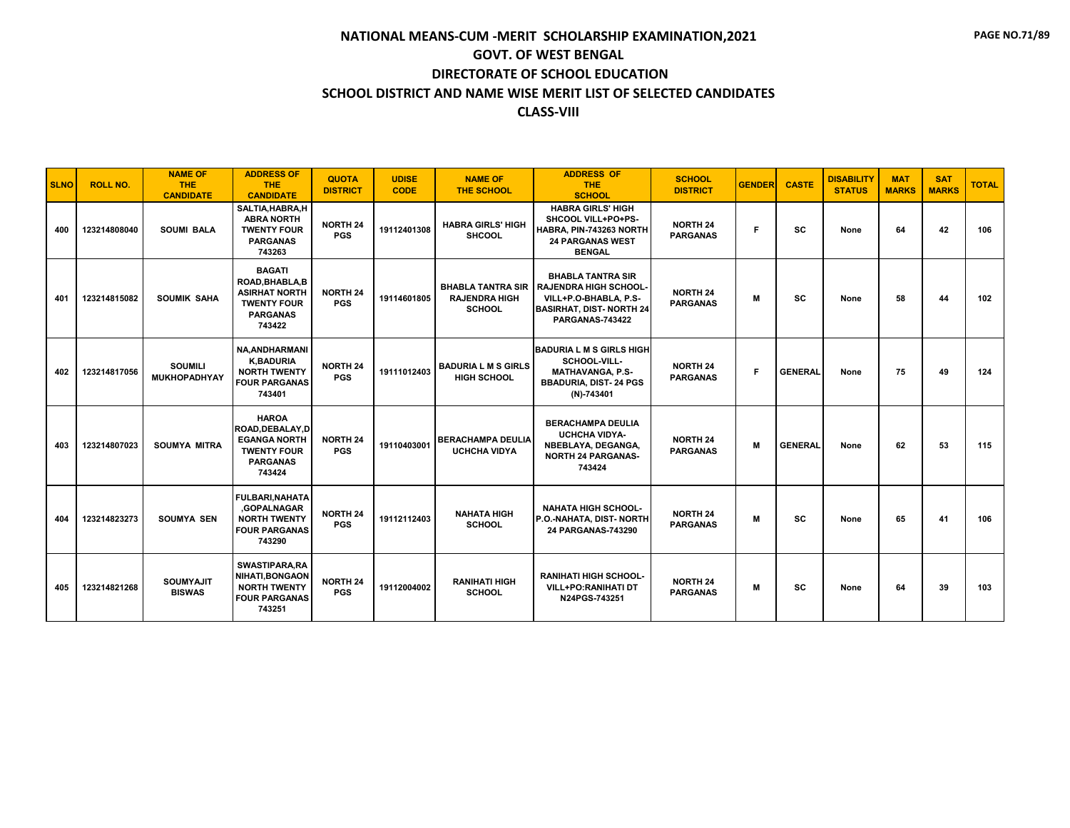# NATIONAL MEANS-CUM -MERIT SCHOLARSHIP EXAMINATION,2021
## GOVT. OF WEST BENGAL
## DIRECTORATE OF SCHOOL EDUCATION
## SCHOOL DISTRICT AND NAME WISE MERIT LIST OF SELECTED CANDIDATES
## CLASS-VIII

| SLNO | ROLL NO. | NAME OF THE CANDIDATE | ADDRESS OF THE CANDIDATE | QUOTA DISTRICT | UDISE CODE | NAME OF THE SCHOOL | ADDRESS OF THE SCHOOL | SCHOOL DISTRICT | GENDER | CASTE | DISABILITY STATUS | MAT MARKS | SAT MARKS | TOTAL |
|---|---|---|---|---|---|---|---|---|---|---|---|---|---|---|
| 400 | 123214808040 | SOUMI BALA | SALTIA,HABRA,HABRA NORTH TWENTY FOUR PARGANAS 743263 | NORTH 24 PGS | 19112401308 | HABRA GIRLS' HIGH SHCOOL | HABRA GIRLS' HIGH SHCOOL VILL+PO+PS-HABRA, PIN-743263 NORTH 24 PARGANAS WEST BENGAL | NORTH 24 PARGANAS | F | SC | None | 64 | 42 | 106 |
| 401 | 123214815082 | SOUMIK SAHA | BAGATI ROAD,BHABLA,BASIRHAT NORTH TWENTY FOUR PARGANAS 743422 | NORTH 24 PGS | 19114601805 | BHABLA TANTRA SIR RAJENDRA HIGH SCHOOL | BHABLA TANTRA SIR RAJENDRA HIGH SCHOOL-VILL+P.O-BHABLA, P.S-BASIRHAT, DIST- NORTH 24 PARGANAS-743422 | NORTH 24 PARGANAS | M | SC | None | 58 | 44 | 102 |
| 402 | 123214817056 | SOUMILI MUKHOPADHYAY | NA,ANDHARMANIK,BADURIA NORTH TWENTY FOUR PARGANAS 743401 | NORTH 24 PGS | 19111012403 | BADURIA L M S GIRLS HIGH SCHOOL | BADURIA L M S GIRLS HIGH SCHOOL-VILL-MATHAVANGA, P.S-BBADURIA, DIST- 24 PGS (N)-743401 | NORTH 24 PARGANAS | F | GENERAL | None | 75 | 49 | 124 |
| 403 | 123214807023 | SOUMYA MITRA | HAROA ROAD,DEBALAY,DEGANGA NORTH TWENTY FOUR PARGANAS 743424 | NORTH 24 PGS | 19110403001 | BERACHAMPA DEULIA UCHCHA VIDYA | BERACHAMPA DEULIA UCHCHA VIDYA-NBEBLAYA, DEGANGA, NORTH 24 PARGANAS-743424 | NORTH 24 PARGANAS | M | GENERAL | None | 62 | 53 | 115 |
| 404 | 123214823273 | SOUMYA SEN | FULBARI,NAHATA,GOPALNAGAR NORTH TWENTY FOUR PARGANAS 743290 | NORTH 24 PGS | 19112112403 | NAHATA HIGH SCHOOL | NAHATA HIGH SCHOOL-P.O.-NAHATA, DIST- NORTH 24 PARGANAS-743290 | NORTH 24 PARGANAS | M | SC | None | 65 | 41 | 106 |
| 405 | 123214821268 | SOUMYAJIT BISWAS | SWASTIPARA,RANIHATI,BONGAON NORTH TWENTY FOUR PARGANAS 743251 | NORTH 24 PGS | 19112004002 | RANIHATI HIGH SCHOOL | RANIHATI HIGH SCHOOL-VILL+PO:RANIHATI DT N24PGS-743251 | NORTH 24 PARGANAS | M | SC | None | 64 | 39 | 103 |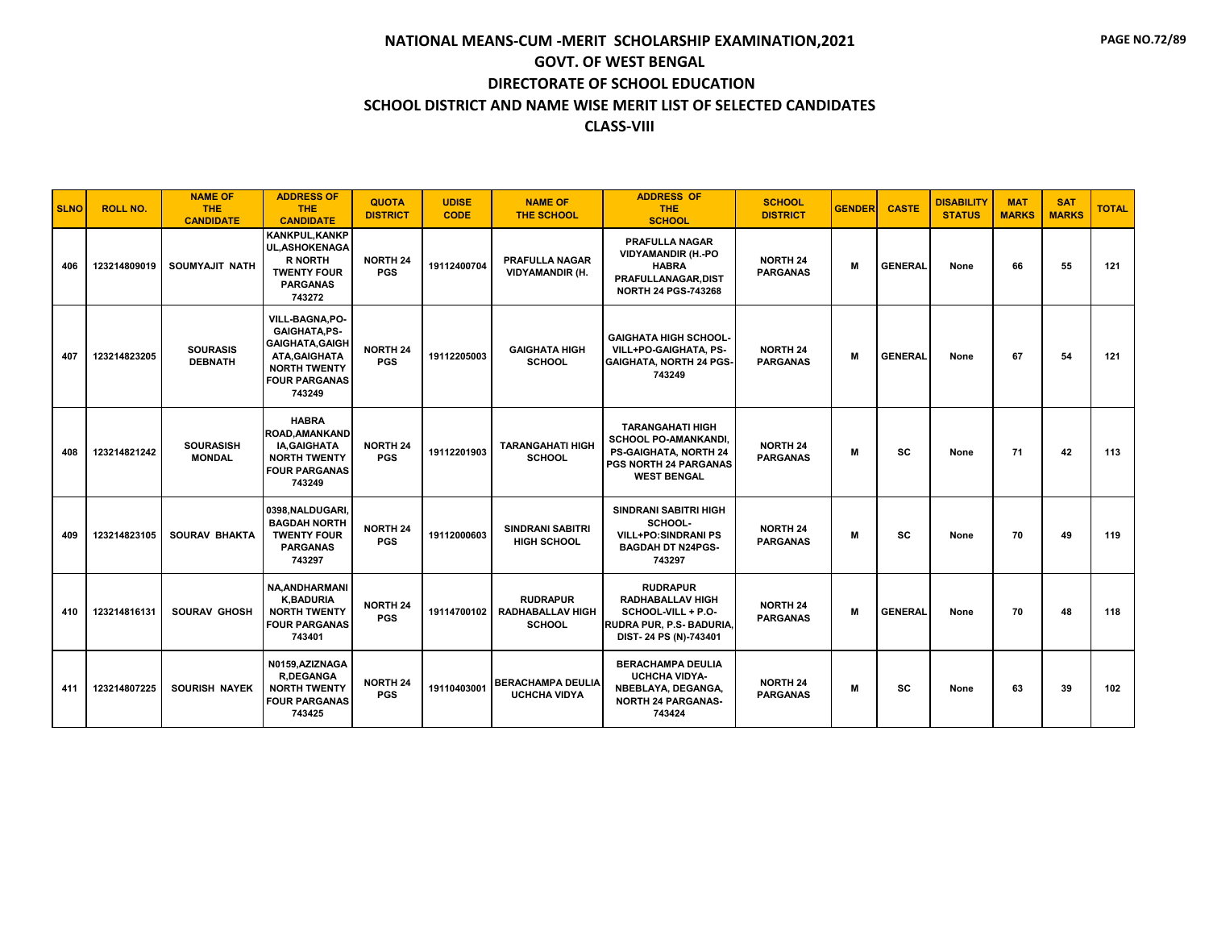# NATIONAL MEANS-CUM -MERIT SCHOLARSHIP EXAMINATION,2021
## GOVT. OF WEST BENGAL
## DIRECTORATE OF SCHOOL EDUCATION
## SCHOOL DISTRICT AND NAME WISE MERIT LIST OF SELECTED CANDIDATES
## CLASS-VIII

| SLNO | ROLL NO. | NAME OF THE CANDIDATE | ADDRESS OF THE CANDIDATE | QUOTA DISTRICT | UDISE CODE | NAME OF THE SCHOOL | ADDRESS OF THE SCHOOL | SCHOOL DISTRICT | GENDER | CASTE | DISABILITY STATUS | MAT MARKS | SAT MARKS | TOTAL |
|---|---|---|---|---|---|---|---|---|---|---|---|---|---|---|
| 406 | 123214809019 | SOUMYAJIT NATH | KANKPUL,KANKPUL,ASHOKENAGAR NORTH TWENTY FOUR PARGANAS 743272 | NORTH 24 PGS | 19112400704 | PRAFULLA NAGAR VIDYAMANDIR (H. | PRAFULLA NAGAR VIDYAMANDIR (H.-PO HABRA PRAFULLANAGAR,DIST NORTH 24 PGS-743268 | NORTH 24 PARGANAS | M | GENERAL | None | 66 | 55 | 121 |
| 407 | 123214823205 | SOURASIS DEBNATH | VILL-BAGNA,PO-GAIGHATA,PS-GAIGHATA,GAIGHATA,GAIGHATA NORTH TWENTY FOUR PARGANAS 743249 | NORTH 24 PGS | 19112205003 | GAIGHATA HIGH SCHOOL | GAIGHATA HIGH SCHOOL-VILL+PO-GAIGHATA, PS-GAIGHATA, NORTH 24 PGS-743249 | NORTH 24 PARGANAS | M | GENERAL | None | 67 | 54 | 121 |
| 408 | 123214821242 | SOURASISH MONDAL | HABRA ROAD,AMANKANDIA,GAIGHATA NORTH TWENTY FOUR PARGANAS 743249 | NORTH 24 PGS | 19112201903 | TARANGAHATI HIGH SCHOOL | TARANGAHATI HIGH SCHOOL PO-AMANKANDI, PS-GAIGHATA, NORTH 24 PGS NORTH 24 PARGANAS WEST BENGAL | NORTH 24 PARGANAS | M | SC | None | 71 | 42 | 113 |
| 409 | 123214823105 | SOURAV BHAKTA | 0398,NALDUGARI,BAGDAH NORTH TWENTY FOUR PARGANAS 743297 | NORTH 24 PGS | 19112000603 | SINDRANI SABITRI HIGH SCHOOL | SINDRANI SABITRI HIGH SCHOOL-VILL+PO:SINDRANI PS BAGDAH DT N24PGS-743297 | NORTH 24 PARGANAS | M | SC | None | 70 | 49 | 119 |
| 410 | 123214816131 | SOURAV GHOSH | NA,ANDHARMANIK,BADURIA NORTH TWENTY FOUR PARGANAS 743401 | NORTH 24 PGS | 19114700102 | RUDRAPUR RADHABALLAV HIGH SCHOOL | RUDRAPUR RADHABALLAV HIGH SCHOOL-VILL + P.O-RUDRA PUR, P.S- BADURIA, DIST- 24 PS (N)-743401 | NORTH 24 PARGANAS | M | GENERAL | None | 70 | 48 | 118 |
| 411 | 123214807225 | SOURISH NAYEK | N0159,AZIZNAGAR,DEGANGA NORTH TWENTY FOUR PARGANAS 743425 | NORTH 24 PGS | 19110403001 | BERACHAMPA DEULIA UCHCHA VIDYA | BERACHAMPA DEULIA UCHCHA VIDYA-NBEBLAYA, DEGANGA, NORTH 24 PARGANAS-743424 | NORTH 24 PARGANAS | M | SC | None | 63 | 39 | 102 |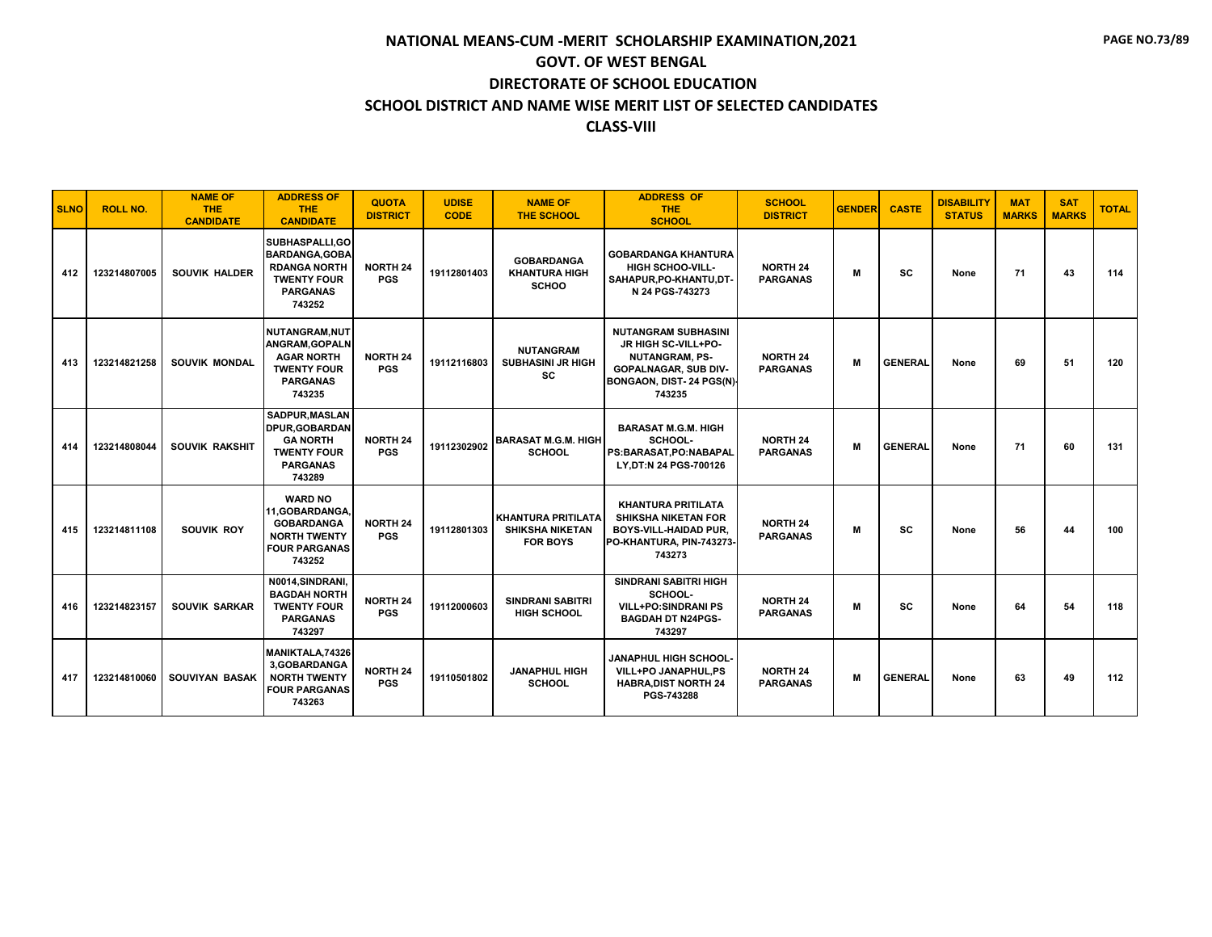# NATIONAL MEANS-CUM -MERIT SCHOLARSHIP EXAMINATION,2021

## GOVT. OF WEST BENGAL

## DIRECTORATE OF SCHOOL EDUCATION

## SCHOOL DISTRICT AND NAME WISE MERIT LIST OF SELECTED CANDIDATES

## CLASS-VIII

| SLNO | ROLL NO. | NAME OF THE CANDIDATE | ADDRESS OF THE CANDIDATE | QUOTA DISTRICT | UDISE CODE | NAME OF THE SCHOOL | ADDRESS OF THE SCHOOL | SCHOOL DISTRICT | GENDER | CASTE | DISABILITY STATUS | MAT MARKS | SAT MARKS | TOTAL |
|---|---|---|---|---|---|---|---|---|---|---|---|---|---|---|
| 412 | 123214807005 | SOUVIK HALDER | SUBHASPALLI,GOBARDANGA,GOBARDANGA NORTH TWENTY FOUR PARGANAS 743252 | NORTH 24 PGS | 19112801403 | GOBARDANGA KHANTURA HIGH SCHOO | GOBARDANGA KHANTURA HIGH SCHOO-VILL-SAHAPUR,PO-KHANTU,DT-N 24 PGS-743273 | NORTH 24 PARGANAS | M | SC | None | 71 | 43 | 114 |
| 413 | 123214821258 | SOUVIK MONDAL | NUTANGRAM,NUTANGRAM,GOPALNAGAR NORTH TWENTY FOUR PARGANAS 743235 | NORTH 24 PGS | 19112116803 | NUTANGRAM SUBHASINI JR HIGH SC | NUTANGRAM SUBHASINI JR HIGH SC-VILL+PO-NUTANGRAM, PS-GOPALNAGAR, SUB DIV-BONGAON, DIST- 24 PGS(N)-743235 | NORTH 24 PARGANAS | M | GENERAL | None | 69 | 51 | 120 |
| 414 | 123214808044 | SOUVIK RAKSHIT | SADPUR,MASLANDPUR,GOBARDANGA NORTH TWENTY FOUR PARGANAS 743289 | NORTH 24 PGS | 19112302902 | BARASAT M.G.M. HIGH SCHOOL | BARASAT M.G.M. HIGH SCHOOL-PS:BARASAT,PO:NABAPALLY,DT:N 24 PGS-700126 | NORTH 24 PARGANAS | M | GENERAL | None | 71 | 60 | 131 |
| 415 | 123214811108 | SOUVIK ROY | WARD NO 11,GOBARDANGA,GOBARDANGA NORTH TWENTY FOUR PARGANAS 743252 | NORTH 24 PGS | 19112801303 | KHANTURA PRITILATA SHIKSHA NIKETAN FOR BOYS | KHANTURA PRITILATA SHIKSHA NIKETAN FOR BOYS-VILL-HAIDAD PUR, PO-KHANTURA, PIN-743273-743273 | NORTH 24 PARGANAS | M | SC | None | 56 | 44 | 100 |
| 416 | 123214823157 | SOUVIK SARKAR | N0014,SINDRANI,BAGDAH NORTH TWENTY FOUR PARGANAS 743297 | NORTH 24 PGS | 19112000603 | SINDRANI SABITRI HIGH SCHOOL | SINDRANI SABITRI HIGH SCHOOL-VILL+PO:SINDRANI PS BAGDAH DT N24PGS-743297 | NORTH 24 PARGANAS | M | SC | None | 64 | 54 | 118 |
| 417 | 123214810060 | SOUVIYAN BASAK | MANIKTALA,743263,GOBARDANGA NORTH TWENTY FOUR PARGANAS 743263 | NORTH 24 PGS | 19110501802 | JANAPHUL HIGH SCHOOL | JANAPHUL HIGH SCHOOL-VILL+PO JANAPHUL,PS HABRA,DIST NORTH 24 PGS-743288 | NORTH 24 PARGANAS | M | GENERAL | None | 63 | 49 | 112 |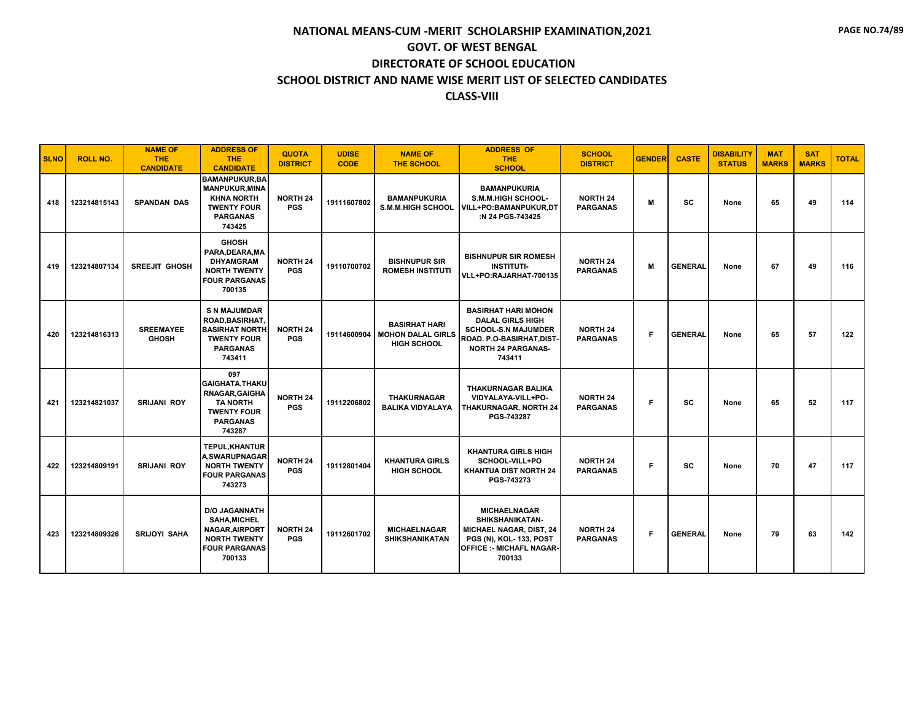# NATIONAL MEANS-CUM -MERIT SCHOLARSHIP EXAMINATION,2021
## GOVT. OF WEST BENGAL
## DIRECTORATE OF SCHOOL EDUCATION
## SCHOOL DISTRICT AND NAME WISE MERIT LIST OF SELECTED CANDIDATES
## CLASS-VIII

| SLNO | ROLL NO. | NAME OF THE CANDIDATE | ADDRESS OF THE CANDIDATE | QUOTA DISTRICT | UDISE CODE | NAME OF THE SCHOOL | ADDRESS OF THE SCHOOL | SCHOOL DISTRICT | GENDER | CASTE | DISABILITY STATUS | MAT MARKS | SAT MARKS | TOTAL |
|---|---|---|---|---|---|---|---|---|---|---|---|---|---|---|
| 418 | 123214815143 | SPANDAN DAS | BAMANPUKUR,BAMANPUKUR,MINAKHNA NORTH TWENTY FOUR PARGANAS 743425 | NORTH 24 PGS | 19111607802 | BAMANPUKURIA S.M.M.HIGH SCHOOL | BAMANPUKURIA S.M.M.HIGH SCHOOL-VILL+PO:BAMANPUKUR,DT :N 24 PGS-743425 | NORTH 24 PARGANAS | M | SC | None | 65 | 49 | 114 |
| 419 | 123214807134 | SREEJIT GHOSH | GHOSH PARA,DEARA,MADHYAMGRAM NORTH TWENTY FOUR PARGANAS 700135 | NORTH 24 PGS | 19110700702 | BISHNUPUR SIR ROMESH INSTITUTI | BISHNUPUR SIR ROMESH INSTITUTI-VLL+PO:RAJARHAT-700135 | NORTH 24 PARGANAS | M | GENERAL | None | 67 | 49 | 116 |
| 420 | 123214816313 | SREEMAYEE GHOSH | S N MAJUMDAR ROAD,BASIRHAT,BASIRHAT NORTH TWENTY FOUR PARGANAS 743411 | NORTH 24 PGS | 19114600904 | BASIRHAT HARI MOHON DALAL GIRLS HIGH SCHOOL | BASIRHAT HARI MOHON DALAL GIRLS HIGH SCHOOL-S.N MAJUMDER ROAD. P.O-BASIRHAT,DIST-NORTH 24 PARGANAS-743411 | NORTH 24 PARGANAS | F | GENERAL | None | 65 | 57 | 122 |
| 421 | 123214821037 | SRIJANI ROY | 097 GAIGHATA,THAKURNAGAR,GAIGHATA NORTH TWENTY FOUR PARGANAS 743287 | NORTH 24 PGS | 19112206802 | THAKURNAGAR BALIKA VIDYALAYA | THAKURNAGAR BALIKA VIDYALAYA-VILL+PO-THAKURNAGAR, NORTH 24 PGS-743287 | NORTH 24 PARGANAS | F | SC | None | 65 | 52 | 117 |
| 422 | 123214809191 | SRIJANI ROY | TEPUL,KHANTURA,SWARUPNAGAR NORTH TWENTY FOUR PARGANAS 743273 | NORTH 24 PGS | 19112801404 | KHANTURA GIRLS HIGH SCHOOL | KHANTURA GIRLS HIGH SCHOOL-VILL+PO KHANTUA DIST NORTH 24 PGS-743273 | NORTH 24 PARGANAS | F | SC | None | 70 | 47 | 117 |
| 423 | 123214809326 | SRIJOYI SAHA | D/O JAGANNATH SAHA,MICHEL NAGAR,AIRPORT NORTH TWENTY FOUR PARGANAS 700133 | NORTH 24 PGS | 19112601702 | MICHAELNAGAR SHIKSHANIKATAN | MICHAELNAGAR SHIKSHANIKATAN-MICHAEL NAGAR, DIST, 24 PGS (N), KOL- 133, POST OFFICE :- MICHAFL NAGAR-700133 | NORTH 24 PARGANAS | F | GENERAL | None | 79 | 63 | 142 |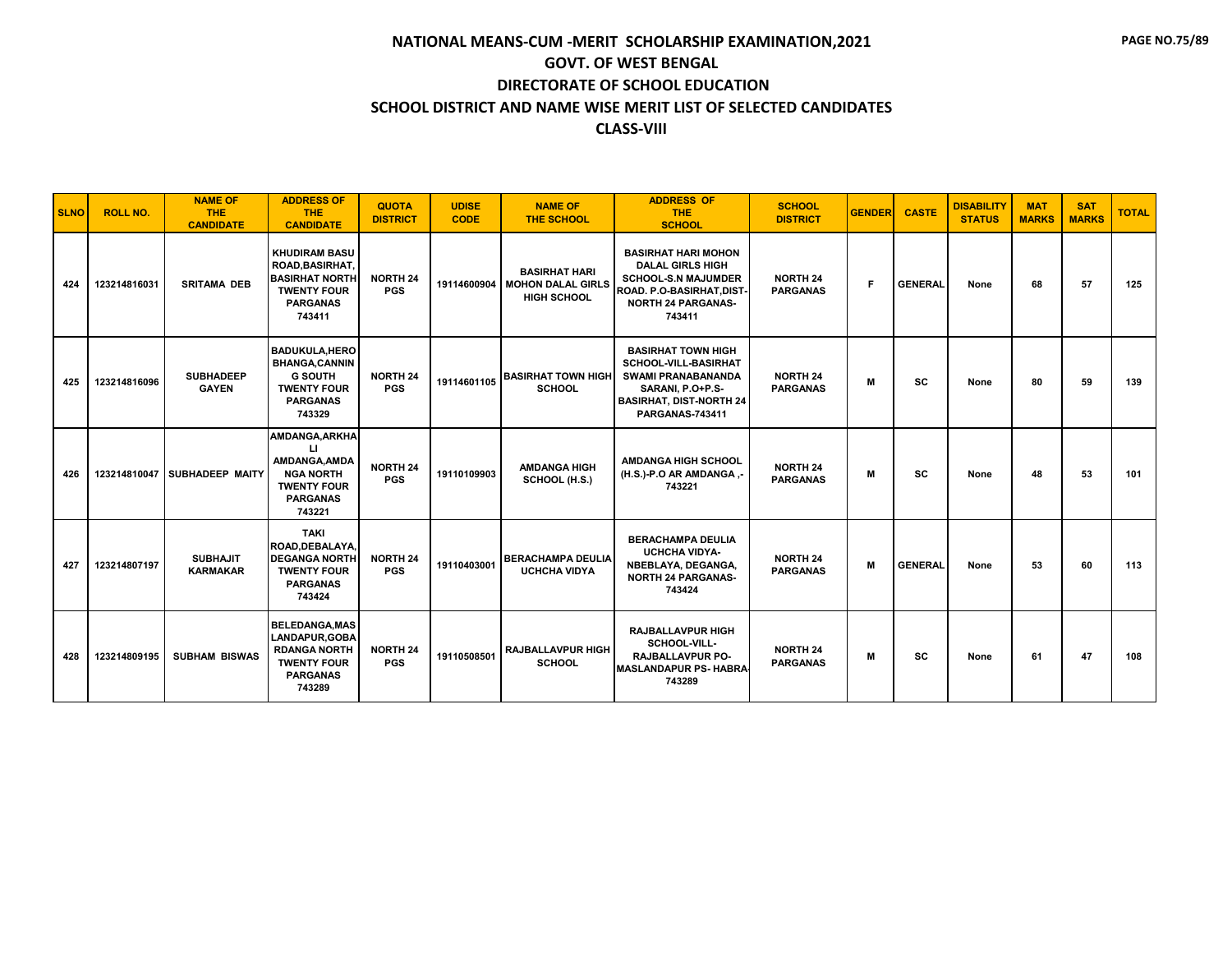# NATIONAL MEANS-CUM -MERIT SCHOLARSHIP EXAMINATION,2021

## GOVT. OF WEST BENGAL

## DIRECTORATE OF SCHOOL EDUCATION

## SCHOOL DISTRICT AND NAME WISE MERIT LIST OF SELECTED CANDIDATES

## CLASS-VIII

| SLNO | ROLL NO. | NAME OF THE CANDIDATE | ADDRESS OF THE CANDIDATE | QUOTA DISTRICT | UDISE CODE | NAME OF THE SCHOOL | ADDRESS OF THE SCHOOL | SCHOOL DISTRICT | GENDER | CASTE | DISABILITY STATUS | MAT MARKS | SAT MARKS | TOTAL |
|---|---|---|---|---|---|---|---|---|---|---|---|---|---|---|
| 424 | 123214816031 | SRITAMA DEB | KHUDIRAM BASU ROAD,BASIRHAT, BASIRHAT NORTH TWENTY FOUR PARGANAS 743411 | NORTH 24 PGS | 19114600904 | BASIRHAT HARI MOHON DALAL GIRLS HIGH SCHOOL | BASIRHAT HARI MOHON DALAL GIRLS HIGH SCHOOL-S.N MAJUMDER ROAD. P.O-BASIRHAT,DIST-NORTH 24 PARGANAS-743411 | NORTH 24 PARGANAS | F | GENERAL | None | 68 | 57 | 125 |
| 425 | 123214816096 | SUBHADEEP GAYEN | BADUKULA,HERO BHANGA,CANNIN G SOUTH TWENTY FOUR PARGANAS 743329 | NORTH 24 PGS | 19114601105 | BASIRHAT TOWN HIGH SCHOOL | BASIRHAT TOWN HIGH SCHOOL-VILL-BASIRHAT SWAMI PRANABANANDA SARANI, P.O+P.S-BASIRHAT, DIST-NORTH 24 PARGANAS-743411 | NORTH 24 PARGANAS | M | SC | None | 80 | 59 | 139 |
| 426 | 123214810047 | SUBHADEEP MAITY | AMDANGA,ARKHA LI AMDANGA,AMDA NGA NORTH TWENTY FOUR PARGANAS 743221 | NORTH 24 PGS | 19110109903 | AMDANGA HIGH SCHOOL (H.S.) | AMDANGA HIGH SCHOOL (H.S.)-P.O AR AMDANGA ,-743221 | NORTH 24 PARGANAS | M | SC | None | 48 | 53 | 101 |
| 427 | 123214807197 | SUBHAJIT KARMAKAR | TAKI ROAD,DEBALAYA, DEGANGA NORTH TWENTY FOUR PARGANAS 743424 | NORTH 24 PGS | 19110403001 | BERACHAMPA DEULIA UCHCHA VIDYA | BERACHAMPA DEULIA UCHCHA VIDYA-NBEBLAYA, DEGANGA, NORTH 24 PARGANAS-743424 | NORTH 24 PARGANAS | M | GENERAL | None | 53 | 60 | 113 |
| 428 | 123214809195 | SUBHAM BISWAS | BELEDANGA,MAS LANDAPUR,GOBA RDANGA NORTH TWENTY FOUR PARGANAS 743289 | NORTH 24 PGS | 19110508501 | RAJBALLAVPUR HIGH SCHOOL | RAJBALLAVPUR HIGH SCHOOL-VILL-RAJBALLAVPUR PO-MASLANDAPUR PS- HABRA-743289 | NORTH 24 PARGANAS | M | SC | None | 61 | 47 | 108 |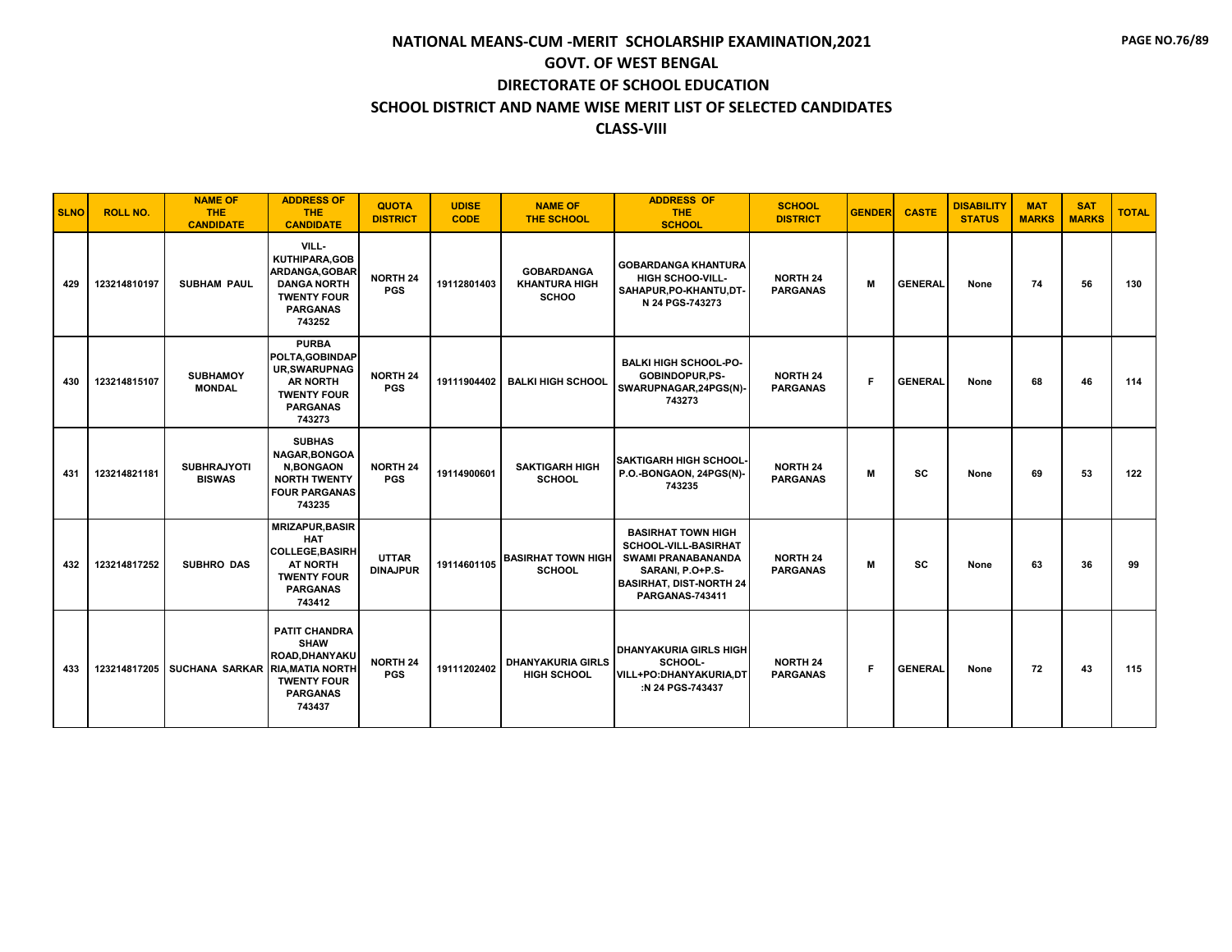# NATIONAL MEANS-CUM -MERIT SCHOLARSHIP EXAMINATION,2021
## GOVT. OF WEST BENGAL
## DIRECTORATE OF SCHOOL EDUCATION
## SCHOOL DISTRICT AND NAME WISE MERIT LIST OF SELECTED CANDIDATES
## CLASS-VIII

| SLNO | ROLL NO. | NAME OF THE CANDIDATE | ADDRESS OF THE CANDIDATE | QUOTA DISTRICT | UDISE CODE | NAME OF THE SCHOOL | ADDRESS OF THE SCHOOL | SCHOOL DISTRICT | GENDER | CASTE | DISABILITY STATUS | MAT MARKS | SAT MARKS | TOTAL |
|---|---|---|---|---|---|---|---|---|---|---|---|---|---|---|
| 429 | 123214810197 | SUBHAM PAUL | VILL-KUTHIPARA,GOBARDANGA,GOBARDANGA NORTH TWENTY FOUR PARGANAS 743252 | NORTH 24 PGS | 19112801403 | GOBARDANGA KHANTURA HIGH SCHOO | GOBARDANGA KHANTURA HIGH SCHOO-VILL-SAHAPUR,PO-KHANTU,DT-N 24 PGS-743273 | NORTH 24 PARGANAS | M | GENERAL | None | 74 | 56 | 130 |
| 430 | 123214815107 | SUBHAMOY MONDAL | PURBA POLTA,GOBINDAPUR,SWARUPNAGAR NORTH TWENTY FOUR PARGANAS 743273 | NORTH 24 PGS | 19111904402 | BALKI HIGH SCHOOL | BALKI HIGH SCHOOL-PO-GOBINDOPUR,PS-SWARUPNAGAR,24PGS(N)-743273 | NORTH 24 PARGANAS | F | GENERAL | None | 68 | 46 | 114 |
| 431 | 123214821181 | SUBHRAJYOTI BISWAS | SUBHAS NAGAR,BONGOAN,BONGAON NORTH TWENTY FOUR PARGANAS 743235 | NORTH 24 PGS | 19114900601 | SAKTIGARH HIGH SCHOOL | SAKTIGARH HIGH SCHOOL-P.O.-BONGAON, 24PGS(N)-743235 | NORTH 24 PARGANAS | M | SC | None | 69 | 53 | 122 |
| 432 | 123214817252 | SUBHRO DAS | MRIZAPUR,BASIRHAT COLLEGE,BASIRHAT NORTH TWENTY FOUR PARGANAS 743412 | UTTAR DINAJPUR | 19114601105 | BASIRHAT TOWN HIGH SCHOOL | BASIRHAT TOWN HIGH SCHOOL-VILL-BASIRHAT SWAMI PRANABANANDA SARANI, P.O+P.S-BASIRHAT, DIST-NORTH 24 PARGANAS-743411 | NORTH 24 PARGANAS | M | SC | None | 63 | 36 | 99 |
| 433 | 123214817205 | SUCHANA SARKAR | PATIT CHANDRA SHAW ROAD,DHANYAKURIA,MATIA NORTH TWENTY FOUR PARGANAS 743437 | NORTH 24 PGS | 19111202402 | DHANYAKURIA GIRLS HIGH SCHOOL | DHANYAKURIA GIRLS HIGH SCHOOL-VILL+PO:DHANYAKURIA,DT:N 24 PGS-743437 | NORTH 24 PARGANAS | F | GENERAL | None | 72 | 43 | 115 |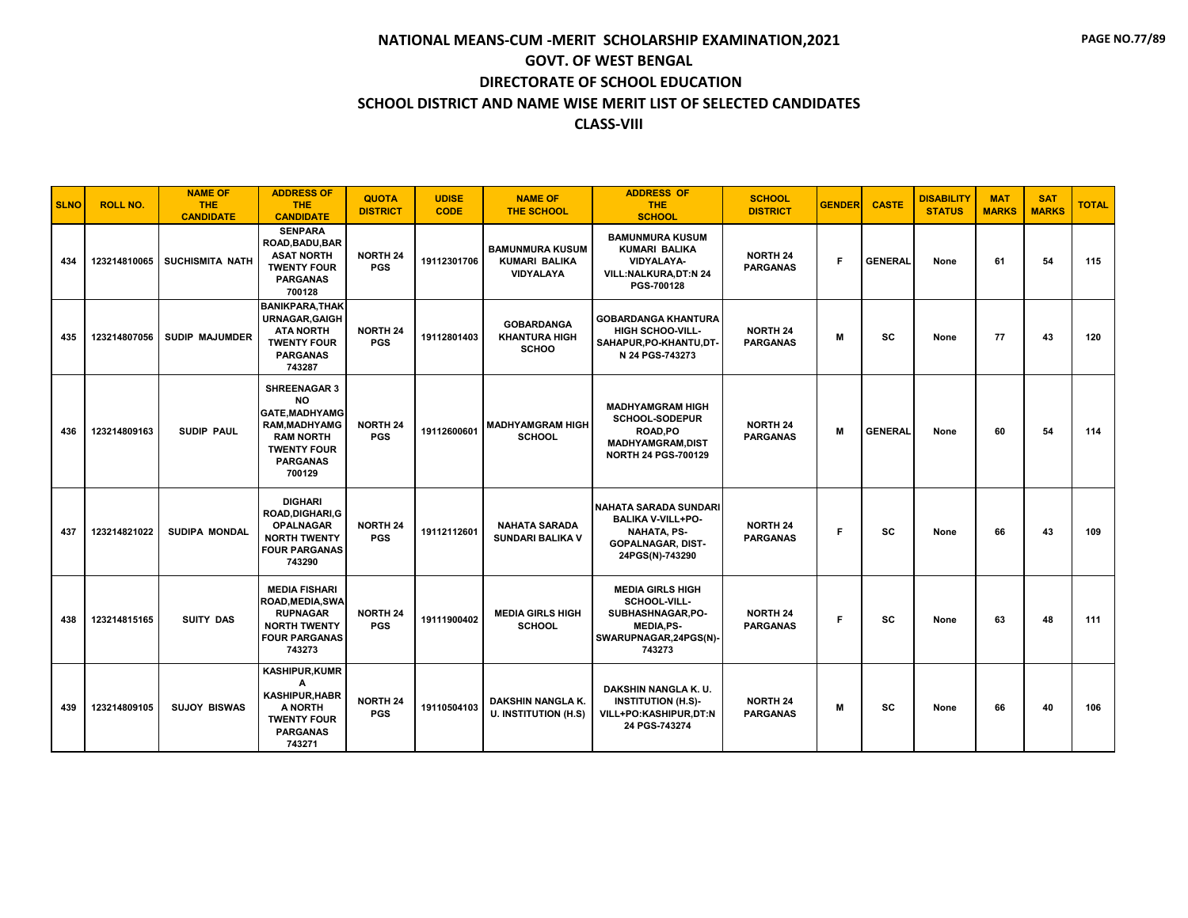# NATIONAL MEANS-CUM -MERIT SCHOLARSHIP EXAMINATION,2021

## GOVT. OF WEST BENGAL

## DIRECTORATE OF SCHOOL EDUCATION

## SCHOOL DISTRICT AND NAME WISE MERIT LIST OF SELECTED CANDIDATES

## CLASS-VIII

| SLNO | ROLL NO. | NAME OF THE CANDIDATE | ADDRESS OF THE CANDIDATE | QUOTA DISTRICT | UDISE CODE | NAME OF THE SCHOOL | ADDRESS OF THE SCHOOL | SCHOOL DISTRICT | GENDER | CASTE | DISABILITY STATUS | MAT MARKS | SAT MARKS | TOTAL |
|---|---|---|---|---|---|---|---|---|---|---|---|---|---|---|
| 434 | 123214810065 | SUCHISMITA NATH | SENPARA ROAD,BADU,BARASAT NORTH TWENTY FOUR PARGANAS 700128 | NORTH 24 PGS | 19112301706 | BAMUNMURA KUSUM KUMARI BALIKA VIDYALAYA | BAMUNMURA KUSUM KUMARI BALIKA VIDYALAYA-VILL:NALKURA,DT:N 24 PGS-700128 | NORTH 24 PARGANAS | F | GENERAL | None | 61 | 54 | 115 |
| 435 | 123214807056 | SUDIP MAJUMDER | BANIKPARA,THAKURNAGAR,GAIGHATA NORTH TWENTY FOUR PARGANAS 743287 | NORTH 24 PGS | 19112801403 | GOBARDANGA KHANTURA HIGH SCHOO | GOBARDANGA KHANTURA HIGH SCHOO-VILL-SAHAPUR,PO-KHANTU,DT-N 24 PGS-743273 | NORTH 24 PARGANAS | M | SC | None | 77 | 43 | 120 |
| 436 | 123214809163 | SUDIP PAUL | SHREENAGAR 3 NO GATE,MADHYAMGRAM,MADHYAMGRAM NORTH TWENTY FOUR PARGANAS 700129 | NORTH 24 PGS | 19112600601 | MADHYAMGRAM HIGH SCHOOL | MADHYAMGRAM HIGH SCHOOL-SODEPUR ROAD,PO MADHYAMGRAM,DIST NORTH 24 PGS-700129 | NORTH 24 PARGANAS | M | GENERAL | None | 60 | 54 | 114 |
| 437 | 123214821022 | SUDIPA MONDAL | DIGHARI ROAD,DIGHARI,GOPALNAGAR NORTH TWENTY FOUR PARGANAS 743290 | NORTH 24 PGS | 19112112601 | NAHATA SARADA SUNDARI BALIKA V | NAHATA SARADA SUNDARI BALIKA V-VILL+PO-NAHATA, PS-GOPALNAGAR, DIST-24PGS(N)-743290 | NORTH 24 PARGANAS | F | SC | None | 66 | 43 | 109 |
| 438 | 123214815165 | SUITY DAS | MEDIA FISHARI ROAD,MEDIA,SWARUPNAGAR NORTH TWENTY FOUR PARGANAS 743273 | NORTH 24 PGS | 19111900402 | MEDIA GIRLS HIGH SCHOOL | MEDIA GIRLS HIGH SCHOOL-VILL-SUBHASHNAGAR,PO-MEDIA,PS-SWARUPNAGAR,24PGS(N)-743273 | NORTH 24 PARGANAS | F | SC | None | 63 | 48 | 111 |
| 439 | 123214809105 | SUJOY BISWAS | KASHIPUR,KUMRA KASHIPUR,HABRA NORTH TWENTY FOUR PARGANAS 743271 | NORTH 24 PGS | 19110504103 | DAKSHIN NANGLA K. U. INSTITUTION (H.S) | DAKSHIN NANGLA K. U. INSTITUTION (H.S)-VILL+PO:KASHIPUR,DT:N 24 PGS-743274 | NORTH 24 PARGANAS | M | SC | None | 66 | 40 | 106 |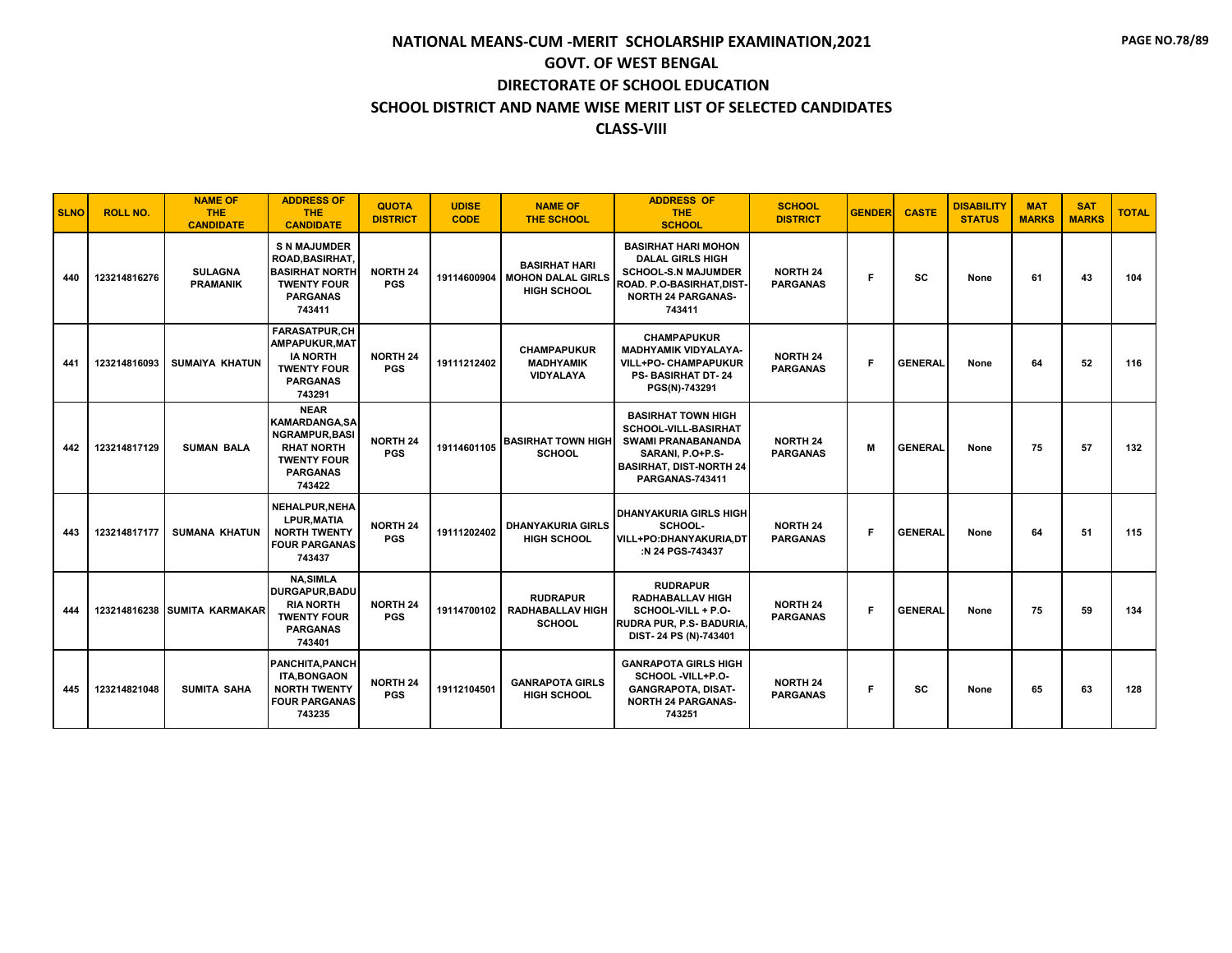# NATIONAL MEANS-CUM -MERIT SCHOLARSHIP EXAMINATION,2021

## GOVT. OF WEST BENGAL

## DIRECTORATE OF SCHOOL EDUCATION

## SCHOOL DISTRICT AND NAME WISE MERIT LIST OF SELECTED CANDIDATES

## CLASS-VIII

| SLNO | ROLL NO. | NAME OF THE CANDIDATE | ADDRESS OF THE CANDIDATE | QUOTA DISTRICT | UDISE CODE | NAME OF THE SCHOOL | ADDRESS OF THE SCHOOL | SCHOOL DISTRICT | GENDER | CASTE | DISABILITY STATUS | MAT MARKS | SAT MARKS | TOTAL |
|---|---|---|---|---|---|---|---|---|---|---|---|---|---|---|
| 440 | 123214816276 | SULAGNA PRAMANIK | S N MAJUMDER ROAD,BASIRHAT,BASIRHAT NORTH TWENTY FOUR PARGANAS 743411 | NORTH 24 PGS | 19114600904 | BASIRHAT HARI MOHON DALAL GIRLS HIGH SCHOOL | BASIRHAT HARI MOHON DALAL GIRLS HIGH SCHOOL-S.N MAJUMDER ROAD. P.O-BASIRHAT,DIST-NORTH 24 PARGANAS-743411 | NORTH 24 PARGANAS | F | SC | None | 61 | 43 | 104 |
| 441 | 123214816093 | SUMAIYA KHATUN | FARASATPUR,CHAMPAPUKUR,MATIA NORTH TWENTY FOUR PARGANAS 743291 | NORTH 24 PGS | 19111212402 | CHAMPAPUKUR MADHYAMIK VIDYALAYA | CHAMPAPUKUR MADHYAMIK VIDYALAYA-VILL+PO- CHAMPAPUKUR PS- BASIRHAT DT- 24 PGS(N)-743291 | NORTH 24 PARGANAS | F | GENERAL | None | 64 | 52 | 116 |
| 442 | 123214817129 | SUMAN BALA | NEAR KAMARDANGA,SANGRAMPUR,BASIRHAT NORTH TWENTY FOUR PARGANAS 743422 | NORTH 24 PGS | 19114601105 | BASIRHAT TOWN HIGH SCHOOL | BASIRHAT TOWN HIGH SCHOOL-VILL-BASIRHAT SWAMI PRANABANANDA SARANI, P.O+P.S-BASIRHAT, DIST-NORTH 24 PARGANAS-743411 | NORTH 24 PARGANAS | M | GENERAL | None | 75 | 57 | 132 |
| 443 | 123214817177 | SUMANA KHATUN | NEHALPUR,NEHALPUR,MATIA NORTH TWENTY FOUR PARGANAS 743437 | NORTH 24 PGS | 19111202402 | DHANYAKURIA GIRLS HIGH SCHOOL | DHANYAKURIA GIRLS HIGH SCHOOL-VILL+PO:DHANYAKURIA,DT:N 24 PGS-743437 | NORTH 24 PARGANAS | F | GENERAL | None | 64 | 51 | 115 |
| 444 | 123214816238 | SUMITA KARMAKAR | NA,SIMLA DURGAPUR,BADURIA NORTH TWENTY FOUR PARGANAS 743401 | NORTH 24 PGS | 19114700102 | RUDRAPUR RADHABALLAV HIGH SCHOOL | RUDRAPUR RADHABALLAV HIGH SCHOOL-VILL + P.O-RUDRA PUR, P.S- BADURIA, DIST- 24 PS (N)-743401 | NORTH 24 PARGANAS | F | GENERAL | None | 75 | 59 | 134 |
| 445 | 123214821048 | SUMITA SAHA | PANCHITA,PANCHITA,BONGAON NORTH TWENTY FOUR PARGANAS 743235 | NORTH 24 PGS | 19112104501 | GANRAPOTA GIRLS HIGH SCHOOL | GANRAPOTA GIRLS HIGH SCHOOL -VILL+P.O-GANGRAPOTA, DISAT-NORTH 24 PARGANAS-743251 | NORTH 24 PARGANAS | F | SC | None | 65 | 63 | 128 |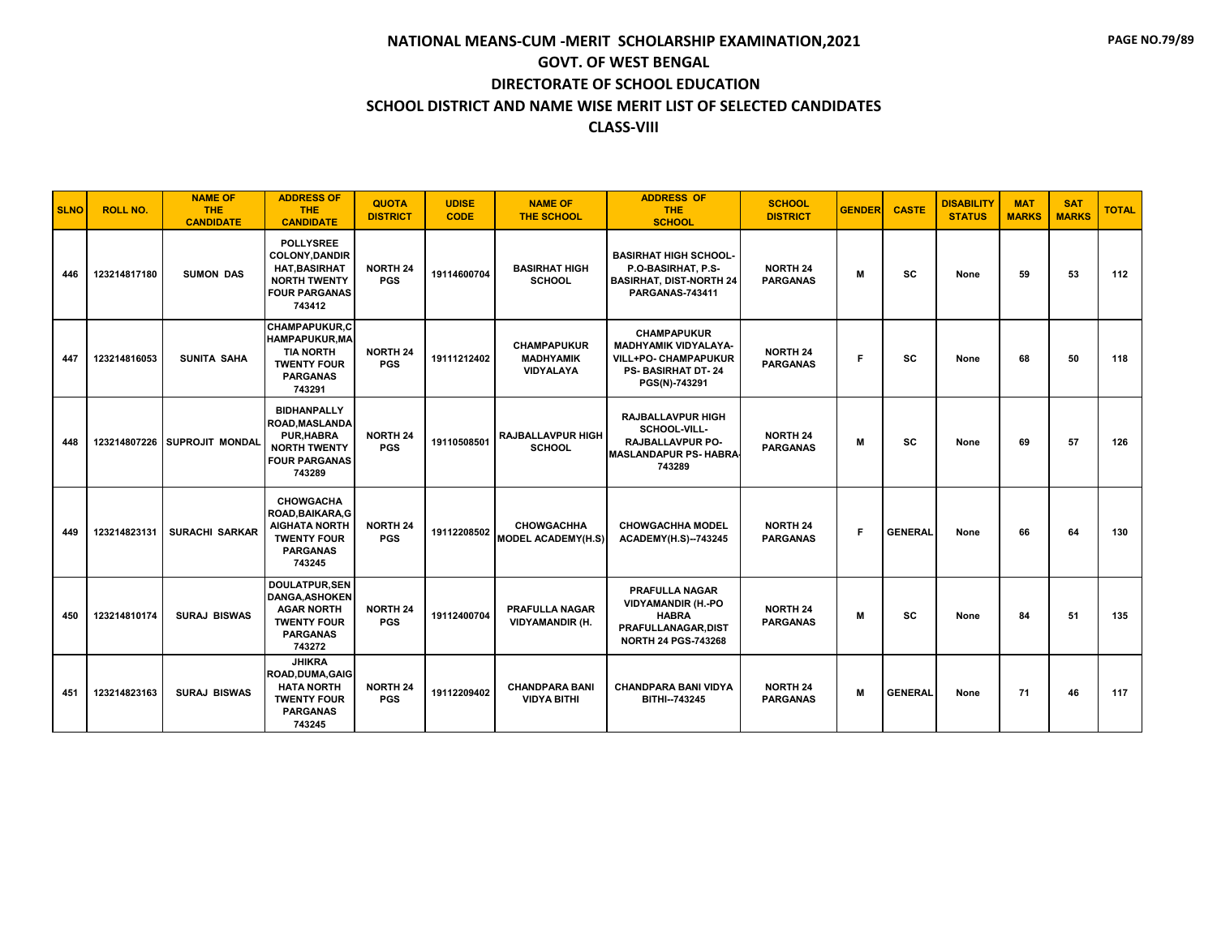# NATIONAL MEANS-CUM -MERIT SCHOLARSHIP EXAMINATION,2021
## GOVT. OF WEST BENGAL
## DIRECTORATE OF SCHOOL EDUCATION
## SCHOOL DISTRICT AND NAME WISE MERIT LIST OF SELECTED CANDIDATES
## CLASS-VIII

| SLNO | ROLL NO. | NAME OF THE CANDIDATE | ADDRESS OF THE CANDIDATE | QUOTA DISTRICT | UDISE CODE | NAME OF THE SCHOOL | ADDRESS OF THE SCHOOL | SCHOOL DISTRICT | GENDER | CASTE | DISABILITY STATUS | MAT MARKS | SAT MARKS | TOTAL |
|---|---|---|---|---|---|---|---|---|---|---|---|---|---|---|
| 446 | 123214817180 | SUMON DAS | POLLYSREE COLONY,DANDIR HAT,BASIRHAT NORTH TWENTY FOUR PARGANAS 743412 | NORTH 24 PGS | 19114600704 | BASIRHAT HIGH SCHOOL | BASIRHAT HIGH SCHOOL- P.O-BASIRHAT, P.S- BASIRHAT, DIST-NORTH 24 PARGANAS-743411 | NORTH 24 PARGANAS | M | SC | None | 59 | 53 | 112 |
| 447 | 123214816053 | SUNITA SAHA | CHAMPAPUKUR,CHAMPAPUKUR,MATIA NORTH TWENTY FOUR PARGANAS 743291 | NORTH 24 PGS | 19111212402 | CHAMPAPUKUR MADHYAMIK VIDYALAYA | CHAMPAPUKUR MADHYAMIK VIDYALAYA- VILL+PO- CHAMPAPUKUR PS- BASIRHAT DT- 24 PGS(N)-743291 | NORTH 24 PARGANAS | F | SC | None | 68 | 50 | 118 |
| 448 | 123214807226 | SUPROJIT MONDAL | BIDHANPALLY ROAD,MASLANDAPUR,HABRA NORTH TWENTY FOUR PARGANAS 743289 | NORTH 24 PGS | 19110508501 | RAJBALLAVPUR HIGH SCHOOL | RAJBALLAVPUR HIGH SCHOOL-VILL- RAJBALLAVPUR PO- MASLANDAPUR PS- HABRA-743289 | NORTH 24 PARGANAS | M | SC | None | 69 | 57 | 126 |
| 449 | 123214823131 | SURACHI SARKAR | CHOWGACHA ROAD,BAIKARA,GAIGHATA NORTH TWENTY FOUR PARGANAS 743245 | NORTH 24 PGS | 19112208502 | CHOWGACHHA MODEL ACADEMY(H.S) | CHOWGACHHA MODEL ACADEMY(H.S)--743245 | NORTH 24 PARGANAS | F | GENERAL | None | 66 | 64 | 130 |
| 450 | 123214810174 | SURAJ BISWAS | DOULATPUR,SENDANGA,ASHOKENAGAR NORTH TWENTY FOUR PARGANAS 743272 | NORTH 24 PGS | 19112400704 | PRAFULLA NAGAR VIDYAMANDIR (H. | PRAFULLA NAGAR VIDYAMANDIR (H.-PO HABRA PRAFULLANAGAR,DIST NORTH 24 PGS-743268 | NORTH 24 PARGANAS | M | SC | None | 84 | 51 | 135 |
| 451 | 123214823163 | SURAJ BISWAS | JHIKRA ROAD,DUMA,GAIGHATA NORTH TWENTY FOUR PARGANAS 743245 | NORTH 24 PGS | 19112209402 | CHANDPARA BANI VIDYA BITHI | CHANDPARA BANI VIDYA BITHI--743245 | NORTH 24 PARGANAS | M | GENERAL | None | 71 | 46 | 117 |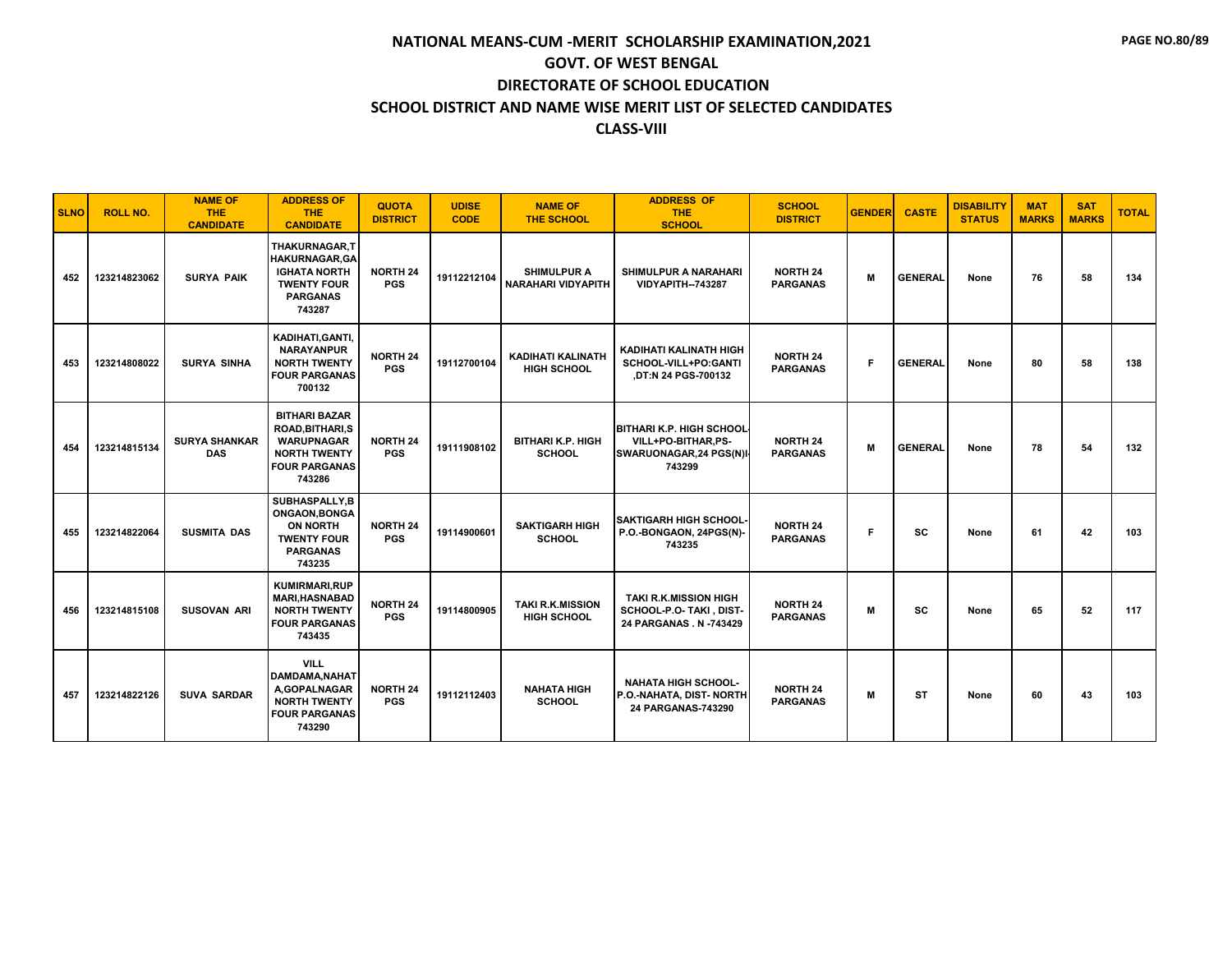# NATIONAL MEANS-CUM -MERIT SCHOLARSHIP EXAMINATION,2021
## GOVT. OF WEST BENGAL
## DIRECTORATE OF SCHOOL EDUCATION
## SCHOOL DISTRICT AND NAME WISE MERIT LIST OF SELECTED CANDIDATES
## CLASS-VIII

| SLNO | ROLL NO. | NAME OF THE CANDIDATE | ADDRESS OF THE CANDIDATE | QUOTA DISTRICT | UDISE CODE | NAME OF THE SCHOOL | ADDRESS OF THE SCHOOL | SCHOOL DISTRICT | GENDER | CASTE | DISABILITY STATUS | MAT MARKS | SAT MARKS | TOTAL |
|---|---|---|---|---|---|---|---|---|---|---|---|---|---|---|
| 452 | 123214823062 | SURYA PAIK | THAKURNAGAR,THAKURNAGAR,GAIGHATA NORTH TWENTY FOUR PARGANAS 743287 | NORTH 24 PGS | 19112212104 | SHIMULPUR A NARAHARI VIDYAPITH | SHIMULPUR A NARAHARI VIDYAPITH--743287 | NORTH 24 PARGANAS | M | GENERAL | None | 76 | 58 | 134 |
| 453 | 123214808022 | SURYA SINHA | KADIHATI,GANTI, NARAYANPUR NORTH TWENTY FOUR PARGANAS 700132 | NORTH 24 PGS | 19112700104 | KADIHATI KALINATH HIGH SCHOOL | KADIHATI KALINATH HIGH SCHOOL-VILL+PO:GANTI ,DT:N 24 PGS-700132 | NORTH 24 PARGANAS | F | GENERAL | None | 80 | 58 | 138 |
| 454 | 123214815134 | SURYA SHANKAR DAS | BITHARI BAZAR ROAD,BITHARI,SWARUPNAGAR NORTH TWENTY FOUR PARGANAS 743286 | NORTH 24 PGS | 19111908102 | BITHARI K.P. HIGH SCHOOL | BITHARI K.P. HIGH SCHOOL-VILL+PO-BITHAR,PS-SWARUONAGAR,24 PGS(N)-743299 | NORTH 24 PARGANAS | M | GENERAL | None | 78 | 54 | 132 |
| 455 | 123214822064 | SUSMITA DAS | SUBHASPALLY,BONGAON,BONGAON NORTH TWENTY FOUR PARGANAS 743235 | NORTH 24 PGS | 19114900601 | SAKTIGARH HIGH SCHOOL | SAKTIGARH HIGH SCHOOL-P.O.-BONGAON, 24PGS(N)-743235 | NORTH 24 PARGANAS | F | SC | None | 61 | 42 | 103 |
| 456 | 123214815108 | SUSOVAN ARI | KUMIRMARI,RUPMARI,HASNABAD NORTH TWENTY FOUR PARGANAS 743435 | NORTH 24 PGS | 19114800905 | TAKI R.K.MISSION HIGH SCHOOL | TAKI R.K.MISSION HIGH SCHOOL-P.O- TAKI , DIST-24 PARGANAS . N -743429 | NORTH 24 PARGANAS | M | SC | None | 65 | 52 | 117 |
| 457 | 123214822126 | SUVA SARDAR | VILL DAMDAMA,NAHATA,GOPALNAGAR NORTH TWENTY FOUR PARGANAS 743290 | NORTH 24 PGS | 19112112403 | NAHATA HIGH SCHOOL | NAHATA HIGH SCHOOL-P.O.-NAHATA, DIST- NORTH 24 PARGANAS-743290 | NORTH 24 PARGANAS | M | ST | None | 60 | 43 | 103 |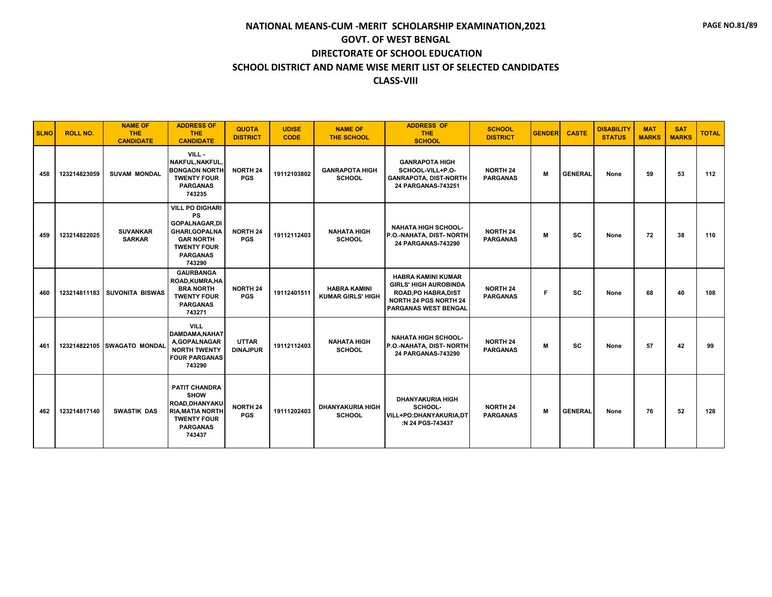# NATIONAL MEANS-CUM -MERIT SCHOLARSHIP EXAMINATION,2021
## GOVT. OF WEST BENGAL
## DIRECTORATE OF SCHOOL EDUCATION
## SCHOOL DISTRICT AND NAME WISE MERIT LIST OF SELECTED CANDIDATES
## CLASS-VIII

| SLNO | ROLL NO. | NAME OF THE CANDIDATE | ADDRESS OF THE CANDIDATE | QUOTA DISTRICT | UDISE CODE | NAME OF THE SCHOOL | ADDRESS OF THE SCHOOL | SCHOOL DISTRICT | GENDER | CASTE | DISABILITY STATUS | MAT MARKS | SAT MARKS | TOTAL |
|---|---|---|---|---|---|---|---|---|---|---|---|---|---|---|
| 458 | 123214823059 | SUVAM MONDAL | VILL - NAKFUL,NAKFUL, BONGAON NORTH TWENTY FOUR PARGANAS 743235 | NORTH 24 PGS | 19112103802 | GANRAPOTA HIGH SCHOOL | GANRAPOTA HIGH SCHOOL-VILL+P.O-GANRAPOTA, DIST-NORTH 24 PARGANAS-743251 | NORTH 24 PARGANAS | M | GENERAL | None | 59 | 53 | 112 |
| 459 | 123214822025 | SUVANKAR SARKAR | VILL PO DIGHARI PS GOPALNAGAR,DIGHARI,GOPALNAGAR NORTH TWENTY FOUR PARGANAS 743290 | NORTH 24 PGS | 19112112403 | NAHATA HIGH SCHOOL | NAHATA HIGH SCHOOL-P.O.-NAHATA, DIST- NORTH 24 PARGANAS-743290 | NORTH 24 PARGANAS | M | SC | None | 72 | 38 | 110 |
| 460 | 123214811183 | SUVONITA BISWAS | GAURBANGA ROAD,KUMRA,HABRA NORTH TWENTY FOUR PARGANAS 743271 | NORTH 24 PGS | 19112401511 | HABRA KAMINI KUMAR GIRLS' HIGH | HABRA KAMINI KUMAR GIRLS' HIGH AUROBINDA ROAD,PO HABRA,DIST NORTH 24 PGS NORTH 24 PARGANAS WEST BENGAL | NORTH 24 PARGANAS | F | SC | None | 68 | 40 | 108 |
| 461 | 123214822105 | SWAGATO MONDAL | VILL DAMDAMA,NAHATA,GOPALNAGAR NORTH TWENTY FOUR PARGANAS 743290 | UTTAR DINAJPUR | 19112112403 | NAHATA HIGH SCHOOL | NAHATA HIGH SCHOOL-P.O.-NAHATA, DIST- NORTH 24 PARGANAS-743290 | NORTH 24 PARGANAS | M | SC | None | 57 | 42 | 99 |
| 462 | 123214817140 | SWASTIK DAS | PATIT CHANDRA SHOW ROAD,DHANYAKURIA,MATIA NORTH TWENTY FOUR PARGANAS 743437 | NORTH 24 PGS | 19111202403 | DHANYAKURIA HIGH SCHOOL | DHANYAKURIA HIGH SCHOOL-VILL+PO:DHANYAKURIA,DT:N 24 PGS-743437 | NORTH 24 PARGANAS | M | GENERAL | None | 76 | 52 | 128 |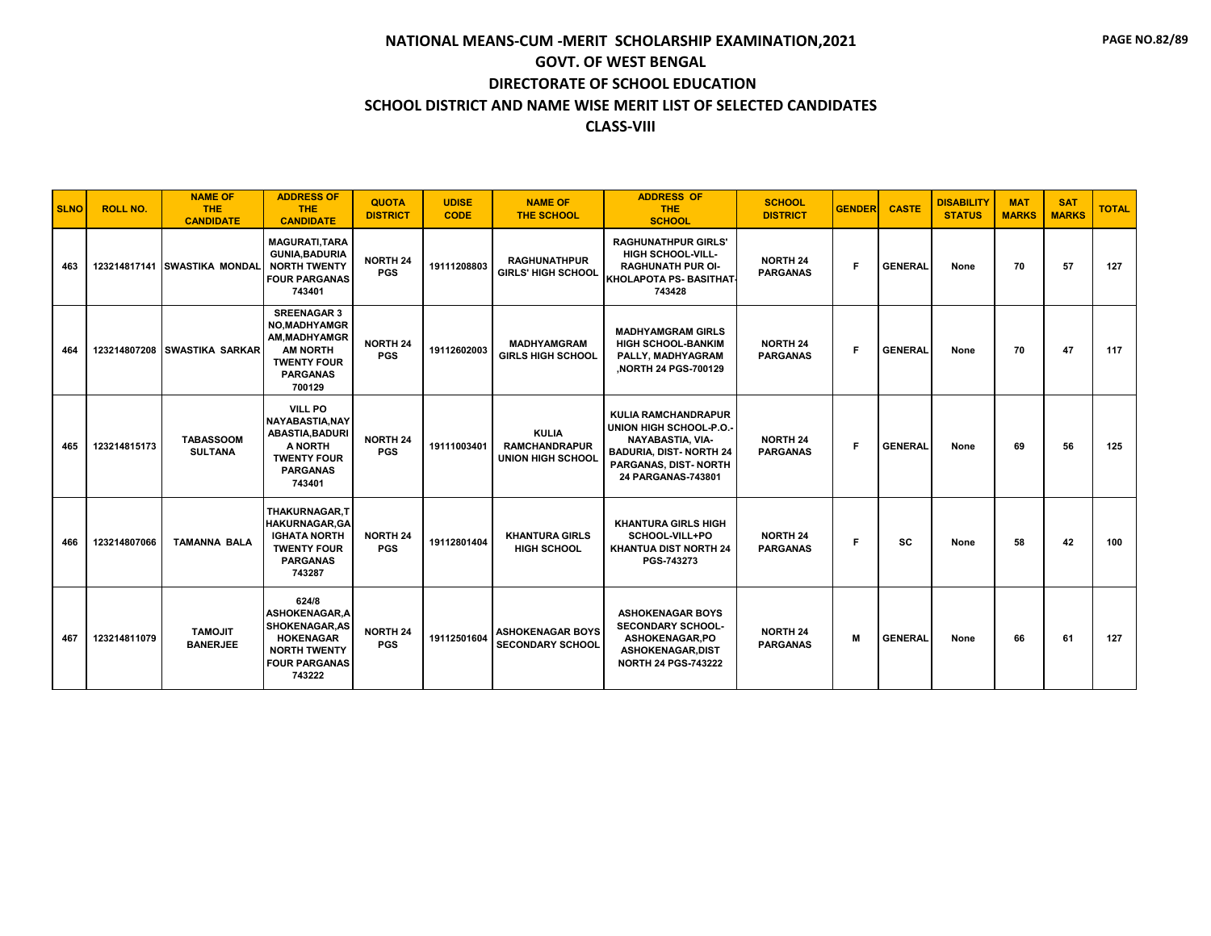# NATIONAL MEANS-CUM -MERIT SCHOLARSHIP EXAMINATION,2021
## GOVT. OF WEST BENGAL
## DIRECTORATE OF SCHOOL EDUCATION
## SCHOOL DISTRICT AND NAME WISE MERIT LIST OF SELECTED CANDIDATES
## CLASS-VIII

| SLNO | ROLL NO. | NAME OF THE CANDIDATE | ADDRESS OF THE CANDIDATE | QUOTA DISTRICT | UDISE CODE | NAME OF THE SCHOOL | ADDRESS OF THE SCHOOL | SCHOOL DISTRICT | GENDER | CASTE | DISABILITY STATUS | MAT MARKS | SAT MARKS | TOTAL |
|---|---|---|---|---|---|---|---|---|---|---|---|---|---|---|
| 463 | 123214817141 | SWASTIKA MONDAL | MAGURATI,TARA GUNIA,BADURIA NORTH TWENTY FOUR PARGANAS 743401 | NORTH 24 PGS | 19111208803 | RAGHUNATHPUR GIRLS' HIGH SCHOOL | RAGHUNATHPUR GIRLS' HIGH SCHOOL-VILL-RAGHUNATH PUR OI-KHOLAPOTA PS- BASITHAT-743428 | NORTH 24 PARGANAS | F | GENERAL | None | 70 | 57 | 127 |
| 464 | 123214807208 | SWASTIKA SARKAR | SREENAGAR 3 NO,MADHYAMGR AM,MADHYAMGR AM NORTH TWENTY FOUR PARGANAS 700129 | NORTH 24 PGS | 19112602003 | MADHYAMGRAM GIRLS HIGH SCHOOL | MADHYAMGRAM GIRLS HIGH SCHOOL-BANKIM PALLY, MADHYAGRAM ,NORTH 24 PGS-700129 | NORTH 24 PARGANAS | F | GENERAL | None | 70 | 47 | 117 |
| 465 | 123214815173 | TABASSOOM SULTANA | VILL PO NAYABASTIA,NAY ABASTIA,BADURI A NORTH TWENTY FOUR PARGANAS 743401 | NORTH 24 PGS | 19111003401 | KULIA RAMCHANDRAPUR UNION HIGH SCHOOL | KULIA RAMCHANDRAPUR UNION HIGH SCHOOL-P.O.-NAYABASTIA, VIA-BADURIA, DIST- NORTH 24 PARGANAS, DIST- NORTH 24 PARGANAS-743801 | NORTH 24 PARGANAS | F | GENERAL | None | 69 | 56 | 125 |
| 466 | 123214807066 | TAMANNA BALA | THAKURNAGAR,T HAKURNAGAR,GA IGHATA NORTH TWENTY FOUR PARGANAS 743287 | NORTH 24 PGS | 19112801404 | KHANTURA GIRLS HIGH SCHOOL | KHANTURA GIRLS HIGH SCHOOL-VILL+PO KHANTUA DIST NORTH 24 PGS-743273 | NORTH 24 PARGANAS | F | SC | None | 58 | 42 | 100 |
| 467 | 123214811079 | TAMOJIT BANERJEE | 624/8 ASHOKENAGAR,A SHOKENAGAR,AS HOKENAGAR NORTH TWENTY FOUR PARGANAS 743222 | NORTH 24 PGS | 19112501604 | ASHOKENAGAR BOYS SECONDARY SCHOOL | ASHOKENAGAR BOYS SECONDARY SCHOOL-ASHOKENAGAR,PO ASHOKENAGAR,DIST NORTH 24 PGS-743222 | NORTH 24 PARGANAS | M | GENERAL | None | 66 | 61 | 127 |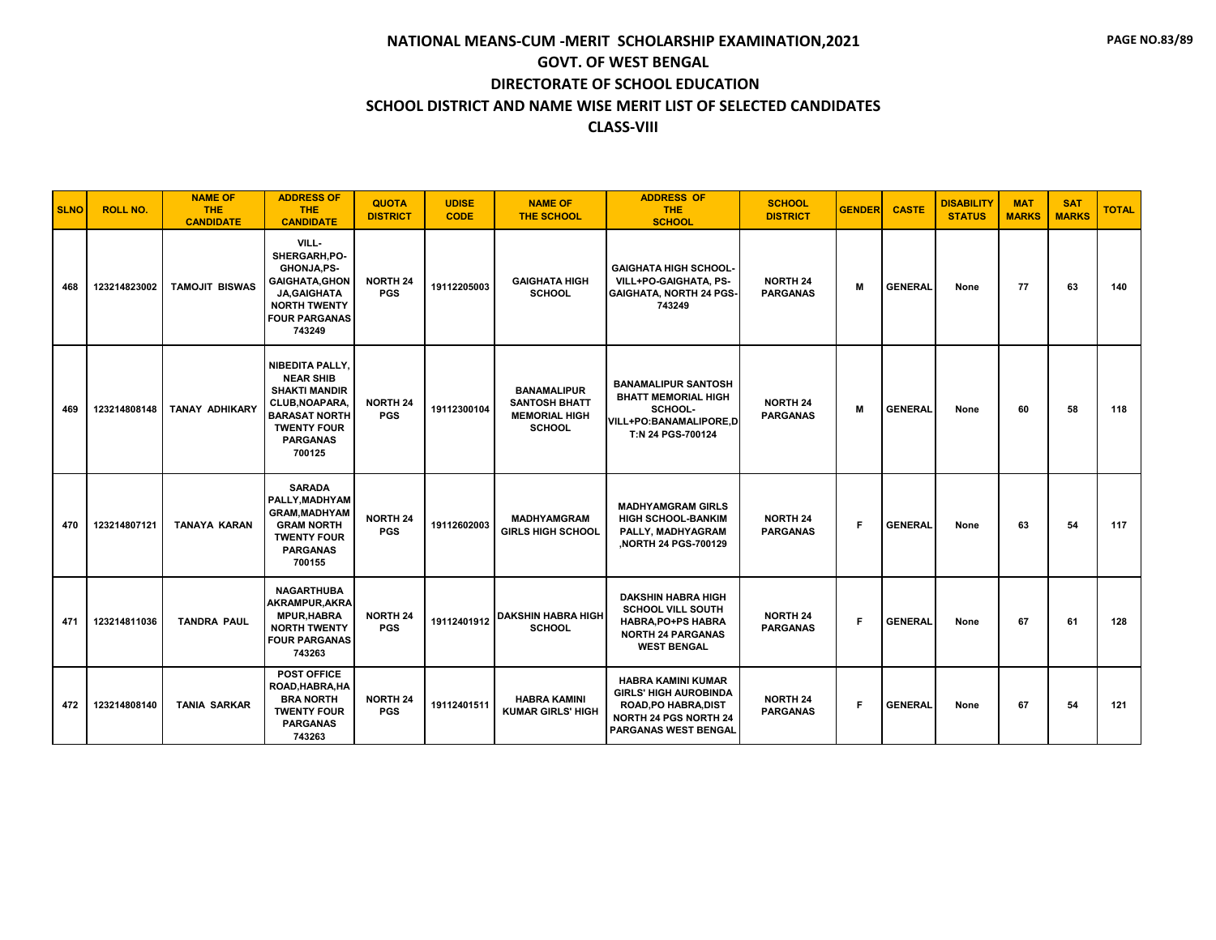# NATIONAL MEANS-CUM -MERIT SCHOLARSHIP EXAMINATION,2021
## GOVT. OF WEST BENGAL
## DIRECTORATE OF SCHOOL EDUCATION
## SCHOOL DISTRICT AND NAME WISE MERIT LIST OF SELECTED CANDIDATES
## CLASS-VIII

| SLNO | ROLL NO. | NAME OF THE CANDIDATE | ADDRESS OF THE CANDIDATE | QUOTA DISTRICT | UDISE CODE | NAME OF THE SCHOOL | ADDRESS OF THE SCHOOL | SCHOOL DISTRICT | GENDER | CASTE | DISABILITY STATUS | MAT MARKS | SAT MARKS | TOTAL |
|---|---|---|---|---|---|---|---|---|---|---|---|---|---|---|
| 468 | 123214823002 | TAMOJIT BISWAS | VILL-SHERGARH,PO-GHONJA,PS-GAIGHATA,GHONJA,GAIGHATA NORTH TWENTY FOUR PARGANAS 743249 | NORTH 24 PGS | 19112205003 | GAIGHATA HIGH SCHOOL | GAIGHATA HIGH SCHOOL-VILL+PO-GAIGHATA, PS-GAIGHATA, NORTH 24 PGS-743249 | NORTH 24 PARGANAS | M | GENERAL | None | 77 | 63 | 140 |
| 469 | 123214808148 | TANAY ADHIKARY | NIBEDITA PALLY, NEAR SHIB SHAKTI MANDIR CLUB,NOAPARA, BARASAT NORTH TWENTY FOUR PARGANAS 700125 | NORTH 24 PGS | 19112300104 | BANAMALIPUR SANTOSH BHATT MEMORIAL HIGH SCHOOL | BANAMALIPUR SANTOSH BHATT MEMORIAL HIGH SCHOOL-VILL+PO:BANAMALIPORE,DT:N 24 PGS-700124 | NORTH 24 PARGANAS | M | GENERAL | None | 60 | 58 | 118 |
| 470 | 123214807121 | TANAYA KARAN | SARADA PALLY,MADHYAMGRAM,MADHYAMGRAM NORTH TWENTY FOUR PARGANAS 700155 | NORTH 24 PGS | 19112602003 | MADHYAMGRAM GIRLS HIGH SCHOOL | MADHYAMGRAM GIRLS HIGH SCHOOL-BANKIM PALLY, MADHYAGRAM ,NORTH 24 PGS-700129 | NORTH 24 PARGANAS | F | GENERAL | None | 63 | 54 | 117 |
| 471 | 123214811036 | TANDRA PAUL | NAGARTHUBA AKRAMPUR,AKRAMPUR,HABRA NORTH TWENTY FOUR PARGANAS 743263 | NORTH 24 PGS | 19112401912 | DAKSHIN HABRA HIGH SCHOOL | DAKSHIN HABRA HIGH SCHOOL VILL SOUTH HABRA,PO+PS HABRA NORTH 24 PARGANAS WEST BENGAL | NORTH 24 PARGANAS | F | GENERAL | None | 67 | 61 | 128 |
| 472 | 123214808140 | TANIA SARKAR | POST OFFICE ROAD,HABRA,HABRA NORTH TWENTY FOUR PARGANAS 743263 | NORTH 24 PGS | 19112401511 | HABRA KAMINI KUMAR GIRLS' HIGH | HABRA KAMINI KUMAR GIRLS' HIGH AUROBINDA ROAD,PO HABRA,DIST NORTH 24 PGS NORTH 24 PARGANAS WEST BENGAL | NORTH 24 PARGANAS | F | GENERAL | None | 67 | 54 | 121 |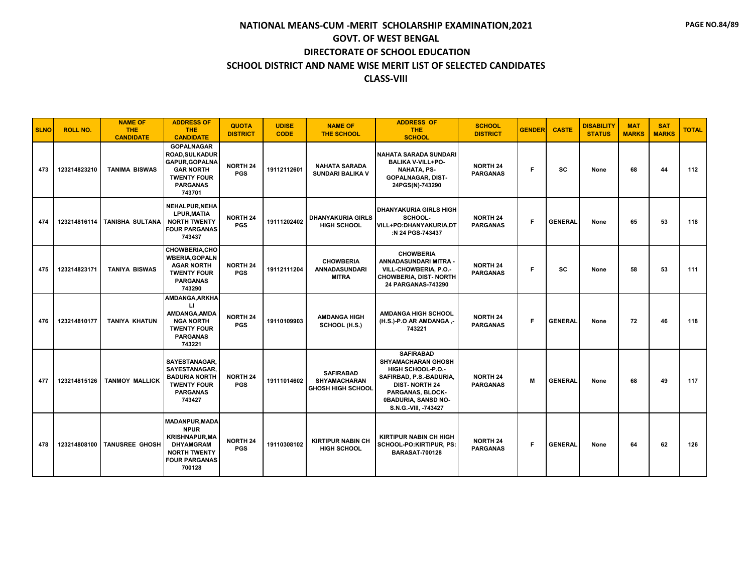# NATIONAL MEANS-CUM -MERIT SCHOLARSHIP EXAMINATION,2021

## GOVT. OF WEST BENGAL

## DIRECTORATE OF SCHOOL EDUCATION

## SCHOOL DISTRICT AND NAME WISE MERIT LIST OF SELECTED CANDIDATES

## CLASS-VIII

| SLNO | ROLL NO. | NAME OF THE CANDIDATE | ADDRESS OF THE CANDIDATE | QUOTA DISTRICT | UDISE CODE | NAME OF THE SCHOOL | ADDRESS OF THE SCHOOL | SCHOOL DISTRICT | GENDER | CASTE | DISABILITY STATUS | MAT MARKS | SAT MARKS | TOTAL |
|---|---|---|---|---|---|---|---|---|---|---|---|---|---|---|
| 473 | 123214823210 | TANIMA BISWAS | GOPALNAGAR ROAD,SULKADUR GAPUR,GOPALNAGAR NORTH TWENTY FOUR PARGANAS 743701 | NORTH 24 PGS | 19112112601 | NAHATA SARADA SUNDARI BALIKA V | NAHATA SARADA SUNDARI BALIKA V-VILL+PO-NAHATA, PS-GOPALNAGAR, DIST-24PGS(N)-743290 | NORTH 24 PARGANAS | F | SC | None | 68 | 44 | 112 |
| 474 | 123214816114 | TANISHA SULTANA | NEHALPUR,NEHALPUR,MATIA NORTH TWENTY FOUR PARGANAS 743437 | NORTH 24 PGS | 19111202402 | DHANYAKURIA GIRLS HIGH SCHOOL | DHANYAKURIA GIRLS HIGH SCHOOL-VILL+PO:DHANYAKURIA,DT:N 24 PGS-743437 | NORTH 24 PARGANAS | F | GENERAL | None | 65 | 53 | 118 |
| 475 | 123214823171 | TANIYA BISWAS | CHOWBERIA,CHOWBERIA,GOPALNAGAR NORTH TWENTY FOUR PARGANAS 743290 | NORTH 24 PGS | 19112111204 | CHOWBERIA ANNADASUNDARI MITRA | CHOWBERIA ANNADASUNDARI MITRA - VILL-CHOWBERIA, P.O.-CHOWBERIA, DIST- NORTH 24 PARGANAS-743290 | NORTH 24 PARGANAS | F | SC | None | 58 | 53 | 111 |
| 476 | 123214810177 | TANIYA KHATUN | AMDANGA,ARKHALI AMDANGA,AMDANGA NORTH TWENTY FOUR PARGANAS 743221 | NORTH 24 PGS | 19110109903 | AMDANGA HIGH SCHOOL (H.S.) | AMDANGA HIGH SCHOOL (H.S.)-P.O AR AMDANGA ,-743221 | NORTH 24 PARGANAS | F | GENERAL | None | 72 | 46 | 118 |
| 477 | 123214815126 | TANMOY MALLICK | SAYESTANAGAR, SAYESTANAGAR, BADURIA NORTH TWENTY FOUR PARGANAS 743427 | NORTH 24 PGS | 19111014602 | SAFIRABAD SHYAMACHARAN GHOSH HIGH SCHOOL | SAFIRABAD SHYAMACHARAN GHOSH HIGH SCHOOL-P.O.-SAFIRBAD, P.S.-BADURIA, DIST- NORTH 24 PARGANAS, BLOCK-0BADURIA, SANSD NO-S.N.G.-VIII, -743427 | NORTH 24 PARGANAS | M | GENERAL | None | 68 | 49 | 117 |
| 478 | 123214808100 | TANUSREE GHOSH | MADANPUR,MADANPUR KRISHNAPUR,MADHYAMGRAM NORTH TWENTY FOUR PARGANAS 700128 | NORTH 24 PGS | 19110308102 | KIRTIPUR NABIN CH HIGH SCHOOL | KIRTIPUR NABIN CH HIGH SCHOOL-PO:KIRTIPUR, PS: BARASAT-700128 | NORTH 24 PARGANAS | F | GENERAL | None | 64 | 62 | 126 |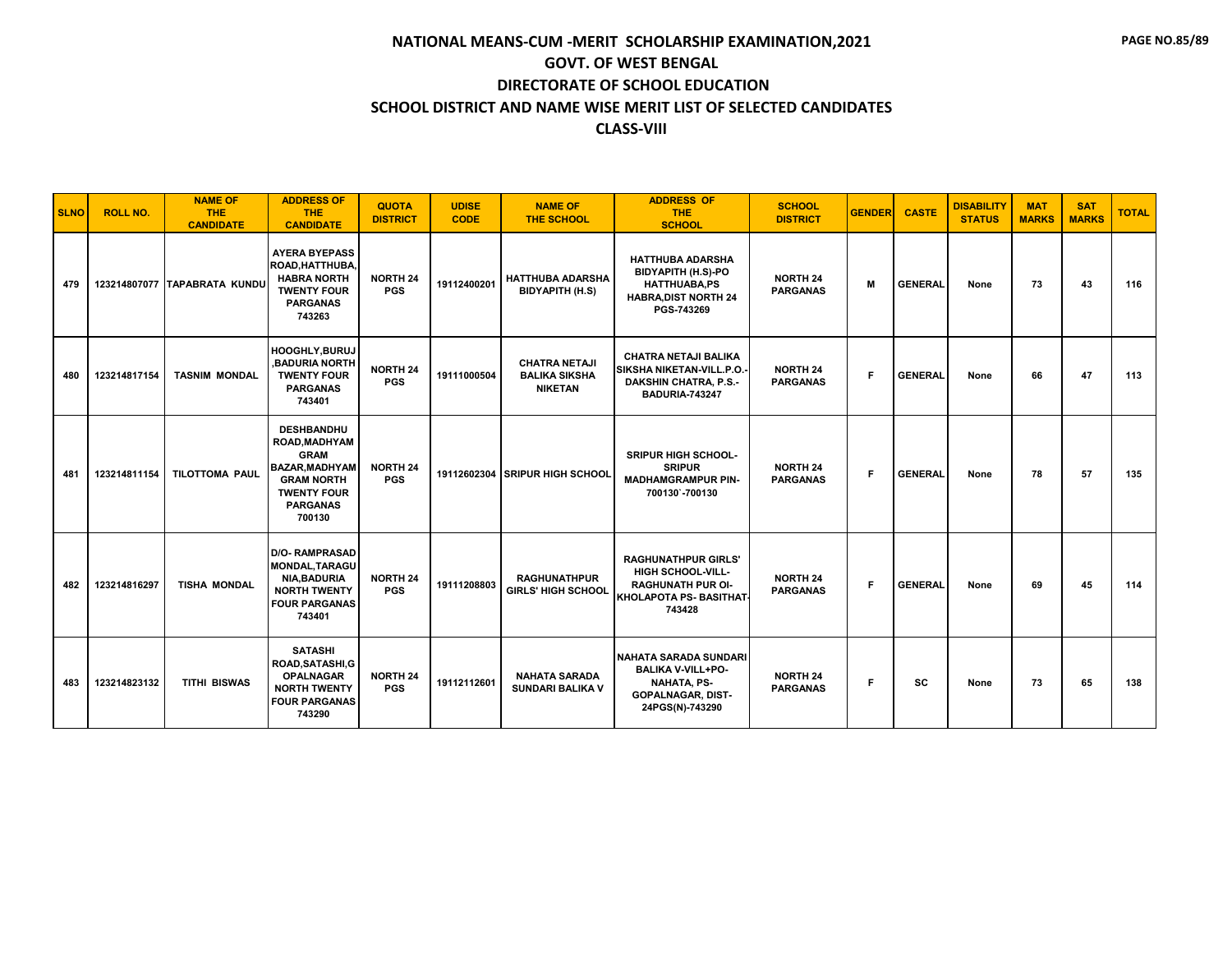# NATIONAL MEANS-CUM -MERIT SCHOLARSHIP EXAMINATION,2021

## GOVT. OF WEST BENGAL

## DIRECTORATE OF SCHOOL EDUCATION

## SCHOOL DISTRICT AND NAME WISE MERIT LIST OF SELECTED CANDIDATES

## CLASS-VIII

| SLNO | ROLL NO. | NAME OF THE CANDIDATE | ADDRESS OF THE CANDIDATE | QUOTA DISTRICT | UDISE CODE | NAME OF THE SCHOOL | ADDRESS OF THE SCHOOL | SCHOOL DISTRICT | GENDER | CASTE | DISABILITY STATUS | MAT MARKS | SAT MARKS | TOTAL |
|---|---|---|---|---|---|---|---|---|---|---|---|---|---|---|
| 479 | 123214807077 | TAPABRATA KUNDU | AYERA BYEPASS ROAD,HATTHUBA, HABRA NORTH TWENTY FOUR PARGANAS 743263 | NORTH 24 PGS | 19112400201 | HATTHUBA ADARSHA BIDYAPITH (H.S) | HATTHUBA ADARSHA BIDYAPITH (H.S)-PO HATTHUABA,PS HABRA,DIST NORTH 24 PGS-743269 | NORTH 24 PARGANAS | M | GENERAL | None | 73 | 43 | 116 |
| 480 | 123214817154 | TASNIM MONDAL | HOOGHLY,BURUJ ,BADURIA NORTH TWENTY FOUR PARGANAS 743401 | NORTH 24 PGS | 19111000504 | CHATRA NETAJI BALIKA SIKSHA NIKETAN | CHATRA NETAJI BALIKA SIKSHA NIKETAN-VILL.P.O.-DAKSHIN CHATRA, P.S.-BADURIA-743247 | NORTH 24 PARGANAS | F | GENERAL | None | 66 | 47 | 113 |
| 481 | 123214811154 | TILOTTOMA PAUL | DESHBANDHU ROAD,MADHYAM GRAM BAZAR,MADHYAM GRAM NORTH TWENTY FOUR PARGANAS 700130 | NORTH 24 PGS | 19112602304 | SRIPUR HIGH SCHOOL | SRIPUR HIGH SCHOOL-SRIPUR MADHAMGRAMPUR PIN-700130`-700130 | NORTH 24 PARGANAS | F | GENERAL | None | 78 | 57 | 135 |
| 482 | 123214816297 | TISHA MONDAL | D/O- RAMPRASAD MONDAL,TARAGU NIA,BADURIA NORTH TWENTY FOUR PARGANAS 743401 | NORTH 24 PGS | 19111208803 | RAGHUNATHPUR GIRLS' HIGH SCHOOL | RAGHUNATHPUR GIRLS' HIGH SCHOOL-VILL-RAGHUNATH PUR OI-KHOLAPOTA PS- BASITHAT-743428 | NORTH 24 PARGANAS | F | GENERAL | None | 69 | 45 | 114 |
| 483 | 123214823132 | TITHI BISWAS | SATASHI ROAD,SATASHI,G OPALNAGAR NORTH TWENTY FOUR PARGANAS 743290 | NORTH 24 PGS | 19112112601 | NAHATA SARADA SUNDARI BALIKA V | NAHATA SARADA SUNDARI BALIKA V-VILL+PO-NAHATA, PS-GOPALNAGAR, DIST-24PGS(N)-743290 | NORTH 24 PARGANAS | F | SC | None | 73 | 65 | 138 |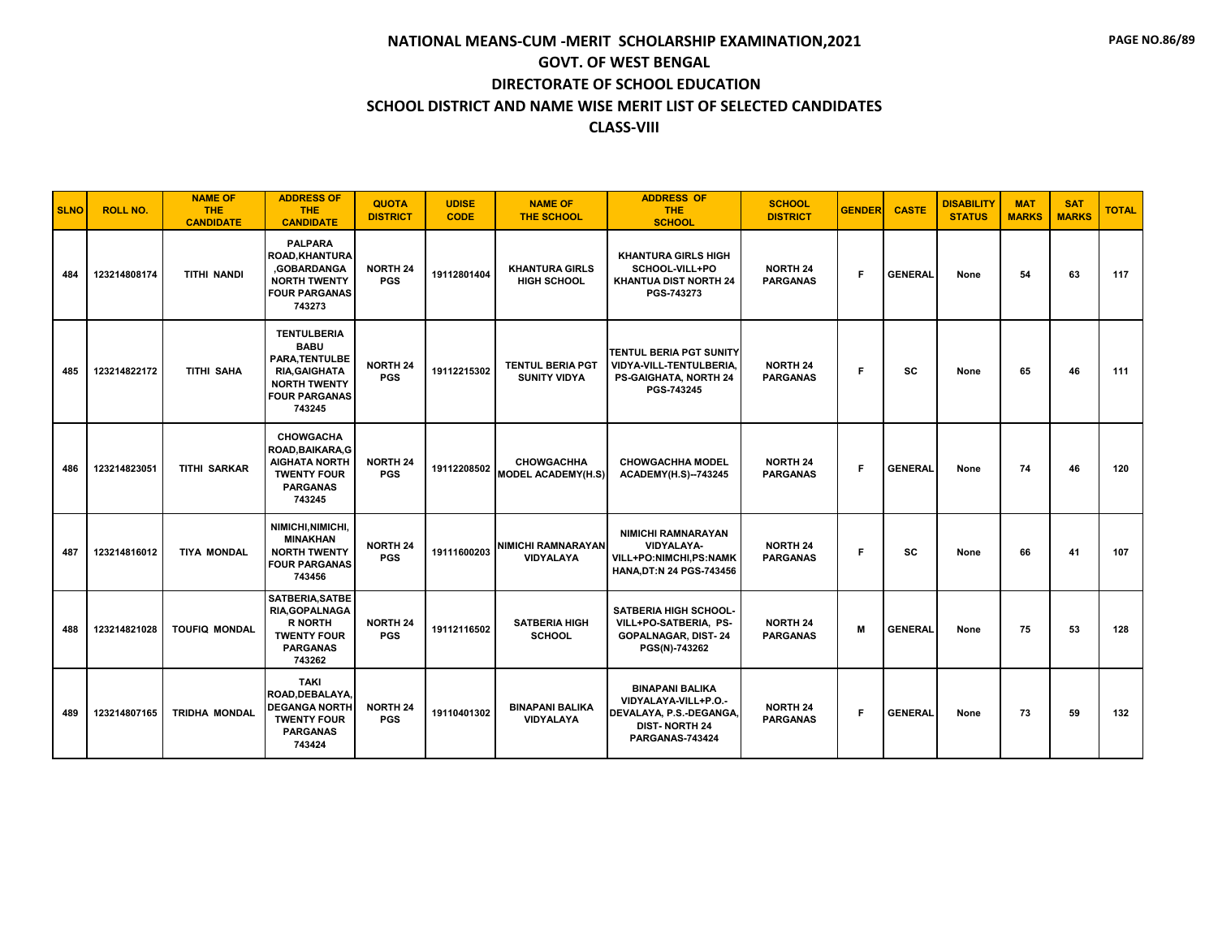# NATIONAL MEANS-CUM -MERIT SCHOLARSHIP EXAMINATION,2021
## GOVT. OF WEST BENGAL
## DIRECTORATE OF SCHOOL EDUCATION
## SCHOOL DISTRICT AND NAME WISE MERIT LIST OF SELECTED CANDIDATES
## CLASS-VIII

| SLNO | ROLL NO. | NAME OF THE CANDIDATE | ADDRESS OF THE CANDIDATE | QUOTA DISTRICT | UDISE CODE | NAME OF THE SCHOOL | ADDRESS OF THE SCHOOL | SCHOOL DISTRICT | GENDER | CASTE | DISABILITY STATUS | MAT MARKS | SAT MARKS | TOTAL |
|---|---|---|---|---|---|---|---|---|---|---|---|---|---|---|
| 484 | 123214808174 | TITHI NANDI | PALPARA ROAD,KHANTURA ,GOBARDANGA NORTH TWENTY FOUR PARGANAS 743273 | NORTH 24 PGS | 19112801404 | KHANTURA GIRLS HIGH SCHOOL | KHANTURA GIRLS HIGH SCHOOL-VILL+PO KHANTUA DIST NORTH 24 PGS-743273 | NORTH 24 PARGANAS | F | GENERAL | None | 54 | 63 | 117 |
| 485 | 123214822172 | TITHI SAHA | TENTULBERIA BABU PARA,TENTULBE RIA,GAIGHATA NORTH TWENTY FOUR PARGANAS 743245 | NORTH 24 PGS | 19112215302 | TENTUL BERIA PGT SUNITY VIDYA | TENTUL BERIA PGT SUNITY VIDYA-VILL-TENTULBERIA, PS-GAIGHATA, NORTH 24 PGS-743245 | NORTH 24 PARGANAS | F | SC | None | 65 | 46 | 111 |
| 486 | 123214823051 | TITHI SARKAR | CHOWGACHA ROAD,BAIKARA,G AIGHATA NORTH TWENTY FOUR PARGANAS 743245 | NORTH 24 PGS | 19112208502 | CHOWGACHHA MODEL ACADEMY(H.S) | CHOWGACHHA MODEL ACADEMY(H.S)--743245 | NORTH 24 PARGANAS | F | GENERAL | None | 74 | 46 | 120 |
| 487 | 123214816012 | TIYA MONDAL | NIMICHI,NIMICHI, MINAKHAN NORTH TWENTY FOUR PARGANAS 743456 | NORTH 24 PGS | 19111600203 | NIMICHI RAMNARAYAN VIDYALAYA | NIMICHI RAMNARAYAN VIDYALAYA-VILL+PO:NIMCHI,PS:NAMK HANA,DT:N 24 PGS-743456 | NORTH 24 PARGANAS | F | SC | None | 66 | 41 | 107 |
| 488 | 123214821028 | TOUFIQ MONDAL | SATBERIA,SATBE RIA,GOPALNAGA R NORTH TWENTY FOUR PARGANAS 743262 | NORTH 24 PGS | 19112116502 | SATBERIA HIGH SCHOOL | SATBERIA HIGH SCHOOL-VILL+PO-SATBERIA, PS-GOPALNAGAR, DIST- 24 PGS(N)-743262 | NORTH 24 PARGANAS | M | GENERAL | None | 75 | 53 | 128 |
| 489 | 123214807165 | TRIDHA MONDAL | TAKI ROAD,DEBALAYA, DEGANGA NORTH TWENTY FOUR PARGANAS 743424 | NORTH 24 PGS | 19110401302 | BINAPANI BALIKA VIDYALAYA | BINAPANI BALIKA VIDYALAYA-VILL+P.O.-DEVALAYA, P.S.-DEGANGA, DIST- NORTH 24 PARGANAS-743424 | NORTH 24 PARGANAS | F | GENERAL | None | 73 | 59 | 132 |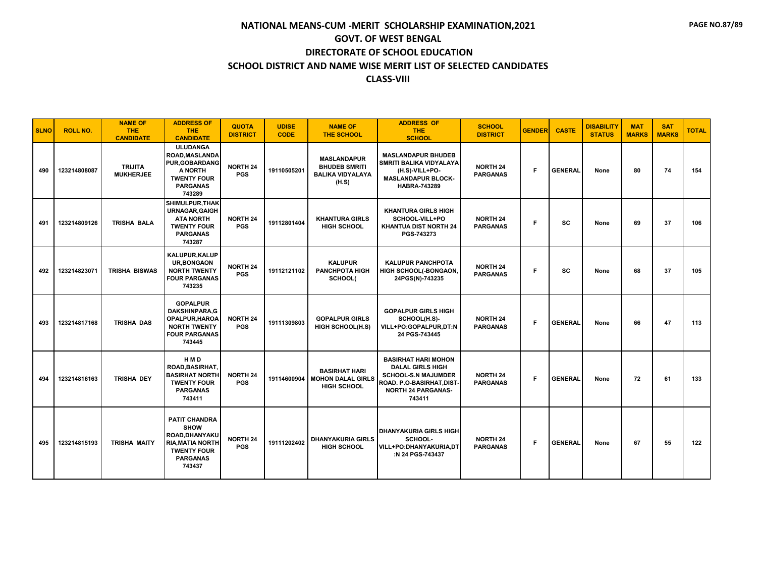# NATIONAL MEANS-CUM -MERIT SCHOLARSHIP EXAMINATION,2021

## GOVT. OF WEST BENGAL

## DIRECTORATE OF SCHOOL EDUCATION

## SCHOOL DISTRICT AND NAME WISE MERIT LIST OF SELECTED CANDIDATES

## CLASS-VIII

| SLNO | ROLL NO. | NAME OF THE CANDIDATE | ADDRESS OF THE CANDIDATE | QUOTA DISTRICT | UDISE CODE | NAME OF THE SCHOOL | ADDRESS OF THE SCHOOL | SCHOOL DISTRICT | GENDER | CASTE | DISABILITY STATUS | MAT MARKS | SAT MARKS | TOTAL |
|---|---|---|---|---|---|---|---|---|---|---|---|---|---|---|
| 490 | 123214808087 | TRIJITA MUKHERJEE | ULUDANGA ROAD,MASLANDAPUR,GOBARDANGA NORTH TWENTY FOUR PARGANAS 743289 | NORTH 24 PGS | 19110505201 | MASLANDAPUR BHUDEB SMRITI BALIKA VIDYALAYA (H.S) | MASLANDAPUR BHUDEB SMRITI BALIKA VIDYALAYA (H.S)-VILL+PO-MASLANDAPUR BLOCK-HABRA-743289 | NORTH 24 PARGANAS | F | GENERAL | None | 80 | 74 | 154 |
| 491 | 123214809126 | TRISHA BALA | SHIMULPUR,THAKURNAGAR,GAIGHATA NORTH TWENTY FOUR PARGANAS 743287 | NORTH 24 PGS | 19112801404 | KHANTURA GIRLS HIGH SCHOOL | KHANTURA GIRLS HIGH SCHOOL-VILL+PO KHANTUA DIST NORTH 24 PGS-743273 | NORTH 24 PARGANAS | F | SC | None | 69 | 37 | 106 |
| 492 | 123214823071 | TRISHA BISWAS | KALUPUR,KALUPUR,BONGAON NORTH TWENTY FOUR PARGANAS 743235 | NORTH 24 PGS | 19112121102 | KALUPUR PANCHPOTA HIGH SCHOOL( | KALUPUR PANCHPOTA HIGH SCHOOL(-BONGAON, 24PGS(N)-743235 | NORTH 24 PARGANAS | F | SC | None | 68 | 37 | 105 |
| 493 | 123214817168 | TRISHA DAS | GOPALPUR DAKSHINPARA,GOPALPUR,HAROA NORTH TWENTY FOUR PARGANAS 743445 | NORTH 24 PGS | 19111309803 | GOPALPUR GIRLS HIGH SCHOOL(H.S) | GOPALPUR GIRLS HIGH SCHOOL(H.S)-VILL+PO:GOPALPUR,DT:N 24 PGS-743445 | NORTH 24 PARGANAS | F | GENERAL | None | 66 | 47 | 113 |
| 494 | 123214816163 | TRISHA DEY | H M D ROAD,BASIRHAT,BASIRHAT NORTH TWENTY FOUR PARGANAS 743411 | NORTH 24 PGS | 19114600904 | BASIRHAT HARI MOHON DALAL GIRLS HIGH SCHOOL | BASIRHAT HARI MOHON DALAL GIRLS HIGH SCHOOL-S.N MAJUMDER ROAD. P.O-BASIRHAT,DIST-NORTH 24 PARGANAS-743411 | NORTH 24 PARGANAS | F | GENERAL | None | 72 | 61 | 133 |
| 495 | 123214815193 | TRISHA MAITY | PATIT CHANDRA SHOW ROAD,DHANYAKURIA,MATIA NORTH TWENTY FOUR PARGANAS 743437 | NORTH 24 PGS | 19111202402 | DHANYAKURIA GIRLS HIGH SCHOOL | DHANYAKURIA GIRLS HIGH SCHOOL-VILL+PO:DHANYAKURIA,DT:N 24 PGS-743437 | NORTH 24 PARGANAS | F | GENERAL | None | 67 | 55 | 122 |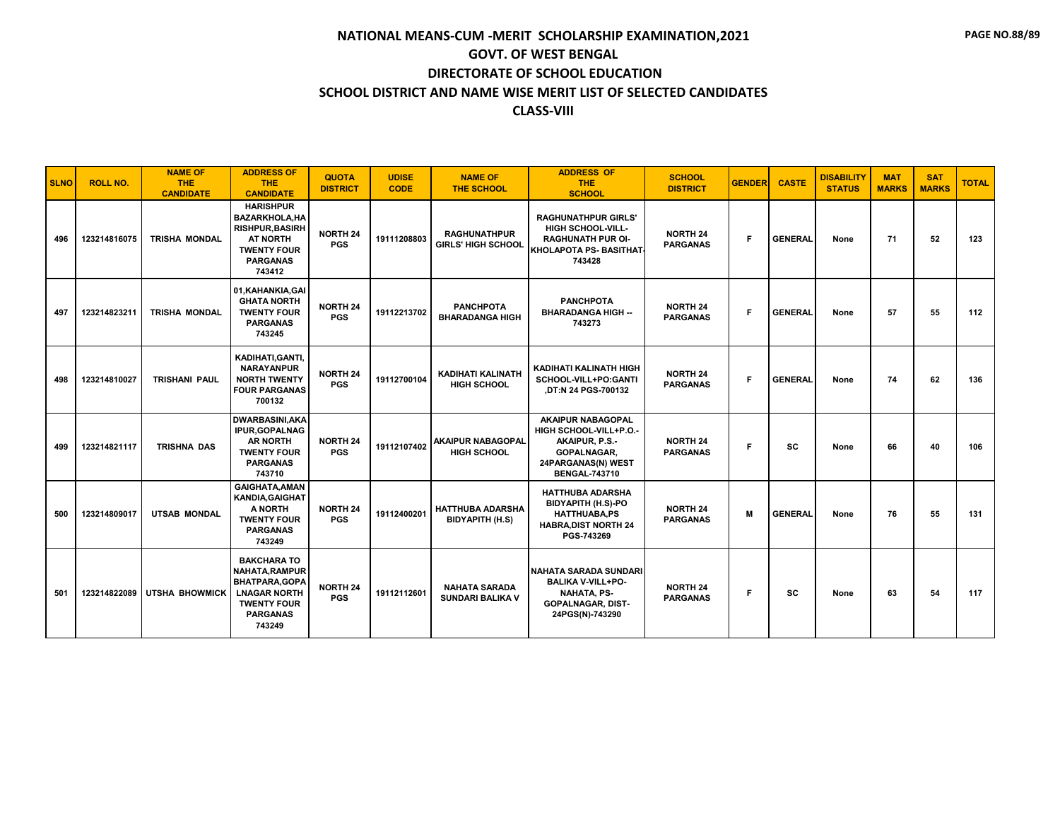# NATIONAL MEANS-CUM -MERIT SCHOLARSHIP EXAMINATION,2021
## GOVT. OF WEST BENGAL
## DIRECTORATE OF SCHOOL EDUCATION
## SCHOOL DISTRICT AND NAME WISE MERIT LIST OF SELECTED CANDIDATES
## CLASS-VIII

| SLNO | ROLL NO. | NAME OF THE CANDIDATE | ADDRESS OF THE CANDIDATE | QUOTA DISTRICT | UDISE CODE | NAME OF THE SCHOOL | ADDRESS OF THE SCHOOL | SCHOOL DISTRICT | GENDER | CASTE | DISABILITY STATUS | MAT MARKS | SAT MARKS | TOTAL |
|---|---|---|---|---|---|---|---|---|---|---|---|---|---|---|
| 496 | 123214816075 | TRISHA MONDAL | HARISHPUR BAZARKHOLA,HARISHPUR,BASIRHAT NORTH TWENTY FOUR PARGANAS 743412 | NORTH 24 PGS | 19111208803 | RAGHUNATHPUR GIRLS' HIGH SCHOOL | RAGHUNATHPUR GIRLS' HIGH SCHOOL-VILL-RAGHUNATH PUR OI-KHOLAPOTA PS- BASITHAT-743428 | NORTH 24 PARGANAS | F | GENERAL | None | 71 | 52 | 123 |
| 497 | 123214823211 | TRISHA MONDAL | 01,KAHANKIA,GAIGHATA NORTH TWENTY FOUR PARGANAS 743245 | NORTH 24 PGS | 19112213702 | PANCHPOTA BHARADANGA HIGH | PANCHPOTA BHARADANGA HIGH -- 743273 | NORTH 24 PARGANAS | F | GENERAL | None | 57 | 55 | 112 |
| 498 | 123214810027 | TRISHANI PAUL | KADIHATI,GANTI,NARAYANPUR NORTH TWENTY FOUR PARGANAS 700132 | NORTH 24 PGS | 19112700104 | KADIHATI KALINATH HIGH SCHOOL | KADIHATI KALINATH HIGH SCHOOL-VILL+PO:GANTI ,DT:N 24 PGS-700132 | NORTH 24 PARGANAS | F | GENERAL | None | 74 | 62 | 136 |
| 499 | 123214821117 | TRISHNA DAS | DWARBASINI,AKAIPUR,GOPALNAGAR NORTH TWENTY FOUR PARGANAS 743710 | NORTH 24 PGS | 19112107402 | AKAIPUR NABAGOPAL HIGH SCHOOL | AKAIPUR NABAGOPAL HIGH SCHOOL-VILL+P.O.-AKAIPUR, P.S.-GOPALNAGAR, 24PARGANAS(N) WEST BENGAL-743710 | NORTH 24 PARGANAS | F | SC | None | 66 | 40 | 106 |
| 500 | 123214809017 | UTSAB MONDAL | GAIGHATA,AMANKANDIA,GAIGHATA NORTH TWENTY FOUR PARGANAS 743249 | NORTH 24 PGS | 19112400201 | HATTHUBA ADARSHA BIDYAPITH (H.S) | HATTHUBA ADARSHA BIDYAPITH (H.S)-PO HATTHUABA,PS HABRA,DIST NORTH 24 PGS-743269 | NORTH 24 PARGANAS | M | GENERAL | None | 76 | 55 | 131 |
| 501 | 123214822089 | UTSHA BHOWMICK | BAKCHARA TO NAHATA,RAMPUR BHATPARA,GOPALNAGAR NORTH TWENTY FOUR PARGANAS 743249 | NORTH 24 PGS | 19112112601 | NAHATA SARADA SUNDARI BALIKA V | NAHATA SARADA SUNDARI BALIKA V-VILL+PO-NAHATA, PS-GOPALNAGAR, DIST-24PGS(N)-743290 | NORTH 24 PARGANAS | F | SC | None | 63 | 54 | 117 |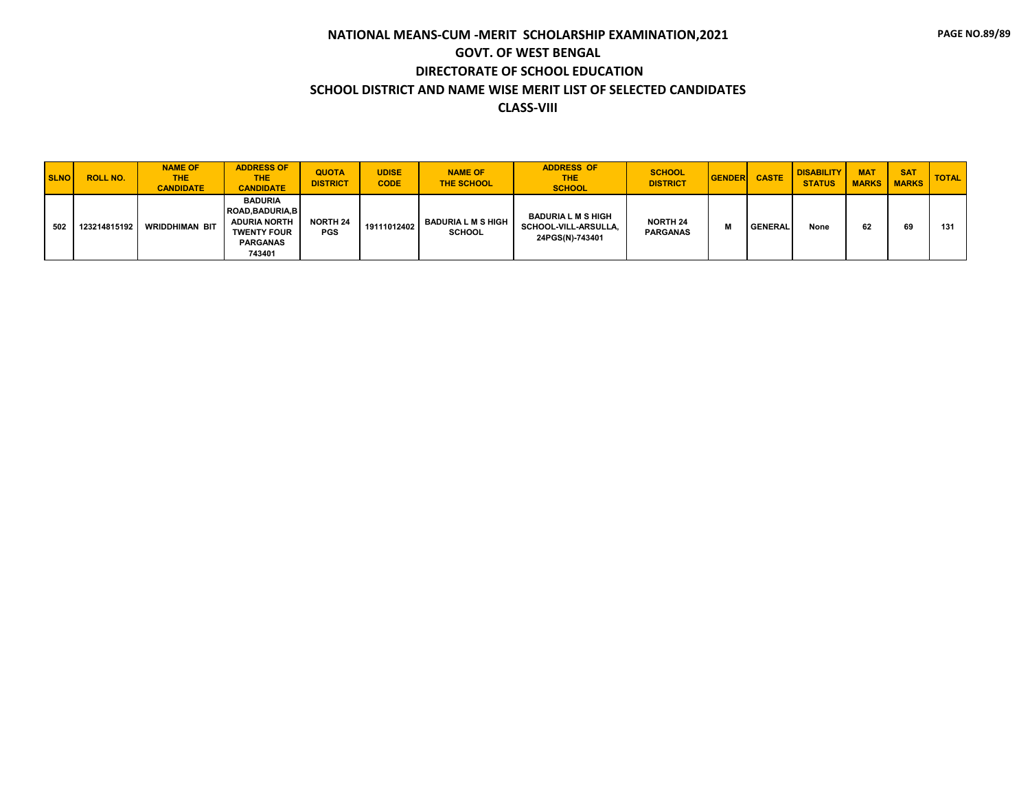# NATIONAL MEANS-CUM -MERIT SCHOLARSHIP EXAMINATION,2021

## GOVT. OF WEST BENGAL

## DIRECTORATE OF SCHOOL EDUCATION

## SCHOOL DISTRICT AND NAME WISE MERIT LIST OF SELECTED CANDIDATES

## CLASS-VIII

| SLNO | ROLL NO. | NAME OF THE CANDIDATE | ADDRESS OF THE CANDIDATE | QUOTA DISTRICT | UDISE CODE | NAME OF THE SCHOOL | ADDRESS OF THE SCHOOL | SCHOOL DISTRICT | GENDER | CASTE | DISABILITY STATUS | MAT MARKS | SAT MARKS | TOTAL |
|---|---|---|---|---|---|---|---|---|---|---|---|---|---|---|
| 502 | 123214815192 | WRIDDHIMAN BIT | BADURIA ROAD,BADURIA,BADURIA NORTH TWENTY FOUR PARGANAS 743401 | NORTH 24 PGS | 19111012402 | BADURIA L M S HIGH SCHOOL | BADURIA L M S HIGH SCHOOL-VILL-ARSULLA, 24PGS(N)-743401 | NORTH 24 PARGANAS | M | GENERAL | None | 62 | 69 | 131 |